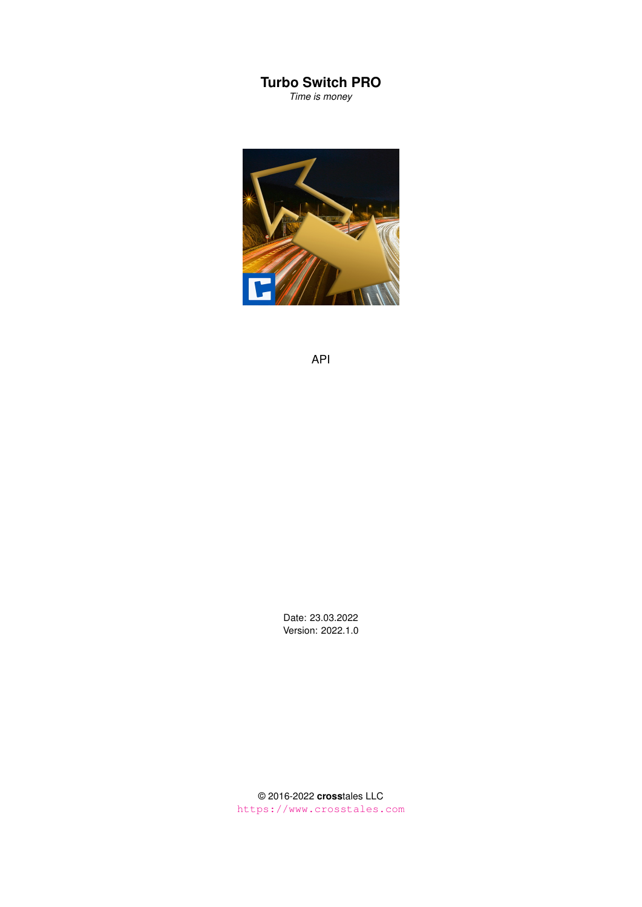# Turbo Switch PRO

*Time is money*

API

Date: 23.03.2022
Version: 2022.1.0

© 2016-2022 **cross**tales LLC
https://www.crosstales.com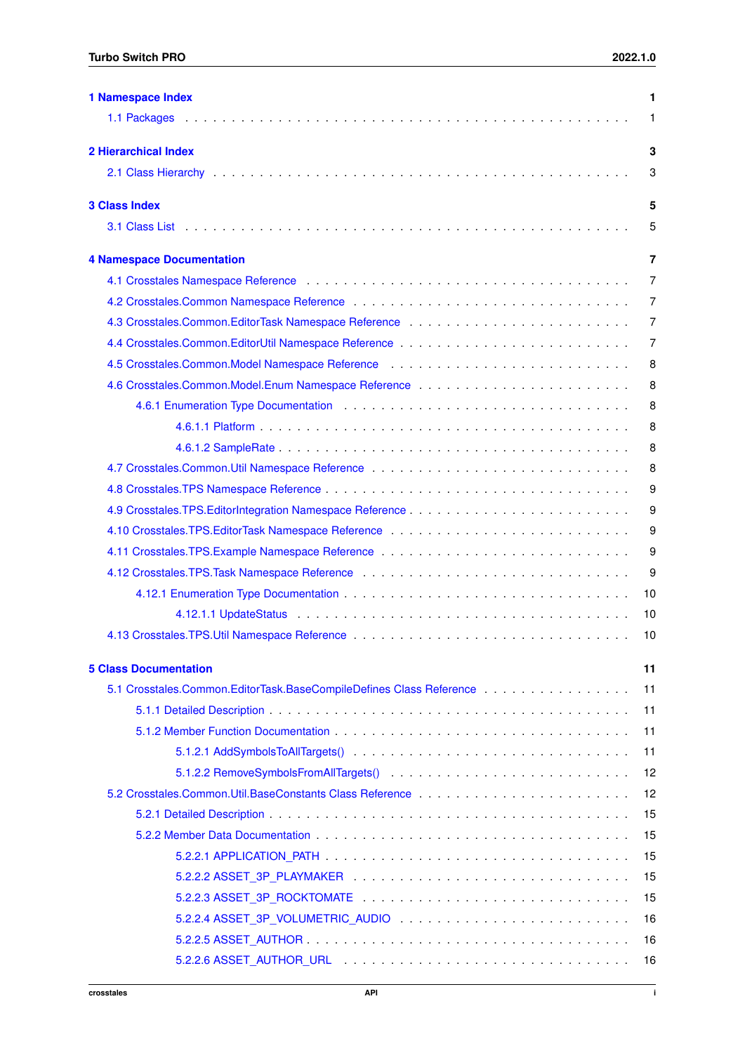1 Namespace Index 1
  1.1 Packages . . . . . . . . . . . . . . . . . . . . . . . . . . . . . . . . . . . . . . . . 1

2 Hierarchical Index 3
  2.1 Class Hierarchy . . . . . . . . . . . . . . . . . . . . . . . . . . . . . . . . . . . . . 3

3 Class Index 5
  3.1 Class List . . . . . . . . . . . . . . . . . . . . . . . . . . . . . . . . . . . . . . . 5

4 Namespace Documentation 7
  4.1 Crosstales Namespace Reference . . . . . . . . . . . . . . . . . . . . . . . . . . . 7
  4.2 Crosstales.Common Namespace Reference . . . . . . . . . . . . . . . . . . . . . . . 7
  4.3 Crosstales.Common.EditorTask Namespace Reference . . . . . . . . . . . . . . . . . . 7
  4.4 Crosstales.Common.EditorUtil Namespace Reference . . . . . . . . . . . . . . . . . . 7
  4.5 Crosstales.Common.Model Namespace Reference . . . . . . . . . . . . . . . . . . . . 8
  4.6 Crosstales.Common.Model.Enum Namespace Reference . . . . . . . . . . . . . . . . . . 8
    4.6.1 Enumeration Type Documentation . . . . . . . . . . . . . . . . . . . . . . . . 8
      4.6.1.1 Platform . . . . . . . . . . . . . . . . . . . . . . . . . . . . . . . . . 8
      4.6.1.2 SampleRate . . . . . . . . . . . . . . . . . . . . . . . . . . . . . . . . 8
  4.7 Crosstales.Common.Util Namespace Reference . . . . . . . . . . . . . . . . . . . . . 8
  4.8 Crosstales.TPS Namespace Reference . . . . . . . . . . . . . . . . . . . . . . . . . 9
  4.9 Crosstales.TPS.EditorIntegration Namespace Reference . . . . . . . . . . . . . . . . 9
  4.10 Crosstales.TPS.EditorTask Namespace Reference . . . . . . . . . . . . . . . . . . . 9
  4.11 Crosstales.TPS.Example Namespace Reference . . . . . . . . . . . . . . . . . . . . 9
  4.12 Crosstales.TPS.Task Namespace Reference . . . . . . . . . . . . . . . . . . . . . . 9
    4.12.1 Enumeration Type Documentation . . . . . . . . . . . . . . . . . . . . . . . 10
      4.12.1.1 UpdateStatus . . . . . . . . . . . . . . . . . . . . . . . . . . . . . . 10
  4.13 Crosstales.TPS.Util Namespace Reference . . . . . . . . . . . . . . . . . . . . . . 10

5 Class Documentation 11
  5.1 Crosstales.Common.EditorTask.BaseCompileDefines Class Reference . . . . . . . . . . 11
    5.1.1 Detailed Description . . . . . . . . . . . . . . . . . . . . . . . . . . . . . . 11
    5.1.2 Member Function Documentation . . . . . . . . . . . . . . . . . . . . . . . . . 11
      5.1.2.1 AddSymbolsToAllTargets() . . . . . . . . . . . . . . . . . . . . . . . . . 11
      5.1.2.2 RemoveSymbolsFromAllTargets() . . . . . . . . . . . . . . . . . . . . . . 12
  5.2 Crosstales.Common.Util.BaseConstants Class Reference . . . . . . . . . . . . . . . . 12
    5.2.1 Detailed Description . . . . . . . . . . . . . . . . . . . . . . . . . . . . . . 15
    5.2.2 Member Data Documentation . . . . . . . . . . . . . . . . . . . . . . . . . . . 15
      5.2.2.1 APPLICATION_PATH . . . . . . . . . . . . . . . . . . . . . . . . . . . . 15
      5.2.2.2 ASSET_3P_PLAYMAKER . . . . . . . . . . . . . . . . . . . . . . . . . . . 15
      5.2.2.3 ASSET_3P_ROCKTOMATE . . . . . . . . . . . . . . . . . . . . . . . . . . 15
      5.2.2.4 ASSET_3P_VOLUMETRIC_AUDIO . . . . . . . . . . . . . . . . . . . . . . . 16
      5.2.2.5 ASSET_AUTHOR . . . . . . . . . . . . . . . . . . . . . . . . . . . . . . 16
      5.2.2.6 ASSET_AUTHOR_URL . . . . . . . . . . . . . . . . . . . . . . . . . . . . 16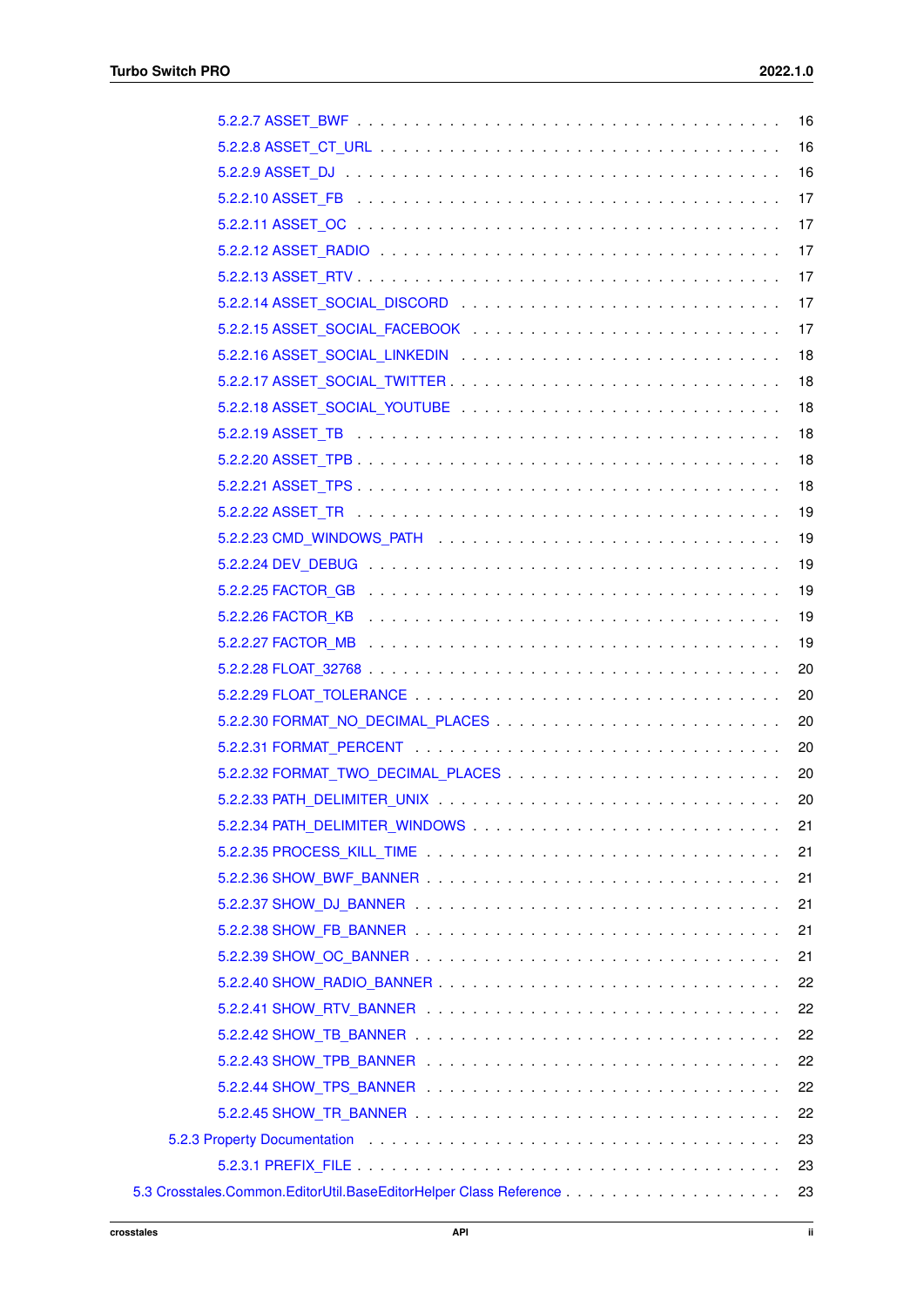5.2.2.7 ASSET_BWF . . . . . . . . . . . . . . . . . . . . . . . . . . . . . . . . . . . . . 16
5.2.2.8 ASSET_CT_URL . . . . . . . . . . . . . . . . . . . . . . . . . . . . . . . . . . . 16
5.2.2.9 ASSET_DJ . . . . . . . . . . . . . . . . . . . . . . . . . . . . . . . . . . . . . 16
5.2.2.10 ASSET_FB . . . . . . . . . . . . . . . . . . . . . . . . . . . . . . . . . . . . 17
5.2.2.11 ASSET_OC . . . . . . . . . . . . . . . . . . . . . . . . . . . . . . . . . . . . 17
5.2.2.12 ASSET_RADIO . . . . . . . . . . . . . . . . . . . . . . . . . . . . . . . . . . 17
5.2.2.13 ASSET_RTV . . . . . . . . . . . . . . . . . . . . . . . . . . . . . . . . . . . 17
5.2.2.14 ASSET_SOCIAL_DISCORD . . . . . . . . . . . . . . . . . . . . . . . . . . . 17
5.2.2.15 ASSET_SOCIAL_FACEBOOK . . . . . . . . . . . . . . . . . . . . . . . . . . 17
5.2.2.16 ASSET_SOCIAL_LINKEDIN . . . . . . . . . . . . . . . . . . . . . . . . . . . 18
5.2.2.17 ASSET_SOCIAL_TWITTER . . . . . . . . . . . . . . . . . . . . . . . . . . . 18
5.2.2.18 ASSET_SOCIAL_YOUTUBE . . . . . . . . . . . . . . . . . . . . . . . . . . . 18
5.2.2.19 ASSET_TB . . . . . . . . . . . . . . . . . . . . . . . . . . . . . . . . . . . . 18
5.2.2.20 ASSET_TPB . . . . . . . . . . . . . . . . . . . . . . . . . . . . . . . . . . . 18
5.2.2.21 ASSET_TPS . . . . . . . . . . . . . . . . . . . . . . . . . . . . . . . . . . . 18
5.2.2.22 ASSET_TR . . . . . . . . . . . . . . . . . . . . . . . . . . . . . . . . . . . . 19
5.2.2.23 CMD_WINDOWS_PATH . . . . . . . . . . . . . . . . . . . . . . . . . . . . . 19
5.2.2.24 DEV_DEBUG . . . . . . . . . . . . . . . . . . . . . . . . . . . . . . . . . . . 19
5.2.2.25 FACTOR_GB . . . . . . . . . . . . . . . . . . . . . . . . . . . . . . . . . . . 19
5.2.2.26 FACTOR_KB . . . . . . . . . . . . . . . . . . . . . . . . . . . . . . . . . . . 19
5.2.2.27 FACTOR_MB . . . . . . . . . . . . . . . . . . . . . . . . . . . . . . . . . . . 19
5.2.2.28 FLOAT_32768 . . . . . . . . . . . . . . . . . . . . . . . . . . . . . . . . . . 20
5.2.2.29 FLOAT_TOLERANCE . . . . . . . . . . . . . . . . . . . . . . . . . . . . . . . 20
5.2.2.30 FORMAT_NO_DECIMAL_PLACES . . . . . . . . . . . . . . . . . . . . . . . 20
5.2.2.31 FORMAT_PERCENT . . . . . . . . . . . . . . . . . . . . . . . . . . . . . . . 20
5.2.2.32 FORMAT_TWO_DECIMAL_PLACES . . . . . . . . . . . . . . . . . . . . . . 20
5.2.2.33 PATH_DELIMITER_UNIX . . . . . . . . . . . . . . . . . . . . . . . . . . . . 20
5.2.2.34 PATH_DELIMITER_WINDOWS . . . . . . . . . . . . . . . . . . . . . . . . . 21
5.2.2.35 PROCESS_KILL_TIME . . . . . . . . . . . . . . . . . . . . . . . . . . . . . 21
5.2.2.36 SHOW_BWF_BANNER . . . . . . . . . . . . . . . . . . . . . . . . . . . . . 21
5.2.2.37 SHOW_DJ_BANNER . . . . . . . . . . . . . . . . . . . . . . . . . . . . . . 21
5.2.2.38 SHOW_FB_BANNER . . . . . . . . . . . . . . . . . . . . . . . . . . . . . . 21
5.2.2.39 SHOW_OC_BANNER . . . . . . . . . . . . . . . . . . . . . . . . . . . . . . 21
5.2.2.40 SHOW_RADIO_BANNER . . . . . . . . . . . . . . . . . . . . . . . . . . . . 22
5.2.2.41 SHOW_RTV_BANNER . . . . . . . . . . . . . . . . . . . . . . . . . . . . . 22
5.2.2.42 SHOW_TB_BANNER . . . . . . . . . . . . . . . . . . . . . . . . . . . . . . 22
5.2.2.43 SHOW_TPB_BANNER . . . . . . . . . . . . . . . . . . . . . . . . . . . . . 22
5.2.2.44 SHOW_TPS_BANNER . . . . . . . . . . . . . . . . . . . . . . . . . . . . . 22
5.2.2.45 SHOW_TR_BANNER . . . . . . . . . . . . . . . . . . . . . . . . . . . . . . 22

5.2.3 Property Documentation . . . . . . . . . . . . . . . . . . . . . . . . . . . . . . . . 23

5.2.3.1 PREFIX_FILE . . . . . . . . . . . . . . . . . . . . . . . . . . . . . . . . . . . 23

5.3 Crosstales.Common.EditorUtil.BaseEditorHelper Class Reference . . . . . . . . . . . . . . . . 23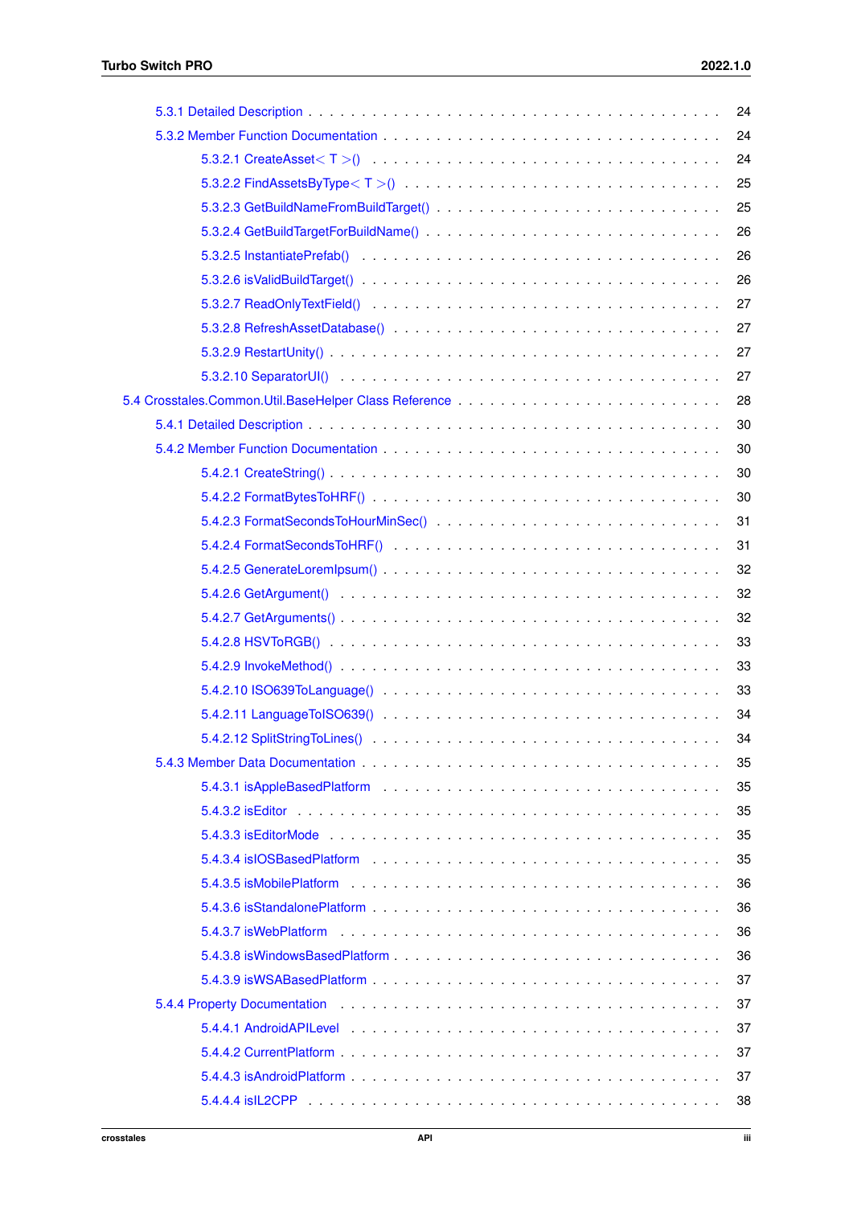5.3.1 Detailed Description . . . . . . . . . . . . . . . . . . . . . . . . . . . . . . . . . . . . 24
5.3.2 Member Function Documentation . . . . . . . . . . . . . . . . . . . . . . . . . . . . . 24
5.3.2.1 CreateAsset< T >() . . . . . . . . . . . . . . . . . . . . . . . . . . . . . . . . 24
5.3.2.2 FindAssetsByType< T >() . . . . . . . . . . . . . . . . . . . . . . . . . . . . . 25
5.3.2.3 GetBuildNameFromBuildTarget() . . . . . . . . . . . . . . . . . . . . . . . . . 25
5.3.2.4 GetBuildTargetForBuildName() . . . . . . . . . . . . . . . . . . . . . . . . . . 26
5.3.2.5 InstantiatePrefab() . . . . . . . . . . . . . . . . . . . . . . . . . . . . . . . . 26
5.3.2.6 isValidBuildTarget() . . . . . . . . . . . . . . . . . . . . . . . . . . . . . . . 26
5.3.2.7 ReadOnlyTextField() . . . . . . . . . . . . . . . . . . . . . . . . . . . . . . . 27
5.3.2.8 RefreshAssetDatabase() . . . . . . . . . . . . . . . . . . . . . . . . . . . . . 27
5.3.2.9 RestartUnity() . . . . . . . . . . . . . . . . . . . . . . . . . . . . . . . . . . 27
5.3.2.10 SeparatorUI() . . . . . . . . . . . . . . . . . . . . . . . . . . . . . . . . . . 27
5.4 Crosstales.Common.Util.BaseHelper Class Reference . . . . . . . . . . . . . . . . . . . . . . 28
5.4.1 Detailed Description . . . . . . . . . . . . . . . . . . . . . . . . . . . . . . . . . . . . 30
5.4.2 Member Function Documentation . . . . . . . . . . . . . . . . . . . . . . . . . . . . . 30
5.4.2.1 CreateString() . . . . . . . . . . . . . . . . . . . . . . . . . . . . . . . . . . 30
5.4.2.2 FormatBytesToHRF() . . . . . . . . . . . . . . . . . . . . . . . . . . . . . . . 30
5.4.2.3 FormatSecondsToHourMinSec() . . . . . . . . . . . . . . . . . . . . . . . . . . 31
5.4.2.4 FormatSecondsToHRF() . . . . . . . . . . . . . . . . . . . . . . . . . . . . . . 31
5.4.2.5 GenerateLoremIpsum() . . . . . . . . . . . . . . . . . . . . . . . . . . . . . . 32
5.4.2.6 GetArgument() . . . . . . . . . . . . . . . . . . . . . . . . . . . . . . . . . . 32
5.4.2.7 GetArguments() . . . . . . . . . . . . . . . . . . . . . . . . . . . . . . . . . 32
5.4.2.8 HSVToRGB() . . . . . . . . . . . . . . . . . . . . . . . . . . . . . . . . . . . 33
5.4.2.9 InvokeMethod() . . . . . . . . . . . . . . . . . . . . . . . . . . . . . . . . . 33
5.4.2.10 ISO639ToLanguage() . . . . . . . . . . . . . . . . . . . . . . . . . . . . . . . 33
5.4.2.11 LanguageToISO639() . . . . . . . . . . . . . . . . . . . . . . . . . . . . . . . 34
5.4.2.12 SplitStringToLines() . . . . . . . . . . . . . . . . . . . . . . . . . . . . . . . 34
5.4.3 Member Data Documentation . . . . . . . . . . . . . . . . . . . . . . . . . . . . . . . 35
5.4.3.1 isAppleBasedPlatform . . . . . . . . . . . . . . . . . . . . . . . . . . . . . . . 35
5.4.3.2 isEditor . . . . . . . . . . . . . . . . . . . . . . . . . . . . . . . . . . . . . 35
5.4.3.3 isEditorMode . . . . . . . . . . . . . . . . . . . . . . . . . . . . . . . . . . . 35
5.4.3.4 isIOSBasedPlatform . . . . . . . . . . . . . . . . . . . . . . . . . . . . . . . . 35
5.4.3.5 isMobilePlatform . . . . . . . . . . . . . . . . . . . . . . . . . . . . . . . . . 36
5.4.3.6 isStandalonePlatform . . . . . . . . . . . . . . . . . . . . . . . . . . . . . . . 36
5.4.3.7 isWebPlatform . . . . . . . . . . . . . . . . . . . . . . . . . . . . . . . . . . 36
5.4.3.8 isWindowsBasedPlatform . . . . . . . . . . . . . . . . . . . . . . . . . . . . . . 36
5.4.3.9 isWSABasedPlatform . . . . . . . . . . . . . . . . . . . . . . . . . . . . . . . . 37
5.4.4 Property Documentation . . . . . . . . . . . . . . . . . . . . . . . . . . . . . . . . . 37
5.4.4.1 AndroidAPILevel . . . . . . . . . . . . . . . . . . . . . . . . . . . . . . . . . 37
5.4.4.2 CurrentPlatform . . . . . . . . . . . . . . . . . . . . . . . . . . . . . . . . . 37
5.4.4.3 isAndroidPlatform . . . . . . . . . . . . . . . . . . . . . . . . . . . . . . . . 37
5.4.4.4 isIL2CPP . . . . . . . . . . . . . . . . . . . . . . . . . . . . . . . . . . . . . 38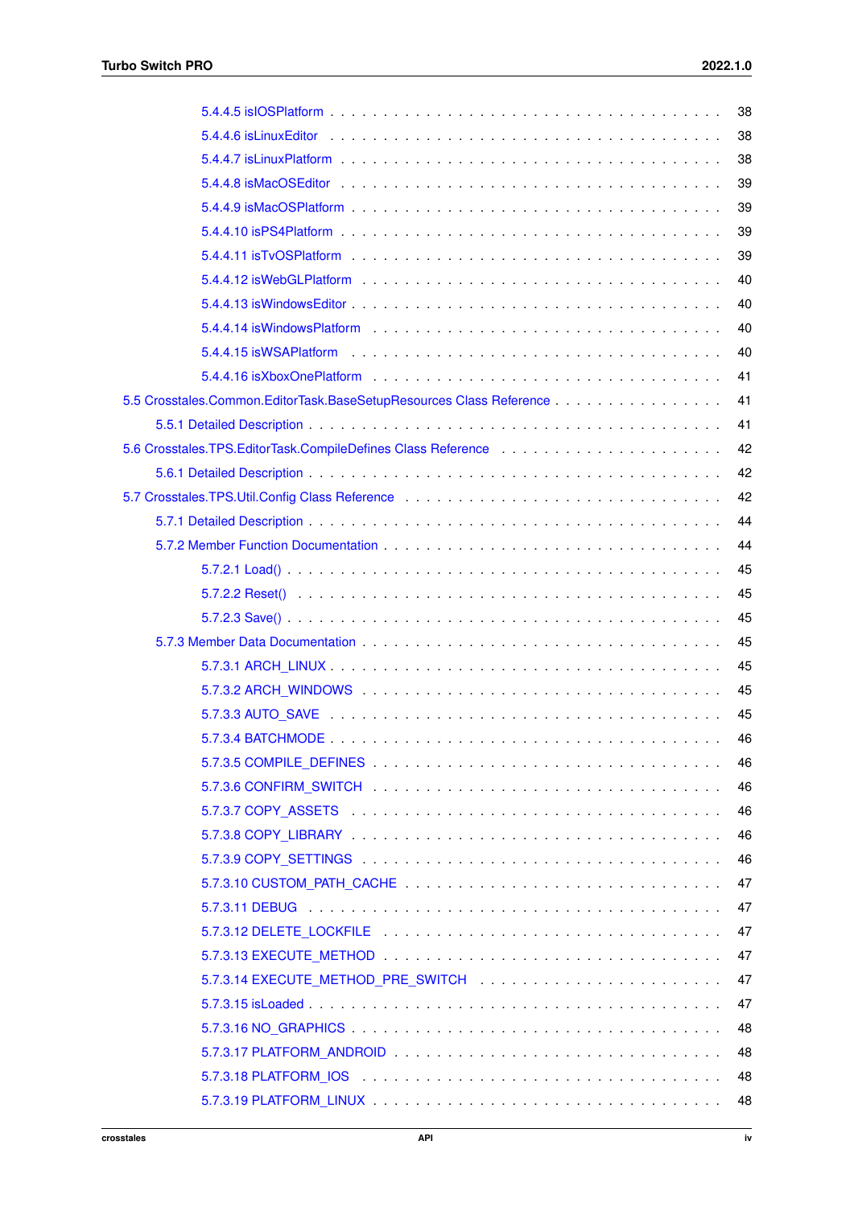- 5.4.4.5 isIOSPlatform . . . 38
- 5.4.4.6 isLinuxEditor . . . 38
- 5.4.4.7 isLinuxPlatform . . . 38
- 5.4.4.8 isMacOSEditor . . . 39
- 5.4.4.9 isMacOSPlatform . . . 39
- 5.4.4.10 isPS4Platform . . . 39
- 5.4.4.11 isTvOSPlatform . . . 39
- 5.4.4.12 isWebGLPlatform . . . 40
- 5.4.4.13 isWindowsEditor . . . 40
- 5.4.4.14 isWindowsPlatform . . . 40
- 5.4.4.15 isWSAPlatform . . . 40
- 5.4.4.16 isXboxOnePlatform . . . 41

5.5 Crosstales.Common.EditorTask.BaseSetupResources Class Reference . . . 41

- 5.5.1 Detailed Description . . . 41

5.6 Crosstales.TPS.EditorTask.CompileDefines Class Reference . . . 42

- 5.6.1 Detailed Description . . . 42

5.7 Crosstales.TPS.Util.Config Class Reference . . . 42

- 5.7.1 Detailed Description . . . 44
- 5.7.2 Member Function Documentation . . . 44
  - 5.7.2.1 Load() . . . 45
  - 5.7.2.2 Reset() . . . 45
  - 5.7.2.3 Save() . . . 45
- 5.7.3 Member Data Documentation . . . 45
  - 5.7.3.1 ARCH_LINUX . . . 45
  - 5.7.3.2 ARCH_WINDOWS . . . 45
  - 5.7.3.3 AUTO_SAVE . . . 45
  - 5.7.3.4 BATCHMODE . . . 46
  - 5.7.3.5 COMPILE_DEFINES . . . 46
  - 5.7.3.6 CONFIRM_SWITCH . . . 46
  - 5.7.3.7 COPY_ASSETS . . . 46
  - 5.7.3.8 COPY_LIBRARY . . . 46
  - 5.7.3.9 COPY_SETTINGS . . . 46
  - 5.7.3.10 CUSTOM_PATH_CACHE . . . 47
  - 5.7.3.11 DEBUG . . . 47
  - 5.7.3.12 DELETE_LOCKFILE . . . 47
  - 5.7.3.13 EXECUTE_METHOD . . . 47
  - 5.7.3.14 EXECUTE_METHOD_PRE_SWITCH . . . 47
  - 5.7.3.15 isLoaded . . . 47
  - 5.7.3.16 NO_GRAPHICS . . . 48
  - 5.7.3.17 PLATFORM_ANDROID . . . 48
  - 5.7.3.18 PLATFORM_IOS . . . 48
  - 5.7.3.19 PLATFORM_LINUX . . . 48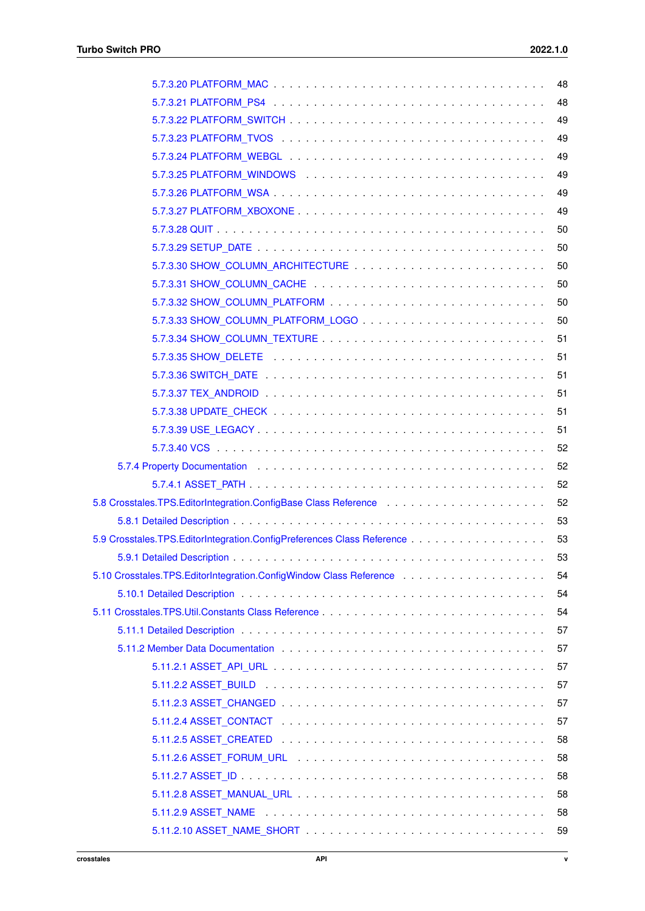5.7.3.20 PLATFORM_MAC . . . . . . . . . . . . . . . . . . . . . . . . . . . . . . . 48
5.7.3.21 PLATFORM_PS4 . . . . . . . . . . . . . . . . . . . . . . . . . . . . . . . 48
5.7.3.22 PLATFORM_SWITCH . . . . . . . . . . . . . . . . . . . . . . . . . . . . . 49
5.7.3.23 PLATFORM_TVOS . . . . . . . . . . . . . . . . . . . . . . . . . . . . . . 49
5.7.3.24 PLATFORM_WEBGL . . . . . . . . . . . . . . . . . . . . . . . . . . . . . 49
5.7.3.25 PLATFORM_WINDOWS . . . . . . . . . . . . . . . . . . . . . . . . . . . 49
5.7.3.26 PLATFORM_WSA . . . . . . . . . . . . . . . . . . . . . . . . . . . . . . 49
5.7.3.27 PLATFORM_XBOXONE . . . . . . . . . . . . . . . . . . . . . . . . . . . 49
5.7.3.28 QUIT . . . . . . . . . . . . . . . . . . . . . . . . . . . . . . . . . . . . 50
5.7.3.29 SETUP_DATE . . . . . . . . . . . . . . . . . . . . . . . . . . . . . . . . 50
5.7.3.30 SHOW_COLUMN_ARCHITECTURE . . . . . . . . . . . . . . . . . . . . . 50
5.7.3.31 SHOW_COLUMN_CACHE . . . . . . . . . . . . . . . . . . . . . . . . . . 50
5.7.3.32 SHOW_COLUMN_PLATFORM . . . . . . . . . . . . . . . . . . . . . . . . 50
5.7.3.33 SHOW_COLUMN_PLATFORM_LOGO . . . . . . . . . . . . . . . . . . . . 50
5.7.3.34 SHOW_COLUMN_TEXTURE . . . . . . . . . . . . . . . . . . . . . . . . . 51
5.7.3.35 SHOW_DELETE . . . . . . . . . . . . . . . . . . . . . . . . . . . . . . . 51
5.7.3.36 SWITCH_DATE . . . . . . . . . . . . . . . . . . . . . . . . . . . . . . . 51
5.7.3.37 TEX_ANDROID . . . . . . . . . . . . . . . . . . . . . . . . . . . . . . . 51
5.7.3.38 UPDATE_CHECK . . . . . . . . . . . . . . . . . . . . . . . . . . . . . . 51
5.7.3.39 USE_LEGACY . . . . . . . . . . . . . . . . . . . . . . . . . . . . . . . . 51
5.7.3.40 VCS . . . . . . . . . . . . . . . . . . . . . . . . . . . . . . . . . . . . . 52
5.7.4 Property Documentation . . . . . . . . . . . . . . . . . . . . . . . . . . . . . . . 52
5.7.4.1 ASSET_PATH . . . . . . . . . . . . . . . . . . . . . . . . . . . . . . . . 52
5.8 Crosstales.TPS.EditorIntegration.ConfigBase Class Reference . . . . . . . . . . . . . . . . . . 52
5.8.1 Detailed Description . . . . . . . . . . . . . . . . . . . . . . . . . . . . . . . . . 53
5.9 Crosstales.TPS.EditorIntegration.ConfigPreferences Class Reference . . . . . . . . . . . . . . . . 53
5.9.1 Detailed Description . . . . . . . . . . . . . . . . . . . . . . . . . . . . . . . . . 53
5.10 Crosstales.TPS.EditorIntegration.ConfigWindow Class Reference . . . . . . . . . . . . . . . . . 54
5.10.1 Detailed Description . . . . . . . . . . . . . . . . . . . . . . . . . . . . . . . . . 54
5.11 Crosstales.TPS.Util.Constants Class Reference . . . . . . . . . . . . . . . . . . . . . . . . . 54
5.11.1 Detailed Description . . . . . . . . . . . . . . . . . . . . . . . . . . . . . . . . . 57
5.11.2 Member Data Documentation . . . . . . . . . . . . . . . . . . . . . . . . . . . . . 57
5.11.2.1 ASSET_API_URL . . . . . . . . . . . . . . . . . . . . . . . . . . . . . . 57
5.11.2.2 ASSET_BUILD . . . . . . . . . . . . . . . . . . . . . . . . . . . . . . . . 57
5.11.2.3 ASSET_CHANGED . . . . . . . . . . . . . . . . . . . . . . . . . . . . . . 57
5.11.2.4 ASSET_CONTACT . . . . . . . . . . . . . . . . . . . . . . . . . . . . . . 57
5.11.2.5 ASSET_CREATED . . . . . . . . . . . . . . . . . . . . . . . . . . . . . . 58
5.11.2.6 ASSET_FORUM_URL . . . . . . . . . . . . . . . . . . . . . . . . . . . . 58
5.11.2.7 ASSET_ID . . . . . . . . . . . . . . . . . . . . . . . . . . . . . . . . . . 58
5.11.2.8 ASSET_MANUAL_URL . . . . . . . . . . . . . . . . . . . . . . . . . . . . 58
5.11.2.9 ASSET_NAME . . . . . . . . . . . . . . . . . . . . . . . . . . . . . . . . 58
5.11.2.10 ASSET_NAME_SHORT . . . . . . . . . . . . . . . . . . . . . . . . . . . 59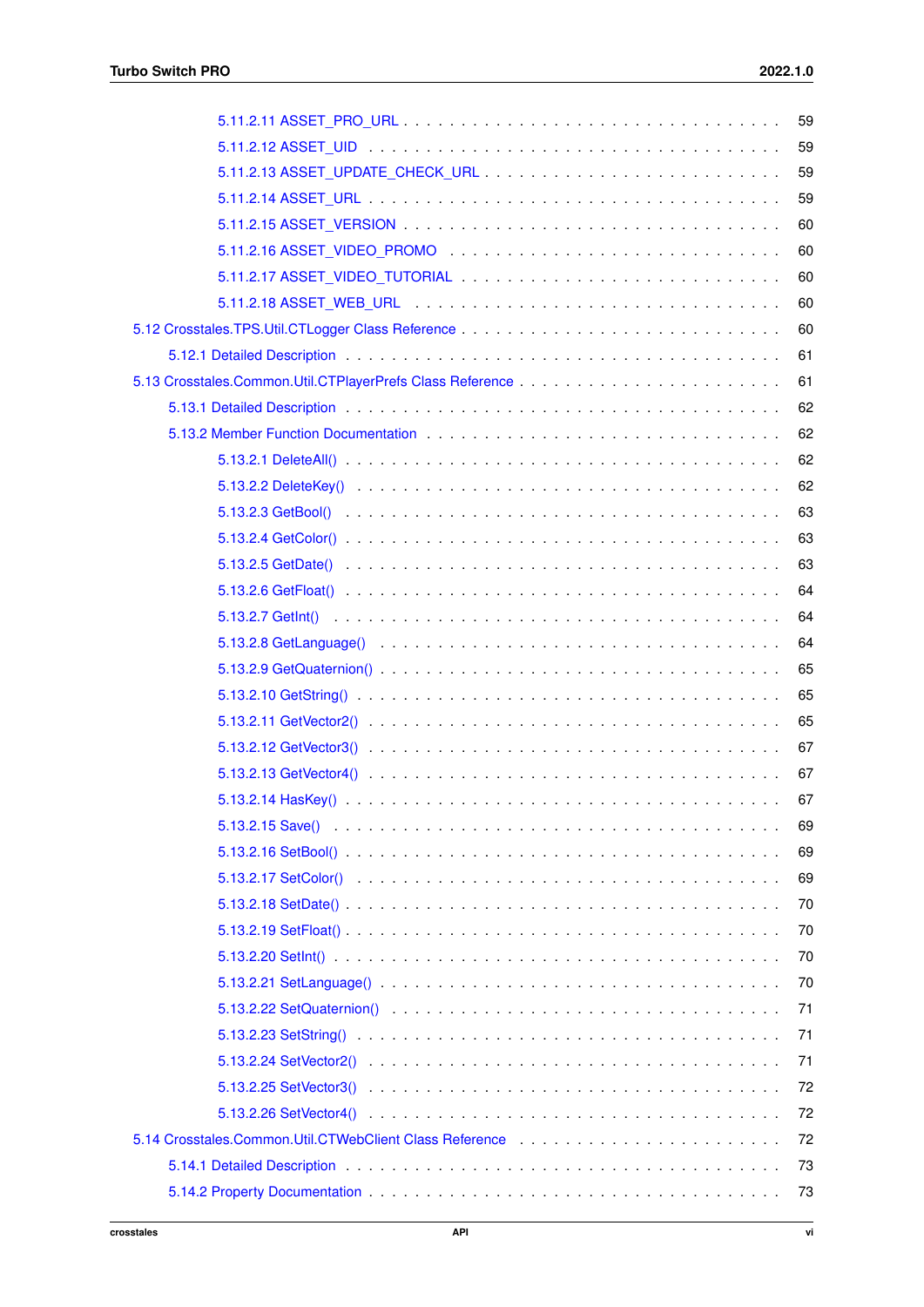5.11.2.11 ASSET_PRO_URL . . . . . . . . . . . . . . . . . . . . . . . . . . . . . . . . . . 59

5.11.2.12 ASSET_UID . . . . . . . . . . . . . . . . . . . . . . . . . . . . . . . . . . . . 59

5.11.2.13 ASSET_UPDATE_CHECK_URL . . . . . . . . . . . . . . . . . . . . . . . . . . . . 59

5.11.2.14 ASSET_URL . . . . . . . . . . . . . . . . . . . . . . . . . . . . . . . . . . . . 59

5.11.2.15 ASSET_VERSION . . . . . . . . . . . . . . . . . . . . . . . . . . . . . . . . . . 60

5.11.2.16 ASSET_VIDEO_PROMO . . . . . . . . . . . . . . . . . . . . . . . . . . . . . . . 60

5.11.2.17 ASSET_VIDEO_TUTORIAL . . . . . . . . . . . . . . . . . . . . . . . . . . . . . . 60

5.11.2.18 ASSET_WEB_URL . . . . . . . . . . . . . . . . . . . . . . . . . . . . . . . . . 60

5.12 Crosstales.TPS.Util.CTLogger Class Reference . . . . . . . . . . . . . . . . . . . . . . . . 60

5.12.1 Detailed Description . . . . . . . . . . . . . . . . . . . . . . . . . . . . . . . . . . 61

5.13 Crosstales.Common.Util.CTPlayerPrefs Class Reference . . . . . . . . . . . . . . . . . . . . 61

5.13.1 Detailed Description . . . . . . . . . . . . . . . . . . . . . . . . . . . . . . . . . . 62

5.13.2 Member Function Documentation . . . . . . . . . . . . . . . . . . . . . . . . . . . . 62

5.13.2.1 DeleteAll() . . . . . . . . . . . . . . . . . . . . . . . . . . . . . . . . . . . . 62

5.13.2.2 DeleteKey() . . . . . . . . . . . . . . . . . . . . . . . . . . . . . . . . . . . . 62

5.13.2.3 GetBool() . . . . . . . . . . . . . . . . . . . . . . . . . . . . . . . . . . . . . 63

5.13.2.4 GetColor() . . . . . . . . . . . . . . . . . . . . . . . . . . . . . . . . . . . . 63

5.13.2.5 GetDate() . . . . . . . . . . . . . . . . . . . . . . . . . . . . . . . . . . . . . 63

5.13.2.6 GetFloat() . . . . . . . . . . . . . . . . . . . . . . . . . . . . . . . . . . . . 64

5.13.2.7 GetInt() . . . . . . . . . . . . . . . . . . . . . . . . . . . . . . . . . . . . . . 64

5.13.2.8 GetLanguage() . . . . . . . . . . . . . . . . . . . . . . . . . . . . . . . . . . 64

5.13.2.9 GetQuaternion() . . . . . . . . . . . . . . . . . . . . . . . . . . . . . . . . . 65

5.13.2.10 GetString() . . . . . . . . . . . . . . . . . . . . . . . . . . . . . . . . . . . 65

5.13.2.11 GetVector2() . . . . . . . . . . . . . . . . . . . . . . . . . . . . . . . . . . . 65

5.13.2.12 GetVector3() . . . . . . . . . . . . . . . . . . . . . . . . . . . . . . . . . . . 67

5.13.2.13 GetVector4() . . . . . . . . . . . . . . . . . . . . . . . . . . . . . . . . . . . 67

5.13.2.14 HasKey() . . . . . . . . . . . . . . . . . . . . . . . . . . . . . . . . . . . . . 67

5.13.2.15 Save() . . . . . . . . . . . . . . . . . . . . . . . . . . . . . . . . . . . . . . 69

5.13.2.16 SetBool() . . . . . . . . . . . . . . . . . . . . . . . . . . . . . . . . . . . . . 69

5.13.2.17 SetColor() . . . . . . . . . . . . . . . . . . . . . . . . . . . . . . . . . . . . 69

5.13.2.18 SetDate() . . . . . . . . . . . . . . . . . . . . . . . . . . . . . . . . . . . . . 70

5.13.2.19 SetFloat() . . . . . . . . . . . . . . . . . . . . . . . . . . . . . . . . . . . . 70

5.13.2.20 SetInt() . . . . . . . . . . . . . . . . . . . . . . . . . . . . . . . . . . . . . . 70

5.13.2.21 SetLanguage() . . . . . . . . . . . . . . . . . . . . . . . . . . . . . . . . . . 70

5.13.2.22 SetQuaternion() . . . . . . . . . . . . . . . . . . . . . . . . . . . . . . . . . 71

5.13.2.23 SetString() . . . . . . . . . . . . . . . . . . . . . . . . . . . . . . . . . . . 71

5.13.2.24 SetVector2() . . . . . . . . . . . . . . . . . . . . . . . . . . . . . . . . . . . 71

5.13.2.25 SetVector3() . . . . . . . . . . . . . . . . . . . . . . . . . . . . . . . . . . . 72

5.13.2.26 SetVector4() . . . . . . . . . . . . . . . . . . . . . . . . . . . . . . . . . . . 72

5.14 Crosstales.Common.Util.CTWebClient Class Reference . . . . . . . . . . . . . . . . . . . . . 72

5.14.1 Detailed Description . . . . . . . . . . . . . . . . . . . . . . . . . . . . . . . . . . 73

5.14.2 Property Documentation . . . . . . . . . . . . . . . . . . . . . . . . . . . . . . . . . 73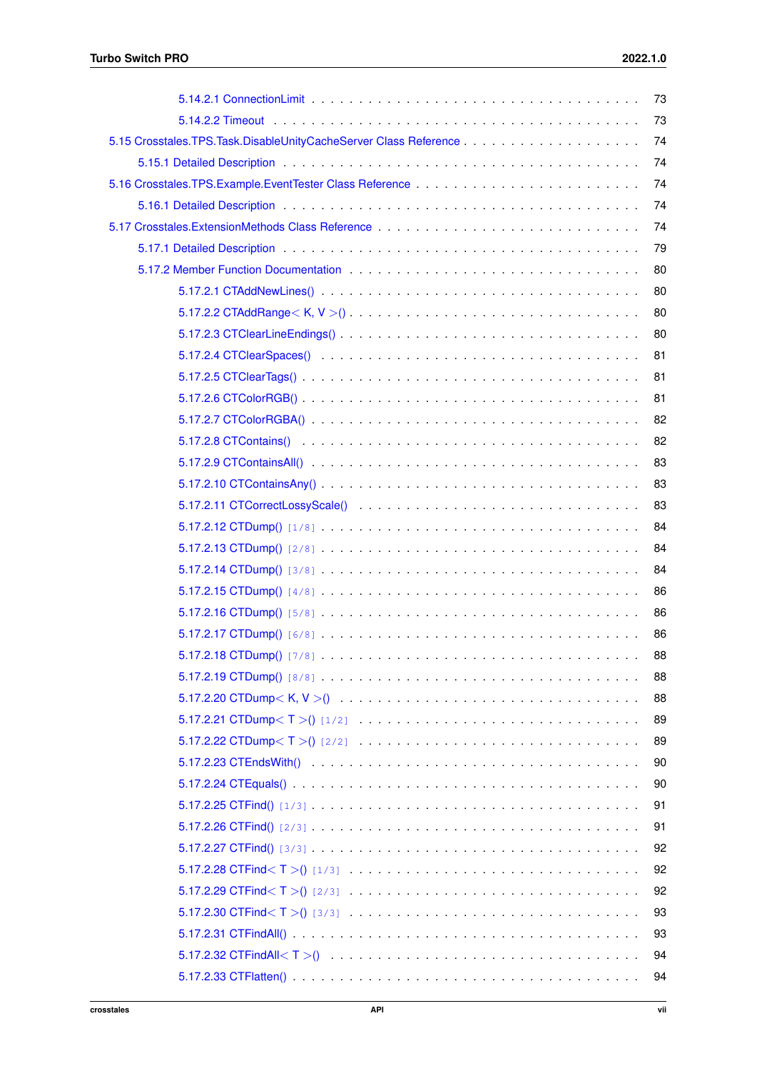5.14.2.1 ConnectionLimit . . . . . . . . . . . . . . . . . . . . . . . . . . . . . . . . . . . . 73
5.14.2.2 Timeout . . . . . . . . . . . . . . . . . . . . . . . . . . . . . . . . . . . . . . . . 73

5.15 Crosstales.TPS.Task.DisableUnityCacheServer Class Reference . . . . . . . . . . . . . . . . . 74
5.15.1 Detailed Description . . . . . . . . . . . . . . . . . . . . . . . . . . . . . . . . . . . . 74

5.16 Crosstales.TPS.Example.EventTester Class Reference . . . . . . . . . . . . . . . . . . . . . . 74
5.16.1 Detailed Description . . . . . . . . . . . . . . . . . . . . . . . . . . . . . . . . . . . . 74

5.17 Crosstales.ExtensionMethods Class Reference . . . . . . . . . . . . . . . . . . . . . . . . . . 74
5.17.1 Detailed Description . . . . . . . . . . . . . . . . . . . . . . . . . . . . . . . . . . . . 79
5.17.2 Member Function Documentation . . . . . . . . . . . . . . . . . . . . . . . . . . . . . 80

5.17.2.1 CTAddNewLines() . . . . . . . . . . . . . . . . . . . . . . . . . . . . . . . . . . 80
5.17.2.2 CTAddRange< K, V >() . . . . . . . . . . . . . . . . . . . . . . . . . . . . . . . 80
5.17.2.3 CTClearLineEndings() . . . . . . . . . . . . . . . . . . . . . . . . . . . . . . . . 80
5.17.2.4 CTClearSpaces() . . . . . . . . . . . . . . . . . . . . . . . . . . . . . . . . . . . 81
5.17.2.5 CTClearTags() . . . . . . . . . . . . . . . . . . . . . . . . . . . . . . . . . . . . 81
5.17.2.6 CTColorRGB() . . . . . . . . . . . . . . . . . . . . . . . . . . . . . . . . . . . . 81
5.17.2.7 CTColorRGBA() . . . . . . . . . . . . . . . . . . . . . . . . . . . . . . . . . . . 82
5.17.2.8 CTContains() . . . . . . . . . . . . . . . . . . . . . . . . . . . . . . . . . . . . . 82
5.17.2.9 CTContainsAll() . . . . . . . . . . . . . . . . . . . . . . . . . . . . . . . . . . . 83
5.17.2.10 CTContainsAny() . . . . . . . . . . . . . . . . . . . . . . . . . . . . . . . . . . 83
5.17.2.11 CTCorrectLossyScale() . . . . . . . . . . . . . . . . . . . . . . . . . . . . . . . 83
5.17.2.12 CTDump() [1/8] . . . . . . . . . . . . . . . . . . . . . . . . . . . . . . . . . . . 84
5.17.2.13 CTDump() [2/8] . . . . . . . . . . . . . . . . . . . . . . . . . . . . . . . . . . . 84
5.17.2.14 CTDump() [3/8] . . . . . . . . . . . . . . . . . . . . . . . . . . . . . . . . . . . 84
5.17.2.15 CTDump() [4/8] . . . . . . . . . . . . . . . . . . . . . . . . . . . . . . . . . . . 86
5.17.2.16 CTDump() [5/8] . . . . . . . . . . . . . . . . . . . . . . . . . . . . . . . . . . . 86
5.17.2.17 CTDump() [6/8] . . . . . . . . . . . . . . . . . . . . . . . . . . . . . . . . . . . 86
5.17.2.18 CTDump() [7/8] . . . . . . . . . . . . . . . . . . . . . . . . . . . . . . . . . . . 88
5.17.2.19 CTDump() [8/8] . . . . . . . . . . . . . . . . . . . . . . . . . . . . . . . . . . . 88
5.17.2.20 CTDump< K, V >() . . . . . . . . . . . . . . . . . . . . . . . . . . . . . . . . . 88
5.17.2.21 CTDump< T >() [1/2] . . . . . . . . . . . . . . . . . . . . . . . . . . . . . . . . 89
5.17.2.22 CTDump< T >() [2/2] . . . . . . . . . . . . . . . . . . . . . . . . . . . . . . . . 89
5.17.2.23 CTEndsWith() . . . . . . . . . . . . . . . . . . . . . . . . . . . . . . . . . . . . 90
5.17.2.24 CTEquals() . . . . . . . . . . . . . . . . . . . . . . . . . . . . . . . . . . . . . . 90
5.17.2.25 CTFind() [1/3] . . . . . . . . . . . . . . . . . . . . . . . . . . . . . . . . . . . . 91
5.17.2.26 CTFind() [2/3] . . . . . . . . . . . . . . . . . . . . . . . . . . . . . . . . . . . . 91
5.17.2.27 CTFind() [3/3] . . . . . . . . . . . . . . . . . . . . . . . . . . . . . . . . . . . . 92
5.17.2.28 CTFind< T >() [1/3] . . . . . . . . . . . . . . . . . . . . . . . . . . . . . . . . . 92
5.17.2.29 CTFind< T >() [2/3] . . . . . . . . . . . . . . . . . . . . . . . . . . . . . . . . . 92
5.17.2.30 CTFind< T >() [3/3] . . . . . . . . . . . . . . . . . . . . . . . . . . . . . . . . . 93
5.17.2.31 CTFindAll() . . . . . . . . . . . . . . . . . . . . . . . . . . . . . . . . . . . . . 93
5.17.2.32 CTFindAll< T >() . . . . . . . . . . . . . . . . . . . . . . . . . . . . . . . . . . 94
5.17.2.33 CTFlatten() . . . . . . . . . . . . . . . . . . . . . . . . . . . . . . . . . . . . . . 94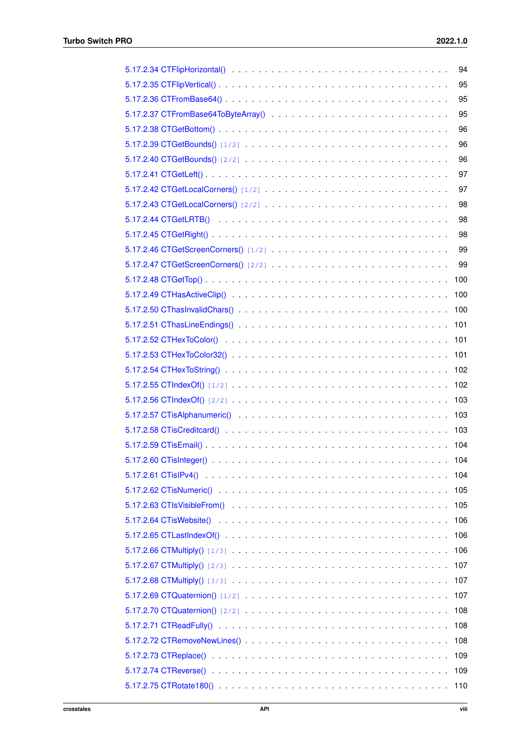5.17.2.34 CTFlipHorizontal() . . . . . . . . . . . . . . . . . . . . . . . . . . . . . . . . . 94
5.17.2.35 CTFlipVertical() . . . . . . . . . . . . . . . . . . . . . . . . . . . . . . . . . . . 95
5.17.2.36 CTFromBase64() . . . . . . . . . . . . . . . . . . . . . . . . . . . . . . . . . . . 95
5.17.2.37 CTFromBase64ToByteArray() . . . . . . . . . . . . . . . . . . . . . . . . . . . 95
5.17.2.38 CTGetBottom() . . . . . . . . . . . . . . . . . . . . . . . . . . . . . . . . . . . . 96
5.17.2.39 CTGetBounds() [1/2] . . . . . . . . . . . . . . . . . . . . . . . . . . . . . . . . 96
5.17.2.40 CTGetBounds() [2/2] . . . . . . . . . . . . . . . . . . . . . . . . . . . . . . . . 96
5.17.2.41 CTGetLeft() . . . . . . . . . . . . . . . . . . . . . . . . . . . . . . . . . . . . . . 97
5.17.2.42 CTGetLocalCorners() [1/2] . . . . . . . . . . . . . . . . . . . . . . . . . . . . . 97
5.17.2.43 CTGetLocalCorners() [2/2] . . . . . . . . . . . . . . . . . . . . . . . . . . . . . 98
5.17.2.44 CTGetLRTB() . . . . . . . . . . . . . . . . . . . . . . . . . . . . . . . . . . . . . 98
5.17.2.45 CTGetRight() . . . . . . . . . . . . . . . . . . . . . . . . . . . . . . . . . . . . . 98
5.17.2.46 CTGetScreenCorners() [1/2] . . . . . . . . . . . . . . . . . . . . . . . . . . . . 99
5.17.2.47 CTGetScreenCorners() [2/2] . . . . . . . . . . . . . . . . . . . . . . . . . . . . 99
5.17.2.48 CTGetTop() . . . . . . . . . . . . . . . . . . . . . . . . . . . . . . . . . . . . . . 100
5.17.2.49 CTHasActiveClip() . . . . . . . . . . . . . . . . . . . . . . . . . . . . . . . . . . 100
5.17.2.50 CThasInvalidChars() . . . . . . . . . . . . . . . . . . . . . . . . . . . . . . . . . 100
5.17.2.51 CThasLineEndings() . . . . . . . . . . . . . . . . . . . . . . . . . . . . . . . . . 101
5.17.2.52 CTHexToColor() . . . . . . . . . . . . . . . . . . . . . . . . . . . . . . . . . . . 101
5.17.2.53 CTHexToColor32() . . . . . . . . . . . . . . . . . . . . . . . . . . . . . . . . . . 101
5.17.2.54 CTHexToString() . . . . . . . . . . . . . . . . . . . . . . . . . . . . . . . . . . . 102
5.17.2.55 CTIndexOf() [1/2] . . . . . . . . . . . . . . . . . . . . . . . . . . . . . . . . . . 102
5.17.2.56 CTIndexOf() [2/2] . . . . . . . . . . . . . . . . . . . . . . . . . . . . . . . . . . 103
5.17.2.57 CTisAlphanumeric() . . . . . . . . . . . . . . . . . . . . . . . . . . . . . . . . . 103
5.17.2.58 CTisCreditcard() . . . . . . . . . . . . . . . . . . . . . . . . . . . . . . . . . . . 103
5.17.2.59 CTisEmail() . . . . . . . . . . . . . . . . . . . . . . . . . . . . . . . . . . . . . . 104
5.17.2.60 CTisInteger() . . . . . . . . . . . . . . . . . . . . . . . . . . . . . . . . . . . . . 104
5.17.2.61 CTisIPv4() . . . . . . . . . . . . . . . . . . . . . . . . . . . . . . . . . . . . . . 104
5.17.2.62 CTisNumeric() . . . . . . . . . . . . . . . . . . . . . . . . . . . . . . . . . . . . 105
5.17.2.63 CTIsVisibleFrom() . . . . . . . . . . . . . . . . . . . . . . . . . . . . . . . . . . 105
5.17.2.64 CTisWebsite() . . . . . . . . . . . . . . . . . . . . . . . . . . . . . . . . . . . . 106
5.17.2.65 CTLastIndexOf() . . . . . . . . . . . . . . . . . . . . . . . . . . . . . . . . . . . 106
5.17.2.66 CTMultiply() [1/3] . . . . . . . . . . . . . . . . . . . . . . . . . . . . . . . . . . 106
5.17.2.67 CTMultiply() [2/3] . . . . . . . . . . . . . . . . . . . . . . . . . . . . . . . . . . 107
5.17.2.68 CTMultiply() [3/3] . . . . . . . . . . . . . . . . . . . . . . . . . . . . . . . . . . 107
5.17.2.69 CTQuaternion() [1/2] . . . . . . . . . . . . . . . . . . . . . . . . . . . . . . . . 107
5.17.2.70 CTQuaternion() [2/2] . . . . . . . . . . . . . . . . . . . . . . . . . . . . . . . . 108
5.17.2.71 CTReadFully() . . . . . . . . . . . . . . . . . . . . . . . . . . . . . . . . . . . . 108
5.17.2.72 CTRemoveNewLines() . . . . . . . . . . . . . . . . . . . . . . . . . . . . . . . . 108
5.17.2.73 CTReplace() . . . . . . . . . . . . . . . . . . . . . . . . . . . . . . . . . . . . . 109
5.17.2.74 CTReverse() . . . . . . . . . . . . . . . . . . . . . . . . . . . . . . . . . . . . . 109
5.17.2.75 CTRotate180() . . . . . . . . . . . . . . . . . . . . . . . . . . . . . . . . . . . . 110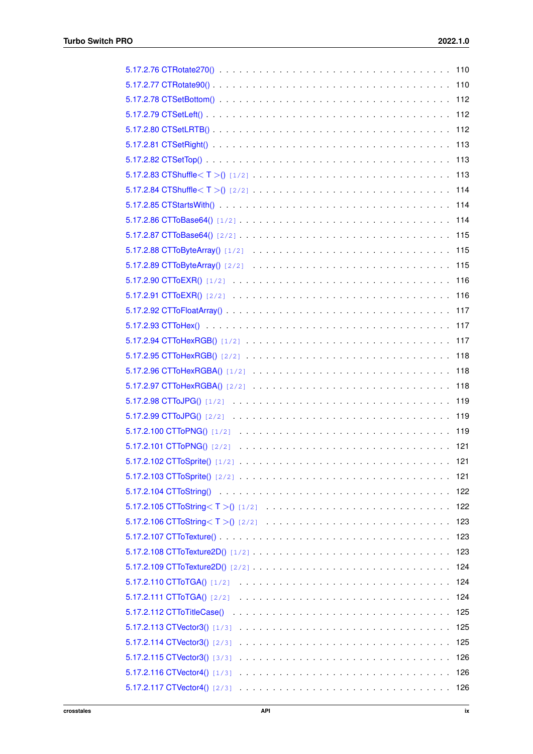5.17.2.76 CTRotate270() . . . . . . . . . . . . . . . . . . . . . . . . . . . . . . . . . . . 110
5.17.2.77 CTRotate90() . . . . . . . . . . . . . . . . . . . . . . . . . . . . . . . . . . . . 110
5.17.2.78 CTSetBottom() . . . . . . . . . . . . . . . . . . . . . . . . . . . . . . . . . . . 112
5.17.2.79 CTSetLeft() . . . . . . . . . . . . . . . . . . . . . . . . . . . . . . . . . . . . . 112
5.17.2.80 CTSetLRTB() . . . . . . . . . . . . . . . . . . . . . . . . . . . . . . . . . . . . 112
5.17.2.81 CTSetRight() . . . . . . . . . . . . . . . . . . . . . . . . . . . . . . . . . . . . 113
5.17.2.82 CTSetTop() . . . . . . . . . . . . . . . . . . . . . . . . . . . . . . . . . . . . . 113
5.17.2.83 CTShuffle< T >() [1/2] . . . . . . . . . . . . . . . . . . . . . . . . . . . . . . . 113
5.17.2.84 CTShuffle< T >() [2/2] . . . . . . . . . . . . . . . . . . . . . . . . . . . . . . . 114
5.17.2.85 CTStartsWith() . . . . . . . . . . . . . . . . . . . . . . . . . . . . . . . . . . . 114
5.17.2.86 CTToBase64() [1/2] . . . . . . . . . . . . . . . . . . . . . . . . . . . . . . . . . 114
5.17.2.87 CTToBase64() [2/2] . . . . . . . . . . . . . . . . . . . . . . . . . . . . . . . . . 115
5.17.2.88 CTToByteArray() [1/2] . . . . . . . . . . . . . . . . . . . . . . . . . . . . . . . 115
5.17.2.89 CTToByteArray() [2/2] . . . . . . . . . . . . . . . . . . . . . . . . . . . . . . . 115
5.17.2.90 CTToEXR() [1/2] . . . . . . . . . . . . . . . . . . . . . . . . . . . . . . . . . . 116
5.17.2.91 CTToEXR() [2/2] . . . . . . . . . . . . . . . . . . . . . . . . . . . . . . . . . . 116
5.17.2.92 CTToFloatArray() . . . . . . . . . . . . . . . . . . . . . . . . . . . . . . . . . . 117
5.17.2.93 CTToHex() . . . . . . . . . . . . . . . . . . . . . . . . . . . . . . . . . . . . . 117
5.17.2.94 CTToHexRGB() [1/2] . . . . . . . . . . . . . . . . . . . . . . . . . . . . . . . . 117
5.17.2.95 CTToHexRGB() [2/2] . . . . . . . . . . . . . . . . . . . . . . . . . . . . . . . . 118
5.17.2.96 CTToHexRGBA() [1/2] . . . . . . . . . . . . . . . . . . . . . . . . . . . . . . . 118
5.17.2.97 CTToHexRGBA() [2/2] . . . . . . . . . . . . . . . . . . . . . . . . . . . . . . . 118
5.17.2.98 CTToJPG() [1/2] . . . . . . . . . . . . . . . . . . . . . . . . . . . . . . . . . . 119
5.17.2.99 CTToJPG() [2/2] . . . . . . . . . . . . . . . . . . . . . . . . . . . . . . . . . . 119
5.17.2.100 CTToPNG() [1/2] . . . . . . . . . . . . . . . . . . . . . . . . . . . . . . . . . 119
5.17.2.101 CTToPNG() [2/2] . . . . . . . . . . . . . . . . . . . . . . . . . . . . . . . . . 121
5.17.2.102 CTToSprite() [1/2] . . . . . . . . . . . . . . . . . . . . . . . . . . . . . . . . 121
5.17.2.103 CTToSprite() [2/2] . . . . . . . . . . . . . . . . . . . . . . . . . . . . . . . . 121
5.17.2.104 CTToString() . . . . . . . . . . . . . . . . . . . . . . . . . . . . . . . . . . . 122
5.17.2.105 CTToString< T >() [1/2] . . . . . . . . . . . . . . . . . . . . . . . . . . . . . 122
5.17.2.106 CTToString< T >() [2/2] . . . . . . . . . . . . . . . . . . . . . . . . . . . . . 123
5.17.2.107 CTToTexture() . . . . . . . . . . . . . . . . . . . . . . . . . . . . . . . . . . . 123
5.17.2.108 CTToTexture2D() [1/2] . . . . . . . . . . . . . . . . . . . . . . . . . . . . . . 123
5.17.2.109 CTToTexture2D() [2/2] . . . . . . . . . . . . . . . . . . . . . . . . . . . . . . 124
5.17.2.110 CTToTGA() [1/2] . . . . . . . . . . . . . . . . . . . . . . . . . . . . . . . . . 124
5.17.2.111 CTToTGA() [2/2] . . . . . . . . . . . . . . . . . . . . . . . . . . . . . . . . . 124
5.17.2.112 CTToTitleCase() . . . . . . . . . . . . . . . . . . . . . . . . . . . . . . . . . 125
5.17.2.113 CTVector3() [1/3] . . . . . . . . . . . . . . . . . . . . . . . . . . . . . . . . . 125
5.17.2.114 CTVector3() [2/3] . . . . . . . . . . . . . . . . . . . . . . . . . . . . . . . . . 125
5.17.2.115 CTVector3() [3/3] . . . . . . . . . . . . . . . . . . . . . . . . . . . . . . . . . 126
5.17.2.116 CTVector4() [1/3] . . . . . . . . . . . . . . . . . . . . . . . . . . . . . . . . . 126
5.17.2.117 CTVector4() [2/3] . . . . . . . . . . . . . . . . . . . . . . . . . . . . . . . . . 126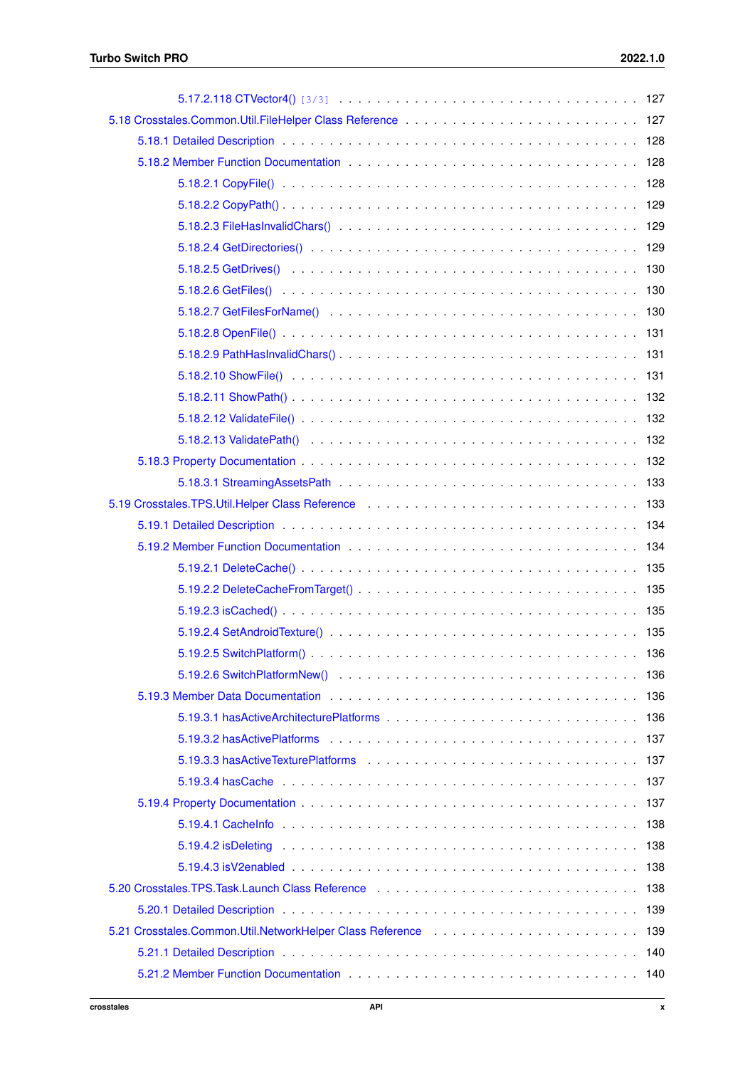5.17.2.118 CTVector4() [3/3] . . . . . . . . . . . . . . . . . . . . . . . . . . . . . . . 127

5.18 Crosstales.Common.Util.FileHelper Class Reference . . . . . . . . . . . . . . . . . . . . . . . 127

5.18.1 Detailed Description . . . . . . . . . . . . . . . . . . . . . . . . . . . . . . . . . . . 128

5.18.2 Member Function Documentation . . . . . . . . . . . . . . . . . . . . . . . . . . . . . 128

5.18.2.1 CopyFile() . . . . . . . . . . . . . . . . . . . . . . . . . . . . . . . . . . . 128

5.18.2.2 CopyPath() . . . . . . . . . . . . . . . . . . . . . . . . . . . . . . . . . . . 129

5.18.2.3 FileHasInvalidChars() . . . . . . . . . . . . . . . . . . . . . . . . . . . . . 129

5.18.2.4 GetDirectories() . . . . . . . . . . . . . . . . . . . . . . . . . . . . . . . . 129

5.18.2.5 GetDrives() . . . . . . . . . . . . . . . . . . . . . . . . . . . . . . . . . . 130

5.18.2.6 GetFiles() . . . . . . . . . . . . . . . . . . . . . . . . . . . . . . . . . . . 130

5.18.2.7 GetFilesForName() . . . . . . . . . . . . . . . . . . . . . . . . . . . . . . . 130

5.18.2.8 OpenFile() . . . . . . . . . . . . . . . . . . . . . . . . . . . . . . . . . . . 131

5.18.2.9 PathHasInvalidChars() . . . . . . . . . . . . . . . . . . . . . . . . . . . . . 131

5.18.2.10 ShowFile() . . . . . . . . . . . . . . . . . . . . . . . . . . . . . . . . . . 131

5.18.2.11 ShowPath() . . . . . . . . . . . . . . . . . . . . . . . . . . . . . . . . . . 132

5.18.2.12 ValidateFile() . . . . . . . . . . . . . . . . . . . . . . . . . . . . . . . . . 132

5.18.2.13 ValidatePath() . . . . . . . . . . . . . . . . . . . . . . . . . . . . . . . . . 132

5.18.3 Property Documentation . . . . . . . . . . . . . . . . . . . . . . . . . . . . . . . . . 132

5.18.3.1 StreamingAssetsPath . . . . . . . . . . . . . . . . . . . . . . . . . . . . . . 133

5.19 Crosstales.TPS.Util.Helper Class Reference . . . . . . . . . . . . . . . . . . . . . . . . . . . 133

5.19.1 Detailed Description . . . . . . . . . . . . . . . . . . . . . . . . . . . . . . . . . . . 134

5.19.2 Member Function Documentation . . . . . . . . . . . . . . . . . . . . . . . . . . . . . 134

5.19.2.1 DeleteCache() . . . . . . . . . . . . . . . . . . . . . . . . . . . . . . . . . 135

5.19.2.2 DeleteCacheFromTarget() . . . . . . . . . . . . . . . . . . . . . . . . . . . 135

5.19.2.3 isCached() . . . . . . . . . . . . . . . . . . . . . . . . . . . . . . . . . . . 135

5.19.2.4 SetAndroidTexture() . . . . . . . . . . . . . . . . . . . . . . . . . . . . . . 135

5.19.2.5 SwitchPlatform() . . . . . . . . . . . . . . . . . . . . . . . . . . . . . . . . 136

5.19.2.6 SwitchPlatformNew() . . . . . . . . . . . . . . . . . . . . . . . . . . . . . . 136

5.19.3 Member Data Documentation . . . . . . . . . . . . . . . . . . . . . . . . . . . . . . . 136

5.19.3.1 hasActiveArchitecturePlatforms . . . . . . . . . . . . . . . . . . . . . . . . . 136

5.19.3.2 hasActivePlatforms . . . . . . . . . . . . . . . . . . . . . . . . . . . . . . . 137

5.19.3.3 hasActiveTexturePlatforms . . . . . . . . . . . . . . . . . . . . . . . . . . . 137

5.19.3.4 hasCache . . . . . . . . . . . . . . . . . . . . . . . . . . . . . . . . . . . . 137

5.19.4 Property Documentation . . . . . . . . . . . . . . . . . . . . . . . . . . . . . . . . . 137

5.19.4.1 CacheInfo . . . . . . . . . . . . . . . . . . . . . . . . . . . . . . . . . . . 138

5.19.4.2 isDeleting . . . . . . . . . . . . . . . . . . . . . . . . . . . . . . . . . . . 138

5.19.4.3 isV2enabled . . . . . . . . . . . . . . . . . . . . . . . . . . . . . . . . . . 138

5.20 Crosstales.TPS.Task.Launch Class Reference . . . . . . . . . . . . . . . . . . . . . . . . . . 138

5.20.1 Detailed Description . . . . . . . . . . . . . . . . . . . . . . . . . . . . . . . . . . . 139

5.21 Crosstales.Common.Util.NetworkHelper Class Reference . . . . . . . . . . . . . . . . . . . . 139

5.21.1 Detailed Description . . . . . . . . . . . . . . . . . . . . . . . . . . . . . . . . . . . 140

5.21.2 Member Function Documentation . . . . . . . . . . . . . . . . . . . . . . . . . . . . . 140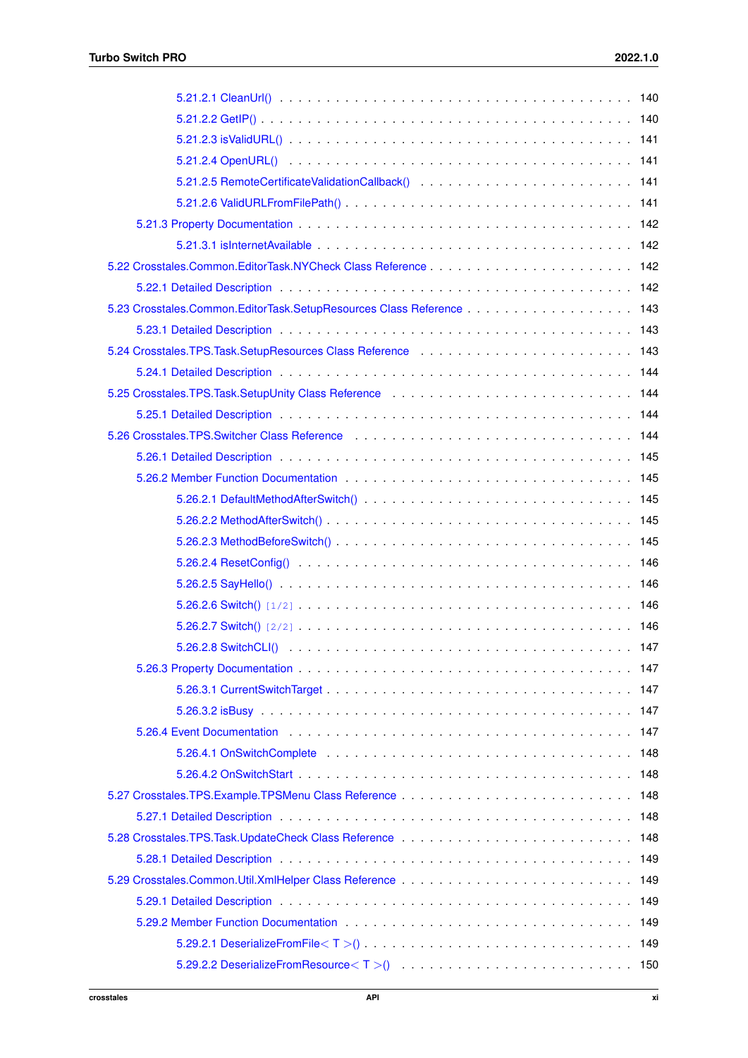- 5.21.2.1 CleanUrl() . . . . . . . . . . . . . . . . . . . . . . . . . . . . . . . . . . . . 140
- 5.21.2.2 GetIP() . . . . . . . . . . . . . . . . . . . . . . . . . . . . . . . . . . . . . 140
- 5.21.2.3 isValidURL() . . . . . . . . . . . . . . . . . . . . . . . . . . . . . . . . . . 141
- 5.21.2.4 OpenURL() . . . . . . . . . . . . . . . . . . . . . . . . . . . . . . . . . . . 141
- 5.21.2.5 RemoteCertificateValidationCallback() . . . . . . . . . . . . . . . . . . . . . 141
- 5.21.2.6 ValidURLFromFilePath() . . . . . . . . . . . . . . . . . . . . . . . . . . . . 141
- 5.21.3 Property Documentation . . . . . . . . . . . . . . . . . . . . . . . . . . . . . . . 142
- 5.21.3.1 isInternetAvailable . . . . . . . . . . . . . . . . . . . . . . . . . . . . . . . 142
- 5.22 Crosstales.Common.EditorTask.NYCheck Class Reference . . . . . . . . . . . . . . . . . . 142
- 5.22.1 Detailed Description . . . . . . . . . . . . . . . . . . . . . . . . . . . . . . . . . 142
- 5.23 Crosstales.Common.EditorTask.SetupResources Class Reference . . . . . . . . . . . . . . . 143
- 5.23.1 Detailed Description . . . . . . . . . . . . . . . . . . . . . . . . . . . . . . . . . 143
- 5.24 Crosstales.TPS.Task.SetupResources Class Reference . . . . . . . . . . . . . . . . . . . . 143
- 5.24.1 Detailed Description . . . . . . . . . . . . . . . . . . . . . . . . . . . . . . . . . 144
- 5.25 Crosstales.TPS.Task.SetupUnity Class Reference . . . . . . . . . . . . . . . . . . . . . . 144
- 5.25.1 Detailed Description . . . . . . . . . . . . . . . . . . . . . . . . . . . . . . . . . 144
- 5.26 Crosstales.TPS.Switcher Class Reference . . . . . . . . . . . . . . . . . . . . . . . . . 144
- 5.26.1 Detailed Description . . . . . . . . . . . . . . . . . . . . . . . . . . . . . . . . . 145
- 5.26.2 Member Function Documentation . . . . . . . . . . . . . . . . . . . . . . . . . . . 145
- 5.26.2.1 DefaultMethodAfterSwitch() . . . . . . . . . . . . . . . . . . . . . . . . . . . 145
- 5.26.2.2 MethodAfterSwitch() . . . . . . . . . . . . . . . . . . . . . . . . . . . . . . 145
- 5.26.2.3 MethodBeforeSwitch() . . . . . . . . . . . . . . . . . . . . . . . . . . . . . 145
- 5.26.2.4 ResetConfig() . . . . . . . . . . . . . . . . . . . . . . . . . . . . . . . . . . 146
- 5.26.2.5 SayHello() . . . . . . . . . . . . . . . . . . . . . . . . . . . . . . . . . . . 146
- 5.26.2.6 Switch() [1/2] . . . . . . . . . . . . . . . . . . . . . . . . . . . . . . . . . 146
- 5.26.2.7 Switch() [2/2] . . . . . . . . . . . . . . . . . . . . . . . . . . . . . . . . . 146
- 5.26.2.8 SwitchCLI() . . . . . . . . . . . . . . . . . . . . . . . . . . . . . . . . . . 147
- 5.26.3 Property Documentation . . . . . . . . . . . . . . . . . . . . . . . . . . . . . . . 147
- 5.26.3.1 CurrentSwitchTarget . . . . . . . . . . . . . . . . . . . . . . . . . . . . . . 147
- 5.26.3.2 isBusy . . . . . . . . . . . . . . . . . . . . . . . . . . . . . . . . . . . . . 147
- 5.26.4 Event Documentation . . . . . . . . . . . . . . . . . . . . . . . . . . . . . . . . 147
- 5.26.4.1 OnSwitchComplete . . . . . . . . . . . . . . . . . . . . . . . . . . . . . . . 148
- 5.26.4.2 OnSwitchStart . . . . . . . . . . . . . . . . . . . . . . . . . . . . . . . . . 148
- 5.27 Crosstales.TPS.Example.TPSMenu Class Reference . . . . . . . . . . . . . . . . . . . . . 148
- 5.27.1 Detailed Description . . . . . . . . . . . . . . . . . . . . . . . . . . . . . . . . . 148
- 5.28 Crosstales.TPS.Task.UpdateCheck Class Reference . . . . . . . . . . . . . . . . . . . . . 148
- 5.28.1 Detailed Description . . . . . . . . . . . . . . . . . . . . . . . . . . . . . . . . . 149
- 5.29 Crosstales.Common.Util.XmlHelper Class Reference . . . . . . . . . . . . . . . . . . . . . 149
- 5.29.1 Detailed Description . . . . . . . . . . . . . . . . . . . . . . . . . . . . . . . . . 149
- 5.29.2 Member Function Documentation . . . . . . . . . . . . . . . . . . . . . . . . . . . 149
- 5.29.2.1 DeserializeFromFile< T >() . . . . . . . . . . . . . . . . . . . . . . . . . . . 149
- 5.29.2.2 DeserializeFromResource< T >() . . . . . . . . . . . . . . . . . . . . . . . . 150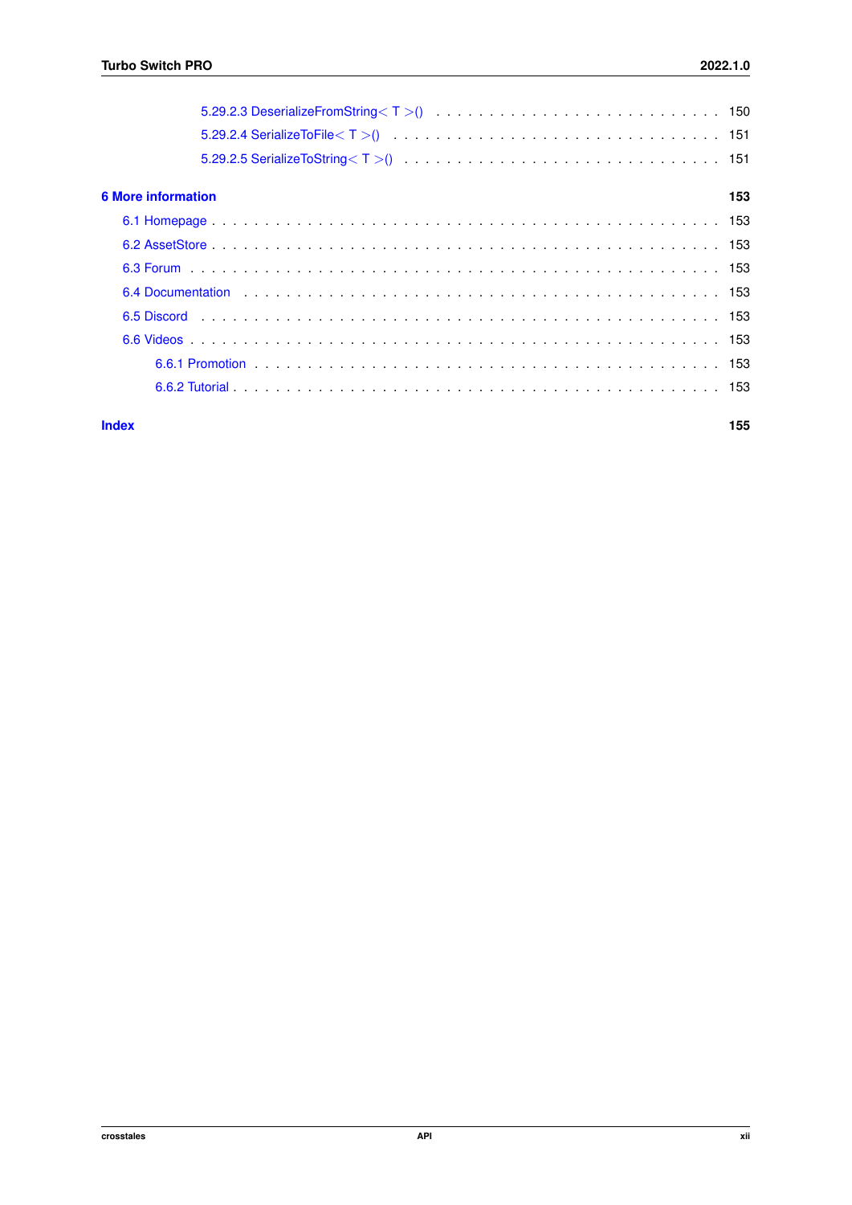5.29.2.3 DeserializeFromString< T >() . . . . . . . . . . . . . . . . . . . . . . . . . . 150
5.29.2.4 SerializeToFile< T >() . . . . . . . . . . . . . . . . . . . . . . . . . . . . . 151
5.29.2.5 SerializeToString< T >() . . . . . . . . . . . . . . . . . . . . . . . . . . . . 151

**6 More information** **153**

6.1 Homepage . . . . . . . . . . . . . . . . . . . . . . . . . . . . . . . . . . . . . . . . . . 153
6.2 AssetStore . . . . . . . . . . . . . . . . . . . . . . . . . . . . . . . . . . . . . . . . . 153
6.3 Forum . . . . . . . . . . . . . . . . . . . . . . . . . . . . . . . . . . . . . . . . . . . . 153
6.4 Documentation . . . . . . . . . . . . . . . . . . . . . . . . . . . . . . . . . . . . . . . 153
6.5 Discord . . . . . . . . . . . . . . . . . . . . . . . . . . . . . . . . . . . . . . . . . . . 153
6.6 Videos . . . . . . . . . . . . . . . . . . . . . . . . . . . . . . . . . . . . . . . . . . . 153
6.6.1 Promotion . . . . . . . . . . . . . . . . . . . . . . . . . . . . . . . . . . . . . . 153
6.6.2 Tutorial . . . . . . . . . . . . . . . . . . . . . . . . . . . . . . . . . . . . . . . 153

**Index** **155**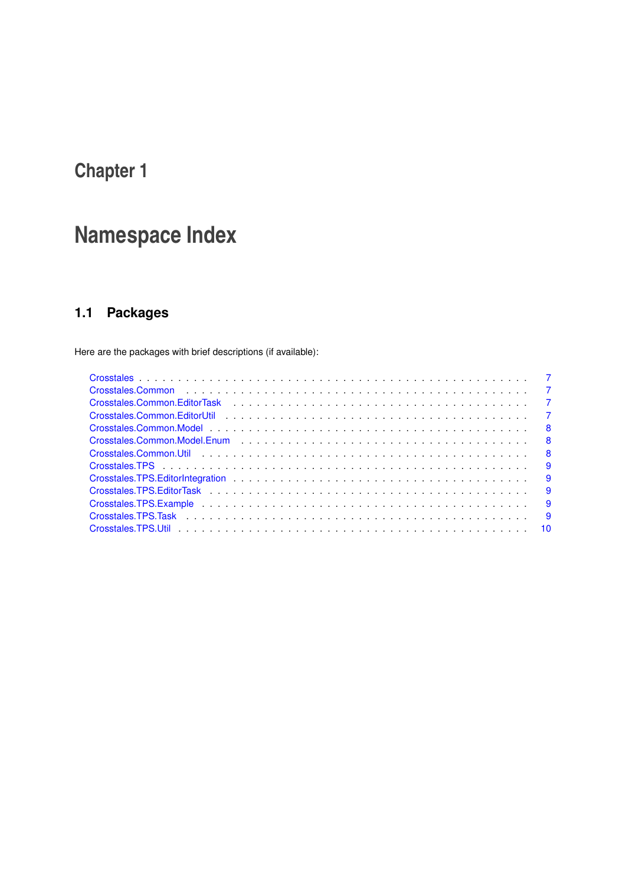# Chapter 1

# Namespace Index

## 1.1 Packages

Here are the packages with brief descriptions (if available):

- Crosstales . . . . . . . . . . . . . . . . . . . . . . . . . . . . . . . . . . . . . . . . . . . . . . . 7
- Crosstales.Common . . . . . . . . . . . . . . . . . . . . . . . . . . . . . . . . . . . . . . . . . . 7
- Crosstales.Common.EditorTask . . . . . . . . . . . . . . . . . . . . . . . . . . . . . . . . . . 7
- Crosstales.Common.EditorUtil . . . . . . . . . . . . . . . . . . . . . . . . . . . . . . . . . . . 7
- Crosstales.Common.Model . . . . . . . . . . . . . . . . . . . . . . . . . . . . . . . . . . . . . 8
- Crosstales.Common.Model.Enum . . . . . . . . . . . . . . . . . . . . . . . . . . . . . . . . . 8
- Crosstales.Common.Util . . . . . . . . . . . . . . . . . . . . . . . . . . . . . . . . . . . . . . . 8
- Crosstales.TPS . . . . . . . . . . . . . . . . . . . . . . . . . . . . . . . . . . . . . . . . . . . . 9
- Crosstales.TPS.EditorIntegration . . . . . . . . . . . . . . . . . . . . . . . . . . . . . . . . . 9
- Crosstales.TPS.EditorTask . . . . . . . . . . . . . . . . . . . . . . . . . . . . . . . . . . . . . 9
- Crosstales.TPS.Example . . . . . . . . . . . . . . . . . . . . . . . . . . . . . . . . . . . . . . 9
- Crosstales.TPS.Task . . . . . . . . . . . . . . . . . . . . . . . . . . . . . . . . . . . . . . . . 9
- Crosstales.TPS.Util . . . . . . . . . . . . . . . . . . . . . . . . . . . . . . . . . . . . . . . . . 10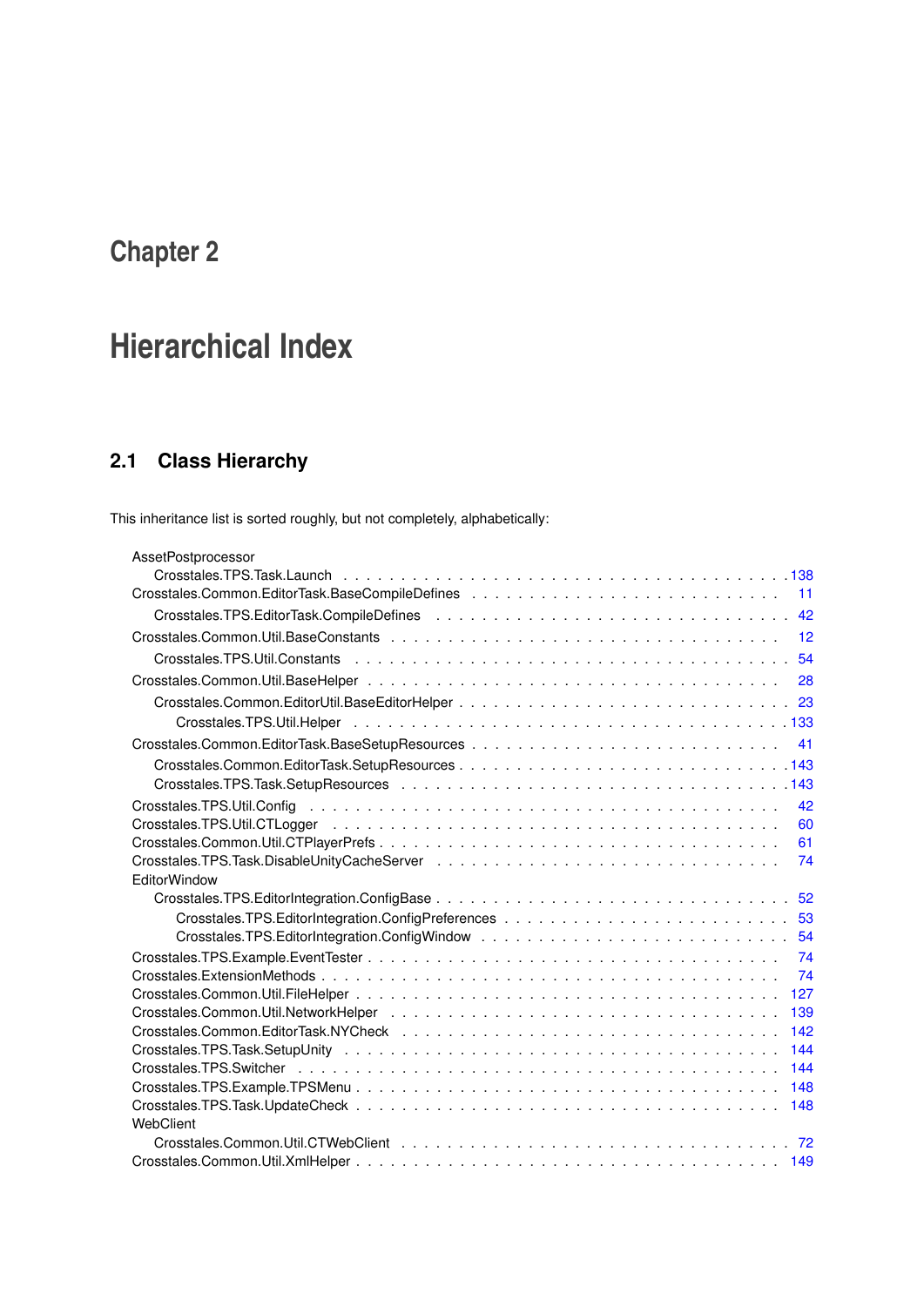# Chapter 2

# Hierarchical Index

## 2.1 Class Hierarchy

This inheritance list is sorted roughly, but not completely, alphabetically:

- AssetPostprocessor
  - Crosstales.TPS.Task.Launch . . . 138
- Crosstales.Common.EditorTask.BaseCompileDefines . . . 11
  - Crosstales.TPS.EditorTask.CompileDefines . . . 42
- Crosstales.Common.Util.BaseConstants . . . 12
  - Crosstales.TPS.Util.Constants . . . 54
- Crosstales.Common.Util.BaseHelper . . . 28
  - Crosstales.Common.EditorUtil.BaseEditorHelper . . . 23
    - Crosstales.TPS.Util.Helper . . . 133
- Crosstales.Common.EditorTask.BaseSetupResources . . . 41
  - Crosstales.Common.EditorTask.SetupResources . . . 143
  - Crosstales.TPS.Task.SetupResources . . . 143
- Crosstales.TPS.Util.Config . . . 42
- Crosstales.TPS.Util.CTLogger . . . 60
- Crosstales.Common.Util.CTPlayerPrefs . . . 61
- Crosstales.TPS.Task.DisableUnityCacheServer . . . 74
- EditorWindow
  - Crosstales.TPS.EditorIntegration.ConfigBase . . . 52
    - Crosstales.TPS.EditorIntegration.ConfigPreferences . . . 53
    - Crosstales.TPS.EditorIntegration.ConfigWindow . . . 54
- Crosstales.TPS.Example.EventTester . . . 74
- Crosstales.ExtensionMethods . . . 74
- Crosstales.Common.Util.FileHelper . . . 127
- Crosstales.Common.Util.NetworkHelper . . . 139
- Crosstales.Common.EditorTask.NYCheck . . . 142
- Crosstales.TPS.Task.SetupUnity . . . 144
- Crosstales.TPS.Switcher . . . 144
- Crosstales.TPS.Example.TPSMenu . . . 148
- Crosstales.TPS.Task.UpdateCheck . . . 148
- WebClient
  - Crosstales.Common.Util.CTWebClient . . . 72
- Crosstales.Common.Util.XmlHelper . . . 149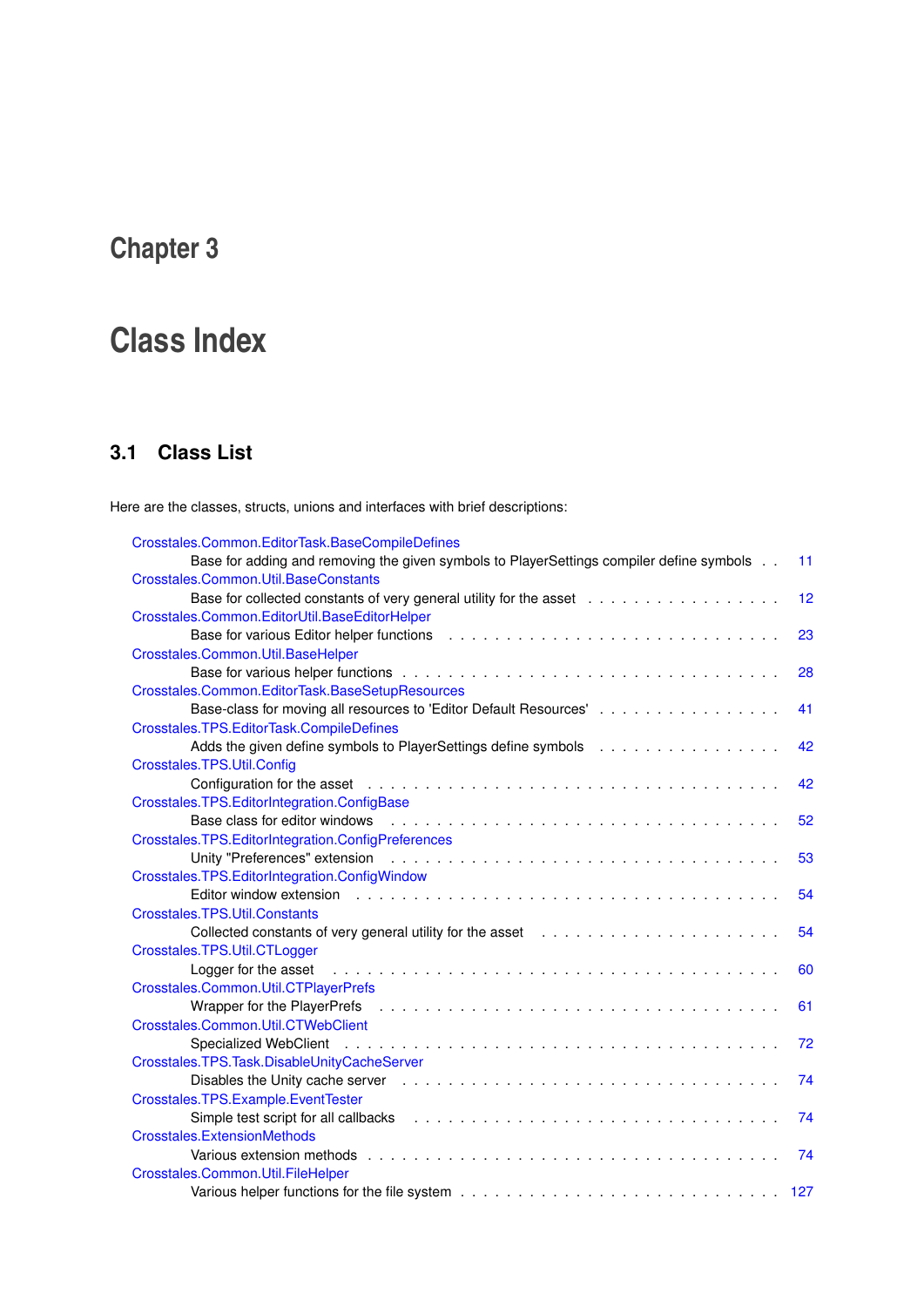# Chapter 3

# Class Index

## 3.1 Class List

Here are the classes, structs, unions and interfaces with brief descriptions:

Crosstales.Common.EditorTask.BaseCompileDefines
Base for adding and removing the given symbols to PlayerSettings compiler define symbols . . 11

Crosstales.Common.Util.BaseConstants
Base for collected constants of very general utility for the asset . . . . . . . . . . . . . . . . 12

Crosstales.Common.EditorUtil.BaseEditorHelper
Base for various Editor helper functions . . . . . . . . . . . . . . . . . . . . . . . . . . . 23

Crosstales.Common.Util.BaseHelper
Base for various helper functions . . . . . . . . . . . . . . . . . . . . . . . . . . . . . . 28

Crosstales.Common.EditorTask.BaseSetupResources
Base-class for moving all resources to 'Editor Default Resources' . . . . . . . . . . . . . . . 41

Crosstales.TPS.EditorTask.CompileDefines
Adds the given define symbols to PlayerSettings define symbols . . . . . . . . . . . . . . . 42

Crosstales.TPS.Util.Config
Configuration for the asset . . . . . . . . . . . . . . . . . . . . . . . . . . . . . . . . . 42

Crosstales.TPS.EditorIntegration.ConfigBase
Base class for editor windows . . . . . . . . . . . . . . . . . . . . . . . . . . . . . . . 52

Crosstales.TPS.EditorIntegration.ConfigPreferences
Unity "Preferences" extension . . . . . . . . . . . . . . . . . . . . . . . . . . . . . . . 53

Crosstales.TPS.EditorIntegration.ConfigWindow
Editor window extension . . . . . . . . . . . . . . . . . . . . . . . . . . . . . . . . . . 54

Crosstales.TPS.Util.Constants
Collected constants of very general utility for the asset . . . . . . . . . . . . . . . . . . . 54

Crosstales.TPS.Util.CTLogger
Logger for the asset . . . . . . . . . . . . . . . . . . . . . . . . . . . . . . . . . . . . 60

Crosstales.Common.Util.CTPlayerPrefs
Wrapper for the PlayerPrefs . . . . . . . . . . . . . . . . . . . . . . . . . . . . . . . . 61

Crosstales.Common.Util.CTWebClient
Specialized WebClient . . . . . . . . . . . . . . . . . . . . . . . . . . . . . . . . . . . 72

Crosstales.TPS.Task.DisableUnityCacheServer
Disables the Unity cache server . . . . . . . . . . . . . . . . . . . . . . . . . . . . . . 74

Crosstales.TPS.Example.EventTester
Simple test script for all callbacks . . . . . . . . . . . . . . . . . . . . . . . . . . . . . 74

Crosstales.ExtensionMethods
Various extension methods . . . . . . . . . . . . . . . . . . . . . . . . . . . . . . . . . 74

Crosstales.Common.Util.FileHelper
Various helper functions for the file system . . . . . . . . . . . . . . . . . . . . . . . . . 127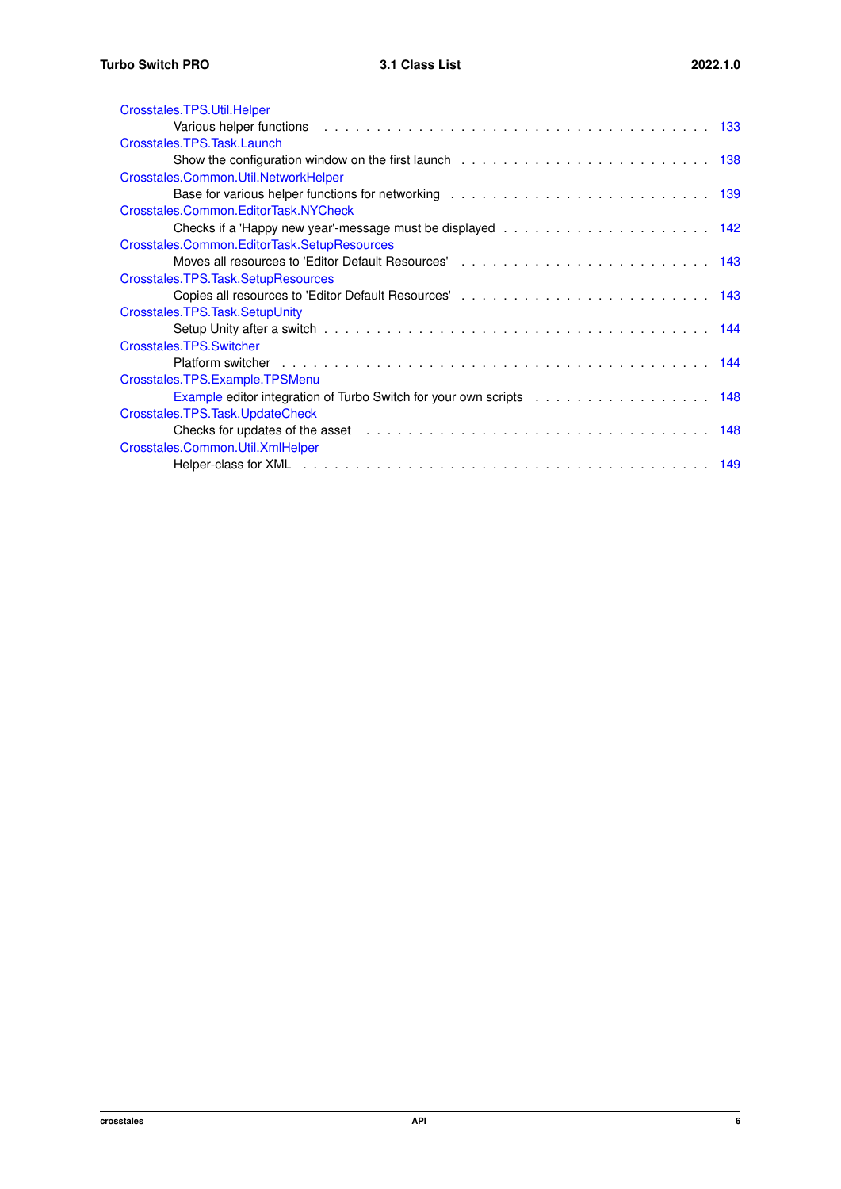Crosstales.TPS.Util.Helper
Various helper functions . . . . . . . . . . . . . . . . . . . . . . . . . . . . . . . . . . 133

Crosstales.TPS.Task.Launch
Show the configuration window on the first launch . . . . . . . . . . . . . . . . . . . . . . . 138

Crosstales.Common.Util.NetworkHelper
Base for various helper functions for networking . . . . . . . . . . . . . . . . . . . . . . . 139

Crosstales.Common.EditorTask.NYCheck
Checks if a 'Happy new year'-message must be displayed . . . . . . . . . . . . . . . . . . . . 142

Crosstales.Common.EditorTask.SetupResources
Moves all resources to 'Editor Default Resources' . . . . . . . . . . . . . . . . . . . . . . . 143

Crosstales.TPS.Task.SetupResources
Copies all resources to 'Editor Default Resources' . . . . . . . . . . . . . . . . . . . . . . . 143

Crosstales.TPS.Task.SetupUnity
Setup Unity after a switch . . . . . . . . . . . . . . . . . . . . . . . . . . . . . . . . . . 144

Crosstales.TPS.Switcher
Platform switcher . . . . . . . . . . . . . . . . . . . . . . . . . . . . . . . . . . . . . . 144

Crosstales.TPS.Example.TPSMenu
Example editor integration of Turbo Switch for your own scripts . . . . . . . . . . . . . . . . . 148

Crosstales.TPS.Task.UpdateCheck
Checks for updates of the asset . . . . . . . . . . . . . . . . . . . . . . . . . . . . . . . 148

Crosstales.Common.Util.XmlHelper
Helper-class for XML . . . . . . . . . . . . . . . . . . . . . . . . . . . . . . . . . . . . 149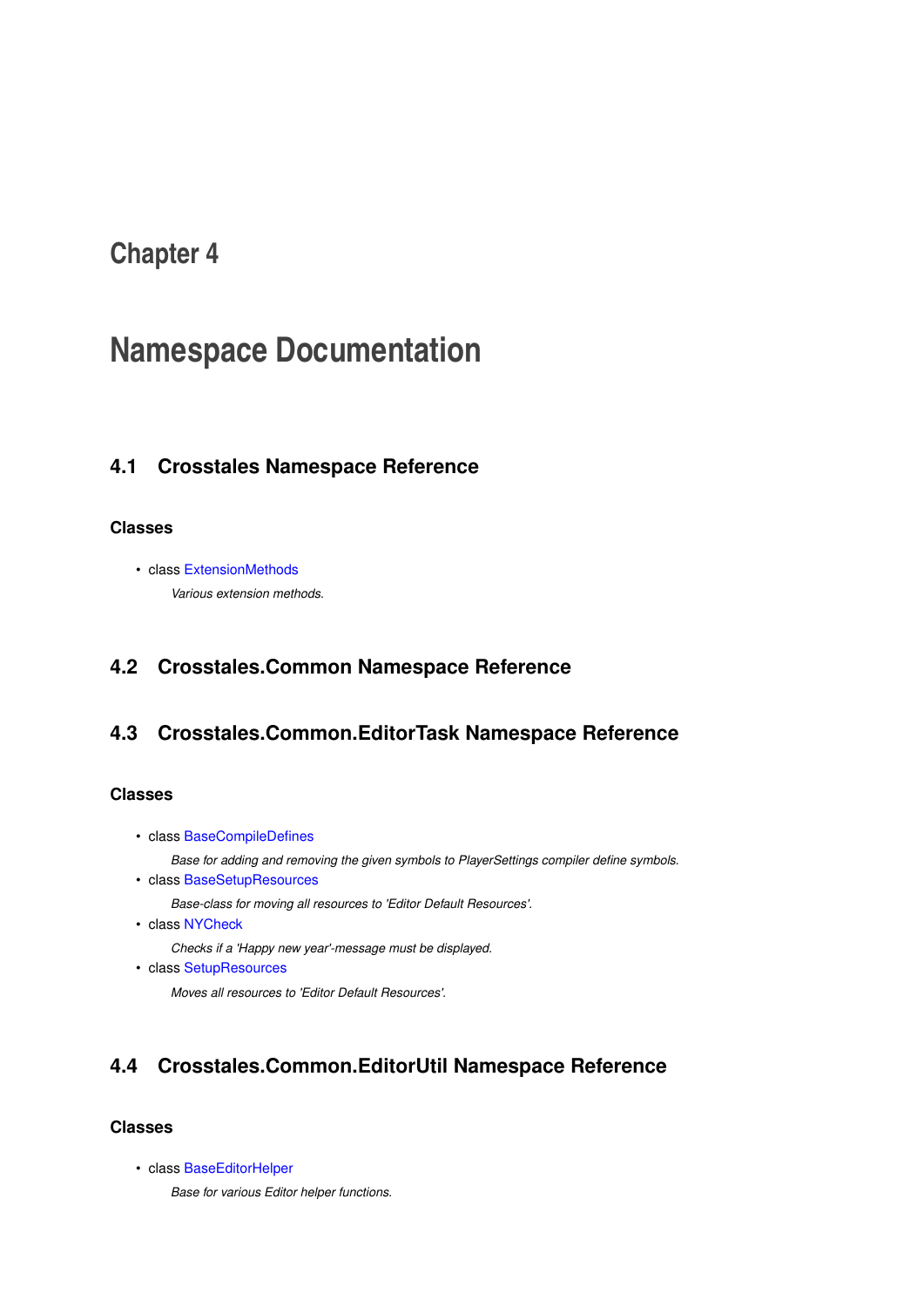# Chapter 4

# Namespace Documentation

## 4.1 Crosstales Namespace Reference

### Classes

- class ExtensionMethods

  *Various extension methods.*

## 4.2 Crosstales.Common Namespace Reference

## 4.3 Crosstales.Common.EditorTask Namespace Reference

### Classes

- class BaseCompileDefines

  *Base for adding and removing the given symbols to PlayerSettings compiler define symbols.*
- class BaseSetupResources

  *Base-class for moving all resources to 'Editor Default Resources'.*
- class NYCheck

  *Checks if a 'Happy new year'-message must be displayed.*
- class SetupResources

  *Moves all resources to 'Editor Default Resources'.*

## 4.4 Crosstales.Common.EditorUtil Namespace Reference

### Classes

- class BaseEditorHelper

  *Base for various Editor helper functions.*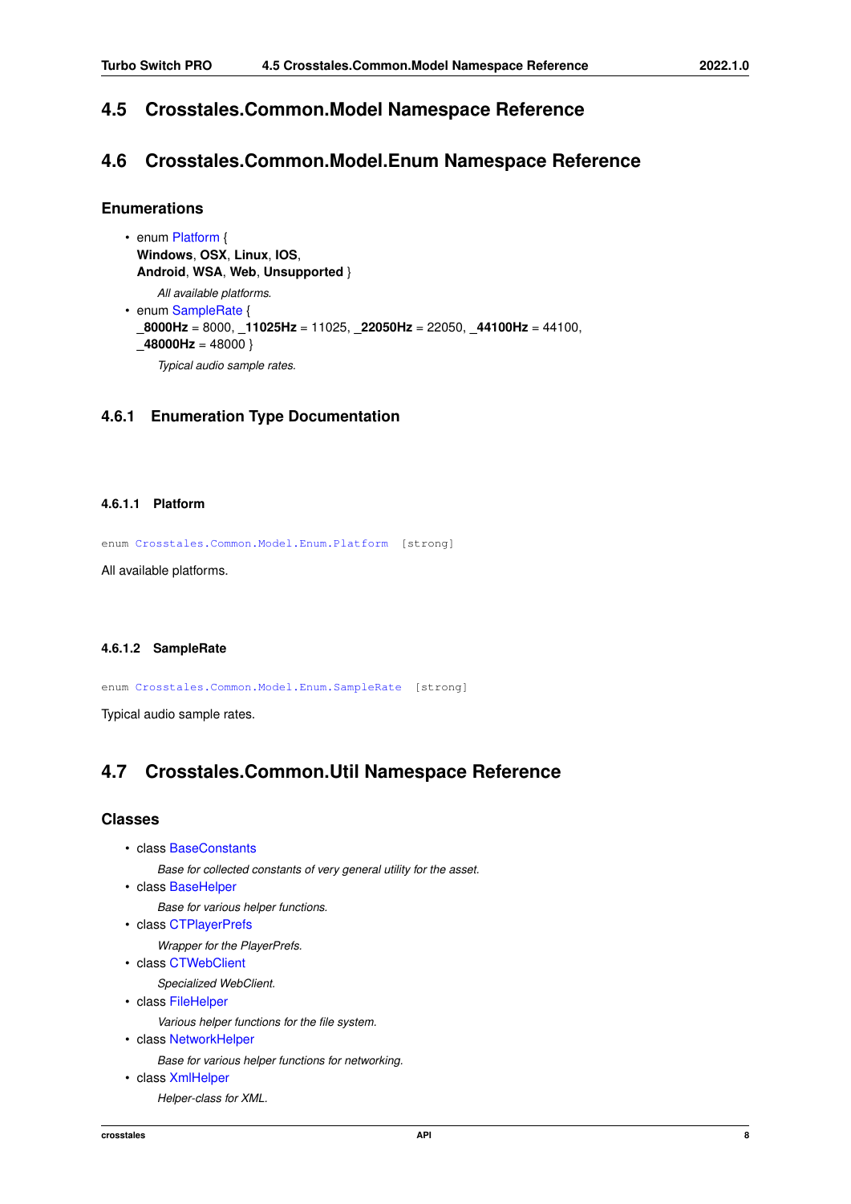## 4.5 Crosstales.Common.Model Namespace Reference

## 4.6 Crosstales.Common.Model.Enum Namespace Reference

### Enumerations

- enum Platform {
  **Windows**, **OSX**, **Linux**, **IOS**,
  **Android**, **WSA**, **Web**, **Unsupported** }

  *All available platforms.*
- enum SampleRate {
  **_8000Hz** = 8000, **_11025Hz** = 11025, **_22050Hz** = 22050, **_44100Hz** = 44100,
  **_48000Hz** = 48000 }

  *Typical audio sample rates.*

### 4.6.1 Enumeration Type Documentation

#### 4.6.1.1 Platform

```
enum Crosstales.Common.Model.Enum.Platform [strong]
```

All available platforms.

#### 4.6.1.2 SampleRate

```
enum Crosstales.Common.Model.Enum.SampleRate [strong]
```

Typical audio sample rates.

## 4.7 Crosstales.Common.Util Namespace Reference

### Classes

- class BaseConstants

  *Base for collected constants of very general utility for the asset.*
- class BaseHelper

  *Base for various helper functions.*
- class CTPlayerPrefs

  *Wrapper for the PlayerPrefs.*
- class CTWebClient

  *Specialized WebClient.*
- class FileHelper

  *Various helper functions for the file system.*
- class NetworkHelper

  *Base for various helper functions for networking.*
- class XmlHelper

  *Helper-class for XML.*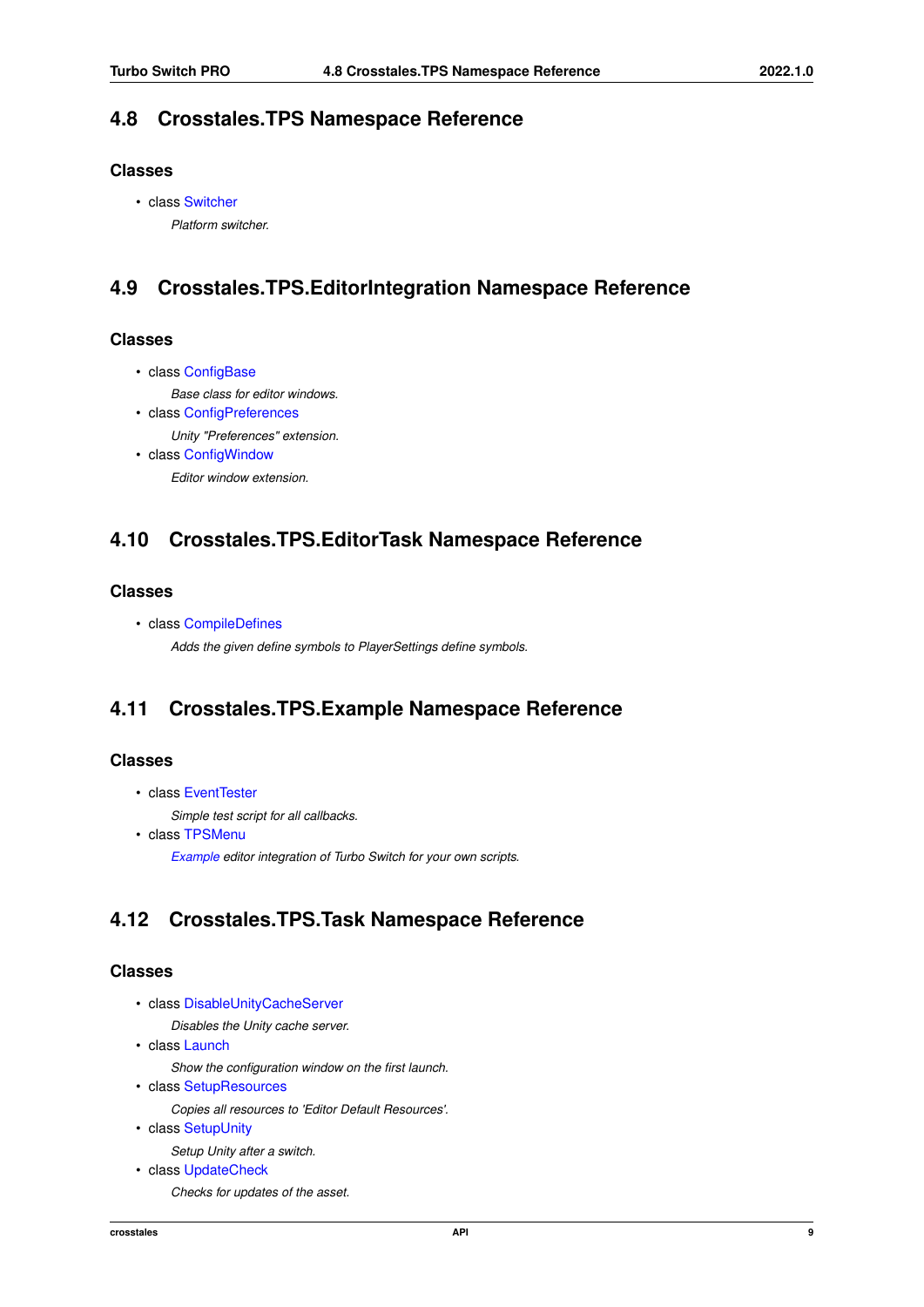## 4.8 Crosstales.TPS Namespace Reference

### Classes

- class Switcher

  *Platform switcher.*

## 4.9 Crosstales.TPS.EditorIntegration Namespace Reference

### Classes

- class ConfigBase

  *Base class for editor windows.*
- class ConfigPreferences

  *Unity "Preferences" extension.*
- class ConfigWindow

  *Editor window extension.*

## 4.10 Crosstales.TPS.EditorTask Namespace Reference

### Classes

- class CompileDefines

  *Adds the given define symbols to PlayerSettings define symbols.*

## 4.11 Crosstales.TPS.Example Namespace Reference

### Classes

- class EventTester

  *Simple test script for all callbacks.*
- class TPSMenu

  *Example editor integration of Turbo Switch for your own scripts.*

## 4.12 Crosstales.TPS.Task Namespace Reference

### Classes

- class DisableUnityCacheServer

  *Disables the Unity cache server.*
- class Launch

  *Show the configuration window on the first launch.*
- class SetupResources

  *Copies all resources to 'Editor Default Resources'.*
- class SetupUnity

  *Setup Unity after a switch.*
- class UpdateCheck

  *Checks for updates of the asset.*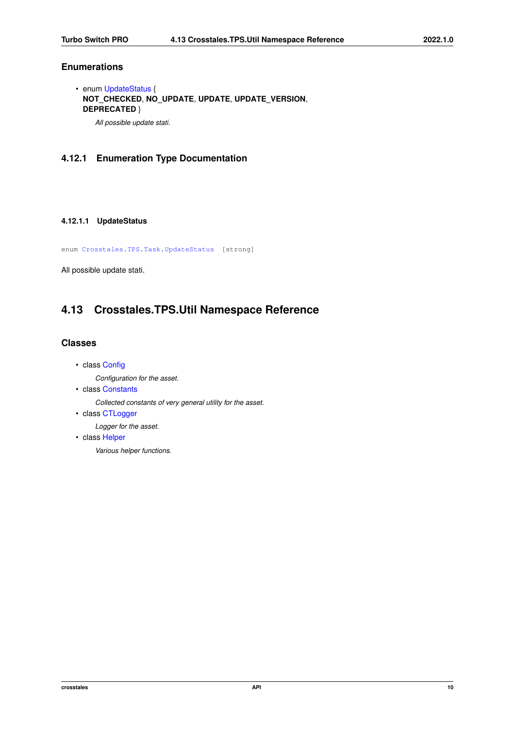## Enumerations

- enum UpdateStatus {
  **NOT_CHECKED**, **NO_UPDATE**, **UPDATE**, **UPDATE_VERSION**,
  **DEPRECATED** }

  *All possible update stati.*

### 4.12.1 Enumeration Type Documentation

#### 4.12.1.1 UpdateStatus

```
enum Crosstales.TPS.Task.UpdateStatus [strong]
```

All possible update stati.

## 4.13 Crosstales.TPS.Util Namespace Reference

## Classes

- class Config

  *Configuration for the asset.*
- class Constants

  *Collected constants of very general utility for the asset.*
- class CTLogger

  *Logger for the asset.*
- class Helper

  *Various helper functions.*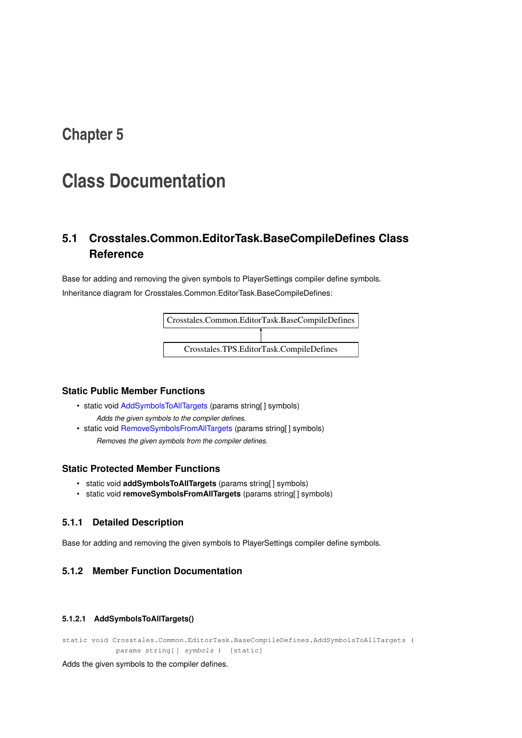# Chapter 5

# Class Documentation

## 5.1 Crosstales.Common.EditorTask.BaseCompileDefines Class Reference

Base for adding and removing the given symbols to PlayerSettings compiler define symbols.

Inheritance diagram for Crosstales.Common.EditorTask.BaseCompileDefines:

```
Crosstales.Common.EditorTask.BaseCompileDefines
                     ▲
                     |
     Crosstales.TPS.EditorTask.CompileDefines
```

### Static Public Member Functions

- static void AddSymbolsToAllTargets (params string[ ] symbols)

  *Adds the given symbols to the compiler defines.*
- static void RemoveSymbolsFromAllTargets (params string[ ] symbols)

  *Removes the given symbols from the compiler defines.*

### Static Protected Member Functions

- static void **addSymbolsToAllTargets** (params string[ ] symbols)
- static void **removeSymbolsFromAllTargets** (params string[ ] symbols)

### 5.1.1 Detailed Description

Base for adding and removing the given symbols to PlayerSettings compiler define symbols.

### 5.1.2 Member Function Documentation

#### 5.1.2.1 AddSymbolsToAllTargets()

```
static void Crosstales.Common.EditorTask.BaseCompileDefines.AddSymbolsToAllTargets (
            params string[ ] symbols )  [static]
```

Adds the given symbols to the compiler defines.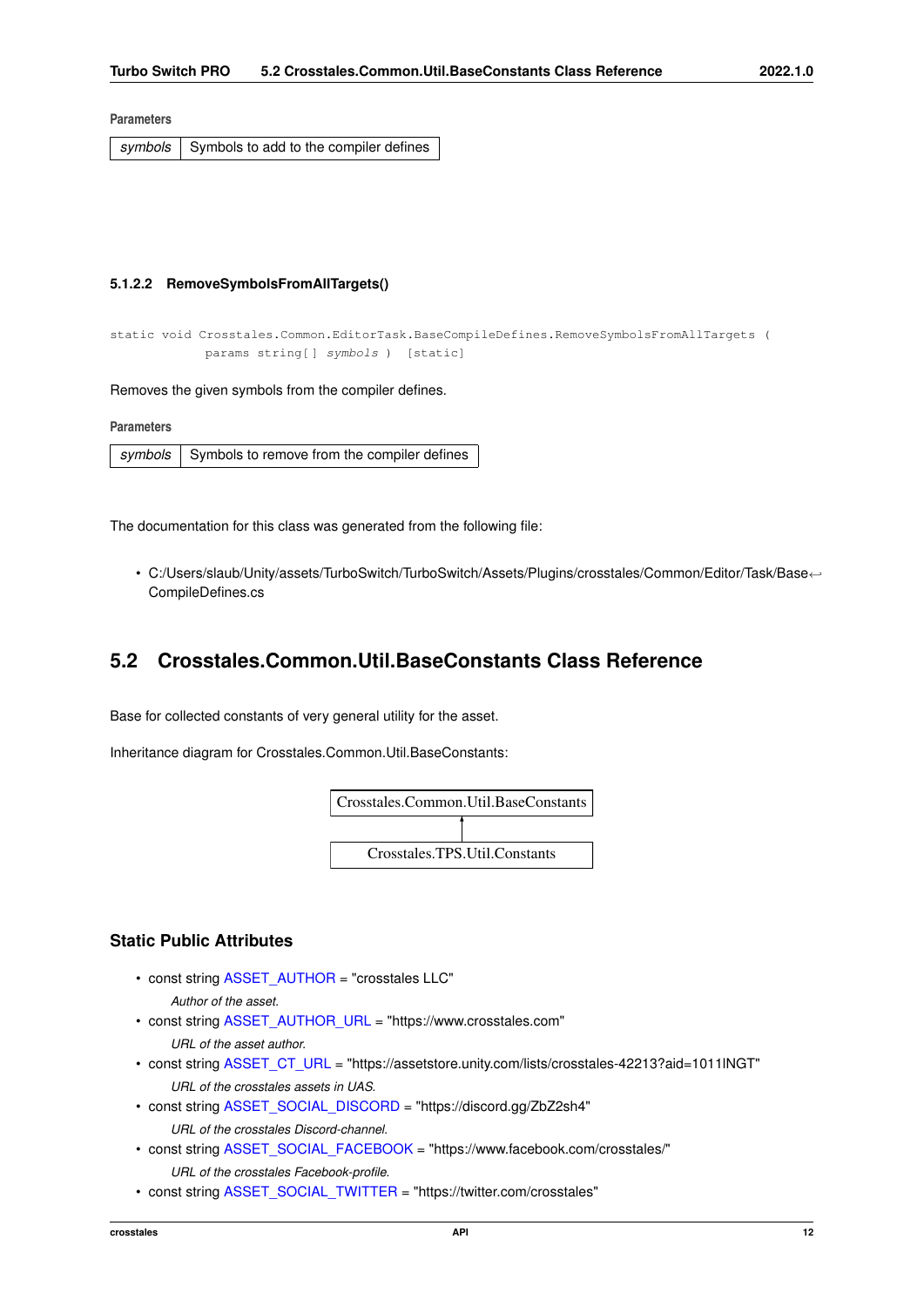**Parameters**

| symbols | Symbols to add to the compiler defines |
|---|---|

#### 5.1.2.2 RemoveSymbolsFromAllTargets()

```
static void Crosstales.Common.EditorTask.BaseCompileDefines.RemoveSymbolsFromAllTargets (
            params string[] symbols )  [static]
```

Removes the given symbols from the compiler defines.

**Parameters**

| symbols | Symbols to remove from the compiler defines |
|---|---|

The documentation for this class was generated from the following file:

- C:/Users/slaub/Unity/assets/TurboSwitch/TurboSwitch/Assets/Plugins/crosstales/Common/Editor/Task/BaseCompileDefines.cs

## 5.2 Crosstales.Common.Util.BaseConstants Class Reference

Base for collected constants of very general utility for the asset.

Inheritance diagram for Crosstales.Common.Util.BaseConstants:

Crosstales.Common.Util.BaseConstants
↑
Crosstales.TPS.Util.Constants

### Static Public Attributes

- const string ASSET_AUTHOR = "crosstales LLC"
  *Author of the asset.*
- const string ASSET_AUTHOR_URL = "https://www.crosstales.com"
  *URL of the asset author.*
- const string ASSET_CT_URL = "https://assetstore.unity.com/lists/crosstales-42213?aid=1011lNGT"
  *URL of the crosstales assets in UAS.*
- const string ASSET_SOCIAL_DISCORD = "https://discord.gg/ZbZ2sh4"
  *URL of the crosstales Discord-channel.*
- const string ASSET_SOCIAL_FACEBOOK = "https://www.facebook.com/crosstales/"
  *URL of the crosstales Facebook-profile.*
- const string ASSET_SOCIAL_TWITTER = "https://twitter.com/crosstales"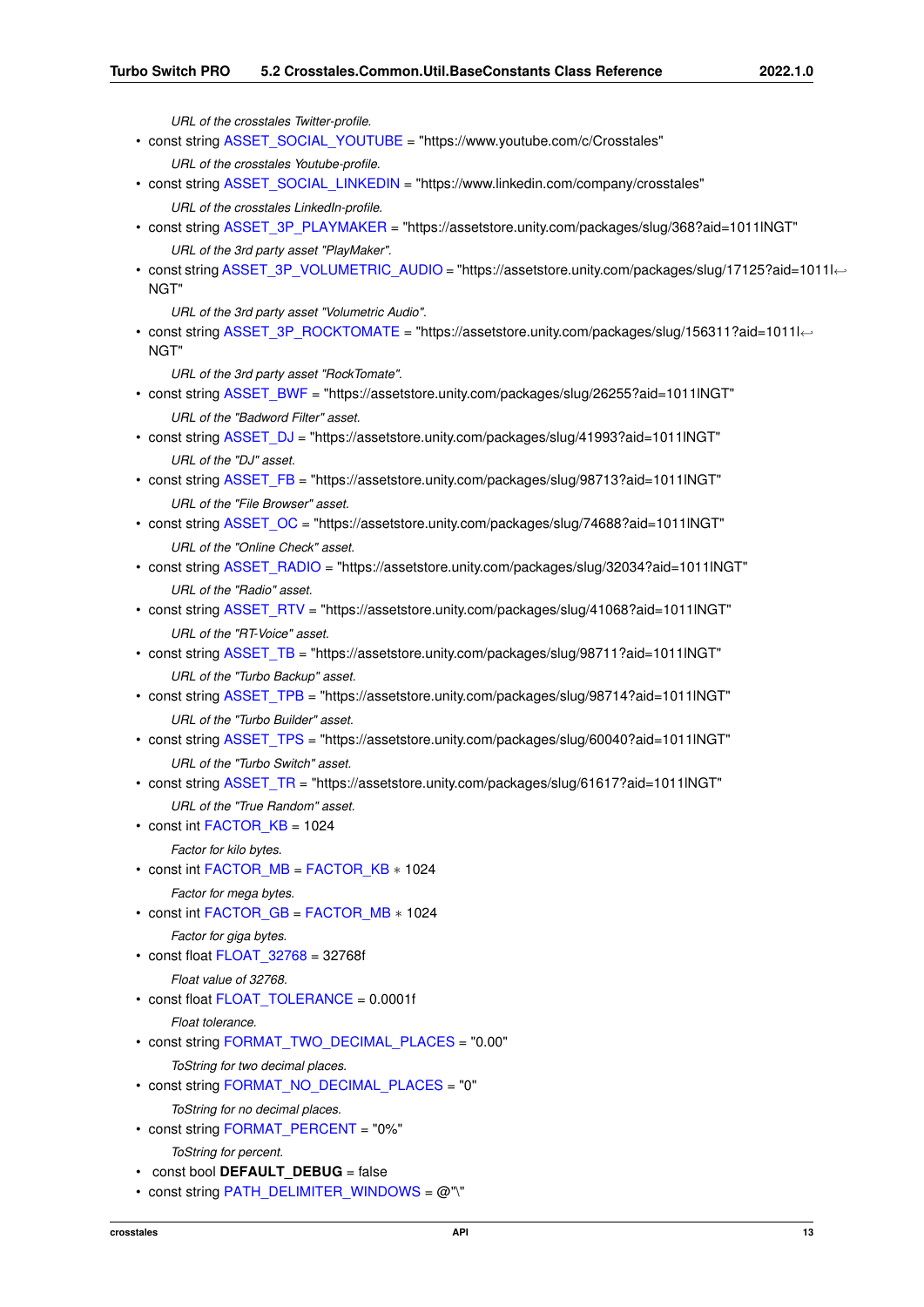*URL of the crosstales Twitter-profile.*

- const string ASSET_SOCIAL_YOUTUBE = "https://www.youtube.com/c/Crosstales"

  *URL of the crosstales Youtube-profile.*

- const string ASSET_SOCIAL_LINKEDIN = "https://www.linkedin.com/company/crosstales"

  *URL of the crosstales LinkedIn-profile.*

- const string ASSET_3P_PLAYMAKER = "https://assetstore.unity.com/packages/slug/368?aid=1011lNGT"

  *URL of the 3rd party asset "PlayMaker".*

- const string ASSET_3P_VOLUMETRIC_AUDIO = "https://assetstore.unity.com/packages/slug/17125?aid=1011lNGT"

  *URL of the 3rd party asset "Volumetric Audio".*

- const string ASSET_3P_ROCKTOMATE = "https://assetstore.unity.com/packages/slug/156311?aid=1011lNGT"

  *URL of the 3rd party asset "RockTomate".*

- const string ASSET_BWF = "https://assetstore.unity.com/packages/slug/26255?aid=1011lNGT"

  *URL of the "Badword Filter" asset.*

- const string ASSET_DJ = "https://assetstore.unity.com/packages/slug/41993?aid=1011lNGT"

  *URL of the "DJ" asset.*

- const string ASSET_FB = "https://assetstore.unity.com/packages/slug/98713?aid=1011lNGT"

  *URL of the "File Browser" asset.*

- const string ASSET_OC = "https://assetstore.unity.com/packages/slug/74688?aid=1011lNGT"

  *URL of the "Online Check" asset.*

- const string ASSET_RADIO = "https://assetstore.unity.com/packages/slug/32034?aid=1011lNGT"

  *URL of the "Radio" asset.*

- const string ASSET_RTV = "https://assetstore.unity.com/packages/slug/41068?aid=1011lNGT"

  *URL of the "RT-Voice" asset.*

- const string ASSET_TB = "https://assetstore.unity.com/packages/slug/98711?aid=1011lNGT"

  *URL of the "Turbo Backup" asset.*

- const string ASSET_TPB = "https://assetstore.unity.com/packages/slug/98714?aid=1011lNGT"

  *URL of the "Turbo Builder" asset.*

- const string ASSET_TPS = "https://assetstore.unity.com/packages/slug/60040?aid=1011lNGT"

  *URL of the "Turbo Switch" asset.*

- const string ASSET_TR = "https://assetstore.unity.com/packages/slug/61617?aid=1011lNGT"

  *URL of the "True Random" asset.*

- const int FACTOR_KB = 1024

  *Factor for kilo bytes.*

- const int FACTOR_MB = FACTOR_KB * 1024

  *Factor for mega bytes.*

- const int FACTOR_GB = FACTOR_MB * 1024

  *Factor for giga bytes.*

- const float FLOAT_32768 = 32768f

  *Float value of 32768.*

- const float FLOAT_TOLERANCE = 0.0001f

  *Float tolerance.*

- const string FORMAT_TWO_DECIMAL_PLACES = "0.00"

  *ToString for two decimal places.*

- const string FORMAT_NO_DECIMAL_PLACES = "0"

  *ToString for no decimal places.*

- const string FORMAT_PERCENT = "0%"

  *ToString for percent.*

- const bool **DEFAULT_DEBUG** = false
- const string PATH_DELIMITER_WINDOWS = @"\"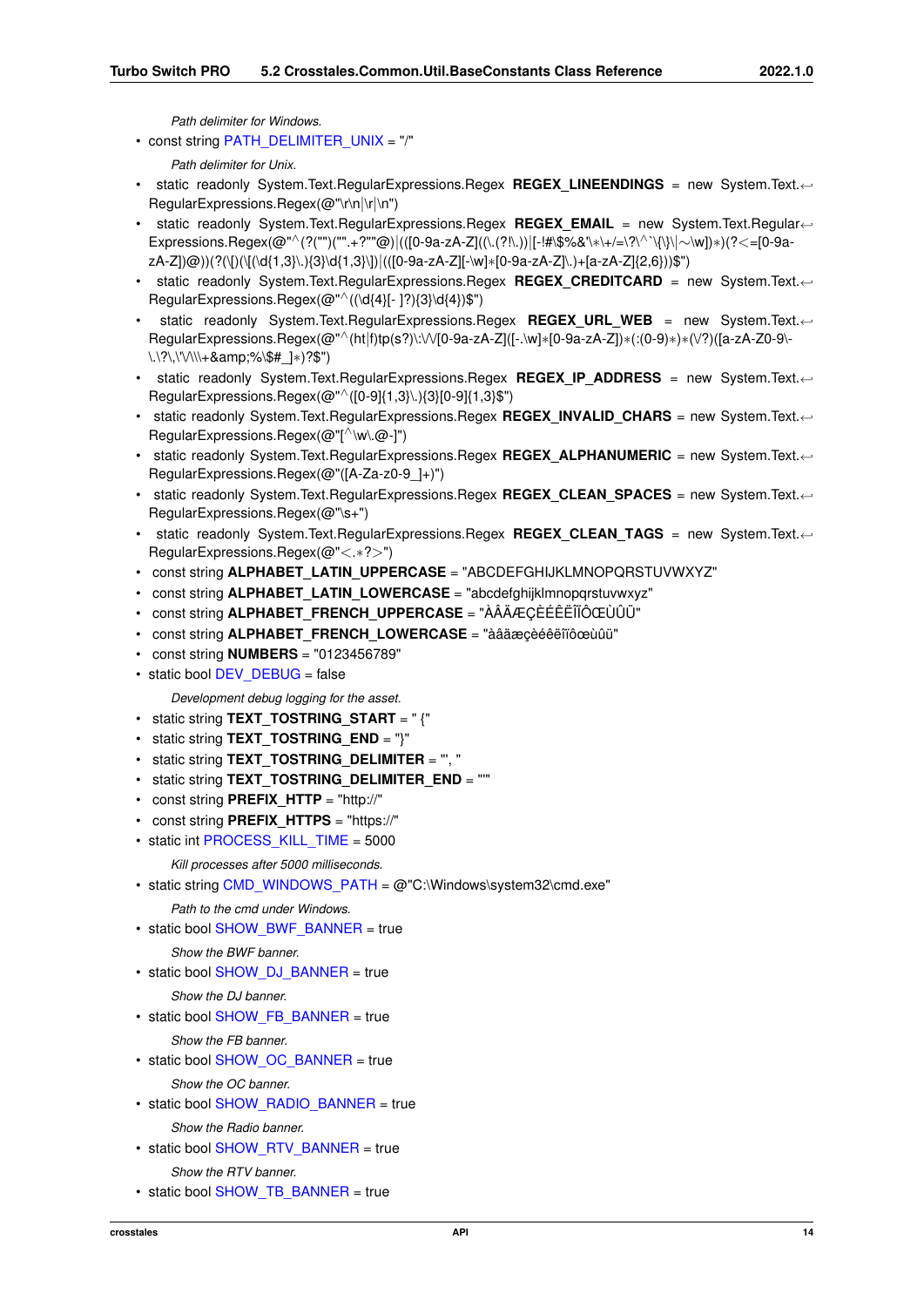*Path delimiter for Windows.*

- const string PATH_DELIMITER_UNIX = "/"

    *Path delimiter for Unix.*

- static readonly System.Text.RegularExpressions.Regex **REGEX_LINEENDINGS** = new System.Text.RegularExpressions.Regex(@"\r\n|\r|\n")
- static readonly System.Text.RegularExpressions.Regex **REGEX_EMAIL** = new System.Text.RegularExpressions.Regex(@"^(?("")("".+?""@)|(([0-9a-zA-Z]((\.(?!\.))|[-!#\$%&'\*\+/=\?\^`\{\}\|~\w])*)(?<=[0-9a-zA-Z])@))(?(\[)(\[(\d{1,3}\.){3}\d{1,3}\])|(([0-9a-zA-Z][-\w]*[0-9a-zA-Z]\.)+[a-zA-Z]{2,6}))$")
- static readonly System.Text.RegularExpressions.Regex **REGEX_CREDITCARD** = new System.Text.RegularExpressions.Regex(@"^((\d{4}[- ]?){3}\d{4})$")
- static readonly System.Text.RegularExpressions.Regex **REGEX_URL_WEB** = new System.Text.RegularExpressions.Regex(@"^(ht|f)tp(s?)\:\/\/[0-9a-zA-Z]([-.\w]*[0-9a-zA-Z])*(:(0-9)*)*(\/?)([a-zA-Z0-9\-\.\?\,\'\/\\\+&amp;%\$#_]*)?$")
- static readonly System.Text.RegularExpressions.Regex **REGEX_IP_ADDRESS** = new System.Text.RegularExpressions.Regex(@"^([0-9]{1,3}\.){3}[0-9]{1,3}$")
- static readonly System.Text.RegularExpressions.Regex **REGEX_INVALID_CHARS** = new System.Text.RegularExpressions.Regex(@"[^\w\.@-]")
- static readonly System.Text.RegularExpressions.Regex **REGEX_ALPHANUMERIC** = new System.Text.RegularExpressions.Regex(@"([A-Za-z0-9_]+)")
- static readonly System.Text.RegularExpressions.Regex **REGEX_CLEAN_SPACES** = new System.Text.RegularExpressions.Regex(@"\s+")
- static readonly System.Text.RegularExpressions.Regex **REGEX_CLEAN_TAGS** = new System.Text.RegularExpressions.Regex(@"<.*?>")
- const string **ALPHABET_LATIN_UPPERCASE** = "ABCDEFGHIJKLMNOPQRSTUVWXYZ"
- const string **ALPHABET_LATIN_LOWERCASE** = "abcdefghijklmnopqrstuvwxyz"
- const string **ALPHABET_FRENCH_UPPERCASE** = "ÀÂÄÆÇÈÉÊËÎÏÔŒÙÛÜ"
- const string **ALPHABET_FRENCH_LOWERCASE** = "àâäæçèéêëîïôœùûü"
- const string **NUMBERS** = "0123456789"
- static bool DEV_DEBUG = false

    *Development debug logging for the asset.*

- static string **TEXT_TOSTRING_START** = " {"
- static string **TEXT_TOSTRING_END** = "}"
- static string **TEXT_TOSTRING_DELIMITER** = "', "
- static string **TEXT_TOSTRING_DELIMITER_END** = "'"
- const string **PREFIX_HTTP** = "http://"
- const string **PREFIX_HTTPS** = "https://"
- static int PROCESS_KILL_TIME = 5000

    *Kill processes after 5000 milliseconds.*

- static string CMD_WINDOWS_PATH = @"C:\Windows\system32\cmd.exe"

    *Path to the cmd under Windows.*

- static bool SHOW_BWF_BANNER = true

    *Show the BWF banner.*

- static bool SHOW_DJ_BANNER = true

    *Show the DJ banner.*

- static bool SHOW_FB_BANNER = true

    *Show the FB banner.*

- static bool SHOW_OC_BANNER = true

    *Show the OC banner.*

- static bool SHOW_RADIO_BANNER = true

    *Show the Radio banner.*

- static bool SHOW_RTV_BANNER = true

    *Show the RTV banner.*

- static bool SHOW_TB_BANNER = true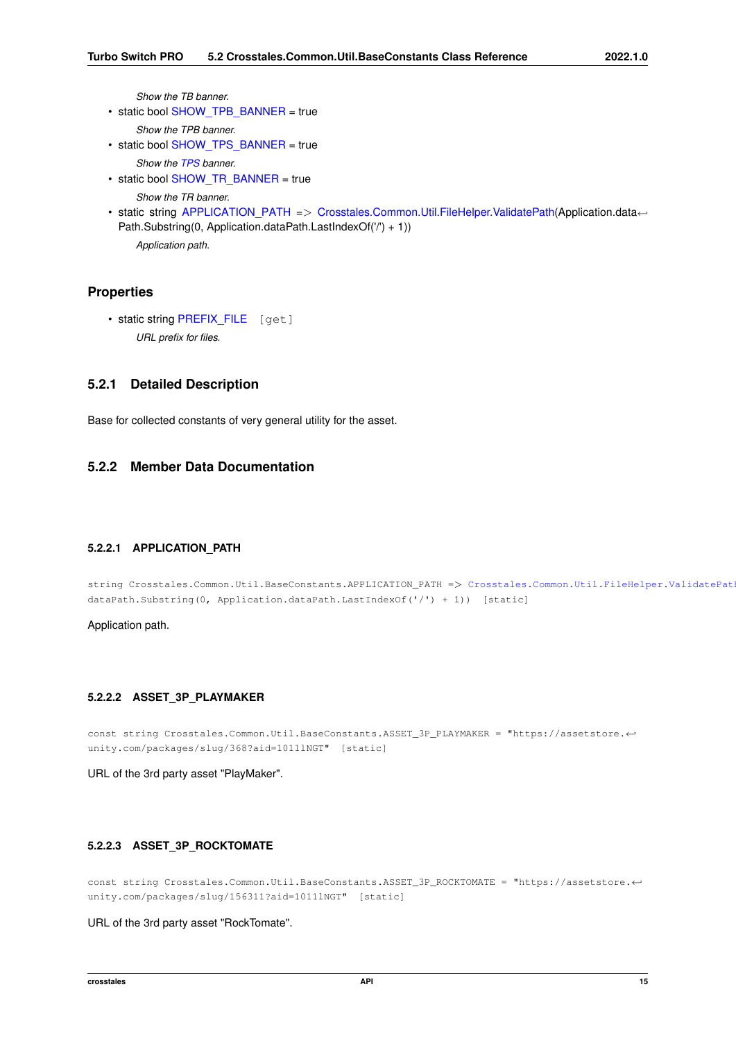*Show the TB banner.*

- static bool SHOW_TPB_BANNER = true

  *Show the TPB banner.*
- static bool SHOW_TPS_BANNER = true

  *Show the TPS banner.*
- static bool SHOW_TR_BANNER = true

  *Show the TR banner.*
- static string APPLICATION_PATH => Crosstales.Common.Util.FileHelper.ValidatePath(Application.dataPath.Substring(0, Application.dataPath.LastIndexOf('/') + 1))

  *Application path.*

## Properties

- static string PREFIX_FILE [get]

  *URL prefix for files.*

## 5.2.1 Detailed Description

Base for collected constants of very general utility for the asset.

## 5.2.2 Member Data Documentation

### 5.2.2.1 APPLICATION_PATH

```
string Crosstales.Common.Util.BaseConstants.APPLICATION_PATH => Crosstales.Common.Util.FileHelper.ValidatePath(Application.dataPath.Substring(0, Application.dataPath.LastIndexOf('/') + 1)) [static]
```

Application path.

### 5.2.2.2 ASSET_3P_PLAYMAKER

```
const string Crosstales.Common.Util.BaseConstants.ASSET_3P_PLAYMAKER = "https://assetstore.unity.com/packages/slug/368?aid=1011lNGT" [static]
```

URL of the 3rd party asset "PlayMaker".

### 5.2.2.3 ASSET_3P_ROCKTOMATE

```
const string Crosstales.Common.Util.BaseConstants.ASSET_3P_ROCKTOMATE = "https://assetstore.unity.com/packages/slug/156311?aid=1011lNGT" [static]
```

URL of the 3rd party asset "RockTomate".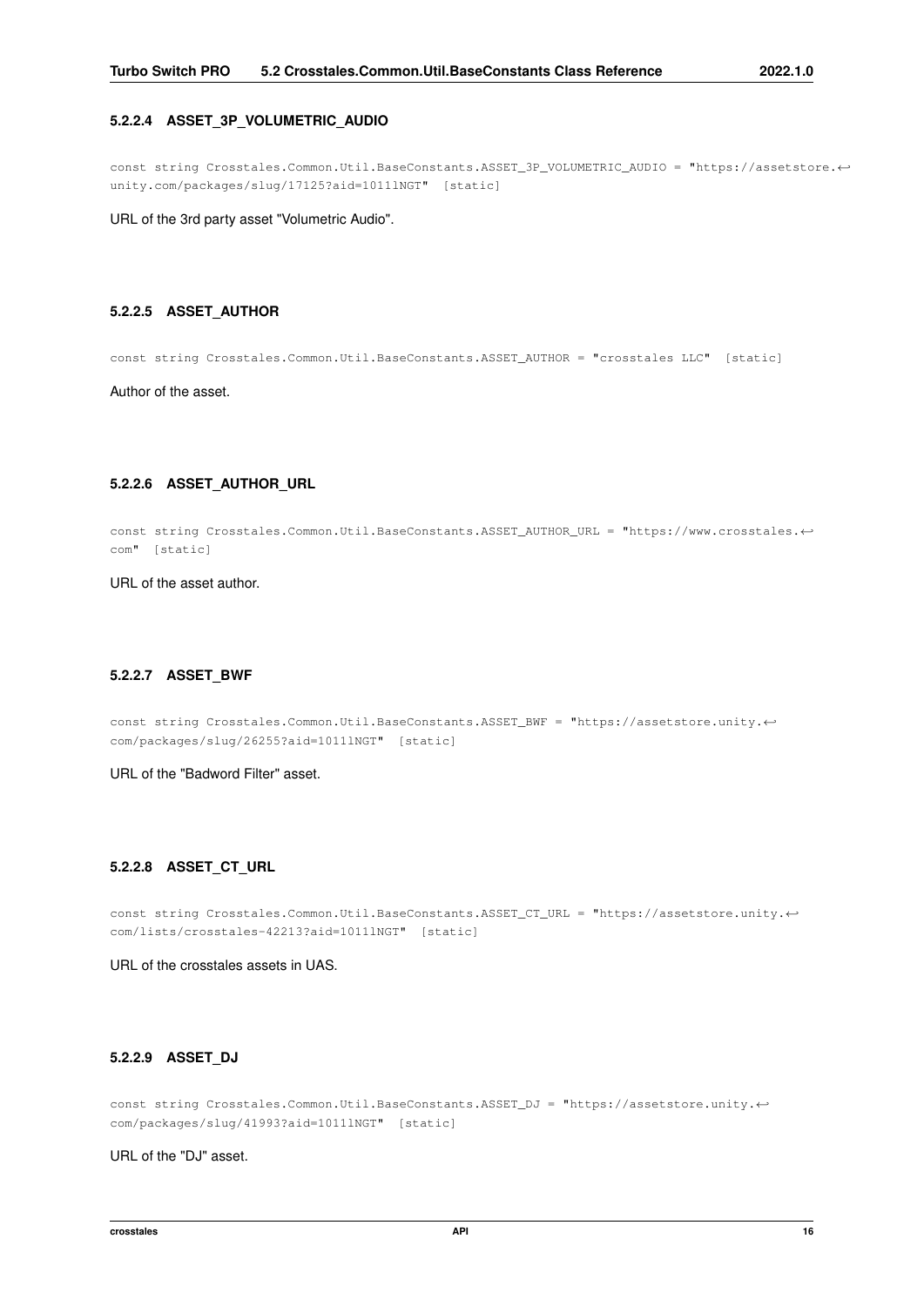#### 5.2.2.4 ASSET_3P_VOLUMETRIC_AUDIO

```
const string Crosstales.Common.Util.BaseConstants.ASSET_3P_VOLUMETRIC_AUDIO = "https://assetstore.↩
unity.com/packages/slug/17125?aid=1011lNGT" [static]
```

URL of the 3rd party asset "Volumetric Audio".

#### 5.2.2.5 ASSET_AUTHOR

```
const string Crosstales.Common.Util.BaseConstants.ASSET_AUTHOR = "crosstales LLC" [static]
```

Author of the asset.

#### 5.2.2.6 ASSET_AUTHOR_URL

```
const string Crosstales.Common.Util.BaseConstants.ASSET_AUTHOR_URL = "https://www.crosstales.↩
com" [static]
```

URL of the asset author.

#### 5.2.2.7 ASSET_BWF

```
const string Crosstales.Common.Util.BaseConstants.ASSET_BWF = "https://assetstore.unity.↩
com/packages/slug/26255?aid=1011lNGT" [static]
```

URL of the "Badword Filter" asset.

#### 5.2.2.8 ASSET_CT_URL

```
const string Crosstales.Common.Util.BaseConstants.ASSET_CT_URL = "https://assetstore.unity.↩
com/lists/crosstales-42213?aid=1011lNGT" [static]
```

URL of the crosstales assets in UAS.

#### 5.2.2.9 ASSET_DJ

```
const string Crosstales.Common.Util.BaseConstants.ASSET_DJ = "https://assetstore.unity.↩
com/packages/slug/41993?aid=1011lNGT" [static]
```

URL of the "DJ" asset.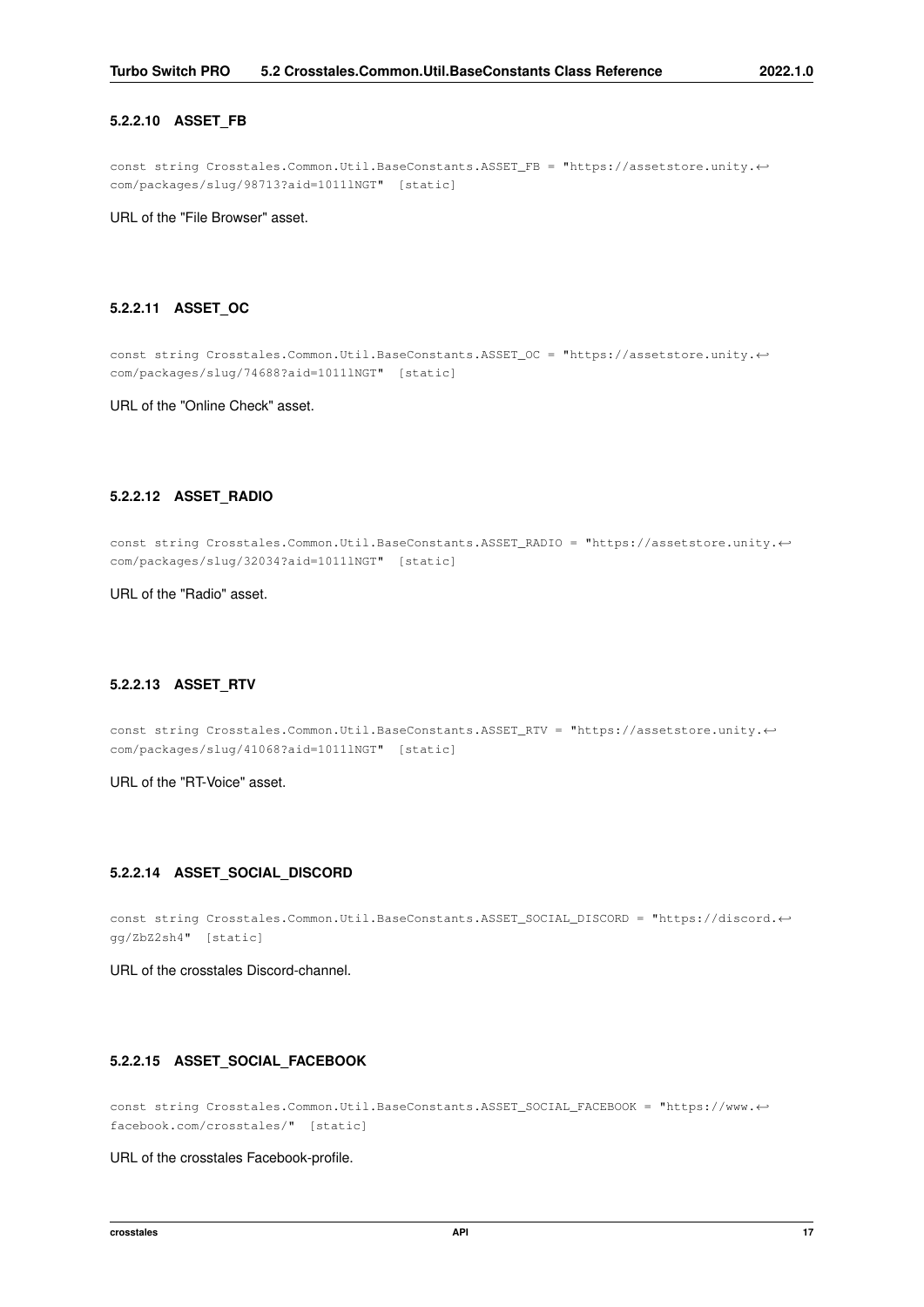#### 5.2.2.10 ASSET_FB

```
const string Crosstales.Common.Util.BaseConstants.ASSET_FB = "https://assetstore.unity.↩
com/packages/slug/98713?aid=1011lNGT" [static]
```

URL of the "File Browser" asset.

#### 5.2.2.11 ASSET_OC

```
const string Crosstales.Common.Util.BaseConstants.ASSET_OC = "https://assetstore.unity.↩
com/packages/slug/74688?aid=1011lNGT" [static]
```

URL of the "Online Check" asset.

#### 5.2.2.12 ASSET_RADIO

```
const string Crosstales.Common.Util.BaseConstants.ASSET_RADIO = "https://assetstore.unity.↩
com/packages/slug/32034?aid=1011lNGT" [static]
```

URL of the "Radio" asset.

#### 5.2.2.13 ASSET_RTV

```
const string Crosstales.Common.Util.BaseConstants.ASSET_RTV = "https://assetstore.unity.↩
com/packages/slug/41068?aid=1011lNGT" [static]
```

URL of the "RT-Voice" asset.

#### 5.2.2.14 ASSET_SOCIAL_DISCORD

```
const string Crosstales.Common.Util.BaseConstants.ASSET_SOCIAL_DISCORD = "https://discord.↩
gg/ZbZ2sh4" [static]
```

URL of the crosstales Discord-channel.

#### 5.2.2.15 ASSET_SOCIAL_FACEBOOK

```
const string Crosstales.Common.Util.BaseConstants.ASSET_SOCIAL_FACEBOOK = "https://www.↩
facebook.com/crosstales/" [static]
```

URL of the crosstales Facebook-profile.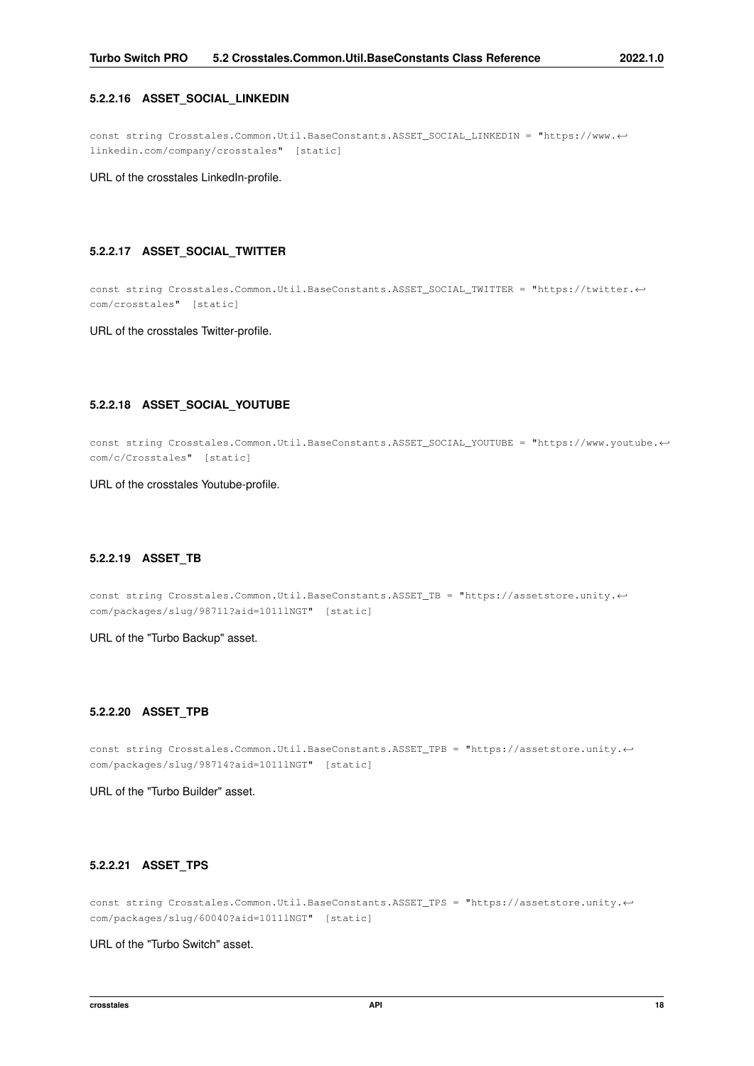#### 5.2.2.16 ASSET_SOCIAL_LINKEDIN

```
const string Crosstales.Common.Util.BaseConstants.ASSET_SOCIAL_LINKEDIN = "https://www.linkedin.com/company/crosstales" [static]
```

URL of the crosstales LinkedIn-profile.

#### 5.2.2.17 ASSET_SOCIAL_TWITTER

```
const string Crosstales.Common.Util.BaseConstants.ASSET_SOCIAL_TWITTER = "https://twitter.com/crosstales" [static]
```

URL of the crosstales Twitter-profile.

#### 5.2.2.18 ASSET_SOCIAL_YOUTUBE

```
const string Crosstales.Common.Util.BaseConstants.ASSET_SOCIAL_YOUTUBE = "https://www.youtube.com/c/Crosstales" [static]
```

URL of the crosstales Youtube-profile.

#### 5.2.2.19 ASSET_TB

```
const string Crosstales.Common.Util.BaseConstants.ASSET_TB = "https://assetstore.unity.com/packages/slug/98711?aid=1011lNGT" [static]
```

URL of the "Turbo Backup" asset.

#### 5.2.2.20 ASSET_TPB

```
const string Crosstales.Common.Util.BaseConstants.ASSET_TPB = "https://assetstore.unity.com/packages/slug/98714?aid=1011lNGT" [static]
```

URL of the "Turbo Builder" asset.

#### 5.2.2.21 ASSET_TPS

```
const string Crosstales.Common.Util.BaseConstants.ASSET_TPS = "https://assetstore.unity.com/packages/slug/60040?aid=1011lNGT" [static]
```

URL of the "Turbo Switch" asset.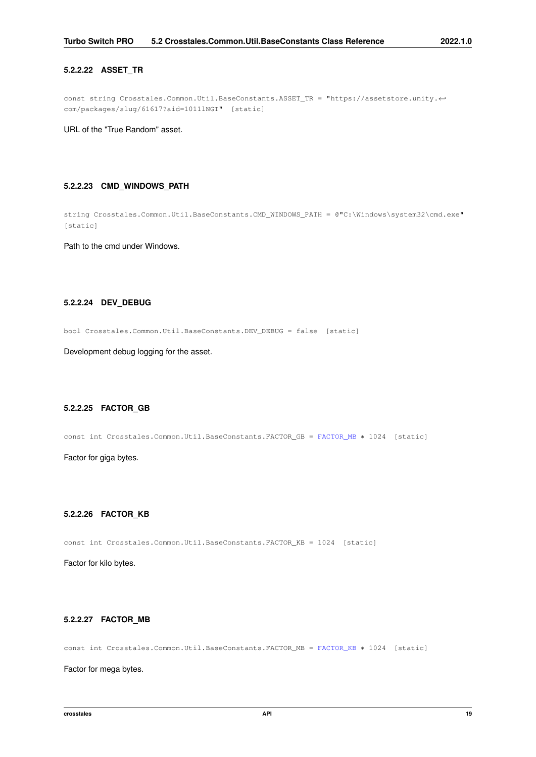#### 5.2.2.22 ASSET_TR

```
const string Crosstales.Common.Util.BaseConstants.ASSET_TR = "https://assetstore.unity.↩
com/packages/slug/61617?aid=1011lNGT" [static]
```

URL of the "True Random" asset.

#### 5.2.2.23 CMD_WINDOWS_PATH

```
string Crosstales.Common.Util.BaseConstants.CMD_WINDOWS_PATH = @"C:\Windows\system32\cmd.exe"
[static]
```

Path to the cmd under Windows.

#### 5.2.2.24 DEV_DEBUG

```
bool Crosstales.Common.Util.BaseConstants.DEV_DEBUG = false [static]
```

Development debug logging for the asset.

#### 5.2.2.25 FACTOR_GB

```
const int Crosstales.Common.Util.BaseConstants.FACTOR_GB = FACTOR_MB * 1024 [static]
```

Factor for giga bytes.

#### 5.2.2.26 FACTOR_KB

```
const int Crosstales.Common.Util.BaseConstants.FACTOR_KB = 1024 [static]
```

Factor for kilo bytes.

#### 5.2.2.27 FACTOR_MB

```
const int Crosstales.Common.Util.BaseConstants.FACTOR_MB = FACTOR_KB * 1024 [static]
```

Factor for mega bytes.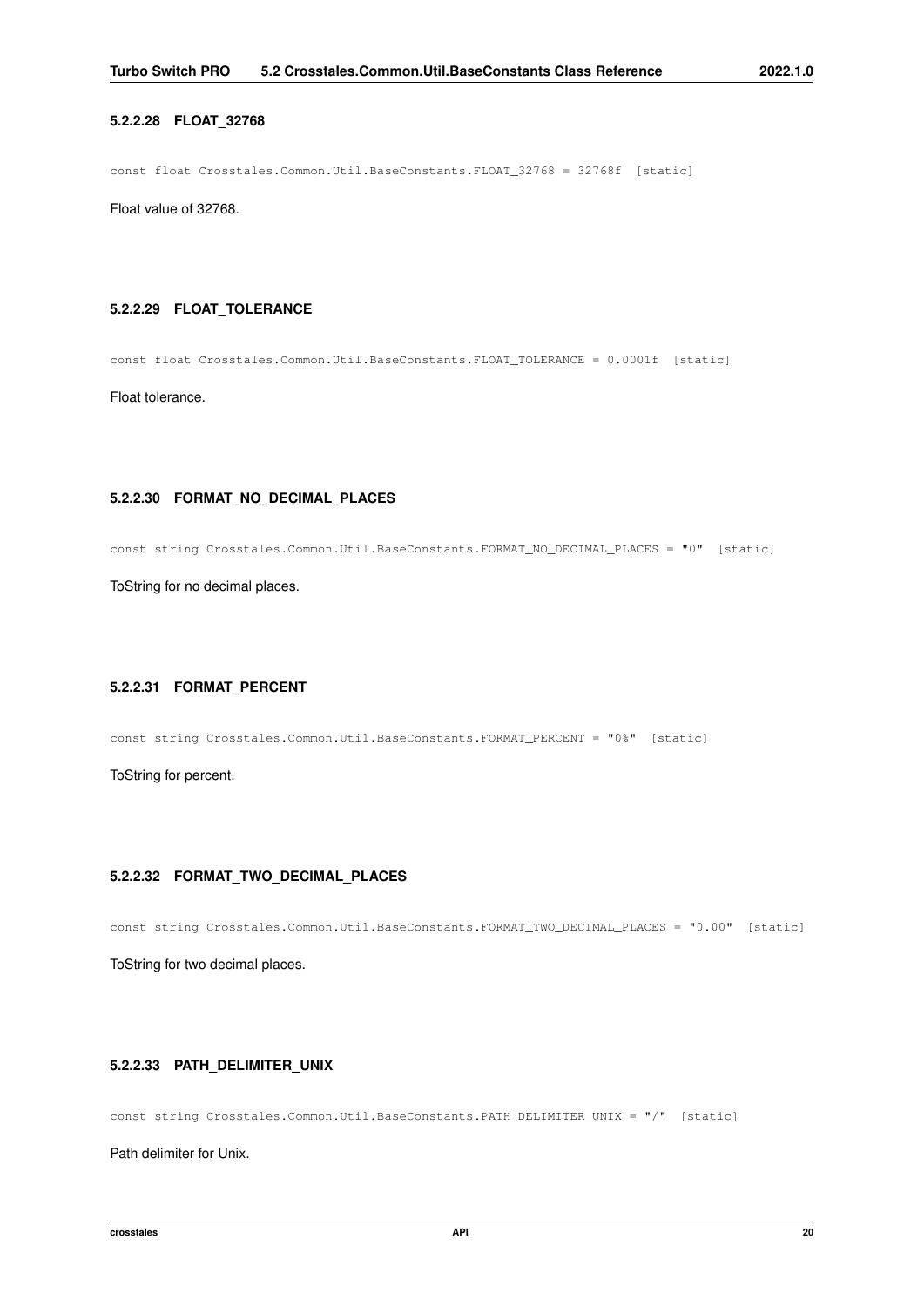#### 5.2.2.28 FLOAT_32768

```
const float Crosstales.Common.Util.BaseConstants.FLOAT_32768 = 32768f [static]
```

Float value of 32768.

#### 5.2.2.29 FLOAT_TOLERANCE

```
const float Crosstales.Common.Util.BaseConstants.FLOAT_TOLERANCE = 0.0001f [static]
```

Float tolerance.

#### 5.2.2.30 FORMAT_NO_DECIMAL_PLACES

```
const string Crosstales.Common.Util.BaseConstants.FORMAT_NO_DECIMAL_PLACES = "0" [static]
```

ToString for no decimal places.

#### 5.2.2.31 FORMAT_PERCENT

```
const string Crosstales.Common.Util.BaseConstants.FORMAT_PERCENT = "0%" [static]
```

ToString for percent.

#### 5.2.2.32 FORMAT_TWO_DECIMAL_PLACES

```
const string Crosstales.Common.Util.BaseConstants.FORMAT_TWO_DECIMAL_PLACES = "0.00" [static]
```

ToString for two decimal places.

#### 5.2.2.33 PATH_DELIMITER_UNIX

```
const string Crosstales.Common.Util.BaseConstants.PATH_DELIMITER_UNIX = "/" [static]
```

Path delimiter for Unix.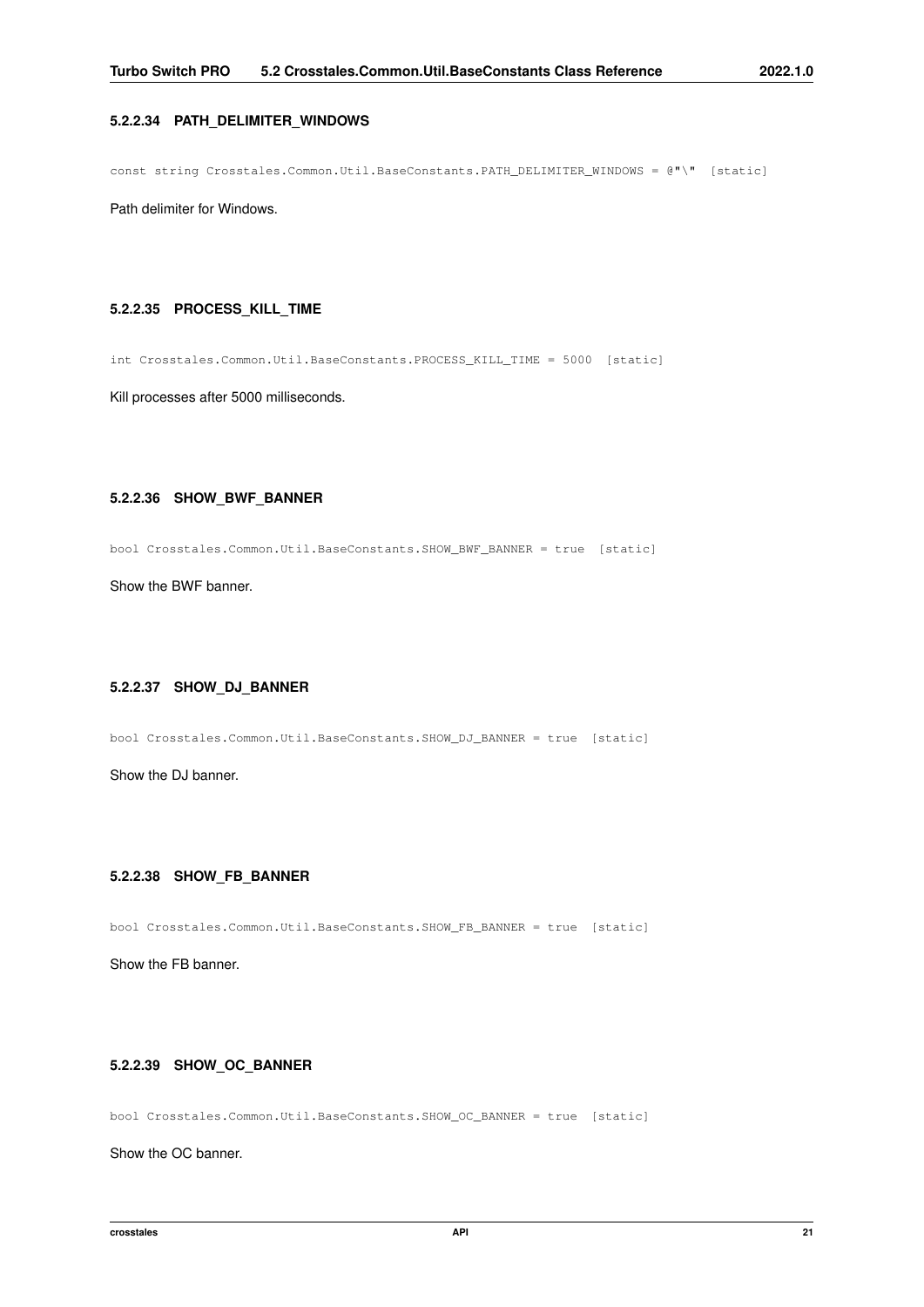#### 5.2.2.34 PATH_DELIMITER_WINDOWS

```
const string Crosstales.Common.Util.BaseConstants.PATH_DELIMITER_WINDOWS = @"\"  [static]
```

Path delimiter for Windows.

#### 5.2.2.35 PROCESS_KILL_TIME

```
int Crosstales.Common.Util.BaseConstants.PROCESS_KILL_TIME = 5000  [static]
```

Kill processes after 5000 milliseconds.

#### 5.2.2.36 SHOW_BWF_BANNER

```
bool Crosstales.Common.Util.BaseConstants.SHOW_BWF_BANNER = true  [static]
```

Show the BWF banner.

#### 5.2.2.37 SHOW_DJ_BANNER

```
bool Crosstales.Common.Util.BaseConstants.SHOW_DJ_BANNER = true  [static]
```

Show the DJ banner.

#### 5.2.2.38 SHOW_FB_BANNER

```
bool Crosstales.Common.Util.BaseConstants.SHOW_FB_BANNER = true  [static]
```

Show the FB banner.

#### 5.2.2.39 SHOW_OC_BANNER

```
bool Crosstales.Common.Util.BaseConstants.SHOW_OC_BANNER = true  [static]
```

Show the OC banner.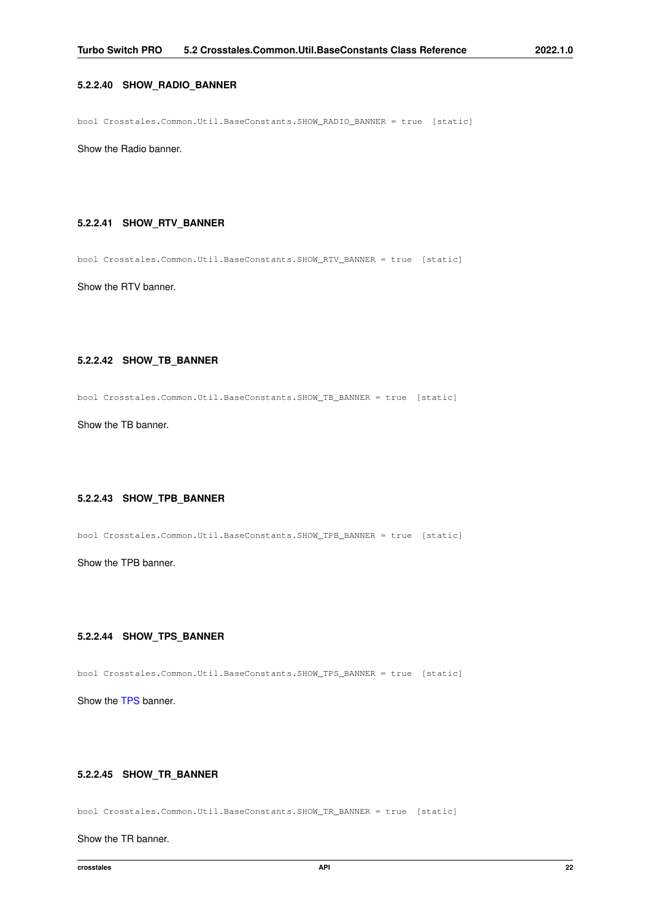#### 5.2.2.40 SHOW_RADIO_BANNER

```
bool Crosstales.Common.Util.BaseConstants.SHOW_RADIO_BANNER = true [static]
```

Show the Radio banner.

#### 5.2.2.41 SHOW_RTV_BANNER

```
bool Crosstales.Common.Util.BaseConstants.SHOW_RTV_BANNER = true [static]
```

Show the RTV banner.

#### 5.2.2.42 SHOW_TB_BANNER

```
bool Crosstales.Common.Util.BaseConstants.SHOW_TB_BANNER = true [static]
```

Show the TB banner.

#### 5.2.2.43 SHOW_TPB_BANNER

```
bool Crosstales.Common.Util.BaseConstants.SHOW_TPB_BANNER = true [static]
```

Show the TPB banner.

#### 5.2.2.44 SHOW_TPS_BANNER

```
bool Crosstales.Common.Util.BaseConstants.SHOW_TPS_BANNER = true [static]
```

Show the TPS banner.

#### 5.2.2.45 SHOW_TR_BANNER

```
bool Crosstales.Common.Util.BaseConstants.SHOW_TR_BANNER = true [static]
```

Show the TR banner.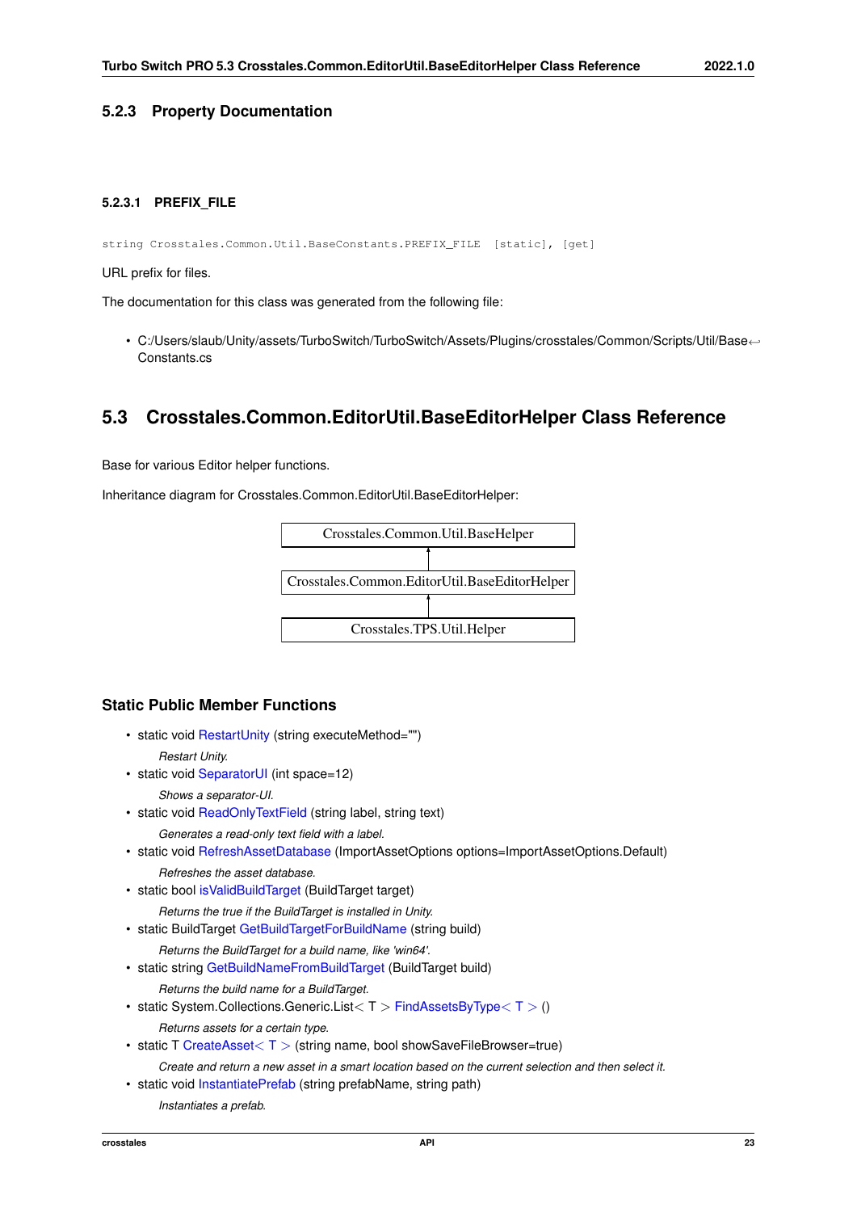### 5.2.3 Property Documentation

#### 5.2.3.1 PREFIX_FILE

```
string Crosstales.Common.Util.BaseConstants.PREFIX_FILE  [static], [get]
```

URL prefix for files.

The documentation for this class was generated from the following file:

- C:/Users/slaub/Unity/assets/TurboSwitch/TurboSwitch/Assets/Plugins/crosstales/Common/Scripts/Util/BaseConstants.cs

## 5.3 Crosstales.Common.EditorUtil.BaseEditorHelper Class Reference

Base for various Editor helper functions.

Inheritance diagram for Crosstales.Common.EditorUtil.BaseEditorHelper:

Crosstales.Common.Util.BaseHelper
↑
Crosstales.Common.EditorUtil.BaseEditorHelper
↑
Crosstales.TPS.Util.Helper

### Static Public Member Functions

- static void RestartUnity (string executeMethod="")
  *Restart Unity.*
- static void SeparatorUI (int space=12)
  *Shows a separator-UI.*
- static void ReadOnlyTextField (string label, string text)
  *Generates a read-only text field with a label.*
- static void RefreshAssetDatabase (ImportAssetOptions options=ImportAssetOptions.Default)
  *Refreshes the asset database.*
- static bool isValidBuildTarget (BuildTarget target)
  *Returns the true if the BuildTarget is installed in Unity.*
- static BuildTarget GetBuildTargetForBuildName (string build)
  *Returns the BuildTarget for a build name, like 'win64'.*
- static string GetBuildNameFromBuildTarget (BuildTarget build)
  *Returns the build name for a BuildTarget.*
- static System.Collections.Generic.List< T > FindAssetsByType< T > ()
  *Returns assets for a certain type.*
- static T CreateAsset< T > (string name, bool showSaveFileBrowser=true)
  *Create and return a new asset in a smart location based on the current selection and then select it.*
- static void InstantiatePrefab (string prefabName, string path)
  *Instantiates a prefab.*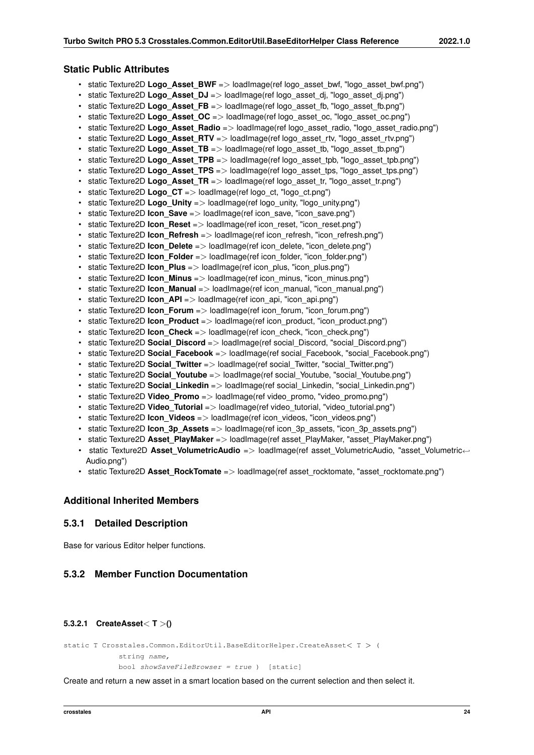### Static Public Attributes

- static Texture2D **Logo_Asset_BWF** => loadImage(ref logo_asset_bwf, "logo_asset_bwf.png")
- static Texture2D **Logo_Asset_DJ** => loadImage(ref logo_asset_dj, "logo_asset_dj.png")
- static Texture2D **Logo_Asset_FB** => loadImage(ref logo_asset_fb, "logo_asset_fb.png")
- static Texture2D **Logo_Asset_OC** => loadImage(ref logo_asset_oc, "logo_asset_oc.png")
- static Texture2D **Logo_Asset_Radio** => loadImage(ref logo_asset_radio, "logo_asset_radio.png")
- static Texture2D **Logo_Asset_RTV** => loadImage(ref logo_asset_rtv, "logo_asset_rtv.png")
- static Texture2D **Logo_Asset_TB** => loadImage(ref logo_asset_tb, "logo_asset_tb.png")
- static Texture2D **Logo_Asset_TPB** => loadImage(ref logo_asset_tpb, "logo_asset_tpb.png")
- static Texture2D **Logo_Asset_TPS** => loadImage(ref logo_asset_tps, "logo_asset_tps.png")
- static Texture2D **Logo_Asset_TR** => loadImage(ref logo_asset_tr, "logo_asset_tr.png")
- static Texture2D **Logo_CT** => loadImage(ref logo_ct, "logo_ct.png")
- static Texture2D **Logo_Unity** => loadImage(ref logo_unity, "logo_unity.png")
- static Texture2D **Icon_Save** => loadImage(ref icon_save, "icon_save.png")
- static Texture2D **Icon_Reset** => loadImage(ref icon_reset, "icon_reset.png")
- static Texture2D **Icon_Refresh** => loadImage(ref icon_refresh, "icon_refresh.png")
- static Texture2D **Icon_Delete** => loadImage(ref icon_delete, "icon_delete.png")
- static Texture2D **Icon_Folder** => loadImage(ref icon_folder, "icon_folder.png")
- static Texture2D **Icon_Plus** => loadImage(ref icon_plus, "icon_plus.png")
- static Texture2D **Icon_Minus** => loadImage(ref icon_minus, "icon_minus.png")
- static Texture2D **Icon_Manual** => loadImage(ref icon_manual, "icon_manual.png")
- static Texture2D **Icon_API** => loadImage(ref icon_api, "icon_api.png")
- static Texture2D **Icon_Forum** => loadImage(ref icon_forum, "icon_forum.png")
- static Texture2D **Icon_Product** => loadImage(ref icon_product, "icon_product.png")
- static Texture2D **Icon_Check** => loadImage(ref icon_check, "icon_check.png")
- static Texture2D **Social_Discord** => loadImage(ref social_Discord, "social_Discord.png")
- static Texture2D **Social_Facebook** => loadImage(ref social_Facebook, "social_Facebook.png")
- static Texture2D **Social_Twitter** => loadImage(ref social_Twitter, "social_Twitter.png")
- static Texture2D **Social_Youtube** => loadImage(ref social_Youtube, "social_Youtube.png")
- static Texture2D **Social_Linkedin** => loadImage(ref social_Linkedin, "social_Linkedin.png")
- static Texture2D **Video_Promo** => loadImage(ref video_promo, "video_promo.png")
- static Texture2D **Video_Tutorial** => loadImage(ref video_tutorial, "video_tutorial.png")
- static Texture2D **Icon_Videos** => loadImage(ref icon_videos, "icon_videos.png")
- static Texture2D **Icon_3p_Assets** => loadImage(ref icon_3p_assets, "icon_3p_assets.png")
- static Texture2D **Asset_PlayMaker** => loadImage(ref asset_PlayMaker, "asset_PlayMaker.png")
- static Texture2D **Asset_VolumetricAudio** => loadImage(ref asset_VolumetricAudio, "asset_VolumetricAudio.png")
- static Texture2D **Asset_RockTomate** => loadImage(ref asset_rocktomate, "asset_rocktomate.png")

### Additional Inherited Members

### 5.3.1 Detailed Description

Base for various Editor helper functions.

### 5.3.2 Member Function Documentation

#### 5.3.2.1 CreateAsset< T >()

```
static T Crosstales.Common.EditorUtil.BaseEditorHelper.CreateAsset< T > (
            string name,
            bool showSaveFileBrowser = true ) [static]
```

Create and return a new asset in a smart location based on the current selection and then select it.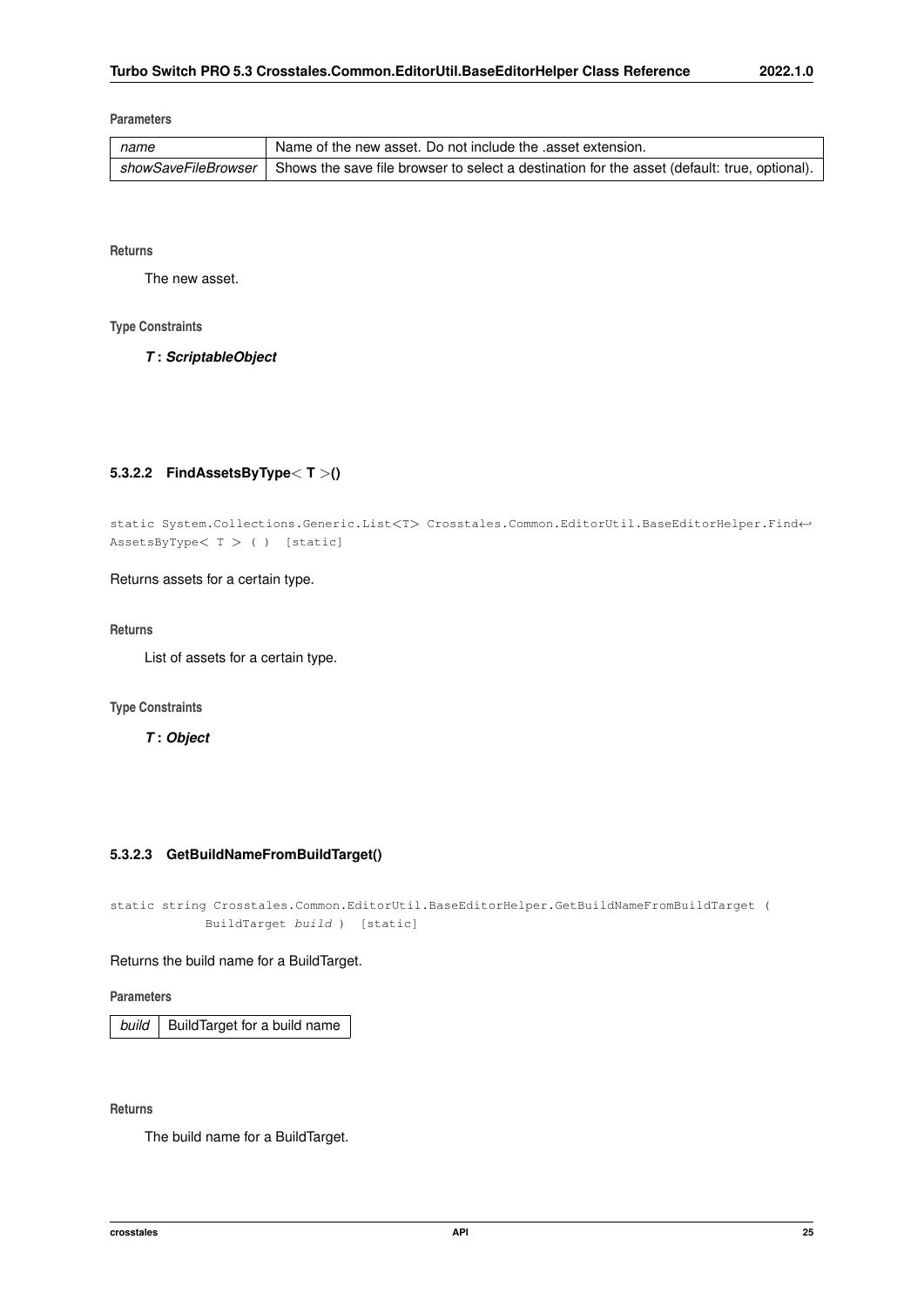**Parameters**

| name | Name of the new asset. Do not include the .asset extension. |
|---|---|
| showSaveFileBrowser | Shows the save file browser to select a destination for the asset (default: true, optional). |

**Returns**

The new asset.

**Type Constraints**

***T* : *ScriptableObject***

### 5.3.2.2 FindAssetsByType< T >()

```
static System.Collections.Generic.List<T> Crosstales.Common.EditorUtil.BaseEditorHelper.FindAssetsByType< T > ( ) [static]
```

Returns assets for a certain type.

**Returns**

List of assets for a certain type.

**Type Constraints**

***T* : *Object***

### 5.3.2.3 GetBuildNameFromBuildTarget()

```
static string Crosstales.Common.EditorUtil.BaseEditorHelper.GetBuildNameFromBuildTarget (
            BuildTarget build ) [static]
```

Returns the build name for a BuildTarget.

**Parameters**

| build | BuildTarget for a build name |
|---|---|

**Returns**

The build name for a BuildTarget.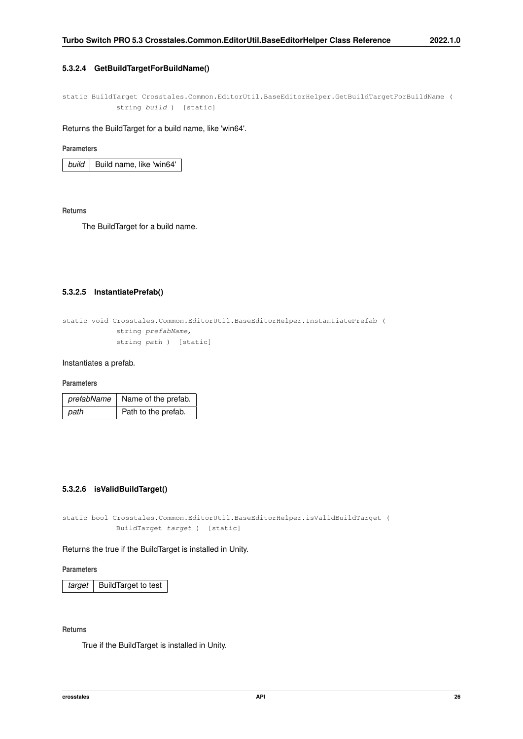### 5.3.2.4 GetBuildTargetForBuildName()

```
static BuildTarget Crosstales.Common.EditorUtil.BaseEditorHelper.GetBuildTargetForBuildName (
            string build ) [static]
```

Returns the BuildTarget for a build name, like 'win64'.

**Parameters**

| | |
|---|---|
| *build* | Build name, like 'win64' |

**Returns**

The BuildTarget for a build name.

### 5.3.2.5 InstantiatePrefab()

```
static void Crosstales.Common.EditorUtil.BaseEditorHelper.InstantiatePrefab (
            string prefabName,
            string path ) [static]
```

Instantiates a prefab.

**Parameters**

| | |
|---|---|
| *prefabName* | Name of the prefab. |
| *path* | Path to the prefab. |

### 5.3.2.6 isValidBuildTarget()

```
static bool Crosstales.Common.EditorUtil.BaseEditorHelper.isValidBuildTarget (
            BuildTarget target ) [static]
```

Returns the true if the BuildTarget is installed in Unity.

**Parameters**

| | |
|---|---|
| *target* | BuildTarget to test |

**Returns**

True if the BuildTarget is installed in Unity.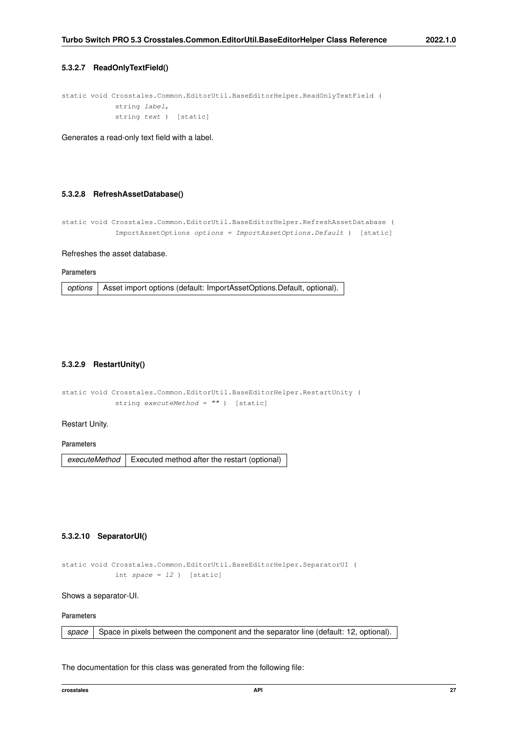#### 5.3.2.7 ReadOnlyTextField()

```
static void Crosstales.Common.EditorUtil.BaseEditorHelper.ReadOnlyTextField (
            string label,
            string text )  [static]
```

Generates a read-only text field with a label.

#### 5.3.2.8 RefreshAssetDatabase()

```
static void Crosstales.Common.EditorUtil.BaseEditorHelper.RefreshAssetDatabase (
            ImportAssetOptions options = ImportAssetOptions.Default )  [static]
```

Refreshes the asset database.

**Parameters**

| | |
|---|---|
| *options* | Asset import options (default: ImportAssetOptions.Default, optional). |

#### 5.3.2.9 RestartUnity()

```
static void Crosstales.Common.EditorUtil.BaseEditorHelper.RestartUnity (
            string executeMethod = "" )  [static]
```

Restart Unity.

**Parameters**

| | |
|---|---|
| *executeMethod* | Executed method after the restart (optional) |

#### 5.3.2.10 SeparatorUI()

```
static void Crosstales.Common.EditorUtil.BaseEditorHelper.SeparatorUI (
            int space = 12 )  [static]
```

Shows a separator-UI.

**Parameters**

| | |
|---|---|
| *space* | Space in pixels between the component and the separator line (default: 12, optional). |

The documentation for this class was generated from the following file: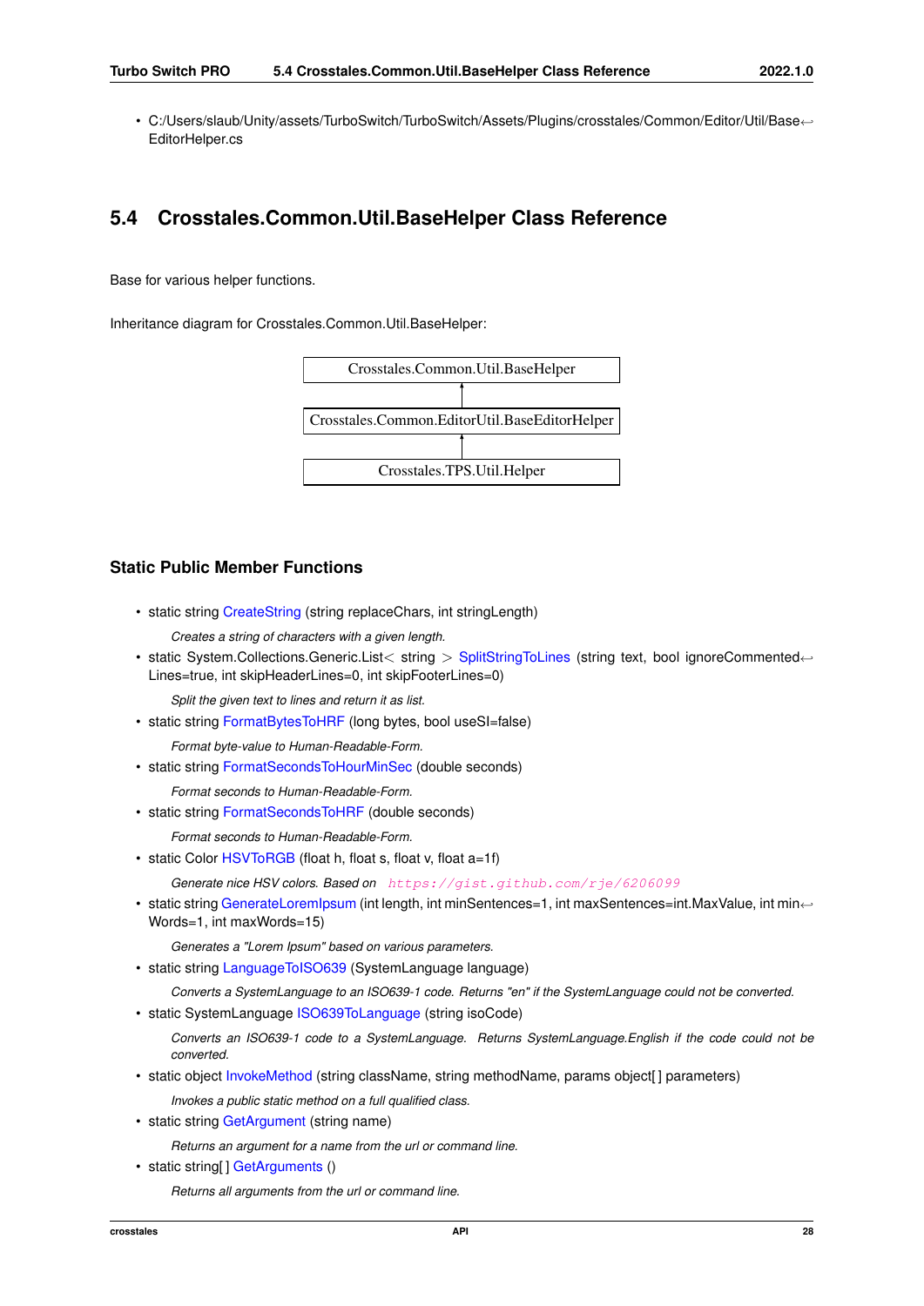- C:/Users/slaub/Unity/assets/TurboSwitch/TurboSwitch/Assets/Plugins/crosstales/Common/Editor/Util/BaseEditorHelper.cs

## 5.4 Crosstales.Common.Util.BaseHelper Class Reference

Base for various helper functions.

Inheritance diagram for Crosstales.Common.Util.BaseHelper:

Crosstales.Common.Util.BaseHelper
↑
Crosstales.Common.EditorUtil.BaseEditorHelper
↑
Crosstales.TPS.Util.Helper

### Static Public Member Functions

- static string CreateString (string replaceChars, int stringLength)

  *Creates a string of characters with a given length.*
- static System.Collections.Generic.List< string > SplitStringToLines (string text, bool ignoreCommentedLines=true, int skipHeaderLines=0, int skipFooterLines=0)

  *Split the given text to lines and return it as list.*
- static string FormatBytesToHRF (long bytes, bool useSI=false)

  *Format byte-value to Human-Readable-Form.*
- static string FormatSecondsToHourMinSec (double seconds)

  *Format seconds to Human-Readable-Form.*
- static string FormatSecondsToHRF (double seconds)

  *Format seconds to Human-Readable-Form.*
- static Color HSVToRGB (float h, float s, float v, float a=1f)

  *Generate nice HSV colors. Based on* `https://gist.github.com/rje/6206099`
- static string GenerateLoremIpsum (int length, int minSentences=1, int maxSentences=int.MaxValue, int minWords=1, int maxWords=15)

  *Generates a "Lorem Ipsum" based on various parameters.*
- static string LanguageToISO639 (SystemLanguage language)

  *Converts a SystemLanguage to an ISO639-1 code. Returns "en" if the SystemLanguage could not be converted.*
- static SystemLanguage ISO639ToLanguage (string isoCode)

  *Converts an ISO639-1 code to a SystemLanguage. Returns SystemLanguage.English if the code could not be converted.*
- static object InvokeMethod (string className, string methodName, params object[] parameters)

  *Invokes a public static method on a full qualified class.*
- static string GetArgument (string name)

  *Returns an argument for a name from the url or command line.*
- static string[] GetArguments ()

  *Returns all arguments from the url or command line.*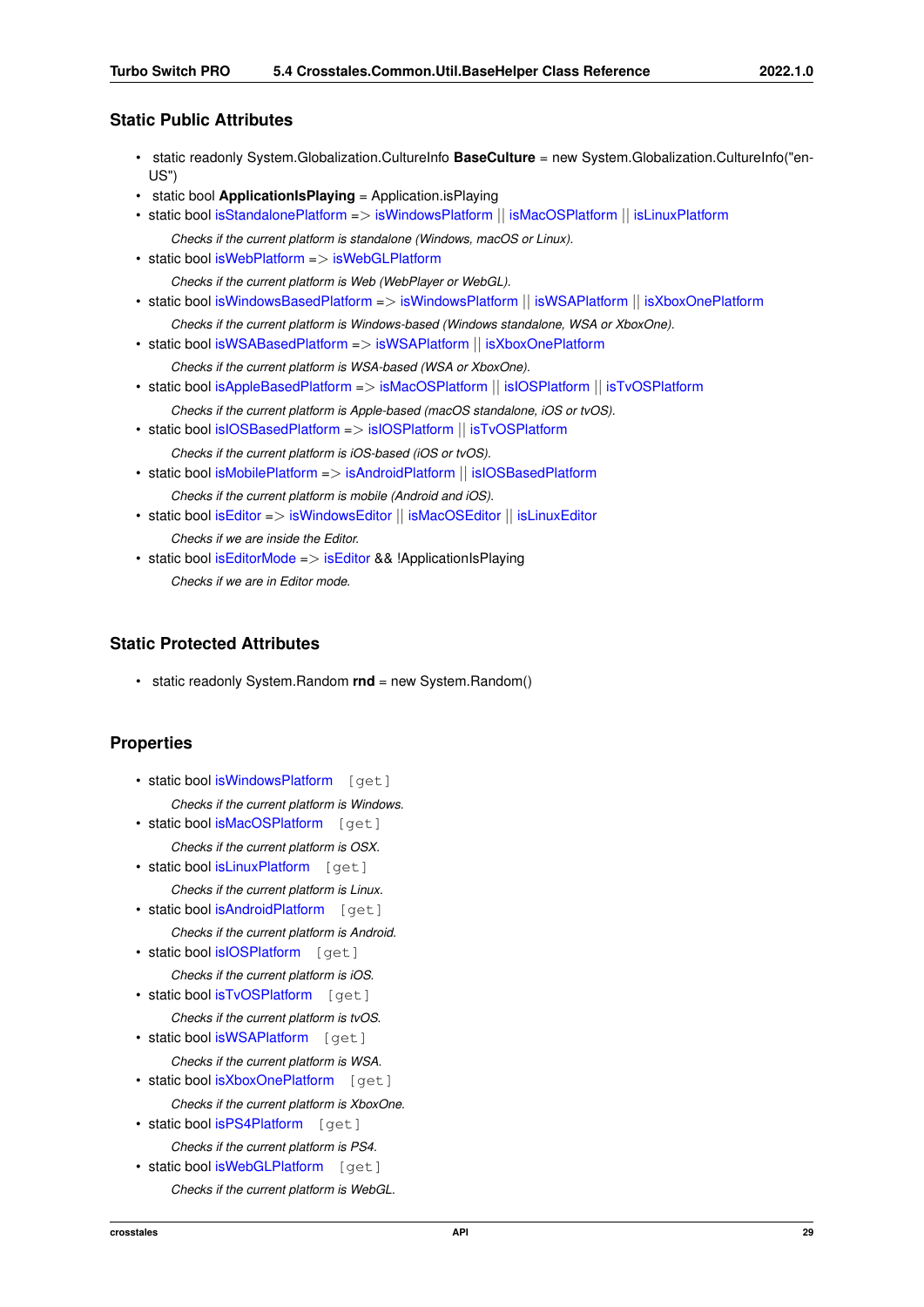## Static Public Attributes

- static readonly System.Globalization.CultureInfo **BaseCulture** = new System.Globalization.CultureInfo("en-US")
- static bool **ApplicationIsPlaying** = Application.isPlaying
- static bool isStandalonePlatform => isWindowsPlatform || isMacOSPlatform || isLinuxPlatform

  *Checks if the current platform is standalone (Windows, macOS or Linux).*
- static bool isWebPlatform => isWebGLPlatform

  *Checks if the current platform is Web (WebPlayer or WebGL).*
- static bool isWindowsBasedPlatform => isWindowsPlatform || isWSAPlatform || isXboxOnePlatform

  *Checks if the current platform is Windows-based (Windows standalone, WSA or XboxOne).*
- static bool isWSABasedPlatform => isWSAPlatform || isXboxOnePlatform

  *Checks if the current platform is WSA-based (WSA or XboxOne).*
- static bool isAppleBasedPlatform => isMacOSPlatform || isIOSPlatform || isTvOSPlatform

  *Checks if the current platform is Apple-based (macOS standalone, iOS or tvOS).*
- static bool isIOSBasedPlatform => isIOSPlatform || isTvOSPlatform

  *Checks if the current platform is iOS-based (iOS or tvOS).*
- static bool isMobilePlatform => isAndroidPlatform || isIOSBasedPlatform

  *Checks if the current platform is mobile (Android and iOS).*
- static bool isEditor => isWindowsEditor || isMacOSEditor || isLinuxEditor

  *Checks if we are inside the Editor.*
- static bool isEditorMode => isEditor && !ApplicationIsPlaying

  *Checks if we are in Editor mode.*

## Static Protected Attributes

- static readonly System.Random **rnd** = new System.Random()

## Properties

- static bool isWindowsPlatform [get]

  *Checks if the current platform is Windows.*
- static bool isMacOSPlatform [get]

  *Checks if the current platform is OSX.*
- static bool isLinuxPlatform [get]

  *Checks if the current platform is Linux.*
- static bool isAndroidPlatform [get]

  *Checks if the current platform is Android.*
- static bool isIOSPlatform [get]

  *Checks if the current platform is iOS.*
- static bool isTvOSPlatform [get]

  *Checks if the current platform is tvOS.*
- static bool isWSAPlatform [get]

  *Checks if the current platform is WSA.*
- static bool isXboxOnePlatform [get]

  *Checks if the current platform is XboxOne.*
- static bool isPS4Platform [get]

  *Checks if the current platform is PS4.*
- static bool isWebGLPlatform [get]

  *Checks if the current platform is WebGL.*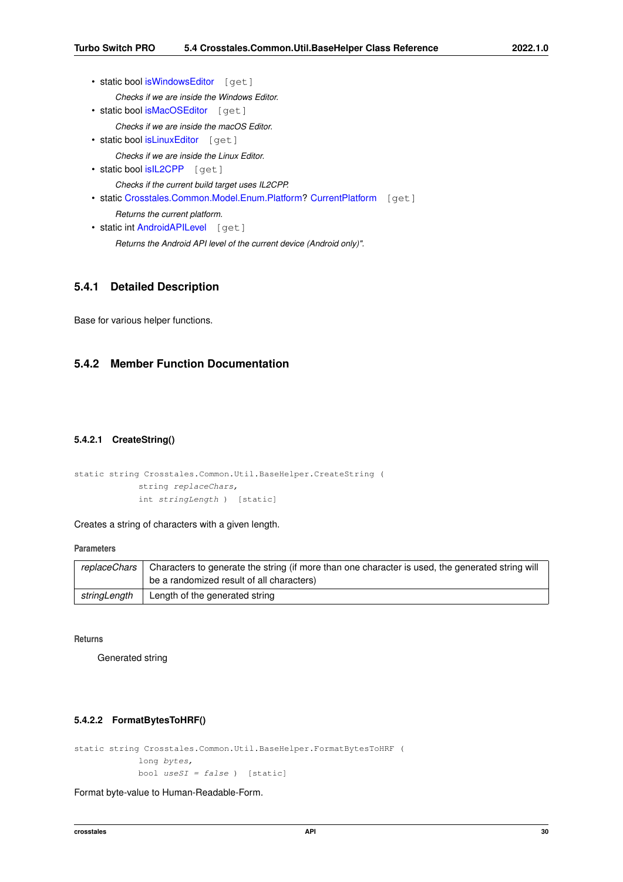- static bool isWindowsEditor [get]

  *Checks if we are inside the Windows Editor.*
- static bool isMacOSEditor [get]

  *Checks if we are inside the macOS Editor.*
- static bool isLinuxEditor [get]

  *Checks if we are inside the Linux Editor.*
- static bool isIL2CPP [get]

  *Checks if the current build target uses IL2CPP.*
- static Crosstales.Common.Model.Enum.Platform? CurrentPlatform [get]

  *Returns the current platform.*
- static int AndroidAPILevel [get]

  *Returns the Android API level of the current device (Android only)".*

## 5.4.1 Detailed Description

Base for various helper functions.

## 5.4.2 Member Function Documentation

### 5.4.2.1 CreateString()

```
static string Crosstales.Common.Util.BaseHelper.CreateString (
            string replaceChars,
            int stringLength ) [static]
```

Creates a string of characters with a given length.

**Parameters**

| | |
|---|---|
| *replaceChars* | Characters to generate the string (if more than one character is used, the generated string will be a randomized result of all characters) |
| *stringLength* | Length of the generated string |

**Returns**

Generated string

### 5.4.2.2 FormatBytesToHRF()

```
static string Crosstales.Common.Util.BaseHelper.FormatBytesToHRF (
            long bytes,
            bool useSI = false ) [static]
```

Format byte-value to Human-Readable-Form.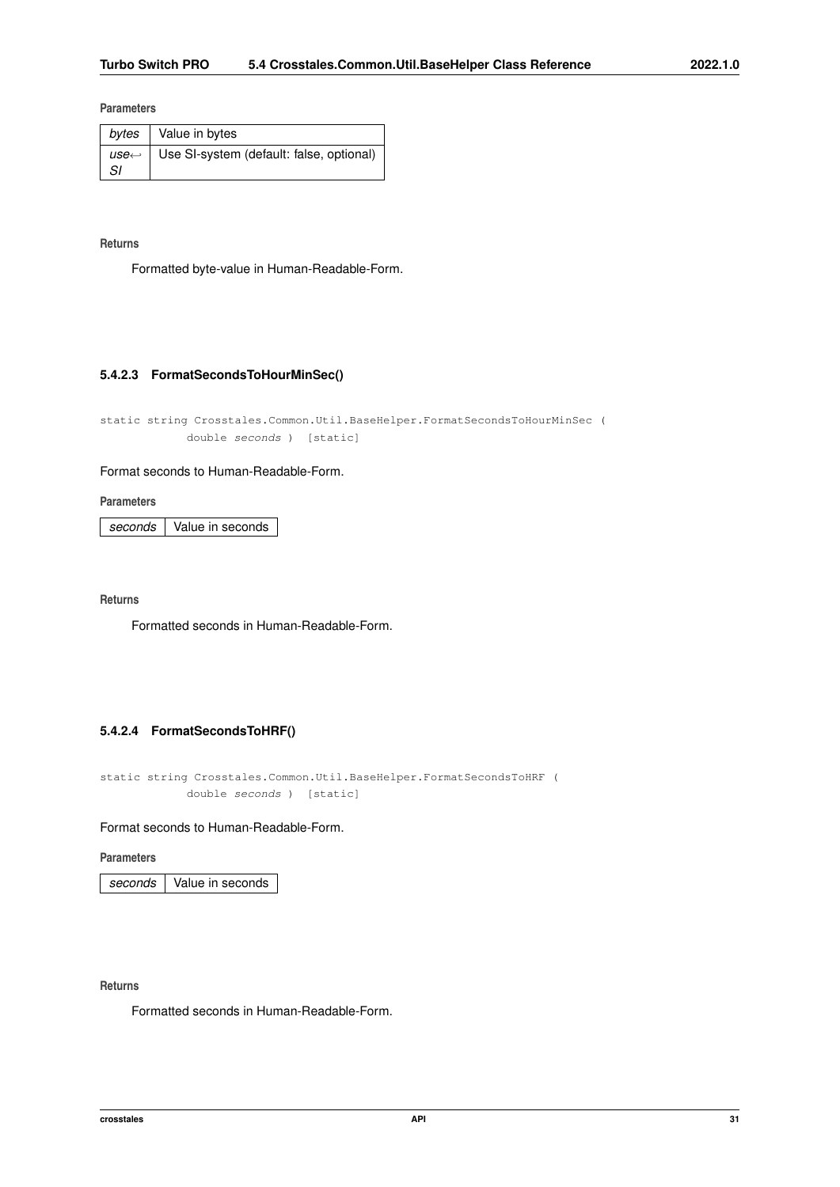**Parameters**

| bytes | Value in bytes |
|---|---|
| useSI | Use SI-system (default: false, optional) |

**Returns**

Formatted byte-value in Human-Readable-Form.

#### 5.4.2.3 FormatSecondsToHourMinSec()

```
static string Crosstales.Common.Util.BaseHelper.FormatSecondsToHourMinSec (
            double seconds ) [static]
```

Format seconds to Human-Readable-Form.

**Parameters**

| seconds | Value in seconds |
|---|---|

**Returns**

Formatted seconds in Human-Readable-Form.

#### 5.4.2.4 FormatSecondsToHRF()

```
static string Crosstales.Common.Util.BaseHelper.FormatSecondsToHRF (
            double seconds ) [static]
```

Format seconds to Human-Readable-Form.

**Parameters**

| seconds | Value in seconds |
|---|---|

**Returns**

Formatted seconds in Human-Readable-Form.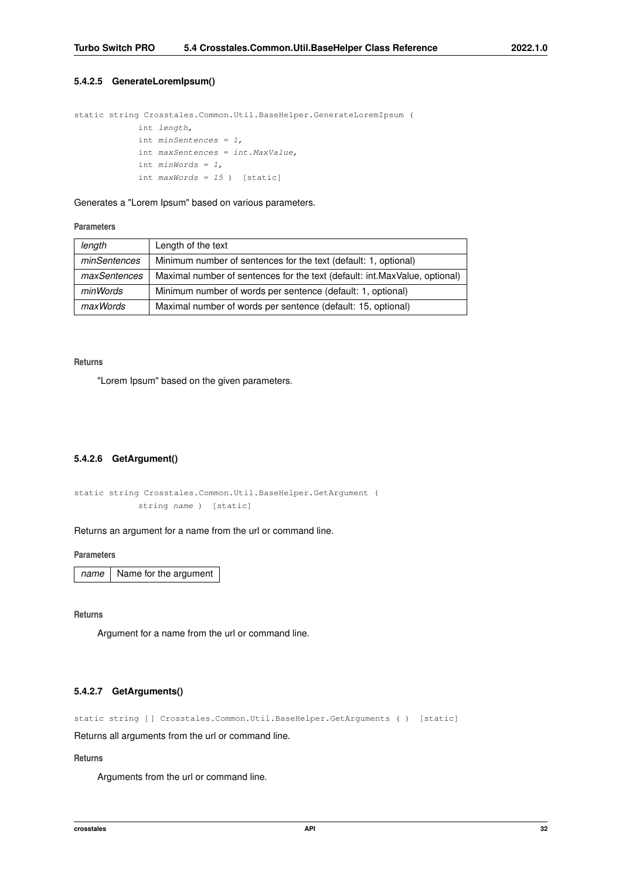#### 5.4.2.5 GenerateLoremIpsum()

```
static string Crosstales.Common.Util.BaseHelper.GenerateLoremIpsum (
            int length,
            int minSentences = 1,
            int maxSentences = int.MaxValue,
            int minWords = 1,
            int maxWords = 15 )  [static]
```

Generates a "Lorem Ipsum" based on various parameters.

**Parameters**

| | |
|---|---|
| *length* | Length of the text |
| *minSentences* | Minimum number of sentences for the text (default: 1, optional) |
| *maxSentences* | Maximal number of sentences for the text (default: int.MaxValue, optional) |
| *minWords* | Minimum number of words per sentence (default: 1, optional) |
| *maxWords* | Maximal number of words per sentence (default: 15, optional) |

**Returns**

"Lorem Ipsum" based on the given parameters.

#### 5.4.2.6 GetArgument()

```
static string Crosstales.Common.Util.BaseHelper.GetArgument (
            string name )  [static]
```

Returns an argument for a name from the url or command line.

**Parameters**

| | |
|---|---|
| *name* | Name for the argument |

**Returns**

Argument for a name from the url or command line.

#### 5.4.2.7 GetArguments()

```
static string [] Crosstales.Common.Util.BaseHelper.GetArguments ( )  [static]
```

Returns all arguments from the url or command line.

**Returns**

Arguments from the url or command line.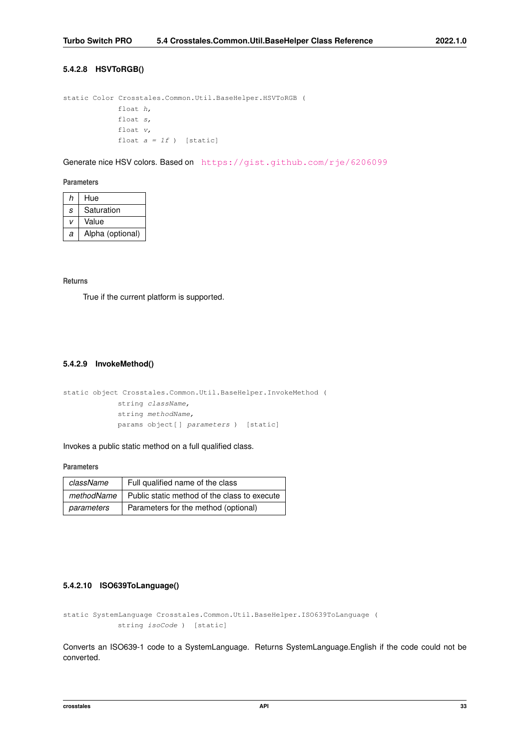#### 5.4.2.8 HSVToRGB()

```
static Color Crosstales.Common.Util.BaseHelper.HSVToRGB (
            float h,
            float s,
            float v,
            float a = 1f )  [static]
```

Generate nice HSV colors. Based on https://gist.github.com/rje/6206099

**Parameters**

| | |
|---|---|
| *h* | Hue |
| *s* | Saturation |
| *v* | Value |
| *a* | Alpha (optional) |

**Returns**

True if the current platform is supported.

#### 5.4.2.9 InvokeMethod()

```
static object Crosstales.Common.Util.BaseHelper.InvokeMethod (
            string className,
            string methodName,
            params object[] parameters )  [static]
```

Invokes a public static method on a full qualified class.

**Parameters**

| | |
|---|---|
| *className* | Full qualified name of the class |
| *methodName* | Public static method of the class to execute |
| *parameters* | Parameters for the method (optional) |

#### 5.4.2.10 ISO639ToLanguage()

```
static SystemLanguage Crosstales.Common.Util.BaseHelper.ISO639ToLanguage (
            string isoCode )  [static]
```

Converts an ISO639-1 code to a SystemLanguage. Returns SystemLanguage.English if the code could not be converted.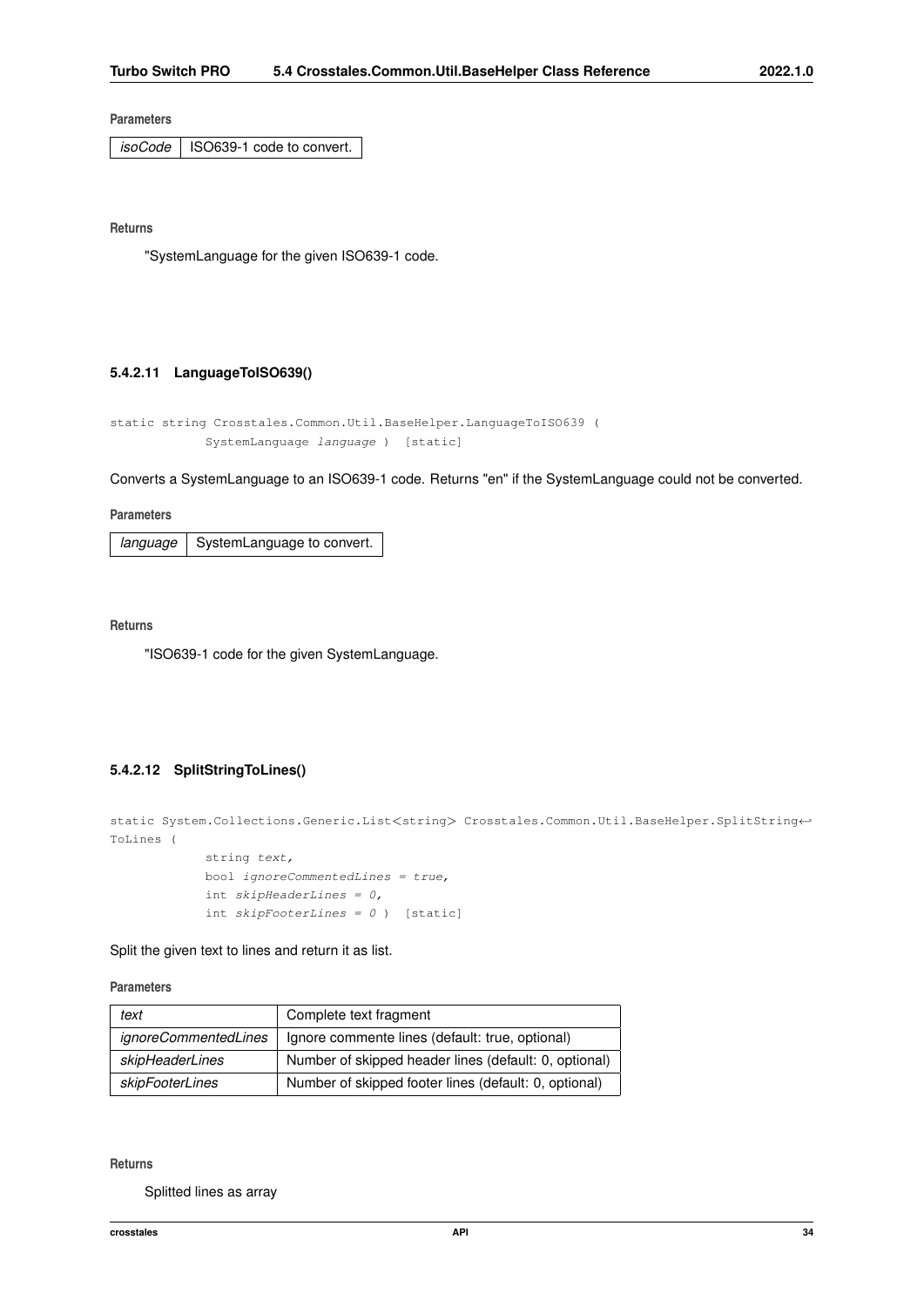**Parameters**

| *isoCode* | ISO639-1 code to convert. |
|---|---|

**Returns**

"SystemLanguage for the given ISO639-1 code.

### 5.4.2.11 LanguageToISO639()

```
static string Crosstales.Common.Util.BaseHelper.LanguageToISO639 (
            SystemLanguage language ) [static]
```

Converts a SystemLanguage to an ISO639-1 code. Returns "en" if the SystemLanguage could not be converted.

**Parameters**

| *language* | SystemLanguage to convert. |
|---|---|

**Returns**

"ISO639-1 code for the given SystemLanguage.

### 5.4.2.12 SplitStringToLines()

```
static System.Collections.Generic.List<string> Crosstales.Common.Util.BaseHelper.SplitString↩
ToLines (
            string text,
            bool ignoreCommentedLines = true,
            int skipHeaderLines = 0,
            int skipFooterLines = 0 ) [static]
```

Split the given text to lines and return it as list.

**Parameters**

| *text* | Complete text fragment |
|---|---|
| *ignoreCommentedLines* | Ignore commente lines (default: true, optional) |
| *skipHeaderLines* | Number of skipped header lines (default: 0, optional) |
| *skipFooterLines* | Number of skipped footer lines (default: 0, optional) |

**Returns**

Splitted lines as array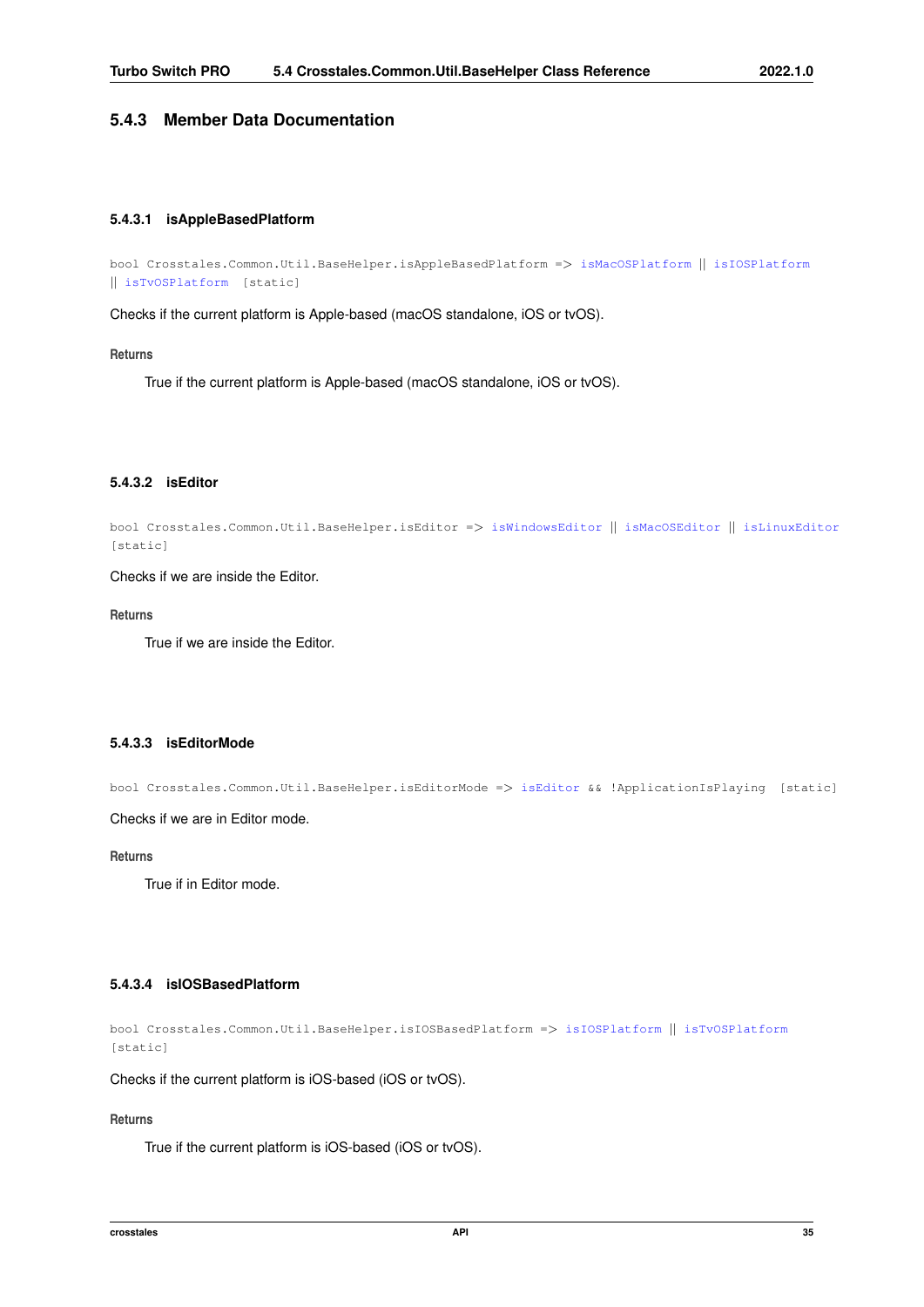### 5.4.3 Member Data Documentation

#### 5.4.3.1 isAppleBasedPlatform

```
bool Crosstales.Common.Util.BaseHelper.isAppleBasedPlatform => isMacOSPlatform || isIOSPlatform
|| isTvOSPlatform [static]
```

Checks if the current platform is Apple-based (macOS standalone, iOS or tvOS).

**Returns**

True if the current platform is Apple-based (macOS standalone, iOS or tvOS).

#### 5.4.3.2 isEditor

```
bool Crosstales.Common.Util.BaseHelper.isEditor => isWindowsEditor || isMacOSEditor || isLinuxEditor
[static]
```

Checks if we are inside the Editor.

**Returns**

True if we are inside the Editor.

#### 5.4.3.3 isEditorMode

```
bool Crosstales.Common.Util.BaseHelper.isEditorMode => isEditor && !ApplicationIsPlaying [static]
```

Checks if we are in Editor mode.

**Returns**

True if in Editor mode.

#### 5.4.3.4 isIOSBasedPlatform

```
bool Crosstales.Common.Util.BaseHelper.isIOSBasedPlatform => isIOSPlatform || isTvOSPlatform
[static]
```

Checks if the current platform is iOS-based (iOS or tvOS).

**Returns**

True if the current platform is iOS-based (iOS or tvOS).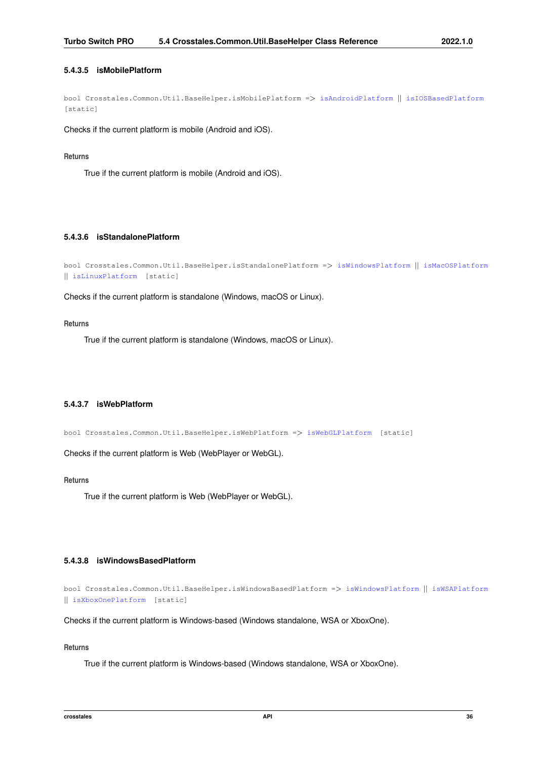#### 5.4.3.5 isMobilePlatform

```
bool Crosstales.Common.Util.BaseHelper.isMobilePlatform => isAndroidPlatform || isIOSBasedPlatform
[static]
```

Checks if the current platform is mobile (Android and iOS).

**Returns**

True if the current platform is mobile (Android and iOS).

#### 5.4.3.6 isStandalonePlatform

```
bool Crosstales.Common.Util.BaseHelper.isStandalonePlatform => isWindowsPlatform || isMacOSPlatform
|| isLinuxPlatform [static]
```

Checks if the current platform is standalone (Windows, macOS or Linux).

**Returns**

True if the current platform is standalone (Windows, macOS or Linux).

#### 5.4.3.7 isWebPlatform

```
bool Crosstales.Common.Util.BaseHelper.isWebPlatform => isWebGLPlatform [static]
```

Checks if the current platform is Web (WebPlayer or WebGL).

**Returns**

True if the current platform is Web (WebPlayer or WebGL).

#### 5.4.3.8 isWindowsBasedPlatform

```
bool Crosstales.Common.Util.BaseHelper.isWindowsBasedPlatform => isWindowsPlatform || isWSAPlatform
|| isXboxOnePlatform [static]
```

Checks if the current platform is Windows-based (Windows standalone, WSA or XboxOne).

**Returns**

True if the current platform is Windows-based (Windows standalone, WSA or XboxOne).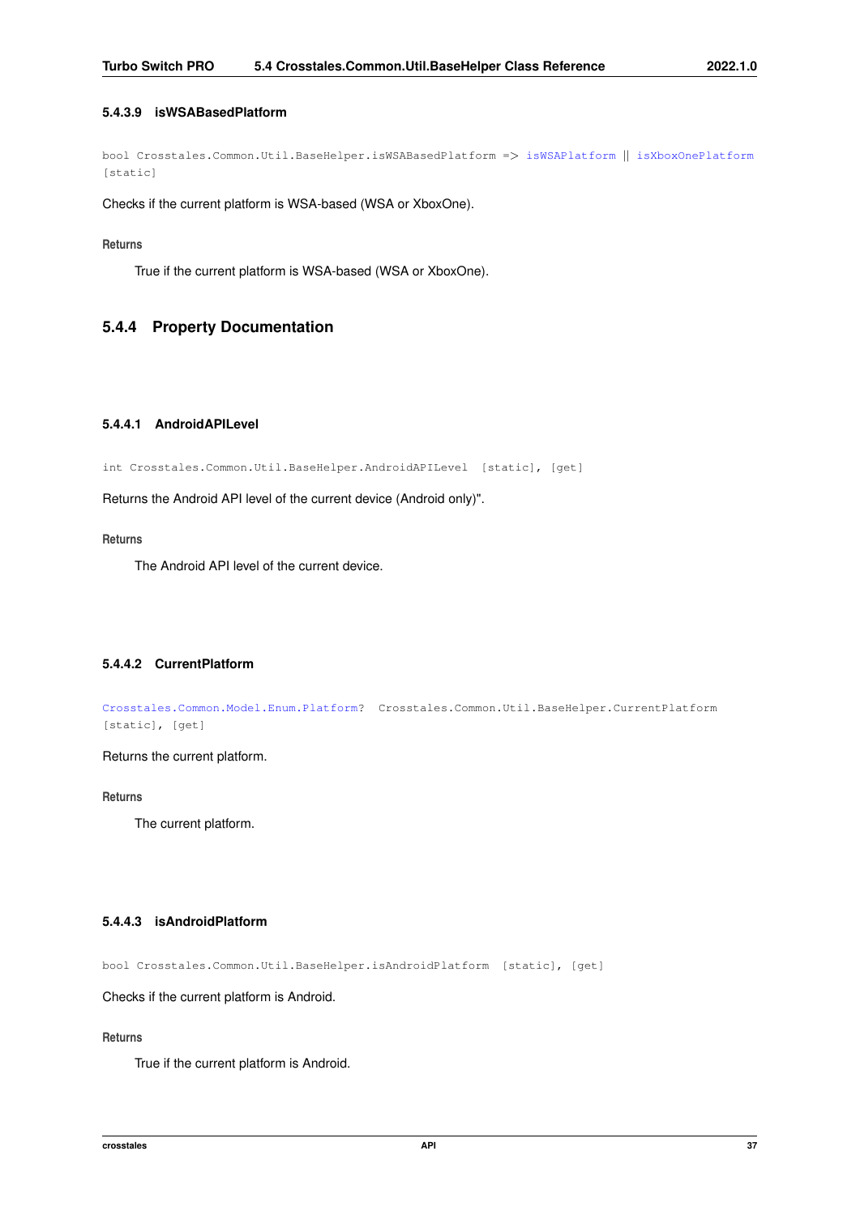#### 5.4.3.9 isWSABasedPlatform

```
bool Crosstales.Common.Util.BaseHelper.isWSABasedPlatform => isWSAPlatform || isXboxOnePlatform
[static]
```

Checks if the current platform is WSA-based (WSA or XboxOne).

**Returns**

True if the current platform is WSA-based (WSA or XboxOne).

### 5.4.4 Property Documentation

#### 5.4.4.1 AndroidAPILevel

```
int Crosstales.Common.Util.BaseHelper.AndroidAPILevel [static], [get]
```

Returns the Android API level of the current device (Android only)".

**Returns**

The Android API level of the current device.

#### 5.4.4.2 CurrentPlatform

```
Crosstales.Common.Model.Enum.Platform? Crosstales.Common.Util.BaseHelper.CurrentPlatform
[static], [get]
```

Returns the current platform.

**Returns**

The current platform.

#### 5.4.4.3 isAndroidPlatform

```
bool Crosstales.Common.Util.BaseHelper.isAndroidPlatform [static], [get]
```

Checks if the current platform is Android.

**Returns**

True if the current platform is Android.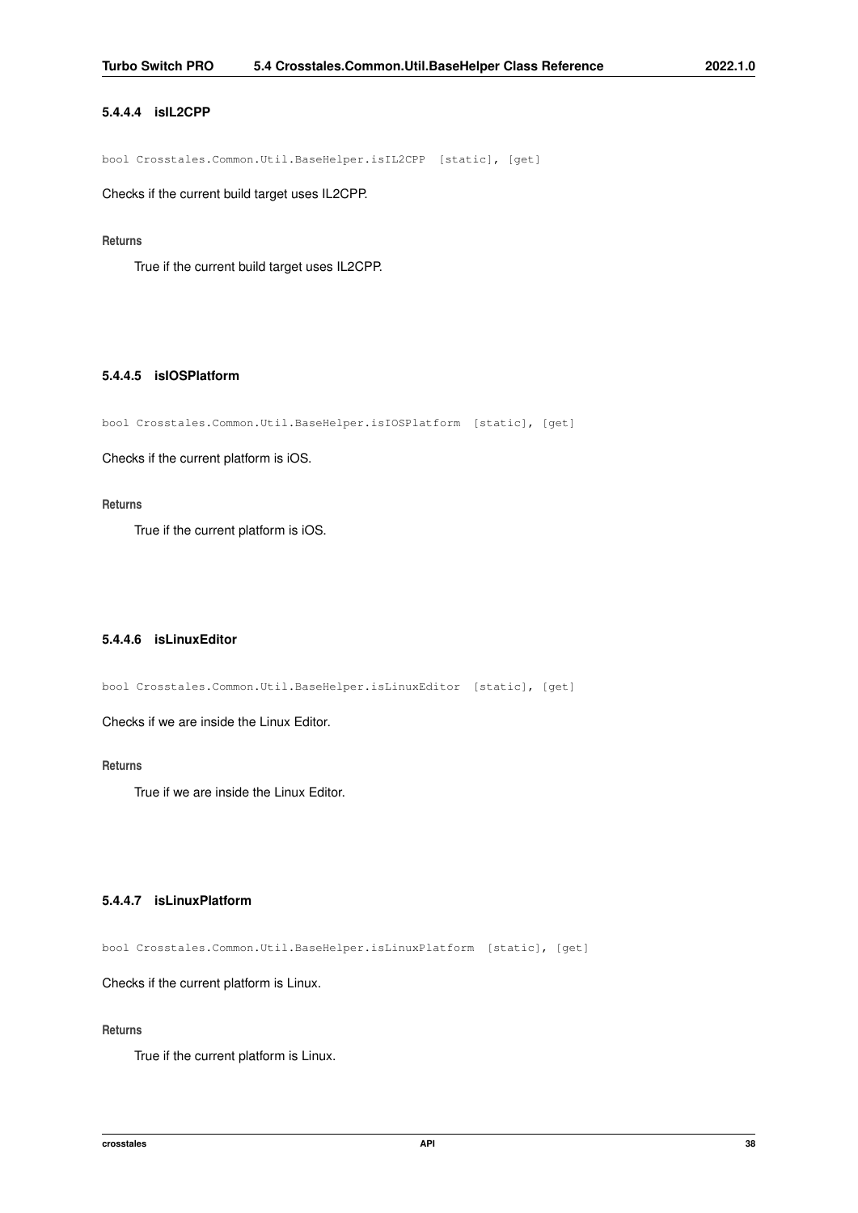#### 5.4.4.4 isIL2CPP

```
bool Crosstales.Common.Util.BaseHelper.isIL2CPP [static], [get]
```

Checks if the current build target uses IL2CPP.

**Returns**

True if the current build target uses IL2CPP.

#### 5.4.4.5 isIOSPlatform

```
bool Crosstales.Common.Util.BaseHelper.isIOSPlatform [static], [get]
```

Checks if the current platform is iOS.

**Returns**

True if the current platform is iOS.

#### 5.4.4.6 isLinuxEditor

```
bool Crosstales.Common.Util.BaseHelper.isLinuxEditor [static], [get]
```

Checks if we are inside the Linux Editor.

**Returns**

True if we are inside the Linux Editor.

#### 5.4.4.7 isLinuxPlatform

```
bool Crosstales.Common.Util.BaseHelper.isLinuxPlatform [static], [get]
```

Checks if the current platform is Linux.

**Returns**

True if the current platform is Linux.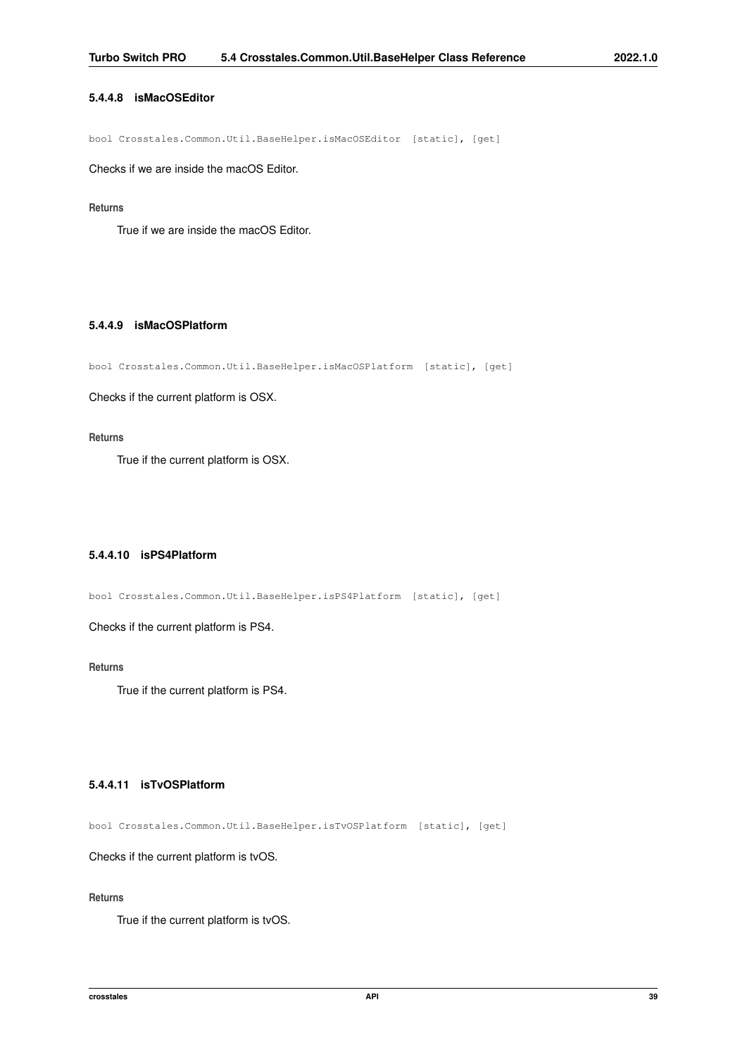#### 5.4.4.8 isMacOSEditor

```
bool Crosstales.Common.Util.BaseHelper.isMacOSEditor [static], [get]
```

Checks if we are inside the macOS Editor.

**Returns**

True if we are inside the macOS Editor.

#### 5.4.4.9 isMacOSPlatform

```
bool Crosstales.Common.Util.BaseHelper.isMacOSPlatform [static], [get]
```

Checks if the current platform is OSX.

**Returns**

True if the current platform is OSX.

#### 5.4.4.10 isPS4Platform

```
bool Crosstales.Common.Util.BaseHelper.isPS4Platform [static], [get]
```

Checks if the current platform is PS4.

**Returns**

True if the current platform is PS4.

#### 5.4.4.11 isTvOSPlatform

```
bool Crosstales.Common.Util.BaseHelper.isTvOSPlatform [static], [get]
```

Checks if the current platform is tvOS.

**Returns**

True if the current platform is tvOS.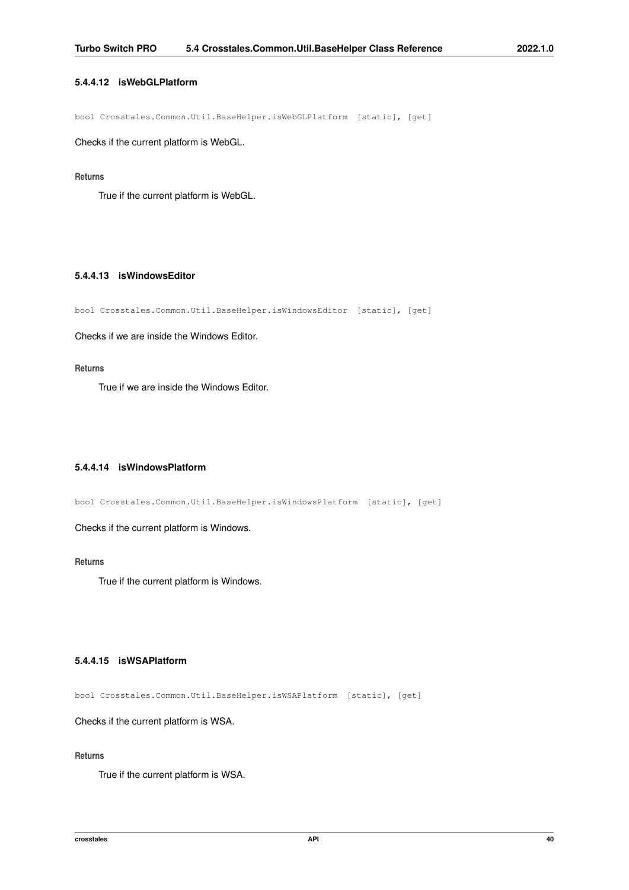#### 5.4.4.12 isWebGLPlatform

```
bool Crosstales.Common.Util.BaseHelper.isWebGLPlatform [static], [get]
```

Checks if the current platform is WebGL.

**Returns**

True if the current platform is WebGL.

#### 5.4.4.13 isWindowsEditor

```
bool Crosstales.Common.Util.BaseHelper.isWindowsEditor [static], [get]
```

Checks if we are inside the Windows Editor.

**Returns**

True if we are inside the Windows Editor.

#### 5.4.4.14 isWindowsPlatform

```
bool Crosstales.Common.Util.BaseHelper.isWindowsPlatform [static], [get]
```

Checks if the current platform is Windows.

**Returns**

True if the current platform is Windows.

#### 5.4.4.15 isWSAPlatform

```
bool Crosstales.Common.Util.BaseHelper.isWSAPlatform [static], [get]
```

Checks if the current platform is WSA.

**Returns**

True if the current platform is WSA.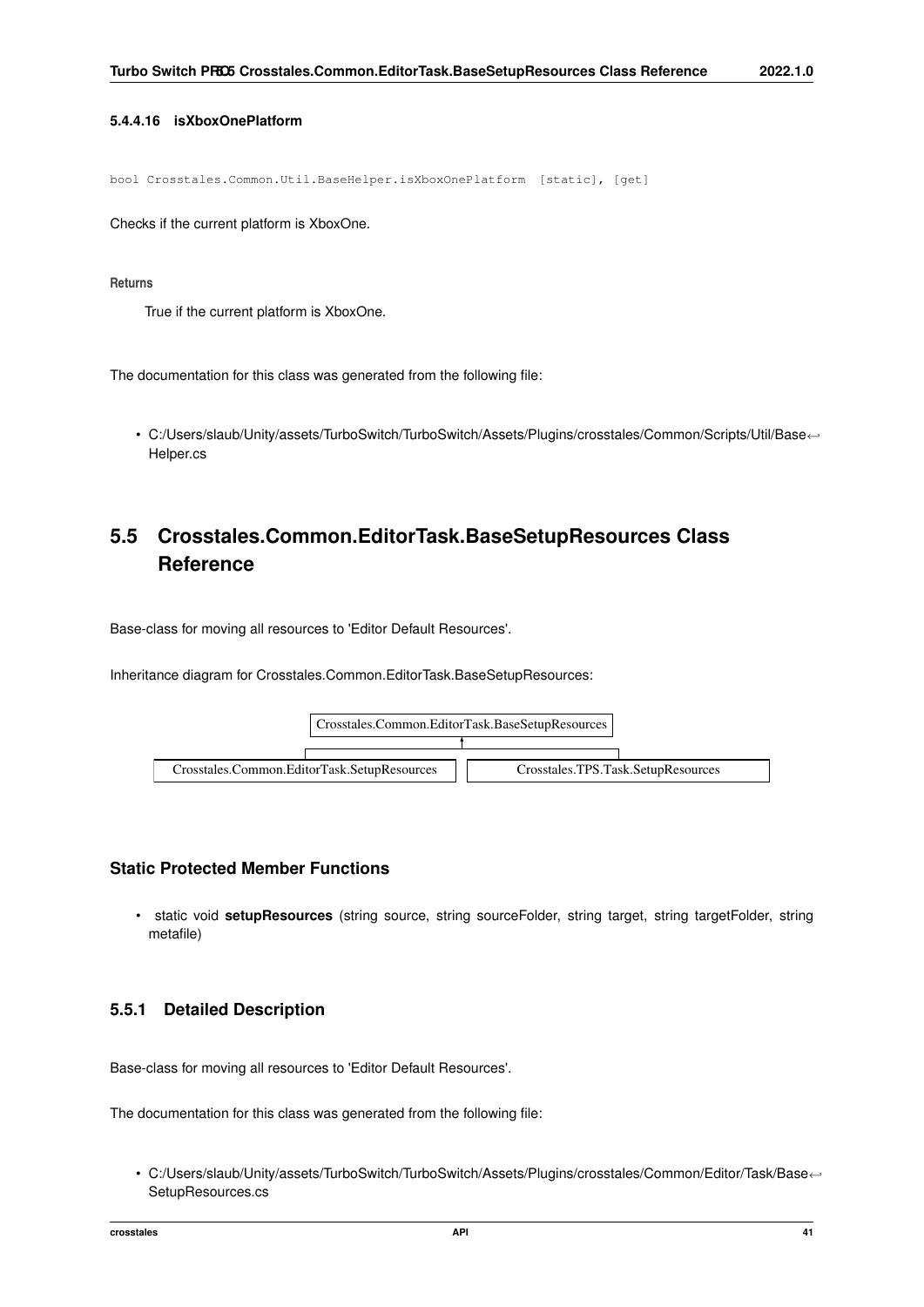#### 5.4.4.16 isXboxOnePlatform

```
bool Crosstales.Common.Util.BaseHelper.isXboxOnePlatform [static], [get]
```

Checks if the current platform is XboxOne.

**Returns**

True if the current platform is XboxOne.

The documentation for this class was generated from the following file:

- C:/Users/slaub/Unity/assets/TurboSwitch/TurboSwitch/Assets/Plugins/crosstales/Common/Scripts/Util/BaseHelper.cs

## 5.5 Crosstales.Common.EditorTask.BaseSetupResources Class Reference

Base-class for moving all resources to 'Editor Default Resources'.

Inheritance diagram for Crosstales.Common.EditorTask.BaseSetupResources:

Crosstales.Common.EditorTask.BaseSetupResources

Crosstales.Common.EditorTask.SetupResources | Crosstales.TPS.Task.SetupResources

### Static Protected Member Functions

- static void **setupResources** (string source, string sourceFolder, string target, string targetFolder, string metafile)

### 5.5.1 Detailed Description

Base-class for moving all resources to 'Editor Default Resources'.

The documentation for this class was generated from the following file:

- C:/Users/slaub/Unity/assets/TurboSwitch/TurboSwitch/Assets/Plugins/crosstales/Common/Editor/Task/BaseSetupResources.cs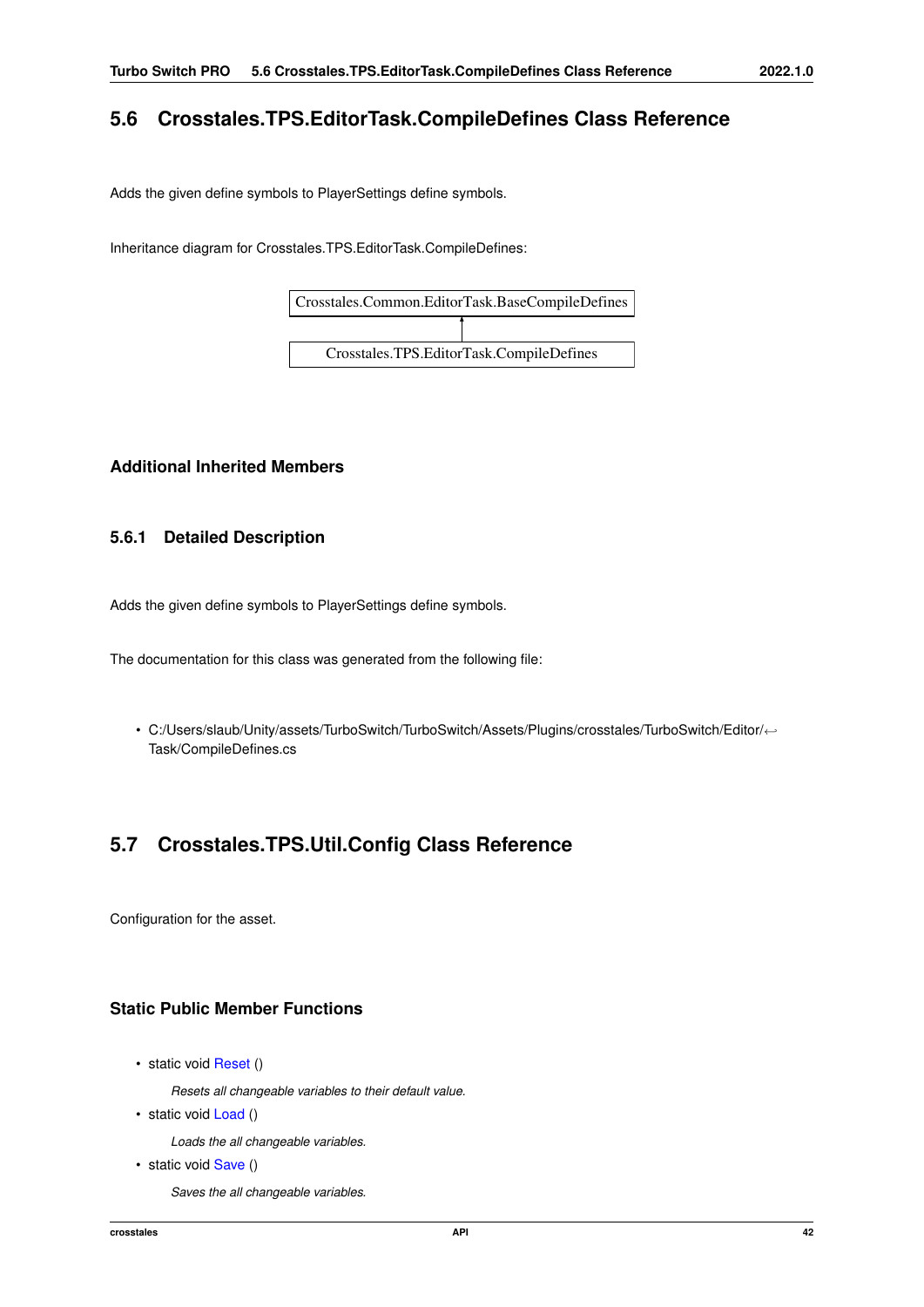## 5.6 Crosstales.TPS.EditorTask.CompileDefines Class Reference

Adds the given define symbols to PlayerSettings define symbols.

Inheritance diagram for Crosstales.TPS.EditorTask.CompileDefines:

```
Crosstales.Common.EditorTask.BaseCompileDefines
                    ↑
Crosstales.TPS.EditorTask.CompileDefines
```

### Additional Inherited Members

### 5.6.1 Detailed Description

Adds the given define symbols to PlayerSettings define symbols.

The documentation for this class was generated from the following file:

- C:/Users/slaub/Unity/assets/TurboSwitch/TurboSwitch/Assets/Plugins/crosstales/TurboSwitch/Editor/Task/CompileDefines.cs

## 5.7 Crosstales.TPS.Util.Config Class Reference

Configuration for the asset.

### Static Public Member Functions

- static void Reset ()

  *Resets all changeable variables to their default value.*
- static void Load ()

  *Loads the all changeable variables.*
- static void Save ()

  *Saves the all changeable variables.*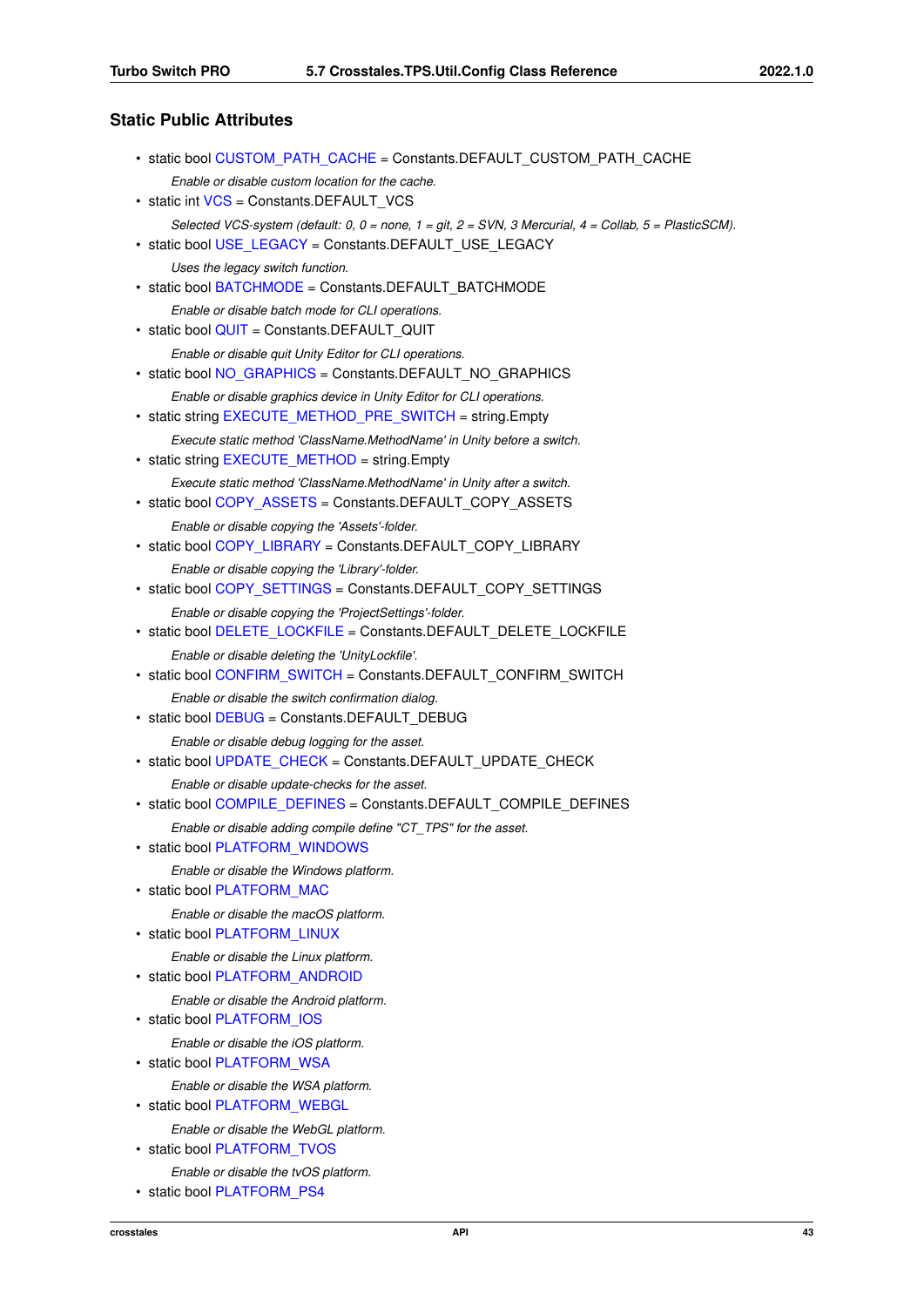## Static Public Attributes

- static bool CUSTOM_PATH_CACHE = Constants.DEFAULT_CUSTOM_PATH_CACHE

  *Enable or disable custom location for the cache.*
- static int VCS = Constants.DEFAULT_VCS

  *Selected VCS-system (default: 0, 0 = none, 1 = git, 2 = SVN, 3 Mercurial, 4 = Collab, 5 = PlasticSCM).*
- static bool USE_LEGACY = Constants.DEFAULT_USE_LEGACY

  *Uses the legacy switch function.*
- static bool BATCHMODE = Constants.DEFAULT_BATCHMODE

  *Enable or disable batch mode for CLI operations.*
- static bool QUIT = Constants.DEFAULT_QUIT

  *Enable or disable quit Unity Editor for CLI operations.*
- static bool NO_GRAPHICS = Constants.DEFAULT_NO_GRAPHICS

  *Enable or disable graphics device in Unity Editor for CLI operations.*
- static string EXECUTE_METHOD_PRE_SWITCH = string.Empty

  *Execute static method 'ClassName.MethodName' in Unity before a switch.*
- static string EXECUTE_METHOD = string.Empty

  *Execute static method 'ClassName.MethodName' in Unity after a switch.*
- static bool COPY_ASSETS = Constants.DEFAULT_COPY_ASSETS

  *Enable or disable copying the 'Assets'-folder.*
- static bool COPY_LIBRARY = Constants.DEFAULT_COPY_LIBRARY

  *Enable or disable copying the 'Library'-folder.*
- static bool COPY_SETTINGS = Constants.DEFAULT_COPY_SETTINGS

  *Enable or disable copying the 'ProjectSettings'-folder.*
- static bool DELETE_LOCKFILE = Constants.DEFAULT_DELETE_LOCKFILE

  *Enable or disable deleting the 'UnityLockfile'.*
- static bool CONFIRM_SWITCH = Constants.DEFAULT_CONFIRM_SWITCH

  *Enable or disable the switch confirmation dialog.*
- static bool DEBUG = Constants.DEFAULT_DEBUG

  *Enable or disable debug logging for the asset.*
- static bool UPDATE_CHECK = Constants.DEFAULT_UPDATE_CHECK

  *Enable or disable update-checks for the asset.*
- static bool COMPILE_DEFINES = Constants.DEFAULT_COMPILE_DEFINES

  *Enable or disable adding compile define "CT_TPS" for the asset.*
- static bool PLATFORM_WINDOWS

  *Enable or disable the Windows platform.*
- static bool PLATFORM_MAC

  *Enable or disable the macOS platform.*
- static bool PLATFORM_LINUX

  *Enable or disable the Linux platform.*
- static bool PLATFORM_ANDROID

  *Enable or disable the Android platform.*
- static bool PLATFORM_IOS

  *Enable or disable the iOS platform.*
- static bool PLATFORM_WSA

  *Enable or disable the WSA platform.*
- static bool PLATFORM_WEBGL

  *Enable or disable the WebGL platform.*
- static bool PLATFORM_TVOS

  *Enable or disable the tvOS platform.*
- static bool PLATFORM_PS4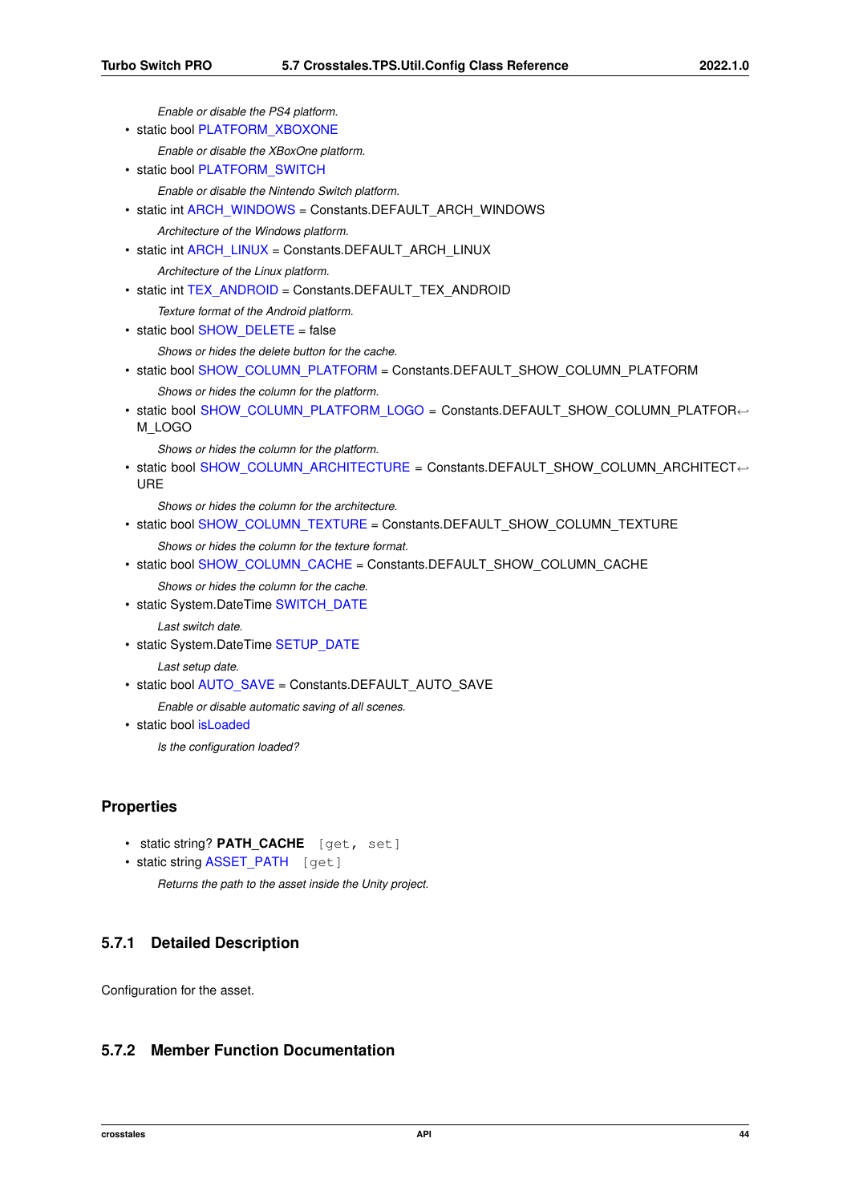*Enable or disable the PS4 platform.*

- static bool PLATFORM_XBOXONE

  *Enable or disable the XBoxOne platform.*
- static bool PLATFORM_SWITCH

  *Enable or disable the Nintendo Switch platform.*
- static int ARCH_WINDOWS = Constants.DEFAULT_ARCH_WINDOWS

  *Architecture of the Windows platform.*
- static int ARCH_LINUX = Constants.DEFAULT_ARCH_LINUX

  *Architecture of the Linux platform.*
- static int TEX_ANDROID = Constants.DEFAULT_TEX_ANDROID

  *Texture format of the Android platform.*
- static bool SHOW_DELETE = false

  *Shows or hides the delete button for the cache.*
- static bool SHOW_COLUMN_PLATFORM = Constants.DEFAULT_SHOW_COLUMN_PLATFORM

  *Shows or hides the column for the platform.*
- static bool SHOW_COLUMN_PLATFORM_LOGO = Constants.DEFAULT_SHOW_COLUMN_PLATFORM_LOGO

  *Shows or hides the column for the platform.*
- static bool SHOW_COLUMN_ARCHITECTURE = Constants.DEFAULT_SHOW_COLUMN_ARCHITECTURE

  *Shows or hides the column for the architecture.*
- static bool SHOW_COLUMN_TEXTURE = Constants.DEFAULT_SHOW_COLUMN_TEXTURE

  *Shows or hides the column for the texture format.*
- static bool SHOW_COLUMN_CACHE = Constants.DEFAULT_SHOW_COLUMN_CACHE

  *Shows or hides the column for the cache.*
- static System.DateTime SWITCH_DATE

  *Last switch date.*
- static System.DateTime SETUP_DATE

  *Last setup date.*
- static bool AUTO_SAVE = Constants.DEFAULT_AUTO_SAVE

  *Enable or disable automatic saving of all scenes.*
- static bool isLoaded

  *Is the configuration loaded?*

## Properties

- static string? **PATH_CACHE** [get, set]
- static string ASSET_PATH [get]

  *Returns the path to the asset inside the Unity project.*

### 5.7.1 Detailed Description

Configuration for the asset.

### 5.7.2 Member Function Documentation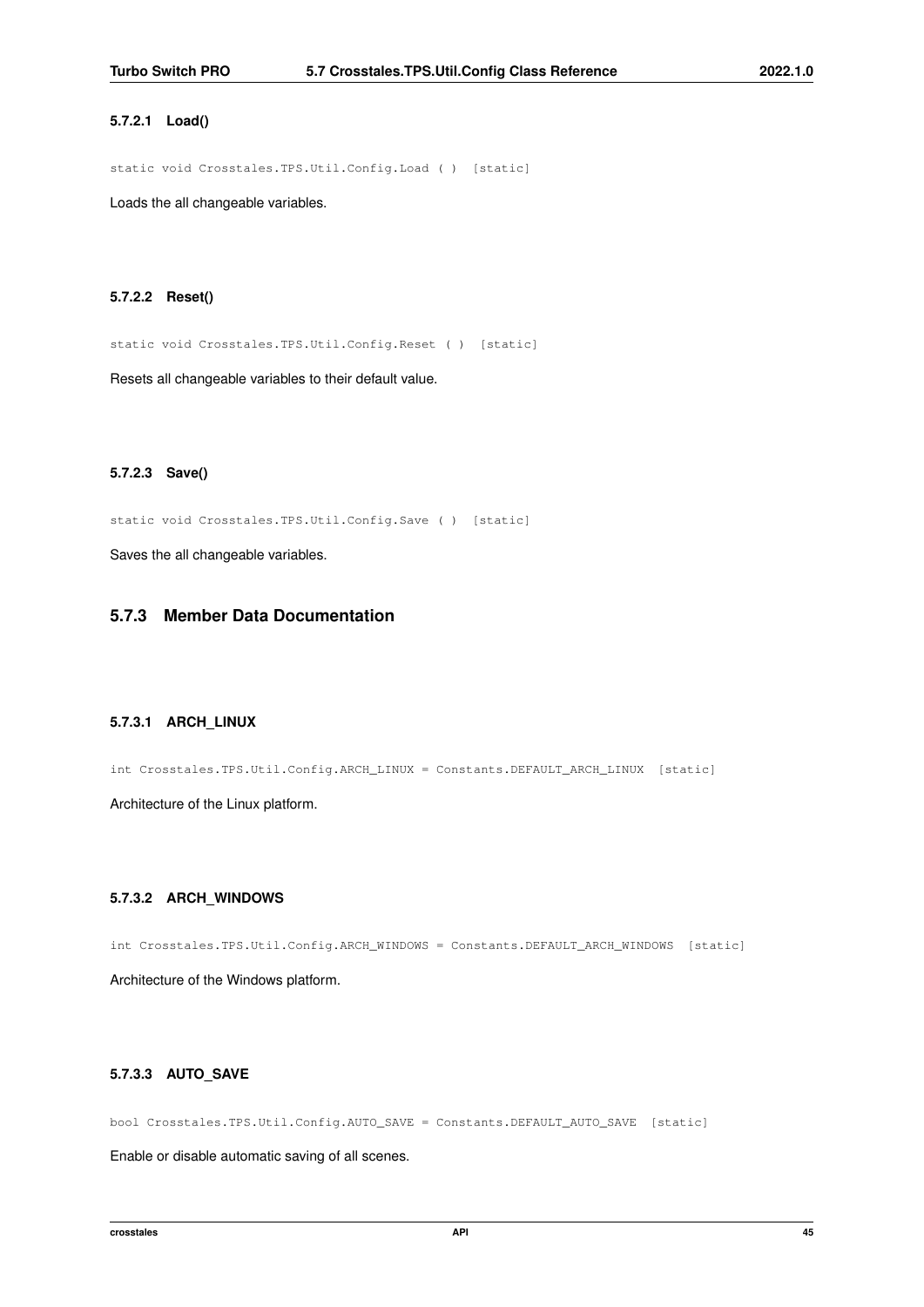#### 5.7.2.1 Load()

```
static void Crosstales.TPS.Util.Config.Load ( ) [static]
```

Loads the all changeable variables.

#### 5.7.2.2 Reset()

```
static void Crosstales.TPS.Util.Config.Reset ( ) [static]
```

Resets all changeable variables to their default value.

#### 5.7.2.3 Save()

```
static void Crosstales.TPS.Util.Config.Save ( ) [static]
```

Saves the all changeable variables.

### 5.7.3 Member Data Documentation

#### 5.7.3.1 ARCH_LINUX

```
int Crosstales.TPS.Util.Config.ARCH_LINUX = Constants.DEFAULT_ARCH_LINUX [static]
```

Architecture of the Linux platform.

#### 5.7.3.2 ARCH_WINDOWS

```
int Crosstales.TPS.Util.Config.ARCH_WINDOWS = Constants.DEFAULT_ARCH_WINDOWS [static]
```

Architecture of the Windows platform.

#### 5.7.3.3 AUTO_SAVE

```
bool Crosstales.TPS.Util.Config.AUTO_SAVE = Constants.DEFAULT_AUTO_SAVE [static]
```

Enable or disable automatic saving of all scenes.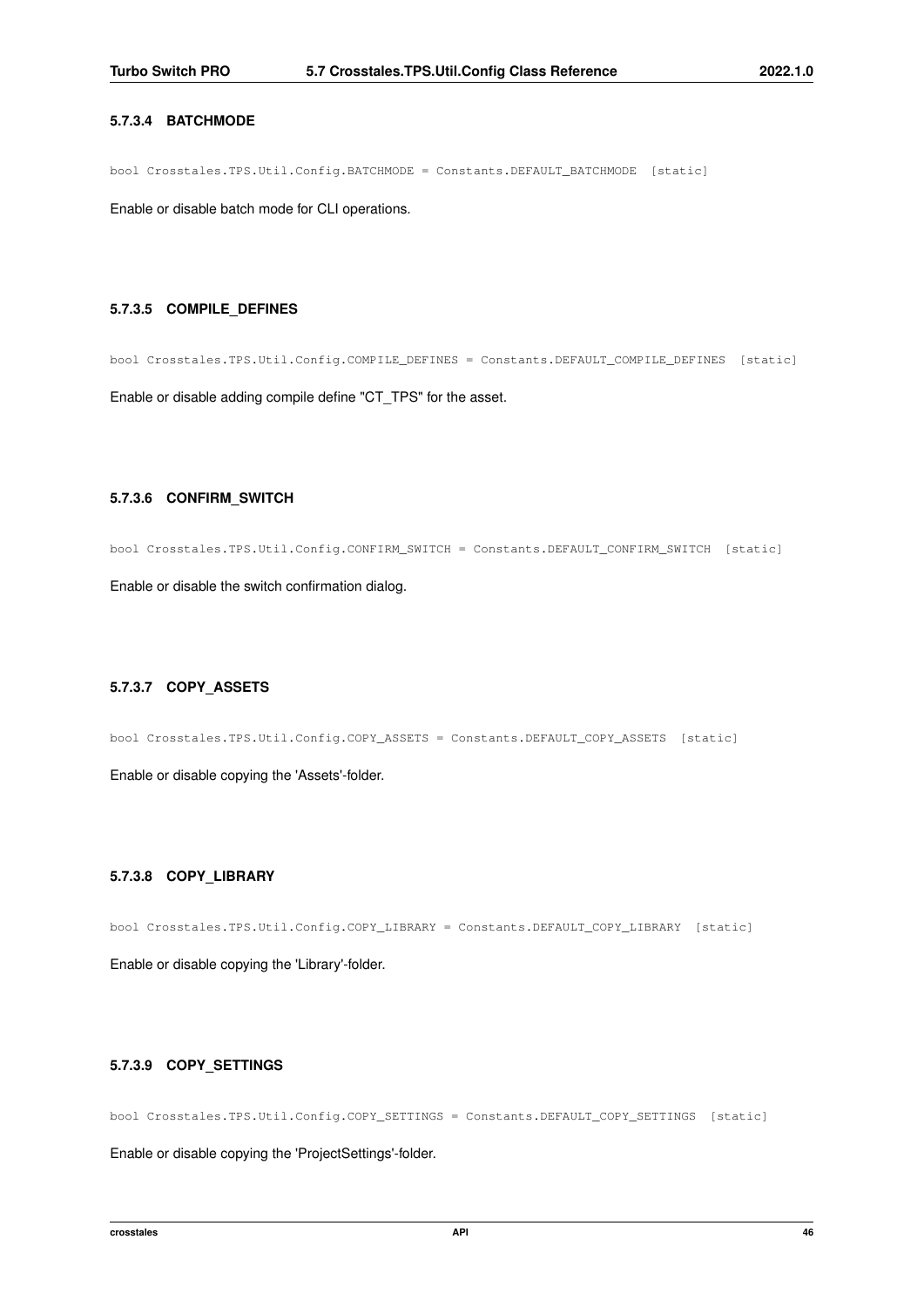#### 5.7.3.4 BATCHMODE

```
bool Crosstales.TPS.Util.Config.BATCHMODE = Constants.DEFAULT_BATCHMODE [static]
```

Enable or disable batch mode for CLI operations.

#### 5.7.3.5 COMPILE_DEFINES

```
bool Crosstales.TPS.Util.Config.COMPILE_DEFINES = Constants.DEFAULT_COMPILE_DEFINES [static]
```

Enable or disable adding compile define "CT_TPS" for the asset.

#### 5.7.3.6 CONFIRM_SWITCH

```
bool Crosstales.TPS.Util.Config.CONFIRM_SWITCH = Constants.DEFAULT_CONFIRM_SWITCH [static]
```

Enable or disable the switch confirmation dialog.

#### 5.7.3.7 COPY_ASSETS

```
bool Crosstales.TPS.Util.Config.COPY_ASSETS = Constants.DEFAULT_COPY_ASSETS [static]
```

Enable or disable copying the 'Assets'-folder.

#### 5.7.3.8 COPY_LIBRARY

```
bool Crosstales.TPS.Util.Config.COPY_LIBRARY = Constants.DEFAULT_COPY_LIBRARY [static]
```

Enable or disable copying the 'Library'-folder.

#### 5.7.3.9 COPY_SETTINGS

```
bool Crosstales.TPS.Util.Config.COPY_SETTINGS = Constants.DEFAULT_COPY_SETTINGS [static]
```

Enable or disable copying the 'ProjectSettings'-folder.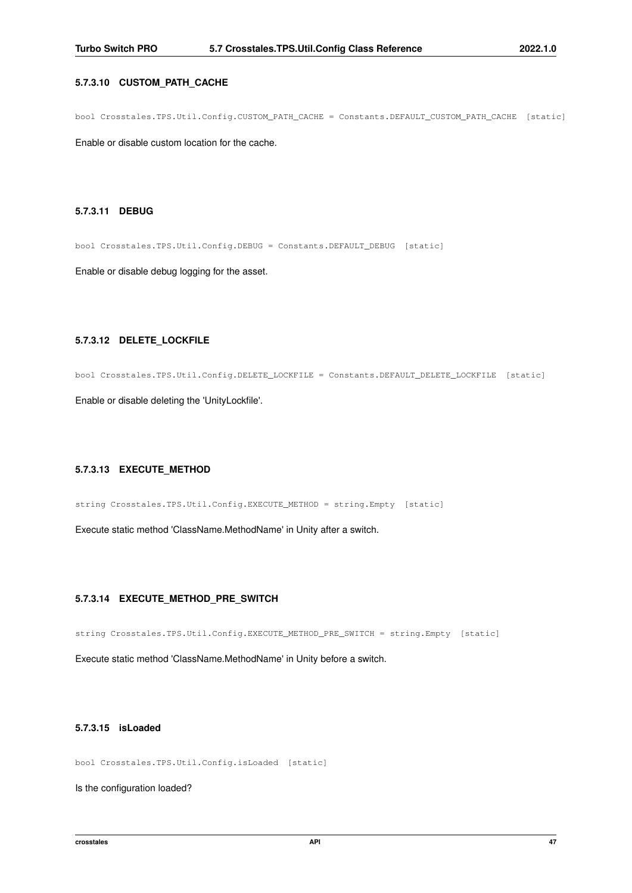#### 5.7.3.10 CUSTOM_PATH_CACHE

```
bool Crosstales.TPS.Util.Config.CUSTOM_PATH_CACHE = Constants.DEFAULT_CUSTOM_PATH_CACHE [static]
```

Enable or disable custom location for the cache.

#### 5.7.3.11 DEBUG

```
bool Crosstales.TPS.Util.Config.DEBUG = Constants.DEFAULT_DEBUG [static]
```

Enable or disable debug logging for the asset.

#### 5.7.3.12 DELETE_LOCKFILE

```
bool Crosstales.TPS.Util.Config.DELETE_LOCKFILE = Constants.DEFAULT_DELETE_LOCKFILE [static]
```

Enable or disable deleting the 'UnityLockfile'.

#### 5.7.3.13 EXECUTE_METHOD

```
string Crosstales.TPS.Util.Config.EXECUTE_METHOD = string.Empty [static]
```

Execute static method 'ClassName.MethodName' in Unity after a switch.

#### 5.7.3.14 EXECUTE_METHOD_PRE_SWITCH

```
string Crosstales.TPS.Util.Config.EXECUTE_METHOD_PRE_SWITCH = string.Empty [static]
```

Execute static method 'ClassName.MethodName' in Unity before a switch.

#### 5.7.3.15 isLoaded

```
bool Crosstales.TPS.Util.Config.isLoaded [static]
```

Is the configuration loaded?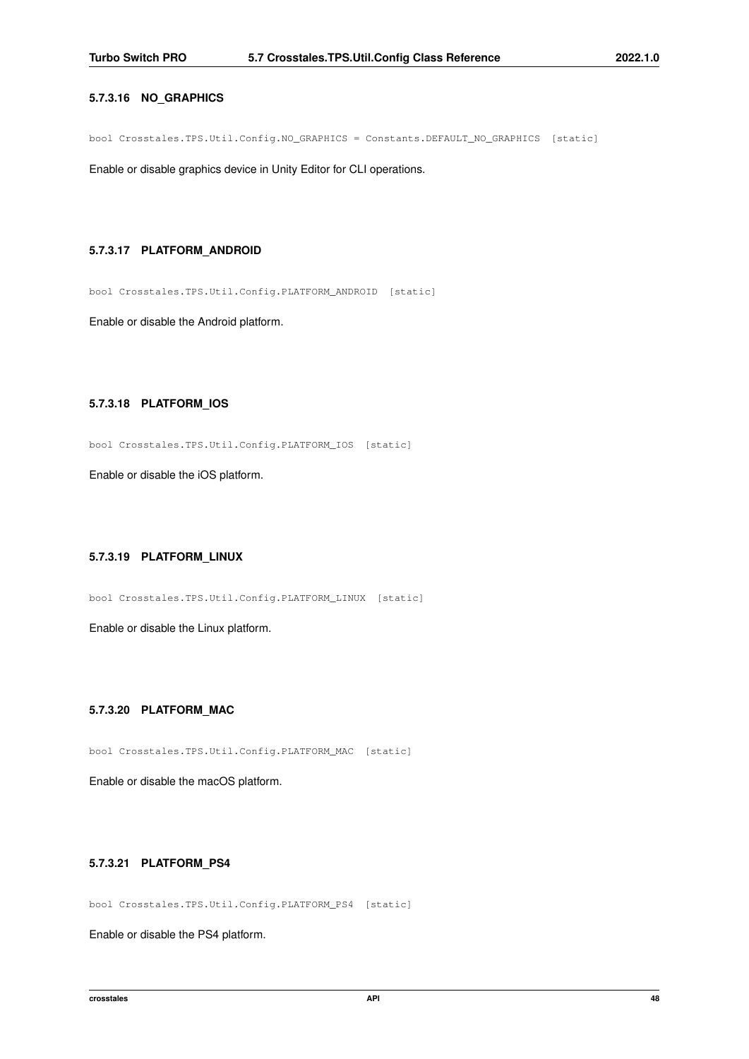#### 5.7.3.16 NO_GRAPHICS

```
bool Crosstales.TPS.Util.Config.NO_GRAPHICS = Constants.DEFAULT_NO_GRAPHICS [static]
```

Enable or disable graphics device in Unity Editor for CLI operations.

#### 5.7.3.17 PLATFORM_ANDROID

```
bool Crosstales.TPS.Util.Config.PLATFORM_ANDROID [static]
```

Enable or disable the Android platform.

#### 5.7.3.18 PLATFORM_IOS

```
bool Crosstales.TPS.Util.Config.PLATFORM_IOS [static]
```

Enable or disable the iOS platform.

#### 5.7.3.19 PLATFORM_LINUX

```
bool Crosstales.TPS.Util.Config.PLATFORM_LINUX [static]
```

Enable or disable the Linux platform.

#### 5.7.3.20 PLATFORM_MAC

```
bool Crosstales.TPS.Util.Config.PLATFORM_MAC [static]
```

Enable or disable the macOS platform.

#### 5.7.3.21 PLATFORM_PS4

```
bool Crosstales.TPS.Util.Config.PLATFORM_PS4 [static]
```

Enable or disable the PS4 platform.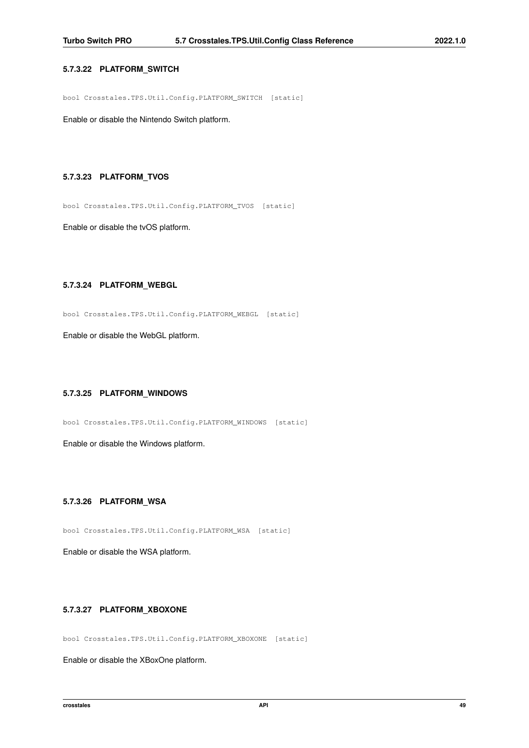#### 5.7.3.22 PLATFORM_SWITCH

```
bool Crosstales.TPS.Util.Config.PLATFORM_SWITCH [static]
```

Enable or disable the Nintendo Switch platform.

#### 5.7.3.23 PLATFORM_TVOS

```
bool Crosstales.TPS.Util.Config.PLATFORM_TVOS [static]
```

Enable or disable the tvOS platform.

#### 5.7.3.24 PLATFORM_WEBGL

```
bool Crosstales.TPS.Util.Config.PLATFORM_WEBGL [static]
```

Enable or disable the WebGL platform.

#### 5.7.3.25 PLATFORM_WINDOWS

```
bool Crosstales.TPS.Util.Config.PLATFORM_WINDOWS [static]
```

Enable or disable the Windows platform.

#### 5.7.3.26 PLATFORM_WSA

```
bool Crosstales.TPS.Util.Config.PLATFORM_WSA [static]
```

Enable or disable the WSA platform.

#### 5.7.3.27 PLATFORM_XBOXONE

```
bool Crosstales.TPS.Util.Config.PLATFORM_XBOXONE [static]
```

Enable or disable the XBoxOne platform.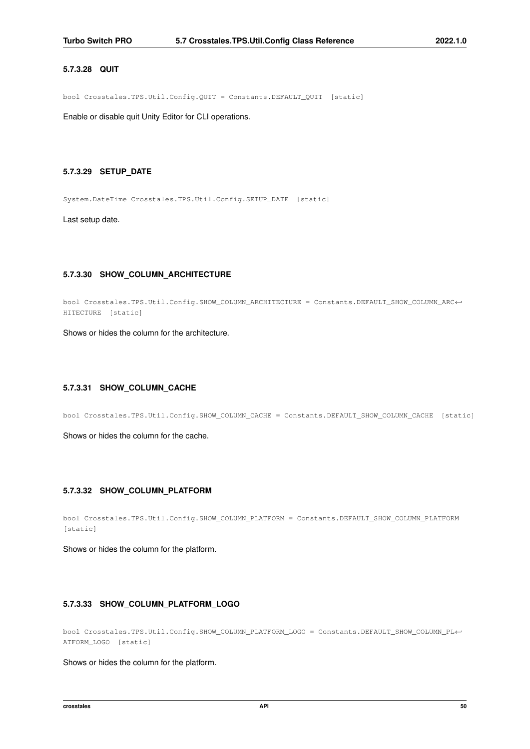#### 5.7.3.28 QUIT

```
bool Crosstales.TPS.Util.Config.QUIT = Constants.DEFAULT_QUIT [static]
```

Enable or disable quit Unity Editor for CLI operations.

#### 5.7.3.29 SETUP_DATE

```
System.DateTime Crosstales.TPS.Util.Config.SETUP_DATE [static]
```

Last setup date.

#### 5.7.3.30 SHOW_COLUMN_ARCHITECTURE

```
bool Crosstales.TPS.Util.Config.SHOW_COLUMN_ARCHITECTURE = Constants.DEFAULT_SHOW_COLUMN_ARCHITECTURE [static]
```

Shows or hides the column for the architecture.

#### 5.7.3.31 SHOW_COLUMN_CACHE

```
bool Crosstales.TPS.Util.Config.SHOW_COLUMN_CACHE = Constants.DEFAULT_SHOW_COLUMN_CACHE [static]
```

Shows or hides the column for the cache.

#### 5.7.3.32 SHOW_COLUMN_PLATFORM

```
bool Crosstales.TPS.Util.Config.SHOW_COLUMN_PLATFORM = Constants.DEFAULT_SHOW_COLUMN_PLATFORM [static]
```

Shows or hides the column for the platform.

#### 5.7.3.33 SHOW_COLUMN_PLATFORM_LOGO

```
bool Crosstales.TPS.Util.Config.SHOW_COLUMN_PLATFORM_LOGO = Constants.DEFAULT_SHOW_COLUMN_PLATFORM_LOGO [static]
```

Shows or hides the column for the platform.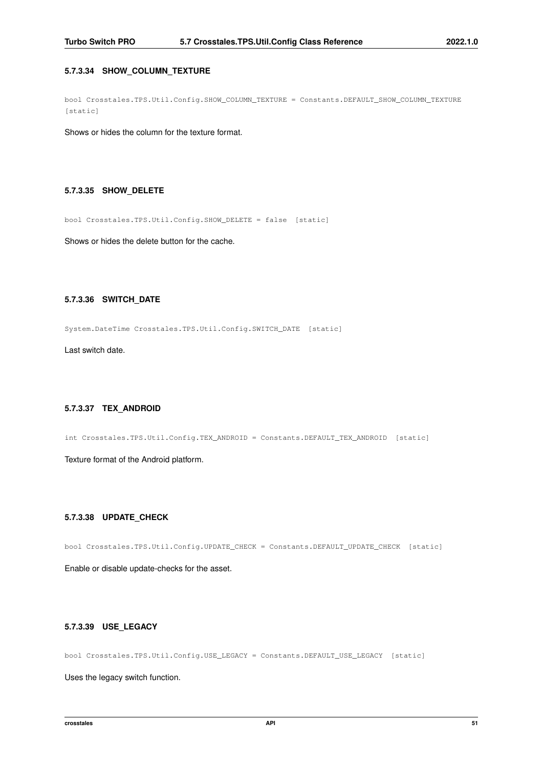#### 5.7.3.34 SHOW_COLUMN_TEXTURE

```
bool Crosstales.TPS.Util.Config.SHOW_COLUMN_TEXTURE = Constants.DEFAULT_SHOW_COLUMN_TEXTURE
[static]
```

Shows or hides the column for the texture format.

#### 5.7.3.35 SHOW_DELETE

```
bool Crosstales.TPS.Util.Config.SHOW_DELETE = false [static]
```

Shows or hides the delete button for the cache.

#### 5.7.3.36 SWITCH_DATE

```
System.DateTime Crosstales.TPS.Util.Config.SWITCH_DATE [static]
```

Last switch date.

#### 5.7.3.37 TEX_ANDROID

```
int Crosstales.TPS.Util.Config.TEX_ANDROID = Constants.DEFAULT_TEX_ANDROID [static]
```

Texture format of the Android platform.

#### 5.7.3.38 UPDATE_CHECK

```
bool Crosstales.TPS.Util.Config.UPDATE_CHECK = Constants.DEFAULT_UPDATE_CHECK [static]
```

Enable or disable update-checks for the asset.

#### 5.7.3.39 USE_LEGACY

```
bool Crosstales.TPS.Util.Config.USE_LEGACY = Constants.DEFAULT_USE_LEGACY [static]
```

Uses the legacy switch function.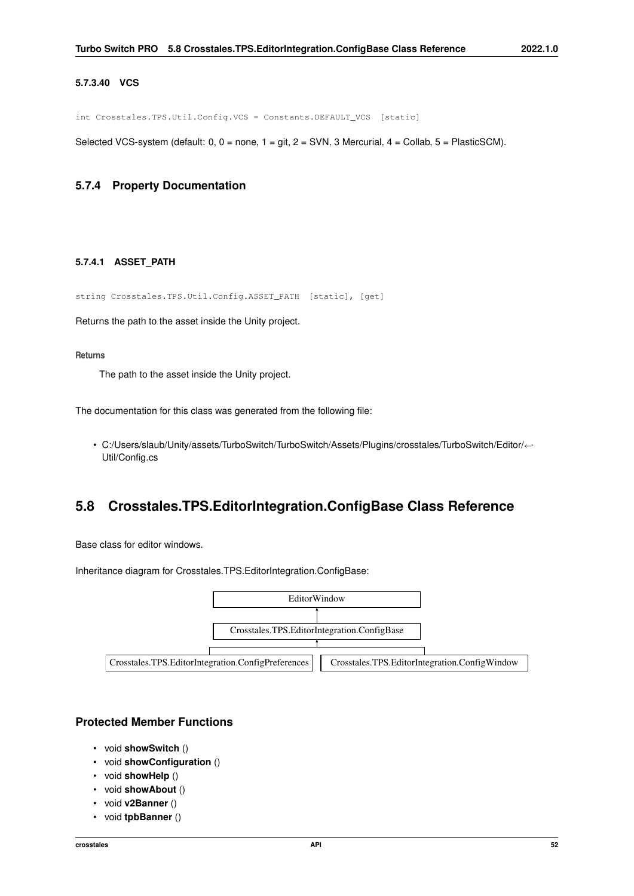#### 5.7.3.40 VCS

```
int Crosstales.TPS.Util.Config.VCS = Constants.DEFAULT_VCS [static]
```

Selected VCS-system (default: 0, 0 = none, 1 = git, 2 = SVN, 3 Mercurial, 4 = Collab, 5 = PlasticSCM).

### 5.7.4 Property Documentation

#### 5.7.4.1 ASSET_PATH

```
string Crosstales.TPS.Util.Config.ASSET_PATH [static], [get]
```

Returns the path to the asset inside the Unity project.

**Returns**

The path to the asset inside the Unity project.

The documentation for this class was generated from the following file:

- C:/Users/slaub/Unity/assets/TurboSwitch/TurboSwitch/Assets/Plugins/crosstales/TurboSwitch/Editor/Util/Config.cs

## 5.8 Crosstales.TPS.EditorIntegration.ConfigBase Class Reference

Base class for editor windows.

Inheritance diagram for Crosstales.TPS.EditorIntegration.ConfigBase:

- EditorWindow
  - Crosstales.TPS.EditorIntegration.ConfigBase
    - Crosstales.TPS.EditorIntegration.ConfigPreferences
    - Crosstales.TPS.EditorIntegration.ConfigWindow

### Protected Member Functions

- void **showSwitch** ()
- void **showConfiguration** ()
- void **showHelp** ()
- void **showAbout** ()
- void **v2Banner** ()
- void **tpbBanner** ()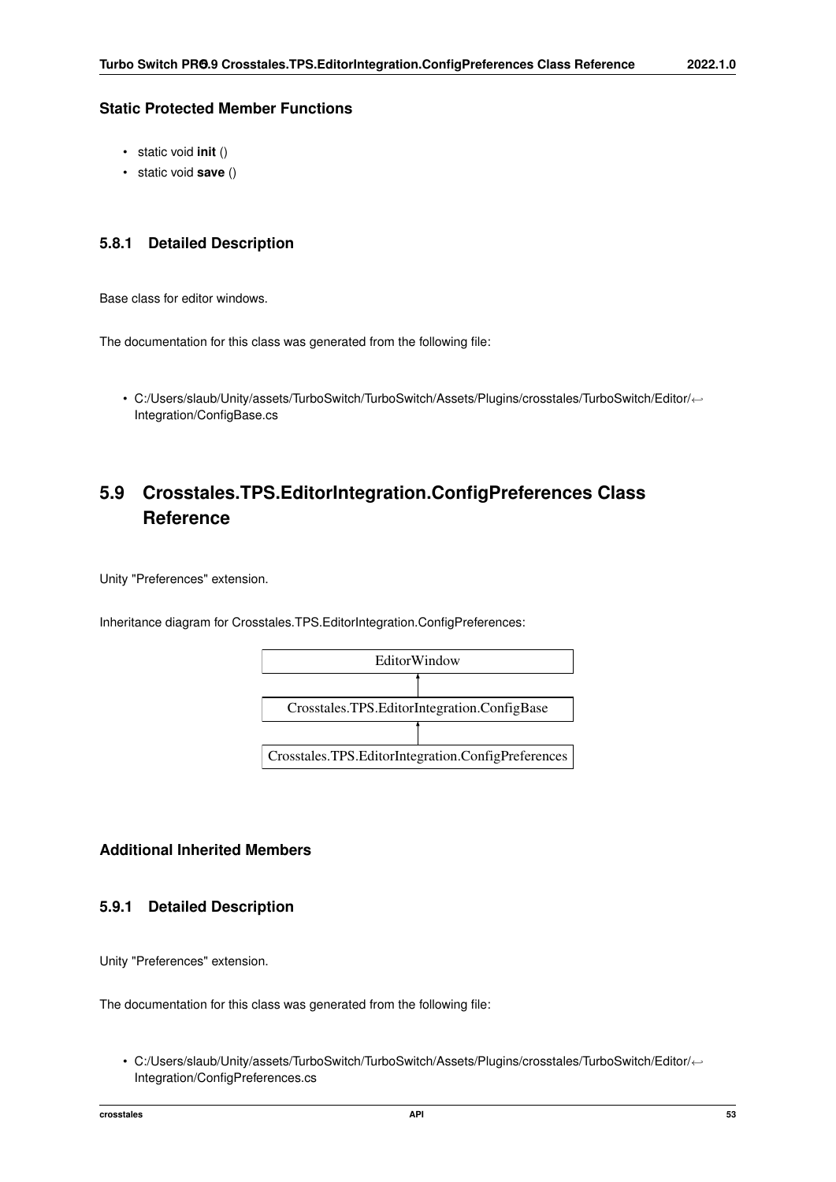### Static Protected Member Functions

- static void **init** ()
- static void **save** ()

### 5.8.1 Detailed Description

Base class for editor windows.

The documentation for this class was generated from the following file:

- C:/Users/slaub/Unity/assets/TurboSwitch/TurboSwitch/Assets/Plugins/crosstales/TurboSwitch/Editor/Integration/ConfigBase.cs

## 5.9 Crosstales.TPS.EditorIntegration.ConfigPreferences Class Reference

Unity "Preferences" extension.

Inheritance diagram for Crosstales.TPS.EditorIntegration.ConfigPreferences:

```
EditorWindow
     ↑
Crosstales.TPS.EditorIntegration.ConfigBase
     ↑
Crosstales.TPS.EditorIntegration.ConfigPreferences
```

### Additional Inherited Members

### 5.9.1 Detailed Description

Unity "Preferences" extension.

The documentation for this class was generated from the following file:

- C:/Users/slaub/Unity/assets/TurboSwitch/TurboSwitch/Assets/Plugins/crosstales/TurboSwitch/Editor/Integration/ConfigPreferences.cs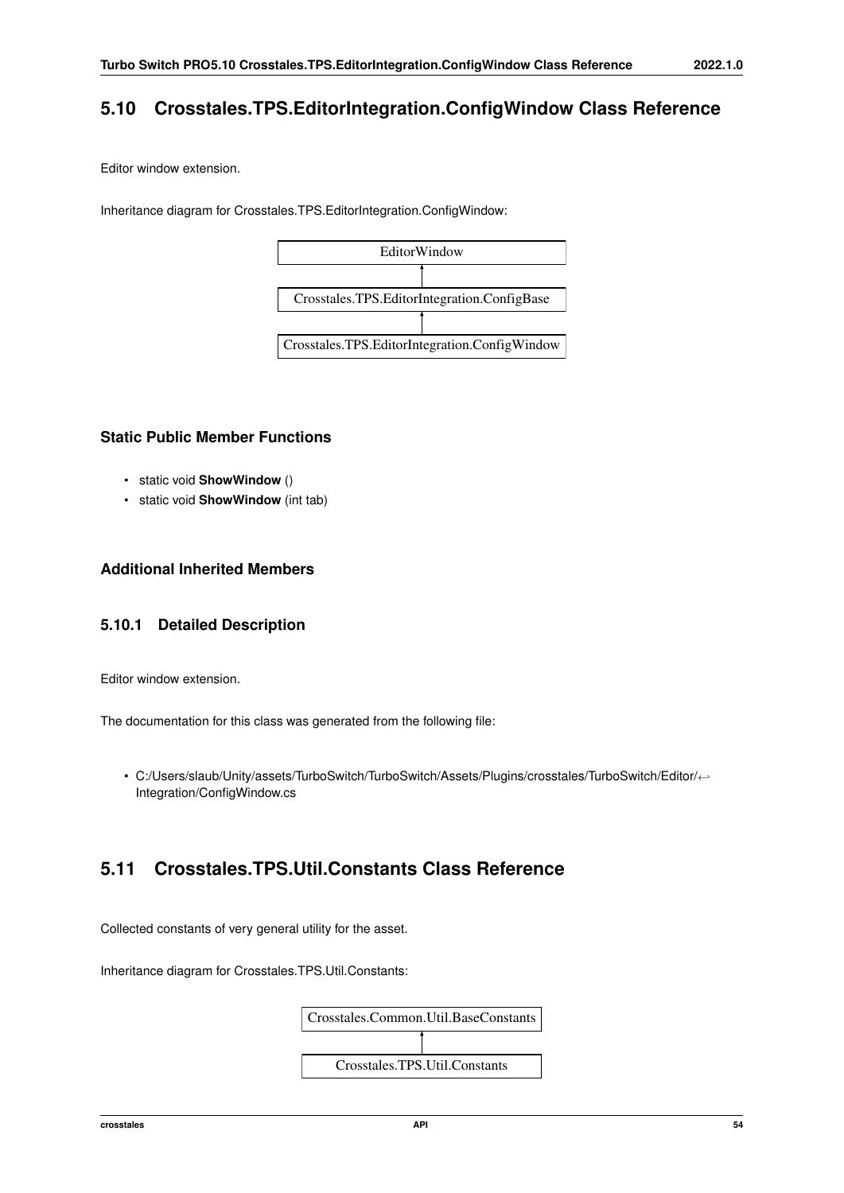## 5.10 Crosstales.TPS.EditorIntegration.ConfigWindow Class Reference

Editor window extension.

Inheritance diagram for Crosstales.TPS.EditorIntegration.ConfigWindow:

EditorWindow
↑
Crosstales.TPS.EditorIntegration.ConfigBase
↑
Crosstales.TPS.EditorIntegration.ConfigWindow

### Static Public Member Functions

- static void **ShowWindow** ()
- static void **ShowWindow** (int tab)

### Additional Inherited Members

### 5.10.1 Detailed Description

Editor window extension.

The documentation for this class was generated from the following file:

- C:/Users/slaub/Unity/assets/TurboSwitch/TurboSwitch/Assets/Plugins/crosstales/TurboSwitch/Editor/Integration/ConfigWindow.cs

## 5.11 Crosstales.TPS.Util.Constants Class Reference

Collected constants of very general utility for the asset.

Inheritance diagram for Crosstales.TPS.Util.Constants:

Crosstales.Common.Util.BaseConstants
↑
Crosstales.TPS.Util.Constants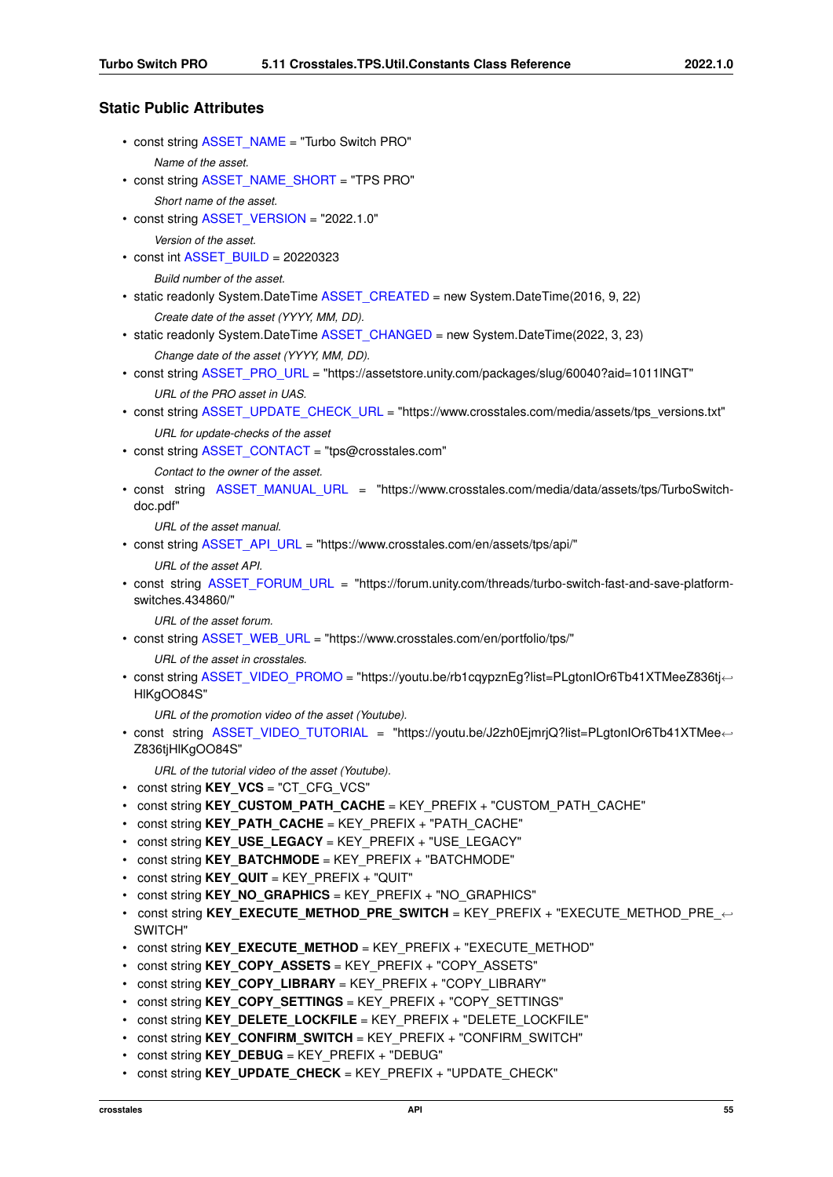## Static Public Attributes

- const string ASSET_NAME = "Turbo Switch PRO"

  *Name of the asset.*
- const string ASSET_NAME_SHORT = "TPS PRO"

  *Short name of the asset.*
- const string ASSET_VERSION = "2022.1.0"

  *Version of the asset.*
- const int ASSET_BUILD = 20220323

  *Build number of the asset.*
- static readonly System.DateTime ASSET_CREATED = new System.DateTime(2016, 9, 22)

  *Create date of the asset (YYYY, MM, DD).*
- static readonly System.DateTime ASSET_CHANGED = new System.DateTime(2022, 3, 23)

  *Change date of the asset (YYYY, MM, DD).*
- const string ASSET_PRO_URL = "https://assetstore.unity.com/packages/slug/60040?aid=1011lNGT"

  *URL of the PRO asset in UAS.*
- const string ASSET_UPDATE_CHECK_URL = "https://www.crosstales.com/media/assets/tps_versions.txt"

  *URL for update-checks of the asset*
- const string ASSET_CONTACT = "tps@crosstales.com"

  *Contact to the owner of the asset.*
- const string ASSET_MANUAL_URL = "https://www.crosstales.com/media/data/assets/tps/TurboSwitch-doc.pdf"

  *URL of the asset manual.*
- const string ASSET_API_URL = "https://www.crosstales.com/en/assets/tps/api/"

  *URL of the asset API.*
- const string ASSET_FORUM_URL = "https://forum.unity.com/threads/turbo-switch-fast-and-save-platform-switches.434860/"

  *URL of the asset forum.*
- const string ASSET_WEB_URL = "https://www.crosstales.com/en/portfolio/tps/"

  *URL of the asset in crosstales.*
- const string ASSET_VIDEO_PROMO = "https://youtu.be/rb1cqypznEg?list=PLgtonIOr6Tb41XTMeeZ836tjHlKgOO84S"

  *URL of the promotion video of the asset (Youtube).*
- const string ASSET_VIDEO_TUTORIAL = "https://youtu.be/J2zh0EjmrjQ?list=PLgtonIOr6Tb41XTMeeZ836tjHlKgOO84S"

  *URL of the tutorial video of the asset (Youtube).*
- const string **KEY_VCS** = "CT_CFG_VCS"
- const string **KEY_CUSTOM_PATH_CACHE** = KEY_PREFIX + "CUSTOM_PATH_CACHE"
- const string **KEY_PATH_CACHE** = KEY_PREFIX + "PATH_CACHE"
- const string **KEY_USE_LEGACY** = KEY_PREFIX + "USE_LEGACY"
- const string **KEY_BATCHMODE** = KEY_PREFIX + "BATCHMODE"
- const string **KEY_QUIT** = KEY_PREFIX + "QUIT"
- const string **KEY_NO_GRAPHICS** = KEY_PREFIX + "NO_GRAPHICS"
- const string **KEY_EXECUTE_METHOD_PRE_SWITCH** = KEY_PREFIX + "EXECUTE_METHOD_PRE_SWITCH"
- const string **KEY_EXECUTE_METHOD** = KEY_PREFIX + "EXECUTE_METHOD"
- const string **KEY_COPY_ASSETS** = KEY_PREFIX + "COPY_ASSETS"
- const string **KEY_COPY_LIBRARY** = KEY_PREFIX + "COPY_LIBRARY"
- const string **KEY_COPY_SETTINGS** = KEY_PREFIX + "COPY_SETTINGS"
- const string **KEY_DELETE_LOCKFILE** = KEY_PREFIX + "DELETE_LOCKFILE"
- const string **KEY_CONFIRM_SWITCH** = KEY_PREFIX + "CONFIRM_SWITCH"
- const string **KEY_DEBUG** = KEY_PREFIX + "DEBUG"
- const string **KEY_UPDATE_CHECK** = KEY_PREFIX + "UPDATE_CHECK"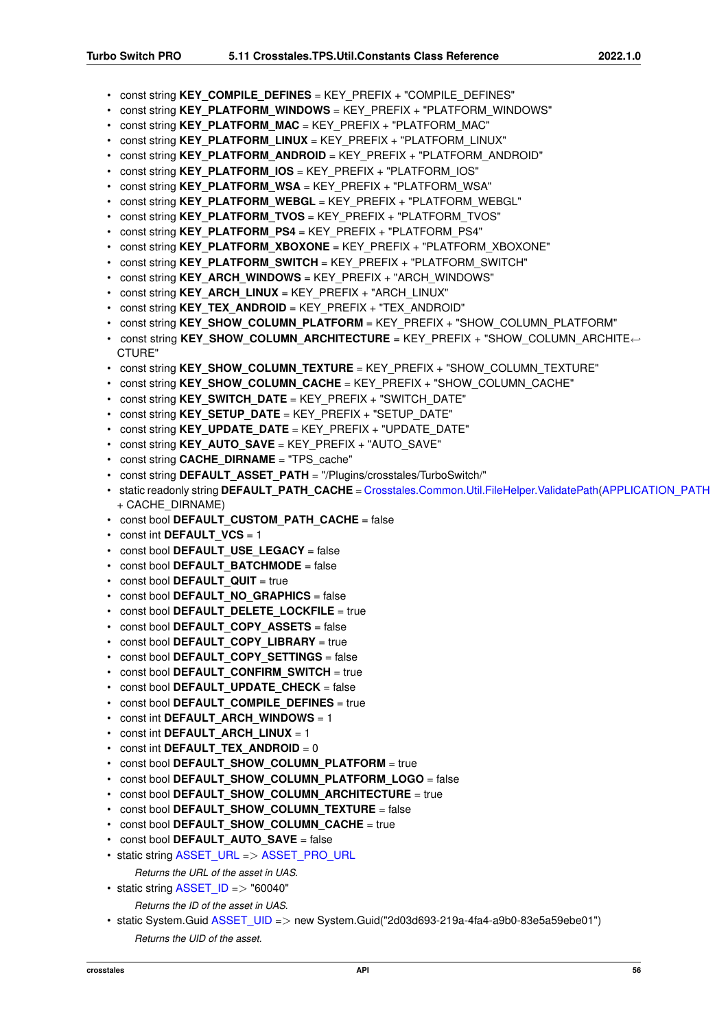- const string **KEY_COMPILE_DEFINES** = KEY_PREFIX + "COMPILE_DEFINES"
- const string **KEY_PLATFORM_WINDOWS** = KEY_PREFIX + "PLATFORM_WINDOWS"
- const string **KEY_PLATFORM_MAC** = KEY_PREFIX + "PLATFORM_MAC"
- const string **KEY_PLATFORM_LINUX** = KEY_PREFIX + "PLATFORM_LINUX"
- const string **KEY_PLATFORM_ANDROID** = KEY_PREFIX + "PLATFORM_ANDROID"
- const string **KEY_PLATFORM_IOS** = KEY_PREFIX + "PLATFORM_IOS"
- const string **KEY_PLATFORM_WSA** = KEY_PREFIX + "PLATFORM_WSA"
- const string **KEY_PLATFORM_WEBGL** = KEY_PREFIX + "PLATFORM_WEBGL"
- const string **KEY_PLATFORM_TVOS** = KEY_PREFIX + "PLATFORM_TVOS"
- const string **KEY_PLATFORM_PS4** = KEY_PREFIX + "PLATFORM_PS4"
- const string **KEY_PLATFORM_XBOXONE** = KEY_PREFIX + "PLATFORM_XBOXONE"
- const string **KEY_PLATFORM_SWITCH** = KEY_PREFIX + "PLATFORM_SWITCH"
- const string **KEY_ARCH_WINDOWS** = KEY_PREFIX + "ARCH_WINDOWS"
- const string **KEY_ARCH_LINUX** = KEY_PREFIX + "ARCH_LINUX"
- const string **KEY_TEX_ANDROID** = KEY_PREFIX + "TEX_ANDROID"
- const string **KEY_SHOW_COLUMN_PLATFORM** = KEY_PREFIX + "SHOW_COLUMN_PLATFORM"
- const string **KEY_SHOW_COLUMN_ARCHITECTURE** = KEY_PREFIX + "SHOW_COLUMN_ARCHITECTURE"
- const string **KEY_SHOW_COLUMN_TEXTURE** = KEY_PREFIX + "SHOW_COLUMN_TEXTURE"
- const string **KEY_SHOW_COLUMN_CACHE** = KEY_PREFIX + "SHOW_COLUMN_CACHE"
- const string **KEY_SWITCH_DATE** = KEY_PREFIX + "SWITCH_DATE"
- const string **KEY_SETUP_DATE** = KEY_PREFIX + "SETUP_DATE"
- const string **KEY_UPDATE_DATE** = KEY_PREFIX + "UPDATE_DATE"
- const string **KEY_AUTO_SAVE** = KEY_PREFIX + "AUTO_SAVE"
- const string **CACHE_DIRNAME** = "TPS_cache"
- const string **DEFAULT_ASSET_PATH** = "/Plugins/crosstales/TurboSwitch/"
- static readonly string **DEFAULT_PATH_CACHE** = Crosstales.Common.Util.FileHelper.ValidatePath(APPLICATION_PATH + CACHE_DIRNAME)
- const bool **DEFAULT_CUSTOM_PATH_CACHE** = false
- const int **DEFAULT_VCS** = 1
- const bool **DEFAULT_USE_LEGACY** = false
- const bool **DEFAULT_BATCHMODE** = false
- const bool **DEFAULT_QUIT** = true
- const bool **DEFAULT_NO_GRAPHICS** = false
- const bool **DEFAULT_DELETE_LOCKFILE** = true
- const bool **DEFAULT_COPY_ASSETS** = false
- const bool **DEFAULT_COPY_LIBRARY** = true
- const bool **DEFAULT_COPY_SETTINGS** = false
- const bool **DEFAULT_CONFIRM_SWITCH** = true
- const bool **DEFAULT_UPDATE_CHECK** = false
- const bool **DEFAULT_COMPILE_DEFINES** = true
- const int **DEFAULT_ARCH_WINDOWS** = 1
- const int **DEFAULT_ARCH_LINUX** = 1
- const int **DEFAULT_TEX_ANDROID** = 0
- const bool **DEFAULT_SHOW_COLUMN_PLATFORM** = true
- const bool **DEFAULT_SHOW_COLUMN_PLATFORM_LOGO** = false
- const bool **DEFAULT_SHOW_COLUMN_ARCHITECTURE** = true
- const bool **DEFAULT_SHOW_COLUMN_TEXTURE** = false
- const bool **DEFAULT_SHOW_COLUMN_CACHE** = true
- const bool **DEFAULT_AUTO_SAVE** = false
- static string ASSET_URL => ASSET_PRO_URL

  *Returns the URL of the asset in UAS.*
- static string ASSET_ID => "60040"

  *Returns the ID of the asset in UAS.*
- static System.Guid ASSET_UID => new System.Guid("2d03d693-219a-4fa4-a9b0-83e5a59ebe01")

  *Returns the UID of the asset.*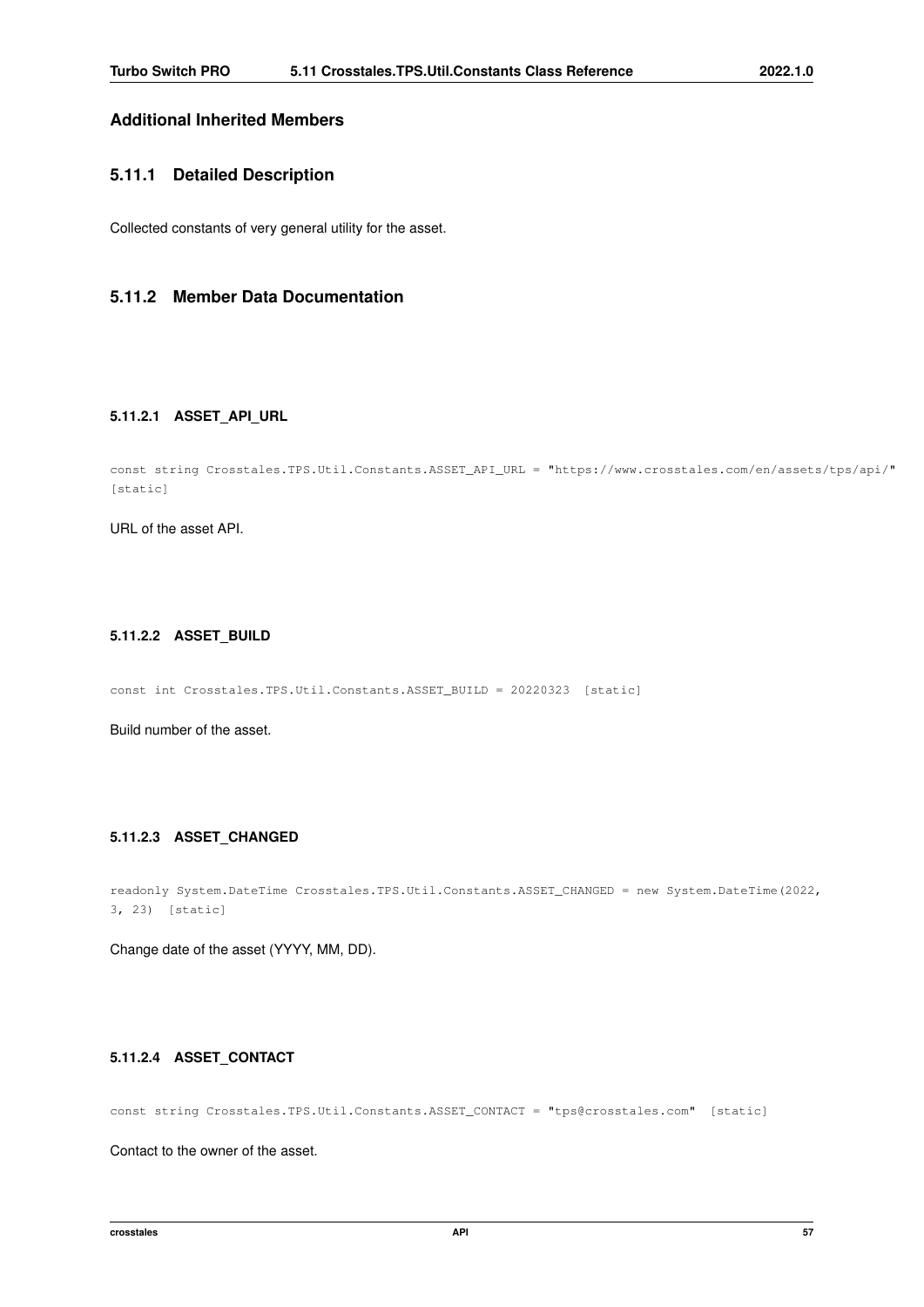### Additional Inherited Members

### 5.11.1 Detailed Description

Collected constants of very general utility for the asset.

### 5.11.2 Member Data Documentation

#### 5.11.2.1 ASSET_API_URL

```
const string Crosstales.TPS.Util.Constants.ASSET_API_URL = "https://www.crosstales.com/en/assets/tps/api/"
[static]
```

URL of the asset API.

#### 5.11.2.2 ASSET_BUILD

```
const int Crosstales.TPS.Util.Constants.ASSET_BUILD = 20220323 [static]
```

Build number of the asset.

#### 5.11.2.3 ASSET_CHANGED

```
readonly System.DateTime Crosstales.TPS.Util.Constants.ASSET_CHANGED = new System.DateTime(2022,
3, 23) [static]
```

Change date of the asset (YYYY, MM, DD).

#### 5.11.2.4 ASSET_CONTACT

```
const string Crosstales.TPS.Util.Constants.ASSET_CONTACT = "tps@crosstales.com" [static]
```

Contact to the owner of the asset.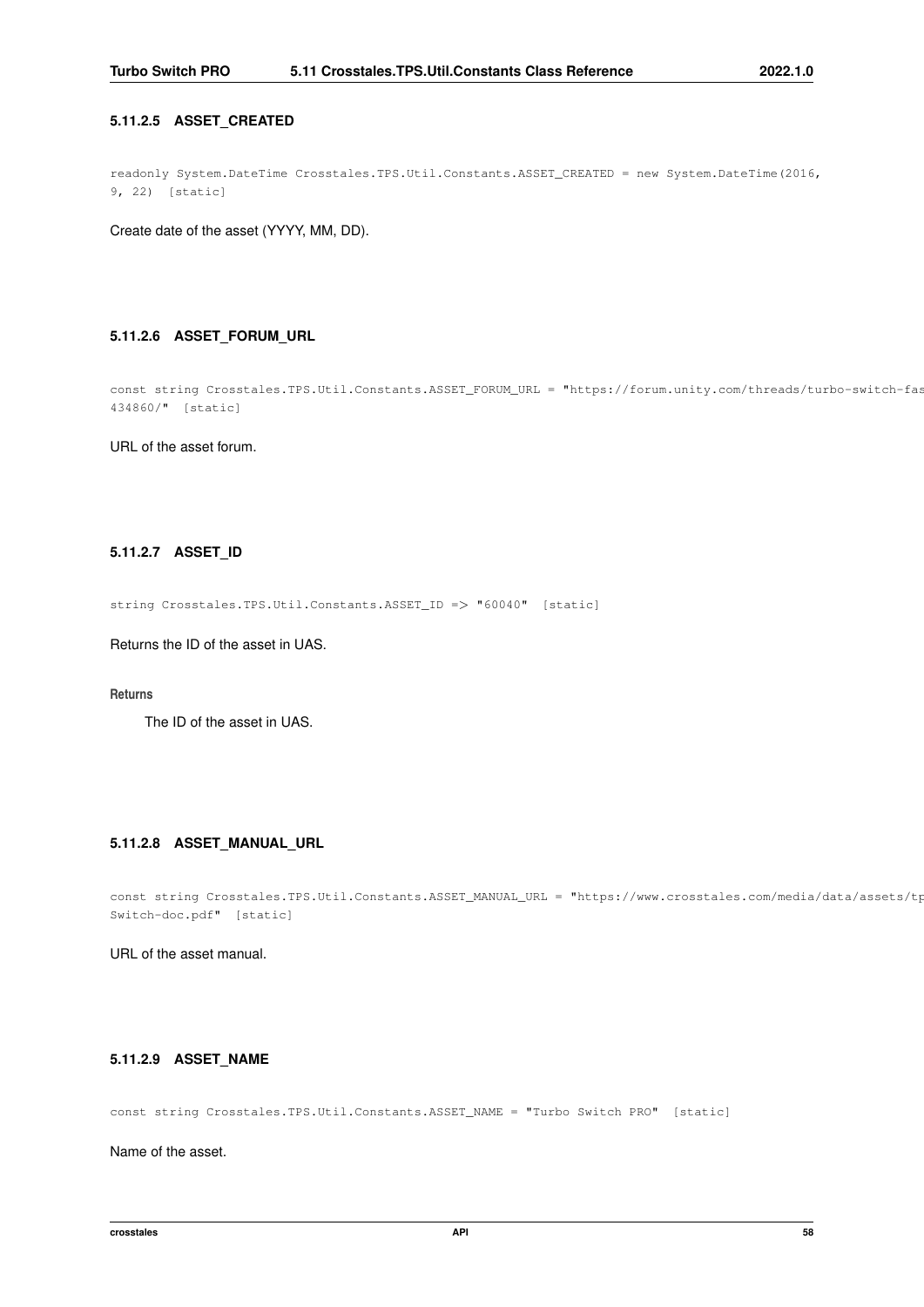#### 5.11.2.5 ASSET_CREATED

```
readonly System.DateTime Crosstales.TPS.Util.Constants.ASSET_CREATED = new System.DateTime(2016,
9, 22) [static]
```

Create date of the asset (YYYY, MM, DD).

#### 5.11.2.6 ASSET_FORUM_URL

```
const string Crosstales.TPS.Util.Constants.ASSET_FORUM_URL = "https://forum.unity.com/threads/turbo-switch-fas
434860/" [static]
```

URL of the asset forum.

#### 5.11.2.7 ASSET_ID

```
string Crosstales.TPS.Util.Constants.ASSET_ID => "60040" [static]
```

Returns the ID of the asset in UAS.

**Returns**

The ID of the asset in UAS.

#### 5.11.2.8 ASSET_MANUAL_URL

```
const string Crosstales.TPS.Util.Constants.ASSET_MANUAL_URL = "https://www.crosstales.com/media/data/assets/tp
Switch-doc.pdf" [static]
```

URL of the asset manual.

#### 5.11.2.9 ASSET_NAME

```
const string Crosstales.TPS.Util.Constants.ASSET_NAME = "Turbo Switch PRO" [static]
```

Name of the asset.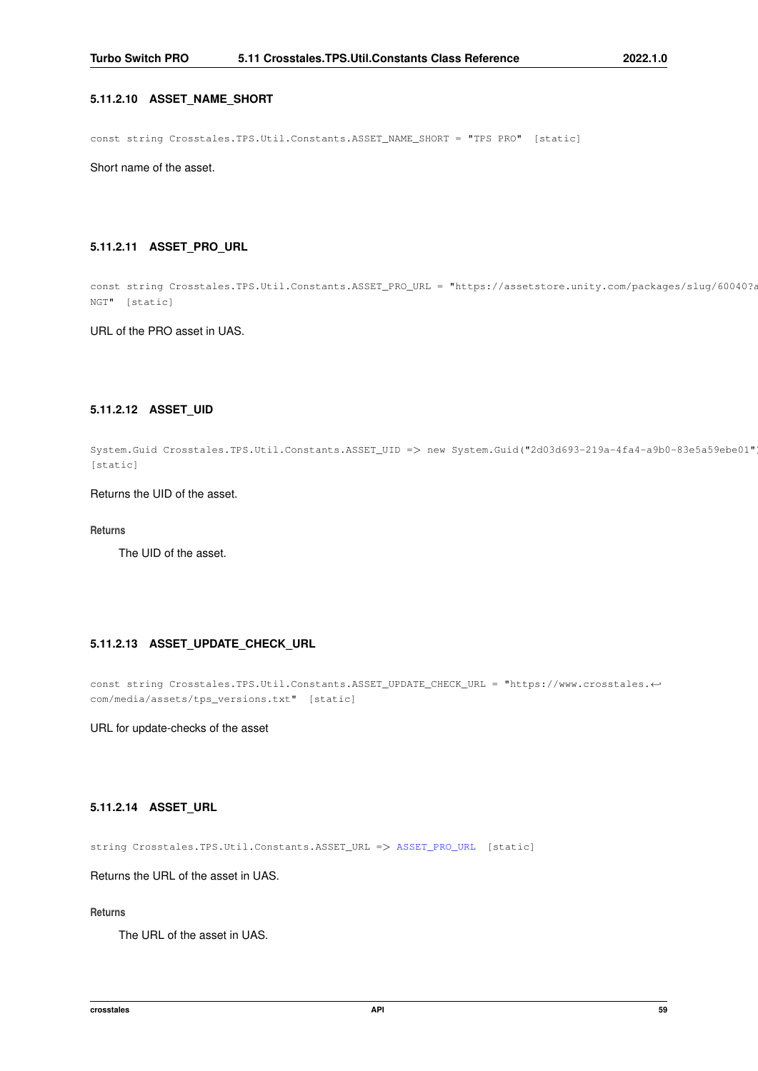#### 5.11.2.10 ASSET_NAME_SHORT

```
const string Crosstales.TPS.Util.Constants.ASSET_NAME_SHORT = "TPS PRO" [static]
```

Short name of the asset.

#### 5.11.2.11 ASSET_PRO_URL

```
const string Crosstales.TPS.Util.Constants.ASSET_PRO_URL = "https://assetstore.unity.com/packages/slug/60040?a
NGT" [static]
```

URL of the PRO asset in UAS.

#### 5.11.2.12 ASSET_UID

```
System.Guid Crosstales.TPS.Util.Constants.ASSET_UID => new System.Guid("2d03d693-219a-4fa4-a9b0-83e5a59ebe01")
[static]
```

Returns the UID of the asset.

**Returns**

The UID of the asset.

#### 5.11.2.13 ASSET_UPDATE_CHECK_URL

```
const string Crosstales.TPS.Util.Constants.ASSET_UPDATE_CHECK_URL = "https://www.crosstales.←
com/media/assets/tps_versions.txt" [static]
```

URL for update-checks of the asset

#### 5.11.2.14 ASSET_URL

```
string Crosstales.TPS.Util.Constants.ASSET_URL => ASSET_PRO_URL [static]
```

Returns the URL of the asset in UAS.

**Returns**

The URL of the asset in UAS.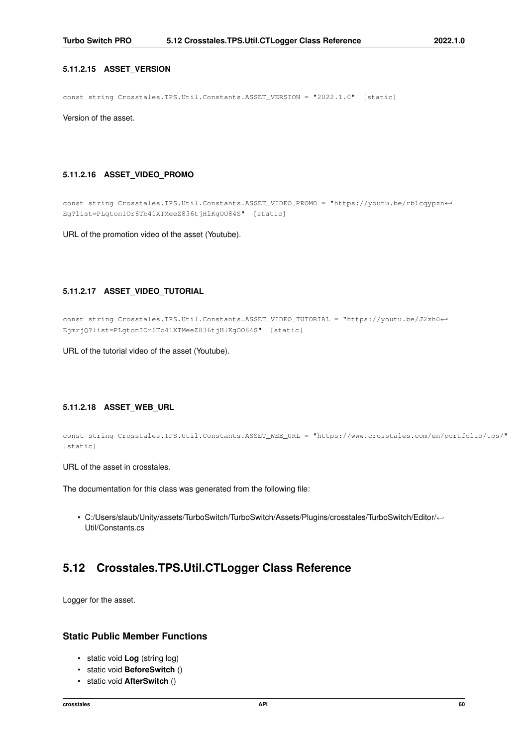#### 5.11.2.15 ASSET_VERSION

```
const string Crosstales.TPS.Util.Constants.ASSET_VERSION = "2022.1.0" [static]
```

Version of the asset.

#### 5.11.2.16 ASSET_VIDEO_PROMO

```
const string Crosstales.TPS.Util.Constants.ASSET_VIDEO_PROMO = "https://youtu.be/rb1cqypzn↩
Eg?list=PLgtonIOr6Tb41XTMeeZ836tjHlKgOO84S" [static]
```

URL of the promotion video of the asset (Youtube).

#### 5.11.2.17 ASSET_VIDEO_TUTORIAL

```
const string Crosstales.TPS.Util.Constants.ASSET_VIDEO_TUTORIAL = "https://youtu.be/J2zh0↩
EjmrjQ?list=PLgtonIOr6Tb41XTMeeZ836tjHlKgOO84S" [static]
```

URL of the tutorial video of the asset (Youtube).

#### 5.11.2.18 ASSET_WEB_URL

```
const string Crosstales.TPS.Util.Constants.ASSET_WEB_URL = "https://www.crosstales.com/en/portfolio/tps/"
[static]
```

URL of the asset in crosstales.

The documentation for this class was generated from the following file:

- C:/Users/slaub/Unity/assets/TurboSwitch/TurboSwitch/Assets/Plugins/crosstales/TurboSwitch/Editor/↩
  Util/Constants.cs

## 5.12 Crosstales.TPS.Util.CTLogger Class Reference

Logger for the asset.

### Static Public Member Functions

- static void **Log** (string log)
- static void **BeforeSwitch** ()
- static void **AfterSwitch** ()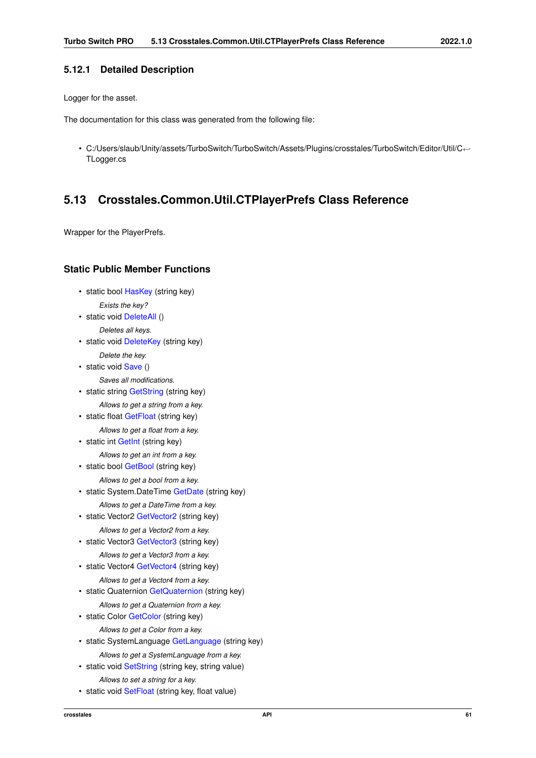### 5.12.1 Detailed Description

Logger for the asset.

The documentation for this class was generated from the following file:

- C:/Users/slaub/Unity/assets/TurboSwitch/TurboSwitch/Assets/Plugins/crosstales/TurboSwitch/Editor/Util/CTLogger.cs

## 5.13 Crosstales.Common.Util.CTPlayerPrefs Class Reference

Wrapper for the PlayerPrefs.

### Static Public Member Functions

- static bool HasKey (string key)

  *Exists the key?*
- static void DeleteAll ()

  *Deletes all keys.*
- static void DeleteKey (string key)

  *Delete the key.*
- static void Save ()

  *Saves all modifications.*
- static string GetString (string key)

  *Allows to get a string from a key.*
- static float GetFloat (string key)

  *Allows to get a float from a key.*
- static int GetInt (string key)

  *Allows to get an int from a key.*
- static bool GetBool (string key)

  *Allows to get a bool from a key.*
- static System.DateTime GetDate (string key)

  *Allows to get a DateTime from a key.*
- static Vector2 GetVector2 (string key)

  *Allows to get a Vector2 from a key.*
- static Vector3 GetVector3 (string key)

  *Allows to get a Vector3 from a key.*
- static Vector4 GetVector4 (string key)

  *Allows to get a Vector4 from a key.*
- static Quaternion GetQuaternion (string key)

  *Allows to get a Quaternion from a key.*
- static Color GetColor (string key)

  *Allows to get a Color from a key.*
- static SystemLanguage GetLanguage (string key)

  *Allows to get a SystemLanguage from a key.*
- static void SetString (string key, string value)

  *Allows to set a string for a key.*
- static void SetFloat (string key, float value)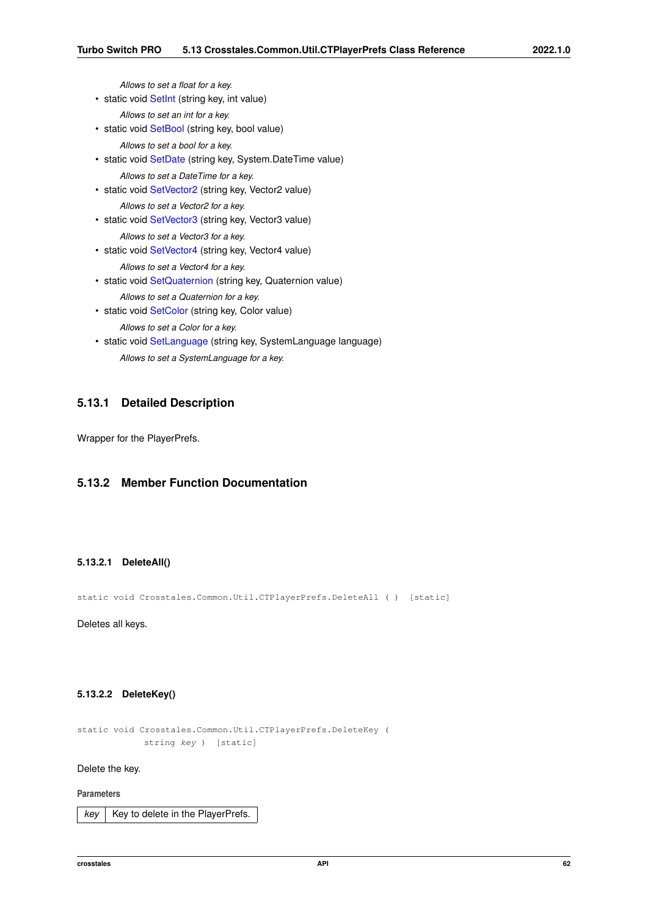*Allows to set a float for a key.*

- static void SetInt (string key, int value)

  *Allows to set an int for a key.*
- static void SetBool (string key, bool value)

  *Allows to set a bool for a key.*
- static void SetDate (string key, System.DateTime value)

  *Allows to set a DateTime for a key.*
- static void SetVector2 (string key, Vector2 value)

  *Allows to set a Vector2 for a key.*
- static void SetVector3 (string key, Vector3 value)

  *Allows to set a Vector3 for a key.*
- static void SetVector4 (string key, Vector4 value)

  *Allows to set a Vector4 for a key.*
- static void SetQuaternion (string key, Quaternion value)

  *Allows to set a Quaternion for a key.*
- static void SetColor (string key, Color value)

  *Allows to set a Color for a key.*
- static void SetLanguage (string key, SystemLanguage language)

  *Allows to set a SystemLanguage for a key.*

## 5.13.1 Detailed Description

Wrapper for the PlayerPrefs.

## 5.13.2 Member Function Documentation

### 5.13.2.1 DeleteAll()

```
static void Crosstales.Common.Util.CTPlayerPrefs.DeleteAll ( )  [static]
```

Deletes all keys.

### 5.13.2.2 DeleteKey()

```
static void Crosstales.Common.Util.CTPlayerPrefs.DeleteKey (
            string key )  [static]
```

Delete the key.

**Parameters**

| key | Key to delete in the PlayerPrefs. |
|---|---|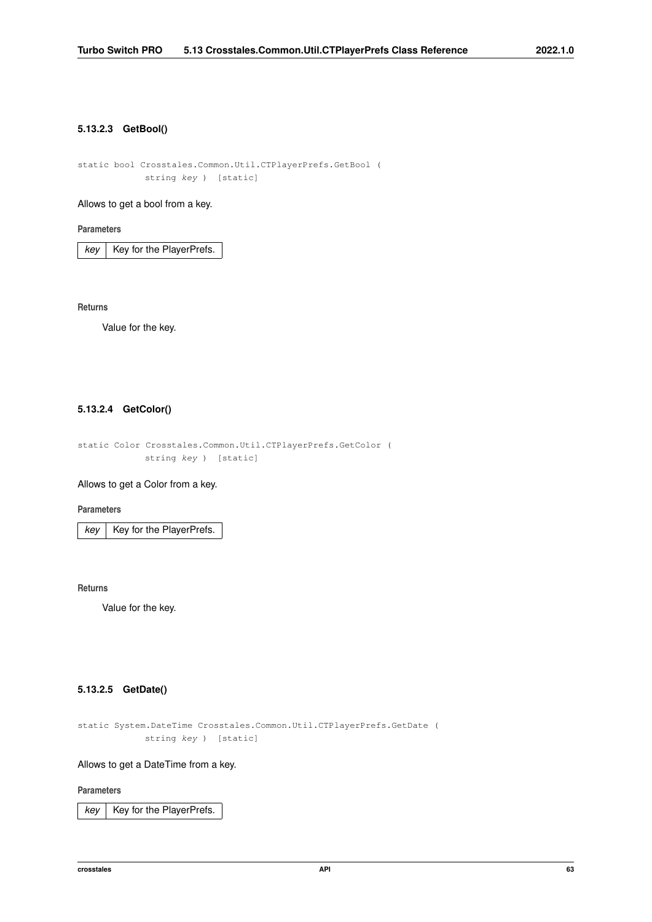#### 5.13.2.3 GetBool()

```
static bool Crosstales.Common.Util.CTPlayerPrefs.GetBool (
            string key ) [static]
```

Allows to get a bool from a key.

**Parameters**

| key | Key for the PlayerPrefs. |
|---|---|

**Returns**

Value for the key.

#### 5.13.2.4 GetColor()

```
static Color Crosstales.Common.Util.CTPlayerPrefs.GetColor (
            string key ) [static]
```

Allows to get a Color from a key.

**Parameters**

| key | Key for the PlayerPrefs. |
|---|---|

**Returns**

Value for the key.

#### 5.13.2.5 GetDate()

```
static System.DateTime Crosstales.Common.Util.CTPlayerPrefs.GetDate (
            string key ) [static]
```

Allows to get a DateTime from a key.

**Parameters**

| key | Key for the PlayerPrefs. |
|---|---|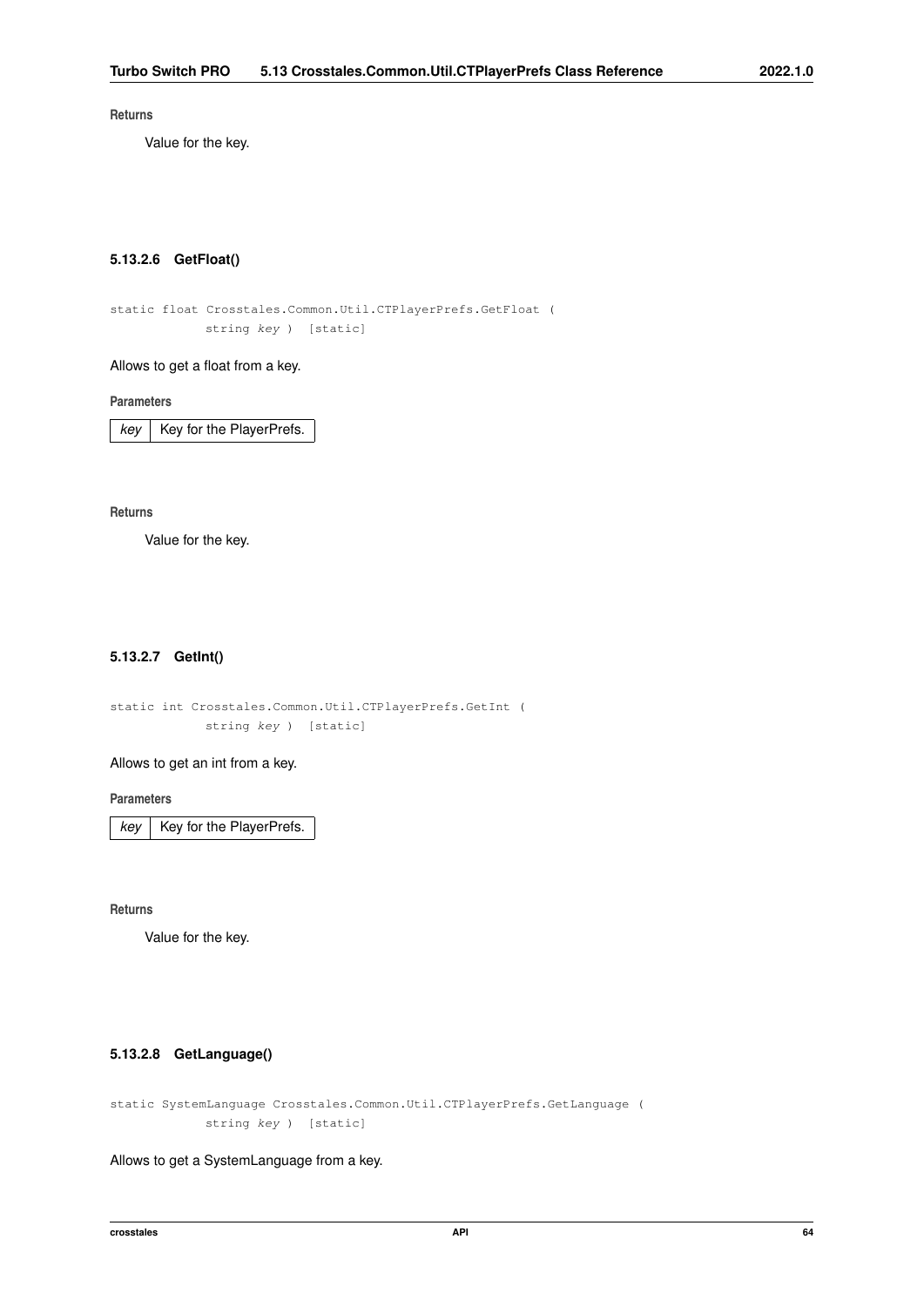**Returns**

Value for the key.

### 5.13.2.6 GetFloat()

```
static float Crosstales.Common.Util.CTPlayerPrefs.GetFloat (
            string key ) [static]
```

Allows to get a float from a key.

**Parameters**

| | |
|---|---|
| *key* | Key for the PlayerPrefs. |

**Returns**

Value for the key.

### 5.13.2.7 GetInt()

```
static int Crosstales.Common.Util.CTPlayerPrefs.GetInt (
            string key ) [static]
```

Allows to get an int from a key.

**Parameters**

| | |
|---|---|
| *key* | Key for the PlayerPrefs. |

**Returns**

Value for the key.

### 5.13.2.8 GetLanguage()

```
static SystemLanguage Crosstales.Common.Util.CTPlayerPrefs.GetLanguage (
            string key ) [static]
```

Allows to get a SystemLanguage from a key.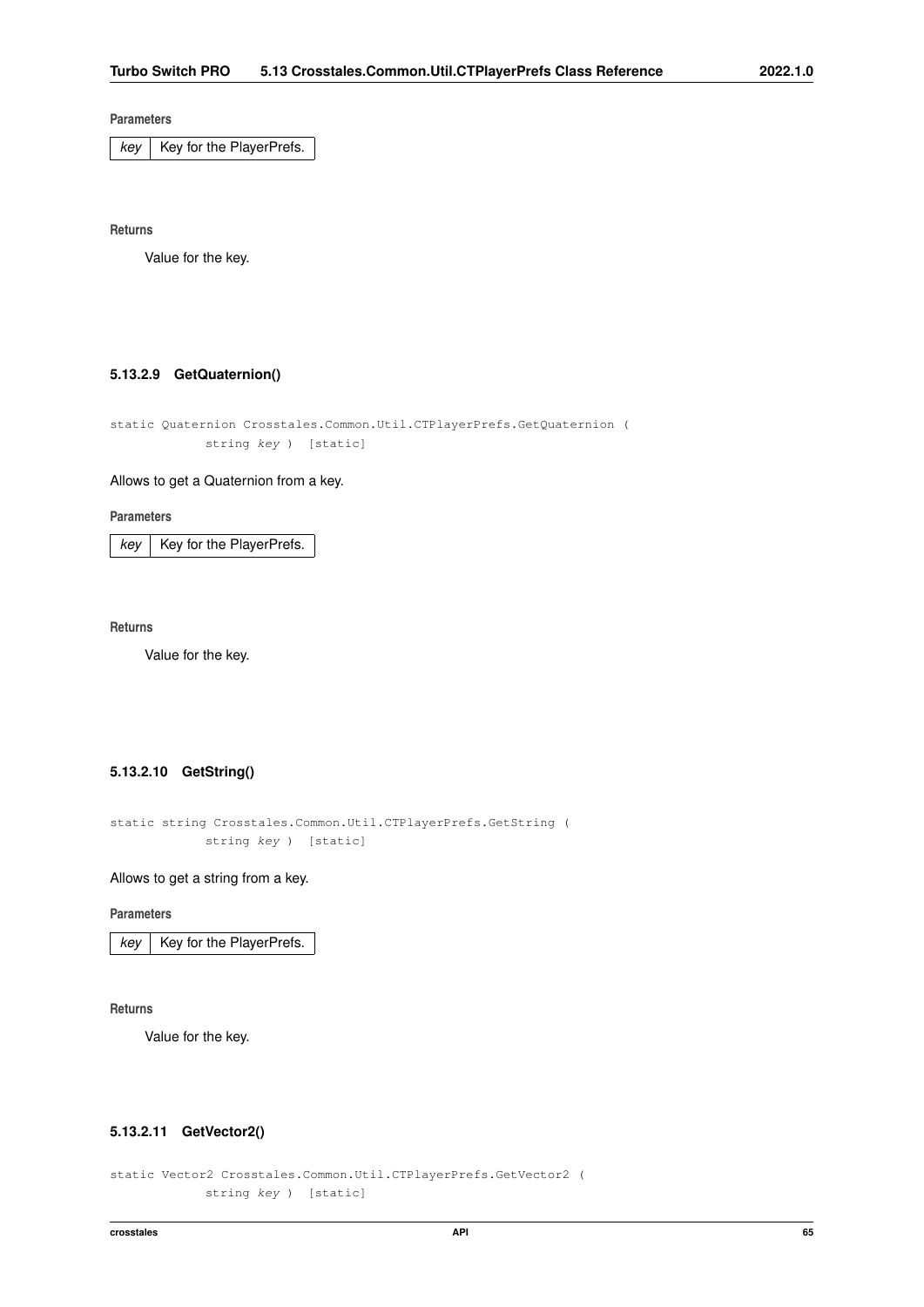**Parameters**

| key | Key for the PlayerPrefs. |
|---|---|

**Returns**

Value for the key.

#### 5.13.2.9 GetQuaternion()

```
static Quaternion Crosstales.Common.Util.CTPlayerPrefs.GetQuaternion (
            string key ) [static]
```

Allows to get a Quaternion from a key.

**Parameters**

| key | Key for the PlayerPrefs. |
|---|---|

**Returns**

Value for the key.

#### 5.13.2.10 GetString()

```
static string Crosstales.Common.Util.CTPlayerPrefs.GetString (
            string key ) [static]
```

Allows to get a string from a key.

**Parameters**

| key | Key for the PlayerPrefs. |
|---|---|

**Returns**

Value for the key.

#### 5.13.2.11 GetVector2()

```
static Vector2 Crosstales.Common.Util.CTPlayerPrefs.GetVector2 (
            string key ) [static]
```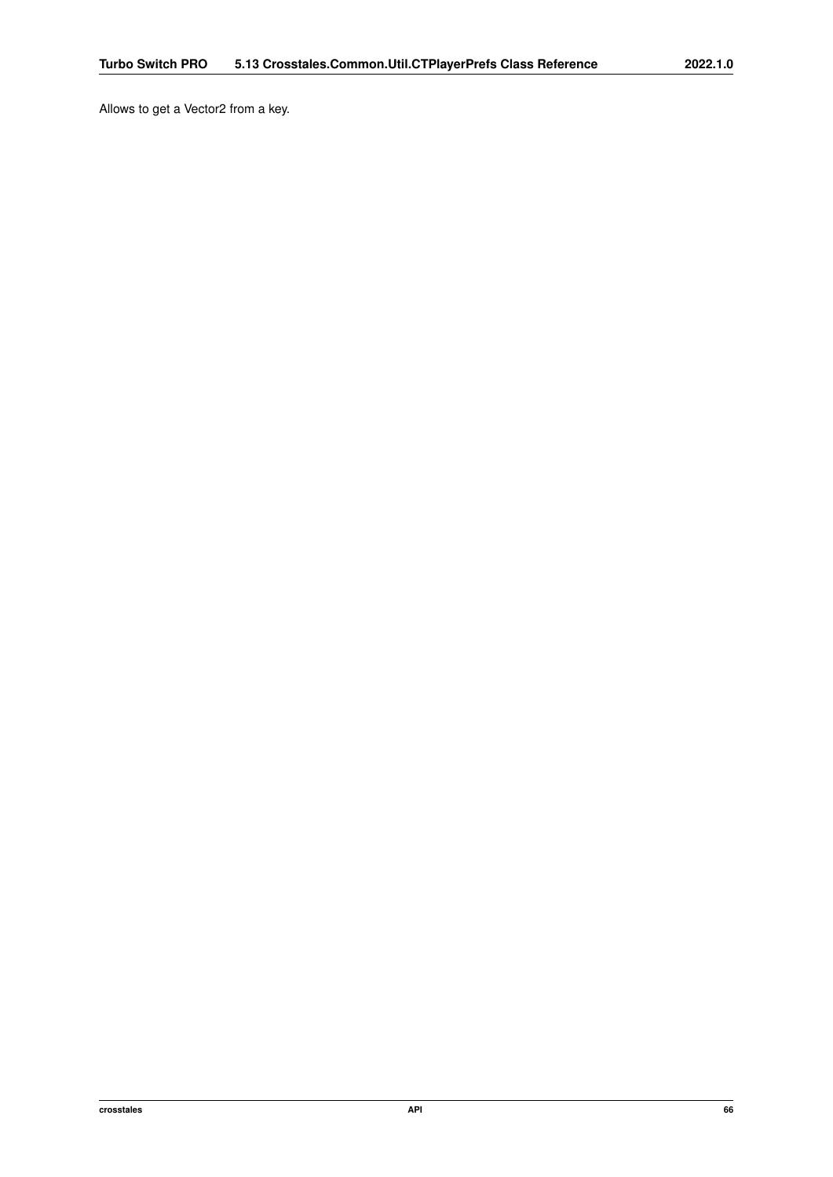Allows to get a Vector2 from a key.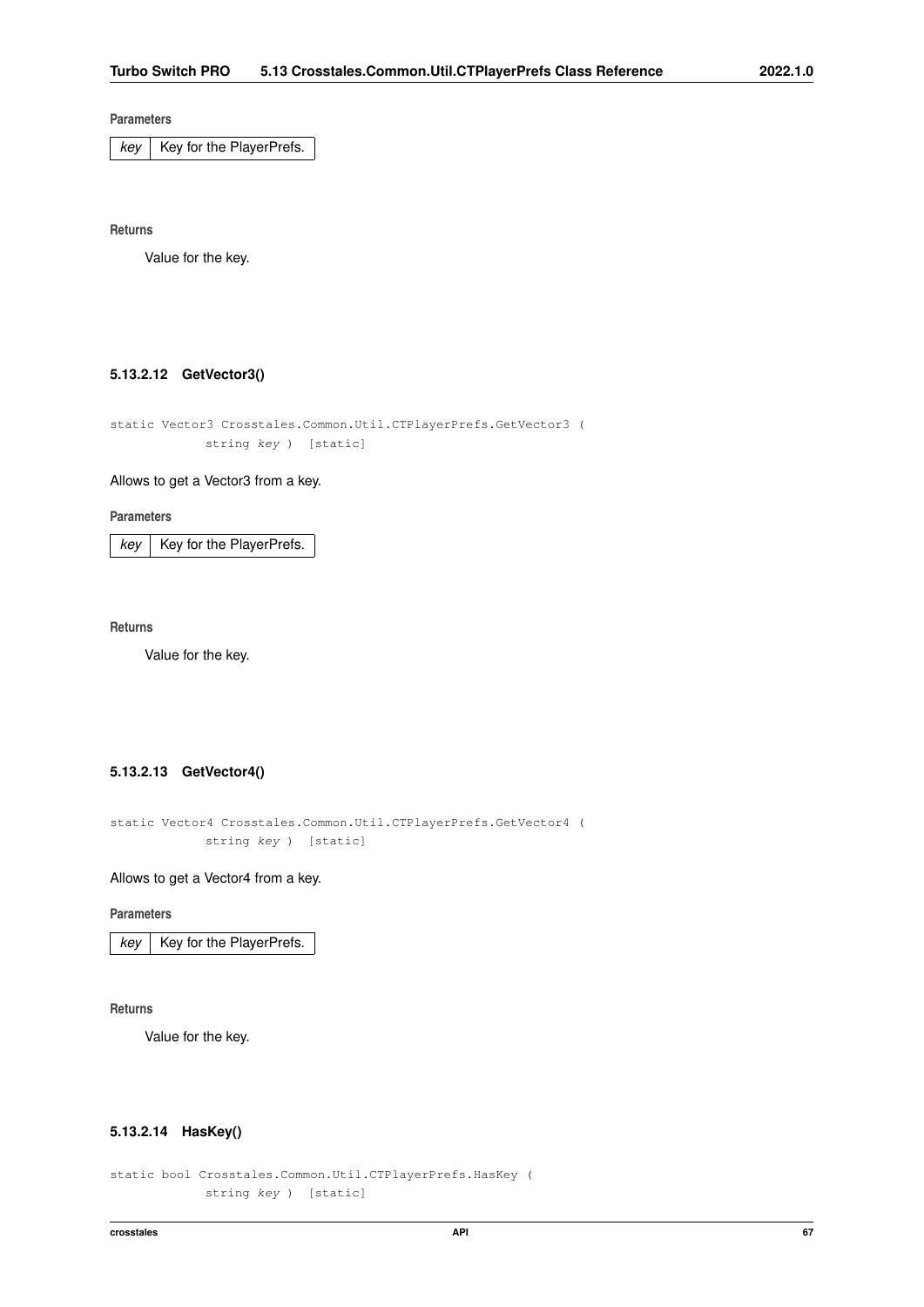**Parameters**

| *key* | Key for the PlayerPrefs. |
|---|---|

**Returns**

Value for the key.

#### 5.13.2.12 GetVector3()

```
static Vector3 Crosstales.Common.Util.CTPlayerPrefs.GetVector3 (
            string key ) [static]
```

Allows to get a Vector3 from a key.

**Parameters**

| *key* | Key for the PlayerPrefs. |
|---|---|

**Returns**

Value for the key.

#### 5.13.2.13 GetVector4()

```
static Vector4 Crosstales.Common.Util.CTPlayerPrefs.GetVector4 (
            string key ) [static]
```

Allows to get a Vector4 from a key.

**Parameters**

| *key* | Key for the PlayerPrefs. |
|---|---|

**Returns**

Value for the key.

#### 5.13.2.14 HasKey()

```
static bool Crosstales.Common.Util.CTPlayerPrefs.HasKey (
            string key ) [static]
```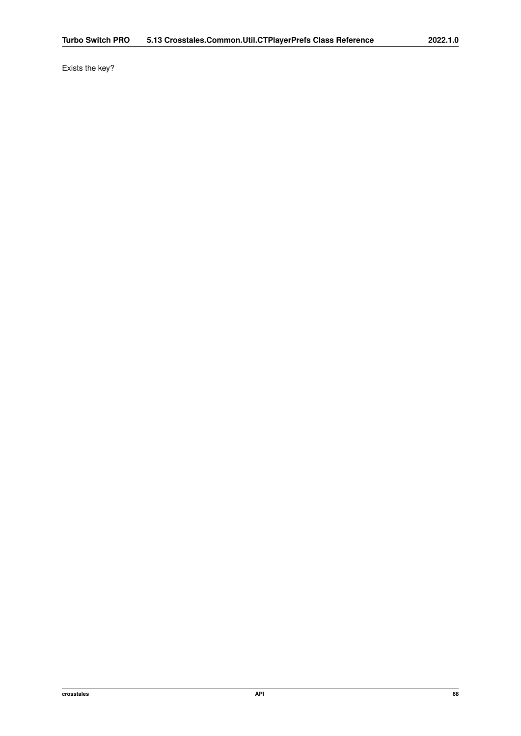Exists the key?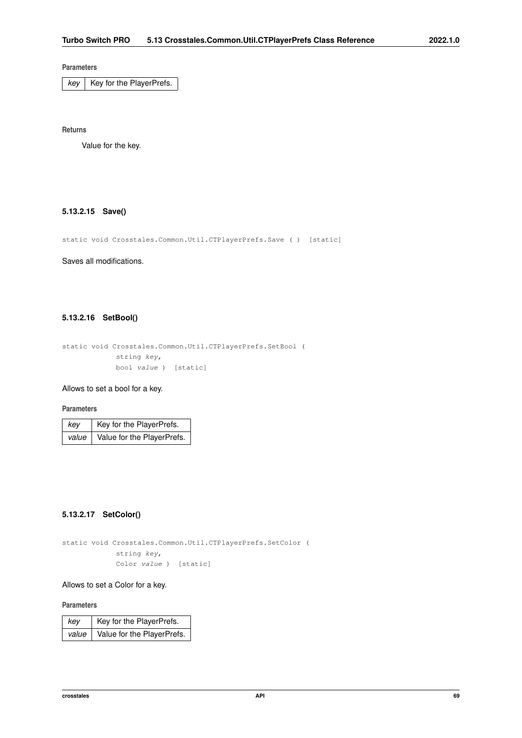**Parameters**

| key | Key for the PlayerPrefs. |
|---|---|

**Returns**

Value for the key.

### 5.13.2.15 Save()

```
static void Crosstales.Common.Util.CTPlayerPrefs.Save ( )  [static]
```

Saves all modifications.

### 5.13.2.16 SetBool()

```
static void Crosstales.Common.Util.CTPlayerPrefs.SetBool (
            string key,
            bool value )  [static]
```

Allows to set a bool for a key.

**Parameters**

| key | Key for the PlayerPrefs. |
|---|---|
| value | Value for the PlayerPrefs. |

### 5.13.2.17 SetColor()

```
static void Crosstales.Common.Util.CTPlayerPrefs.SetColor (
            string key,
            Color value )  [static]
```

Allows to set a Color for a key.

**Parameters**

| key | Key for the PlayerPrefs. |
|---|---|
| value | Value for the PlayerPrefs. |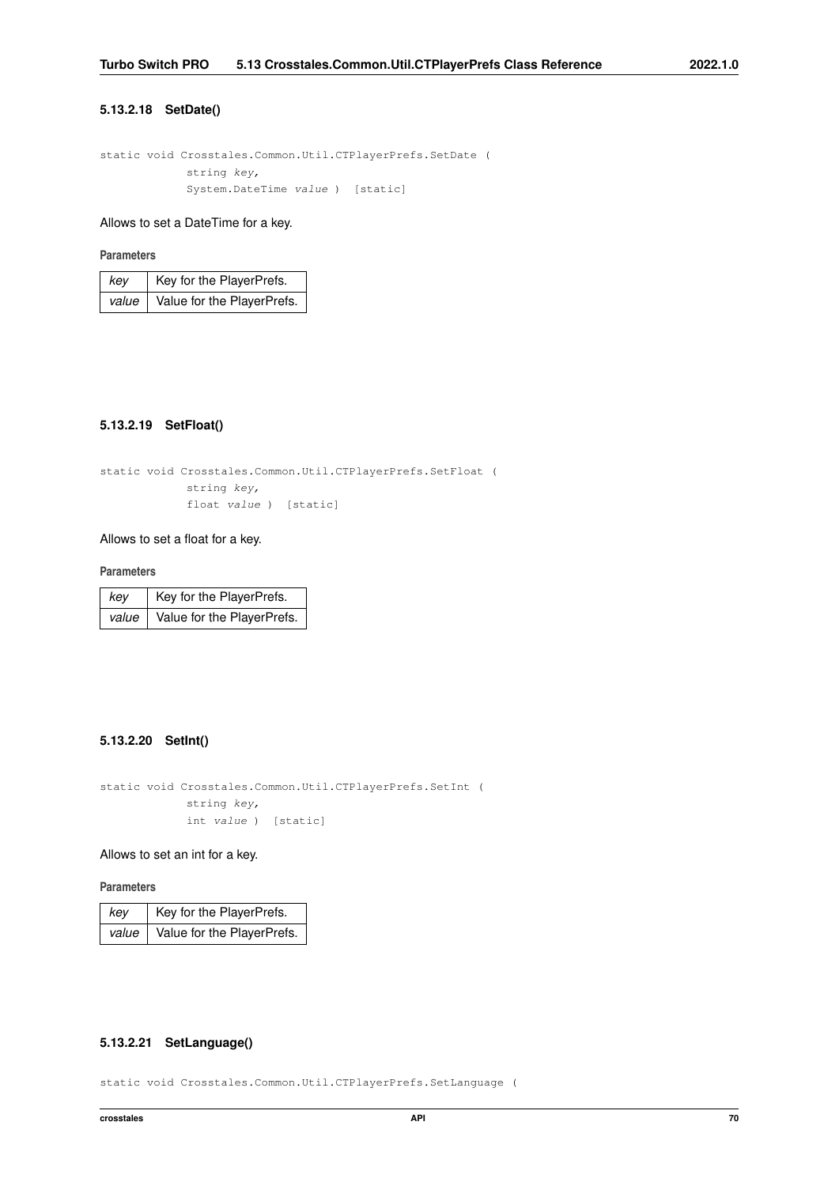#### 5.13.2.18 SetDate()

```
static void Crosstales.Common.Util.CTPlayerPrefs.SetDate (
            string key,
            System.DateTime value ) [static]
```

Allows to set a DateTime for a key.

**Parameters**

| | |
|---|---|
| *key* | Key for the PlayerPrefs. |
| *value* | Value for the PlayerPrefs. |

#### 5.13.2.19 SetFloat()

```
static void Crosstales.Common.Util.CTPlayerPrefs.SetFloat (
            string key,
            float value ) [static]
```

Allows to set a float for a key.

**Parameters**

| | |
|---|---|
| *key* | Key for the PlayerPrefs. |
| *value* | Value for the PlayerPrefs. |

#### 5.13.2.20 SetInt()

```
static void Crosstales.Common.Util.CTPlayerPrefs.SetInt (
            string key,
            int value ) [static]
```

Allows to set an int for a key.

**Parameters**

| | |
|---|---|
| *key* | Key for the PlayerPrefs. |
| *value* | Value for the PlayerPrefs. |

#### 5.13.2.21 SetLanguage()

```
static void Crosstales.Common.Util.CTPlayerPrefs.SetLanguage (
```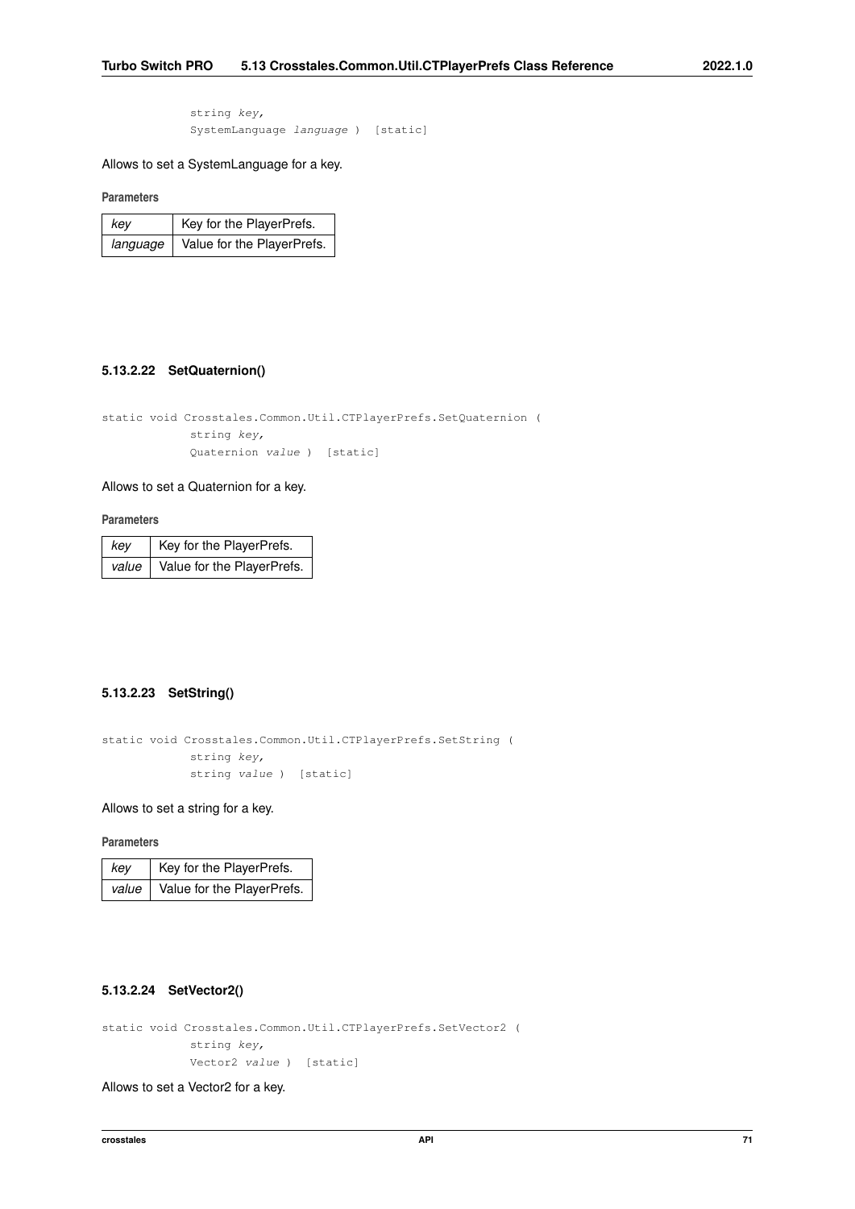```
            string key,
            SystemLanguage language )  [static]
```

Allows to set a SystemLanguage for a key.

**Parameters**

| | |
|---|---|
| *key* | Key for the PlayerPrefs. |
| *language* | Value for the PlayerPrefs. |

#### 5.13.2.22 SetQuaternion()

```
static void Crosstales.Common.Util.CTPlayerPrefs.SetQuaternion (
            string key,
            Quaternion value )  [static]
```

Allows to set a Quaternion for a key.

**Parameters**

| | |
|---|---|
| *key* | Key for the PlayerPrefs. |
| *value* | Value for the PlayerPrefs. |

#### 5.13.2.23 SetString()

```
static void Crosstales.Common.Util.CTPlayerPrefs.SetString (
            string key,
            string value )  [static]
```

Allows to set a string for a key.

**Parameters**

| | |
|---|---|
| *key* | Key for the PlayerPrefs. |
| *value* | Value for the PlayerPrefs. |

#### 5.13.2.24 SetVector2()

```
static void Crosstales.Common.Util.CTPlayerPrefs.SetVector2 (
            string key,
            Vector2 value )  [static]
```

Allows to set a Vector2 for a key.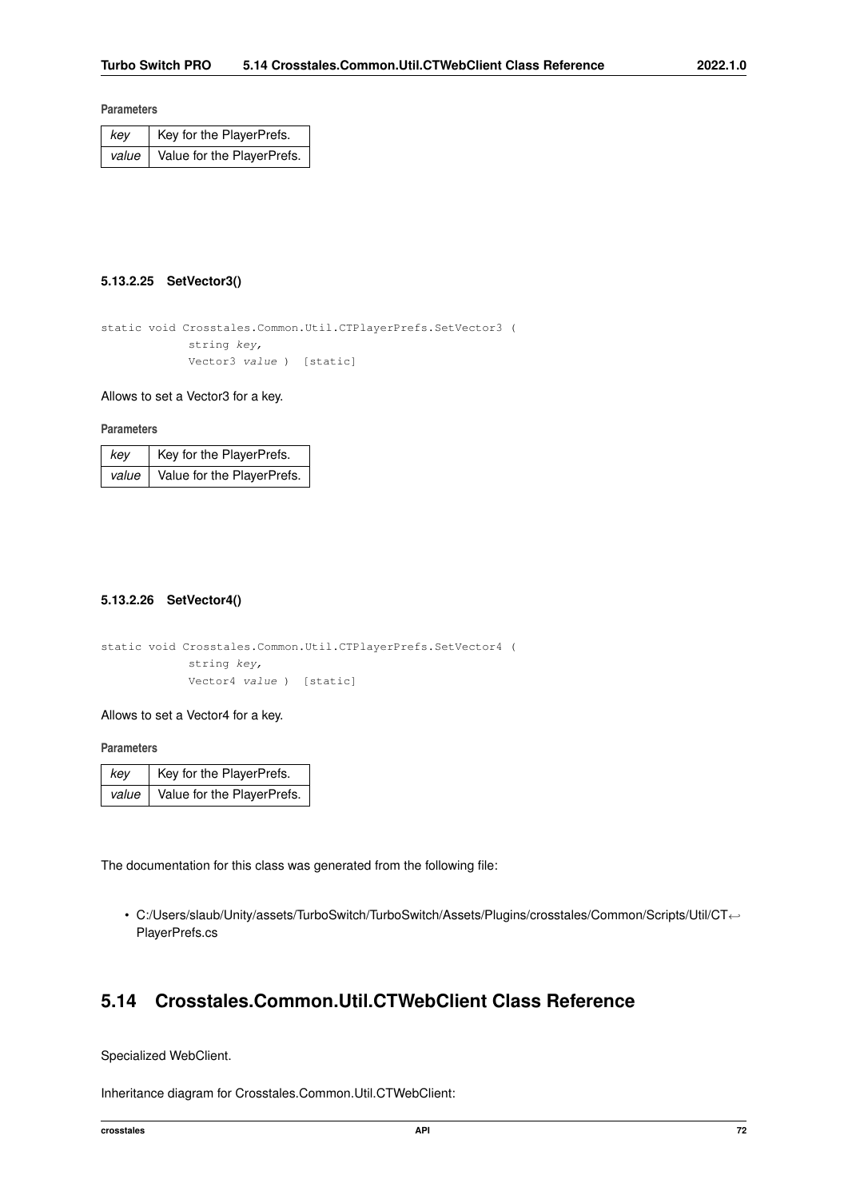**Parameters**

| key | Key for the PlayerPrefs. |
|---|---|
| value | Value for the PlayerPrefs. |

#### 5.13.2.25 SetVector3()

```
static void Crosstales.Common.Util.CTPlayerPrefs.SetVector3 (
            string key,
            Vector3 value ) [static]
```

Allows to set a Vector3 for a key.

**Parameters**

| key | Key for the PlayerPrefs. |
|---|---|
| value | Value for the PlayerPrefs. |

#### 5.13.2.26 SetVector4()

```
static void Crosstales.Common.Util.CTPlayerPrefs.SetVector4 (
            string key,
            Vector4 value ) [static]
```

Allows to set a Vector4 for a key.

**Parameters**

| key | Key for the PlayerPrefs. |
|---|---|
| value | Value for the PlayerPrefs. |

The documentation for this class was generated from the following file:

- C:/Users/slaub/Unity/assets/TurboSwitch/TurboSwitch/Assets/Plugins/crosstales/Common/Scripts/Util/CTPlayerPrefs.cs

## 5.14 Crosstales.Common.Util.CTWebClient Class Reference

Specialized WebClient.

Inheritance diagram for Crosstales.Common.Util.CTWebClient: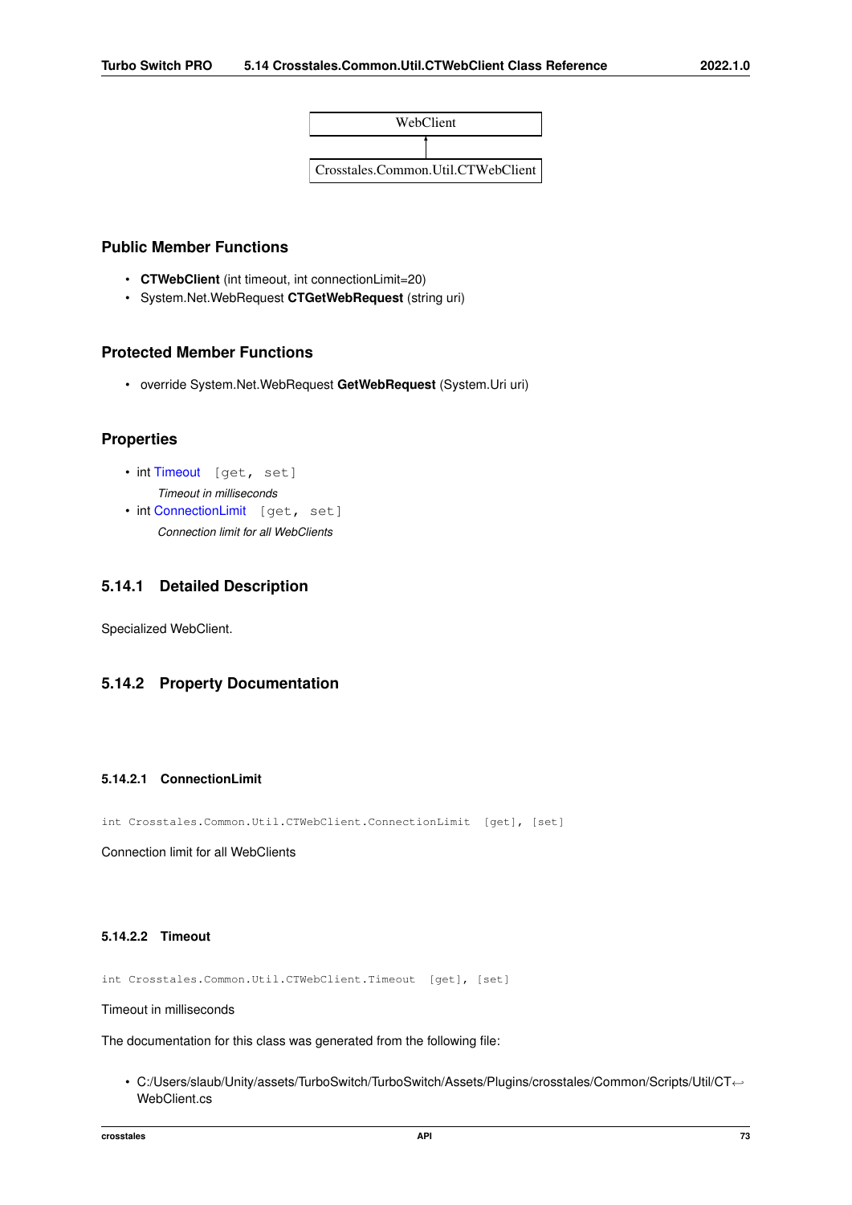WebClient

Crosstales.Common.Util.CTWebClient

### Public Member Functions

- **CTWebClient** (int timeout, int connectionLimit=20)
- System.Net.WebRequest **CTGetWebRequest** (string uri)

### Protected Member Functions

- override System.Net.WebRequest **GetWebRequest** (System.Uri uri)

### Properties

- int Timeout `[get, set]`
  *Timeout in milliseconds*
- int ConnectionLimit `[get, set]`
  *Connection limit for all WebClients*

## 5.14.1 Detailed Description

Specialized WebClient.

## 5.14.2 Property Documentation

#### 5.14.2.1 ConnectionLimit

```
int Crosstales.Common.Util.CTWebClient.ConnectionLimit [get], [set]
```

Connection limit for all WebClients

#### 5.14.2.2 Timeout

```
int Crosstales.Common.Util.CTWebClient.Timeout [get], [set]
```

Timeout in milliseconds

The documentation for this class was generated from the following file:

- C:/Users/slaub/Unity/assets/TurboSwitch/TurboSwitch/Assets/Plugins/crosstales/Common/Scripts/Util/CTWebClient.cs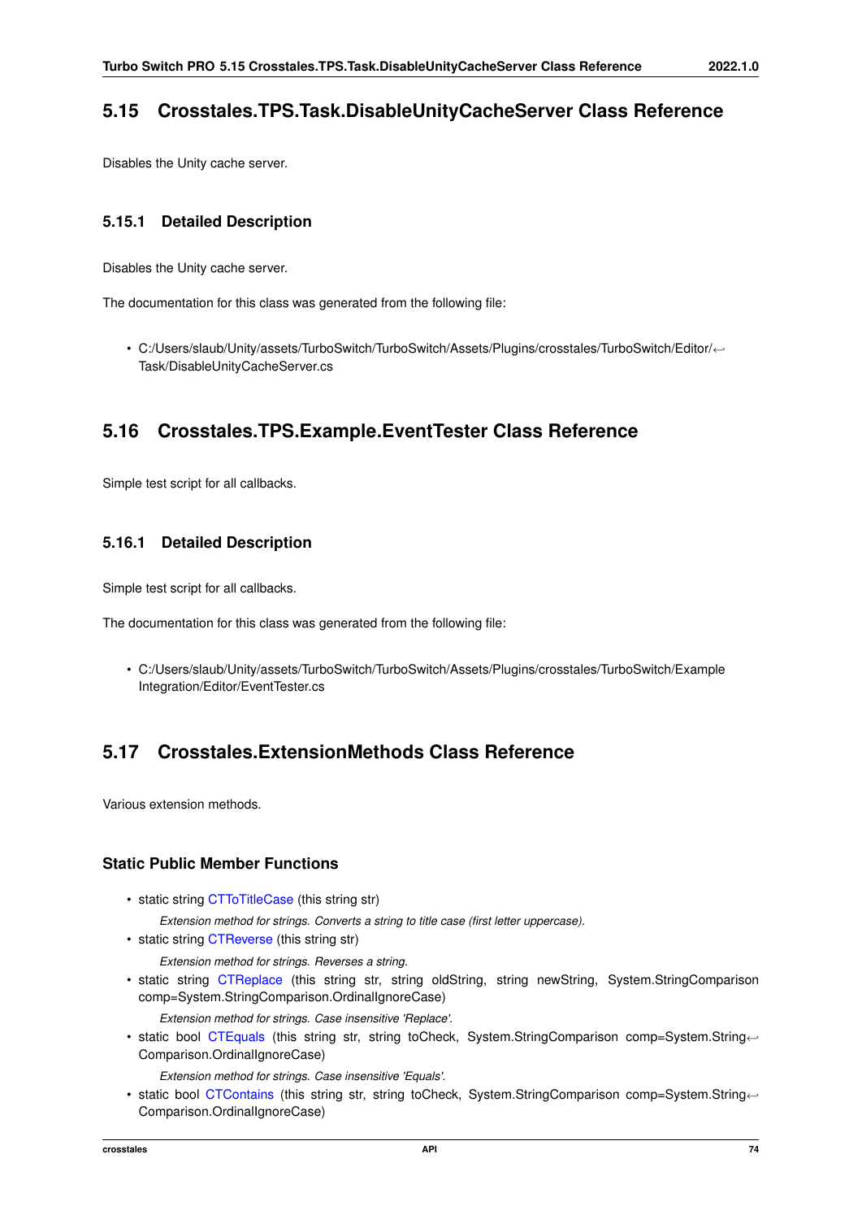## 5.15 Crosstales.TPS.Task.DisableUnityCacheServer Class Reference

Disables the Unity cache server.

### 5.15.1 Detailed Description

Disables the Unity cache server.

The documentation for this class was generated from the following file:

- C:/Users/slaub/Unity/assets/TurboSwitch/TurboSwitch/Assets/Plugins/crosstales/TurboSwitch/Editor/Task/DisableUnityCacheServer.cs

## 5.16 Crosstales.TPS.Example.EventTester Class Reference

Simple test script for all callbacks.

### 5.16.1 Detailed Description

Simple test script for all callbacks.

The documentation for this class was generated from the following file:

- C:/Users/slaub/Unity/assets/TurboSwitch/TurboSwitch/Assets/Plugins/crosstales/TurboSwitch/Example Integration/Editor/EventTester.cs

## 5.17 Crosstales.ExtensionMethods Class Reference

Various extension methods.

### Static Public Member Functions

- static string CTToTitleCase (this string str)

  *Extension method for strings. Converts a string to title case (first letter uppercase).*
- static string CTReverse (this string str)

  *Extension method for strings. Reverses a string.*
- static string CTReplace (this string str, string oldString, string newString, System.StringComparison comp=System.StringComparison.OrdinalIgnoreCase)

  *Extension method for strings. Case insensitive 'Replace'.*
- static bool CTEquals (this string str, string toCheck, System.StringComparison comp=System.StringComparison.OrdinalIgnoreCase)

  *Extension method for strings. Case insensitive 'Equals'.*
- static bool CTContains (this string str, string toCheck, System.StringComparison comp=System.StringComparison.OrdinalIgnoreCase)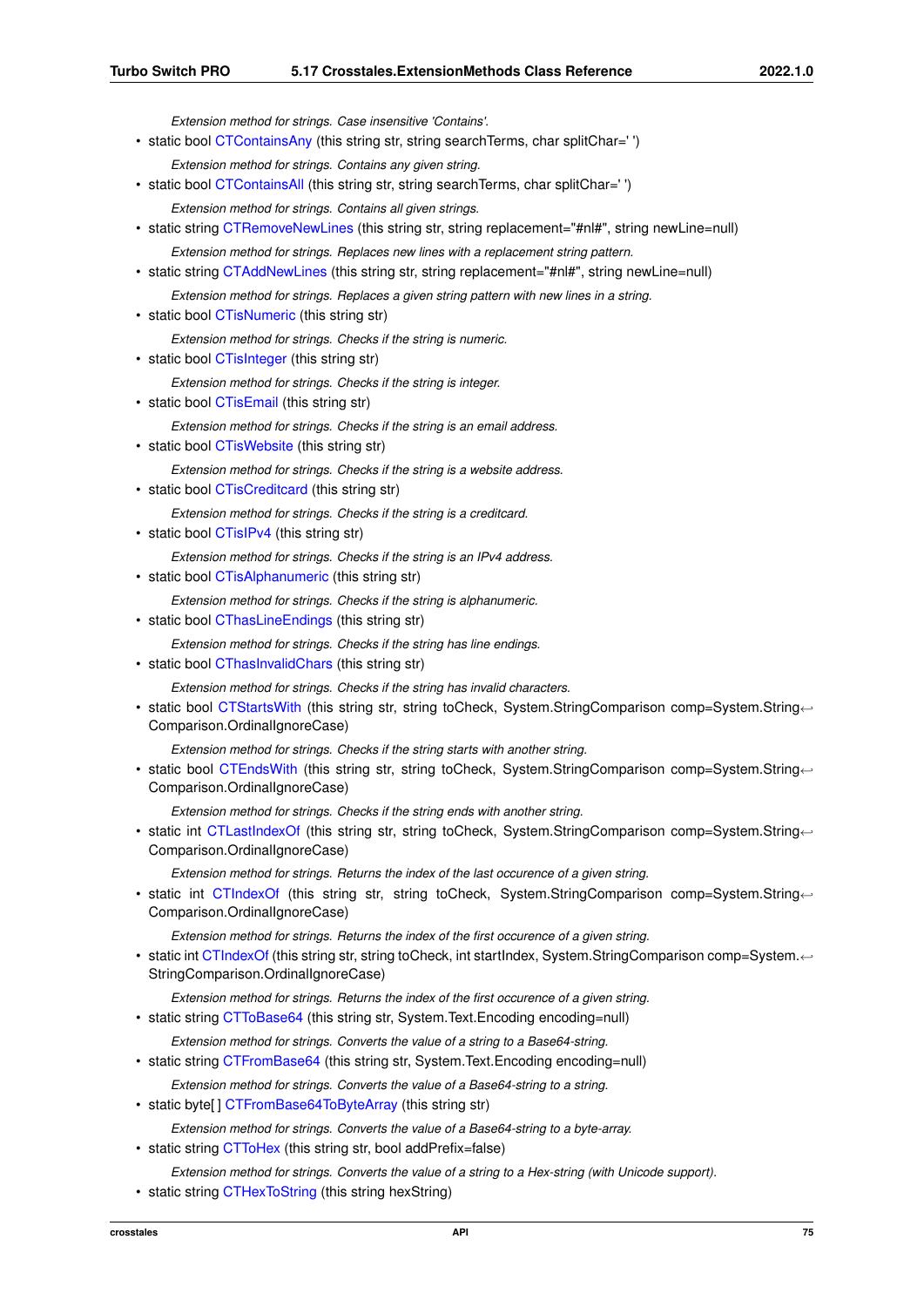*Extension method for strings. Case insensitive 'Contains'.*

- static bool CTContainsAny (this string str, string searchTerms, char splitChar=' ')

  *Extension method for strings. Contains any given string.*
- static bool CTContainsAll (this string str, string searchTerms, char splitChar=' ')

  *Extension method for strings. Contains all given strings.*
- static string CTRemoveNewLines (this string str, string replacement="#nl#", string newLine=null)

  *Extension method for strings. Replaces new lines with a replacement string pattern.*
- static string CTAddNewLines (this string str, string replacement="#nl#", string newLine=null)

  *Extension method for strings. Replaces a given string pattern with new lines in a string.*
- static bool CTisNumeric (this string str)

  *Extension method for strings. Checks if the string is numeric.*
- static bool CTisInteger (this string str)

  *Extension method for strings. Checks if the string is integer.*
- static bool CTisEmail (this string str)

  *Extension method for strings. Checks if the string is an email address.*
- static bool CTisWebsite (this string str)

  *Extension method for strings. Checks if the string is a website address.*
- static bool CTisCreditcard (this string str)

  *Extension method for strings. Checks if the string is a creditcard.*
- static bool CTisIPv4 (this string str)

  *Extension method for strings. Checks if the string is an IPv4 address.*
- static bool CTisAlphanumeric (this string str)

  *Extension method for strings. Checks if the string is alphanumeric.*
- static bool CThasLineEndings (this string str)

  *Extension method for strings. Checks if the string has line endings.*
- static bool CThasInvalidChars (this string str)

  *Extension method for strings. Checks if the string has invalid characters.*
- static bool CTStartsWith (this string str, string toCheck, System.StringComparison comp=System.StringComparison.OrdinalIgnoreCase)

  *Extension method for strings. Checks if the string starts with another string.*
- static bool CTEndsWith (this string str, string toCheck, System.StringComparison comp=System.StringComparison.OrdinalIgnoreCase)

  *Extension method for strings. Checks if the string ends with another string.*
- static int CTLastIndexOf (this string str, string toCheck, System.StringComparison comp=System.StringComparison.OrdinalIgnoreCase)

  *Extension method for strings. Returns the index of the last occurence of a given string.*
- static int CTIndexOf (this string str, string toCheck, System.StringComparison comp=System.StringComparison.OrdinalIgnoreCase)

  *Extension method for strings. Returns the index of the first occurence of a given string.*
- static int CTIndexOf (this string str, string toCheck, int startIndex, System.StringComparison comp=System.StringComparison.OrdinalIgnoreCase)

  *Extension method for strings. Returns the index of the first occurence of a given string.*
- static string CTToBase64 (this string str, System.Text.Encoding encoding=null)

  *Extension method for strings. Converts the value of a string to a Base64-string.*
- static string CTFromBase64 (this string str, System.Text.Encoding encoding=null)

  *Extension method for strings. Converts the value of a Base64-string to a string.*
- static byte[ ] CTFromBase64ToByteArray (this string str)

  *Extension method for strings. Converts the value of a Base64-string to a byte-array.*
- static string CTToHex (this string str, bool addPrefix=false)

  *Extension method for strings. Converts the value of a string to a Hex-string (with Unicode support).*
- static string CTHexToString (this string hexString)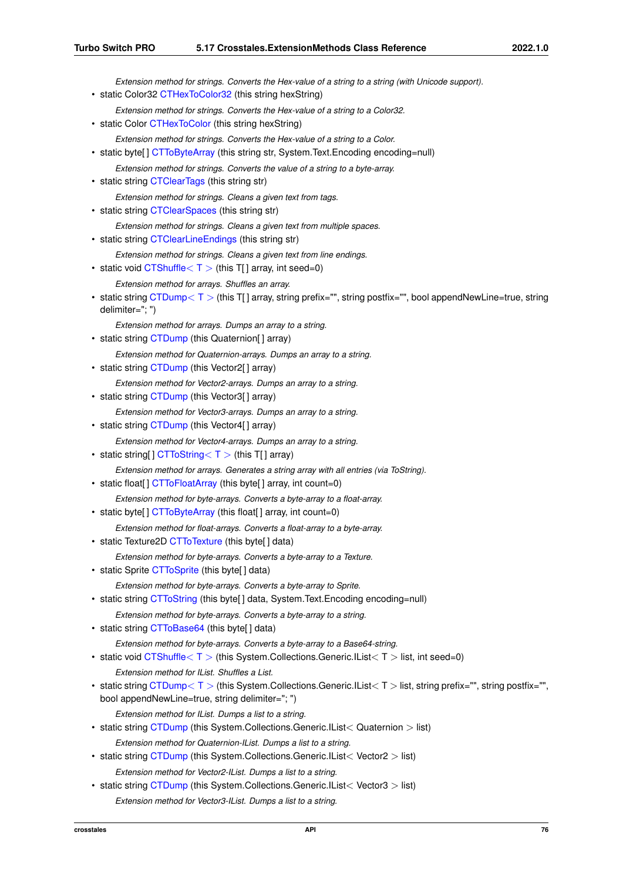*Extension method for strings. Converts the Hex-value of a string to a string (with Unicode support).*

- static Color32 CTHexToColor32 (this string hexString)

  *Extension method for strings. Converts the Hex-value of a string to a Color32.*
- static Color CTHexToColor (this string hexString)

  *Extension method for strings. Converts the Hex-value of a string to a Color.*
- static byte[ ] CTToByteArray (this string str, System.Text.Encoding encoding=null)

  *Extension method for strings. Converts the value of a string to a byte-array.*
- static string CTClearTags (this string str)

  *Extension method for strings. Cleans a given text from tags.*
- static string CTClearSpaces (this string str)

  *Extension method for strings. Cleans a given text from multiple spaces.*
- static string CTClearLineEndings (this string str)

  *Extension method for strings. Cleans a given text from line endings.*
- static void CTShuffle< T > (this T[ ] array, int seed=0)

  *Extension method for arrays. Shuffles an array.*
- static string CTDump< T > (this T[ ] array, string prefix="", string postfix="", bool appendNewLine=true, string delimiter="; ")

  *Extension method for arrays. Dumps an array to a string.*
- static string CTDump (this Quaternion[ ] array)

  *Extension method for Quaternion-arrays. Dumps an array to a string.*
- static string CTDump (this Vector2[ ] array)

  *Extension method for Vector2-arrays. Dumps an array to a string.*
- static string CTDump (this Vector3[ ] array)

  *Extension method for Vector3-arrays. Dumps an array to a string.*
- static string CTDump (this Vector4[ ] array)

  *Extension method for Vector4-arrays. Dumps an array to a string.*
- static string[ ] CTToString< T > (this T[ ] array)

  *Extension method for arrays. Generates a string array with all entries (via ToString).*
- static float[ ] CTToFloatArray (this byte[ ] array, int count=0)

  *Extension method for byte-arrays. Converts a byte-array to a float-array.*
- static byte[ ] CTToByteArray (this float[ ] array, int count=0)

  *Extension method for float-arrays. Converts a float-array to a byte-array.*
- static Texture2D CTToTexture (this byte[ ] data)

  *Extension method for byte-arrays. Converts a byte-array to a Texture.*
- static Sprite CTToSprite (this byte[ ] data)

  *Extension method for byte-arrays. Converts a byte-array to Sprite.*
- static string CTToString (this byte[ ] data, System.Text.Encoding encoding=null)

  *Extension method for byte-arrays. Converts a byte-array to a string.*
- static string CTToBase64 (this byte[ ] data)

  *Extension method for byte-arrays. Converts a byte-array to a Base64-string.*
- static void CTShuffle< T > (this System.Collections.Generic.IList< T > list, int seed=0)

  *Extension method for IList. Shuffles a List.*
- static string CTDump< T > (this System.Collections.Generic.IList< T > list, string prefix="", string postfix="", bool appendNewLine=true, string delimiter="; ")

  *Extension method for IList. Dumps a list to a string.*
- static string CTDump (this System.Collections.Generic.IList< Quaternion > list)

  *Extension method for Quaternion-IList. Dumps a list to a string.*
- static string CTDump (this System.Collections.Generic.IList< Vector2 > list)

  *Extension method for Vector2-IList. Dumps a list to a string.*
- static string CTDump (this System.Collections.Generic.IList< Vector3 > list)

  *Extension method for Vector3-IList. Dumps a list to a string.*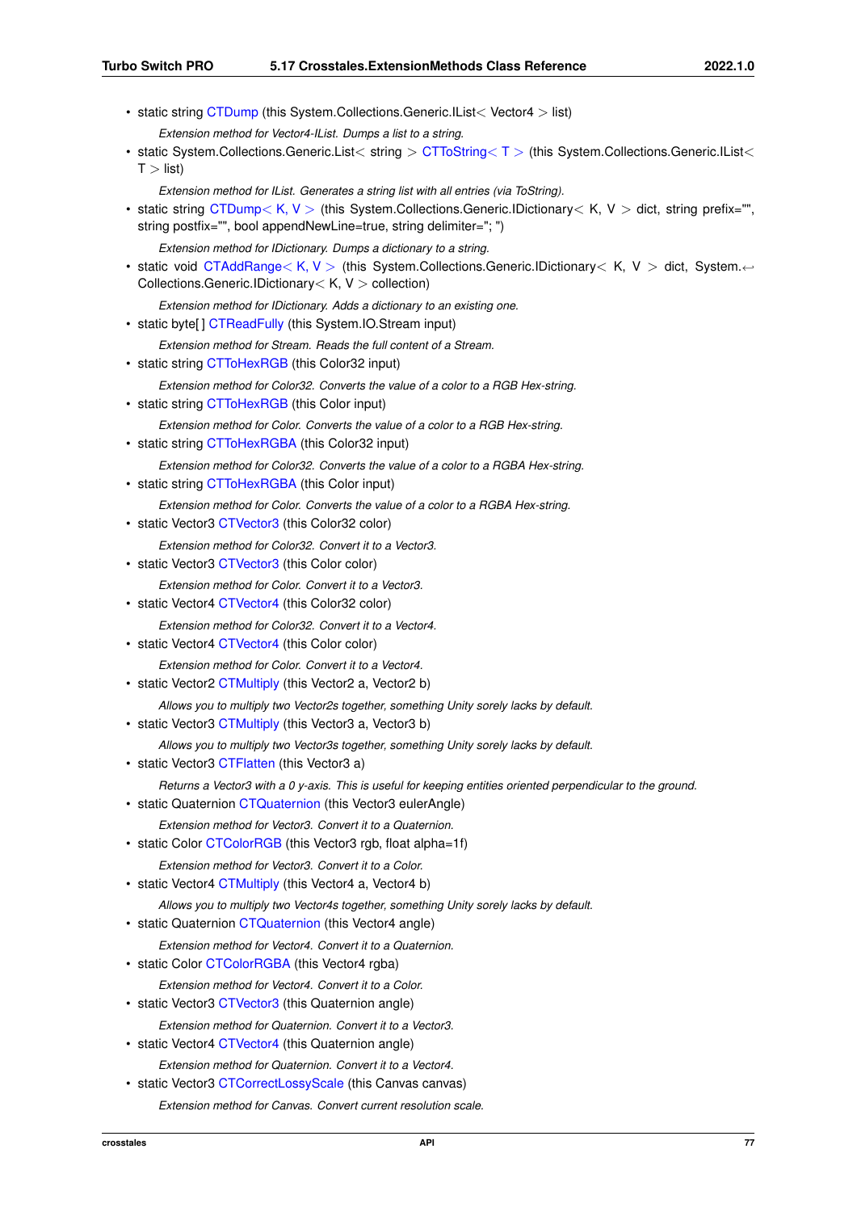- static string CTDump (this System.Collections.Generic.IList< Vector4 > list)

  *Extension method for Vector4-IList. Dumps a list to a string.*
- static System.Collections.Generic.List< string > CTToString< T > (this System.Collections.Generic.IList< T > list)

  *Extension method for IList. Generates a string list with all entries (via ToString).*
- static string CTDump< K, V > (this System.Collections.Generic.IDictionary< K, V > dict, string prefix="", string postfix="", bool appendNewLine=true, string delimiter="; ")

  *Extension method for IDictionary. Dumps a dictionary to a string.*
- static void CTAddRange< K, V > (this System.Collections.Generic.IDictionary< K, V > dict, System.Collections.Generic.IDictionary< K, V > collection)

  *Extension method for IDictionary. Adds a dictionary to an existing one.*
- static byte[ ] CTReadFully (this System.IO.Stream input)

  *Extension method for Stream. Reads the full content of a Stream.*
- static string CTToHexRGB (this Color32 input)

  *Extension method for Color32. Converts the value of a color to a RGB Hex-string.*
- static string CTToHexRGB (this Color input)

  *Extension method for Color. Converts the value of a color to a RGB Hex-string.*
- static string CTToHexRGBA (this Color32 input)

  *Extension method for Color32. Converts the value of a color to a RGBA Hex-string.*
- static string CTToHexRGBA (this Color input)

  *Extension method for Color. Converts the value of a color to a RGBA Hex-string.*
- static Vector3 CTVector3 (this Color32 color)

  *Extension method for Color32. Convert it to a Vector3.*
- static Vector3 CTVector3 (this Color color)

  *Extension method for Color. Convert it to a Vector3.*
- static Vector4 CTVector4 (this Color32 color)

  *Extension method for Color32. Convert it to a Vector4.*
- static Vector4 CTVector4 (this Color color)

  *Extension method for Color. Convert it to a Vector4.*
- static Vector2 CTMultiply (this Vector2 a, Vector2 b)

  *Allows you to multiply two Vector2s together, something Unity sorely lacks by default.*
- static Vector3 CTMultiply (this Vector3 a, Vector3 b)

  *Allows you to multiply two Vector3s together, something Unity sorely lacks by default.*
- static Vector3 CTFlatten (this Vector3 a)

  *Returns a Vector3 with a 0 y-axis. This is useful for keeping entities oriented perpendicular to the ground.*
- static Quaternion CTQuaternion (this Vector3 eulerAngle)

  *Extension method for Vector3. Convert it to a Quaternion.*
- static Color CTColorRGB (this Vector3 rgb, float alpha=1f)

  *Extension method for Vector3. Convert it to a Color.*
- static Vector4 CTMultiply (this Vector4 a, Vector4 b)

  *Allows you to multiply two Vector4s together, something Unity sorely lacks by default.*
- static Quaternion CTQuaternion (this Vector4 angle)

  *Extension method for Vector4. Convert it to a Quaternion.*
- static Color CTColorRGBA (this Vector4 rgba)

  *Extension method for Vector4. Convert it to a Color.*
- static Vector3 CTVector3 (this Quaternion angle)

  *Extension method for Quaternion. Convert it to a Vector3.*
- static Vector4 CTVector4 (this Quaternion angle)

  *Extension method for Quaternion. Convert it to a Vector4.*
- static Vector3 CTCorrectLossyScale (this Canvas canvas)

  *Extension method for Canvas. Convert current resolution scale.*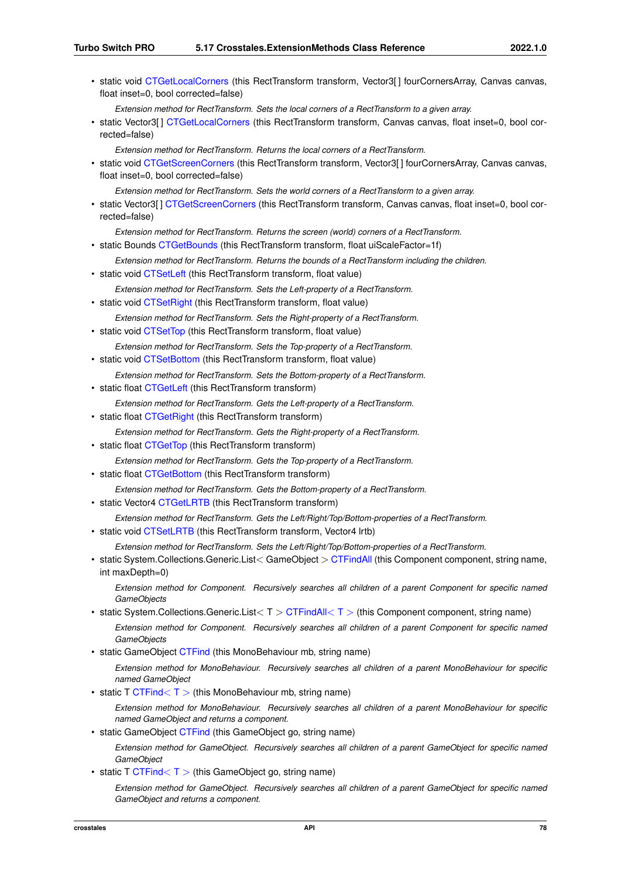- static void CTGetLocalCorners (this RectTransform transform, Vector3[ ] fourCornersArray, Canvas canvas, float inset=0, bool corrected=false)

  *Extension method for RectTransform. Sets the local corners of a RectTransform to a given array.*

- static Vector3[ ] CTGetLocalCorners (this RectTransform transform, Canvas canvas, float inset=0, bool corrected=false)

  *Extension method for RectTransform. Returns the local corners of a RectTransform.*

- static void CTGetScreenCorners (this RectTransform transform, Vector3[ ] fourCornersArray, Canvas canvas, float inset=0, bool corrected=false)

  *Extension method for RectTransform. Sets the world corners of a RectTransform to a given array.*

- static Vector3[ ] CTGetScreenCorners (this RectTransform transform, Canvas canvas, float inset=0, bool corrected=false)

  *Extension method for RectTransform. Returns the screen (world) corners of a RectTransform.*

- static Bounds CTGetBounds (this RectTransform transform, float uiScaleFactor=1f)

  *Extension method for RectTransform. Returns the bounds of a RectTransform including the children.*

- static void CTSetLeft (this RectTransform transform, float value)

  *Extension method for RectTransform. Sets the Left-property of a RectTransform.*

- static void CTSetRight (this RectTransform transform, float value)

  *Extension method for RectTransform. Sets the Right-property of a RectTransform.*

- static void CTSetTop (this RectTransform transform, float value)

  *Extension method for RectTransform. Sets the Top-property of a RectTransform.*

- static void CTSetBottom (this RectTransform transform, float value)

  *Extension method for RectTransform. Sets the Bottom-property of a RectTransform.*

- static float CTGetLeft (this RectTransform transform)

  *Extension method for RectTransform. Gets the Left-property of a RectTransform.*

- static float CTGetRight (this RectTransform transform)

  *Extension method for RectTransform. Gets the Right-property of a RectTransform.*

- static float CTGetTop (this RectTransform transform)

  *Extension method for RectTransform. Gets the Top-property of a RectTransform.*

- static float CTGetBottom (this RectTransform transform)

  *Extension method for RectTransform. Gets the Bottom-property of a RectTransform.*

- static Vector4 CTGetLRTB (this RectTransform transform)

  *Extension method for RectTransform. Gets the Left/Right/Top/Bottom-properties of a RectTransform.*

- static void CTSetLRTB (this RectTransform transform, Vector4 lrtb)

  *Extension method for RectTransform. Sets the Left/Right/Top/Bottom-properties of a RectTransform.*

- static System.Collections.Generic.List< GameObject > CTFindAll (this Component component, string name, int maxDepth=0)

  *Extension method for Component. Recursively searches all children of a parent Component for specific named GameObjects*

- static System.Collections.Generic.List< T > CTFindAll< T > (this Component component, string name)

  *Extension method for Component. Recursively searches all children of a parent Component for specific named GameObjects*

- static GameObject CTFind (this MonoBehaviour mb, string name)

  *Extension method for MonoBehaviour. Recursively searches all children of a parent MonoBehaviour for specific named GameObject*

- static T CTFind< T > (this MonoBehaviour mb, string name)

  *Extension method for MonoBehaviour. Recursively searches all children of a parent MonoBehaviour for specific named GameObject and returns a component.*

- static GameObject CTFind (this GameObject go, string name)

  *Extension method for GameObject. Recursively searches all children of a parent GameObject for specific named GameObject*

- static T CTFind< T > (this GameObject go, string name)

  *Extension method for GameObject. Recursively searches all children of a parent GameObject for specific named GameObject and returns a component.*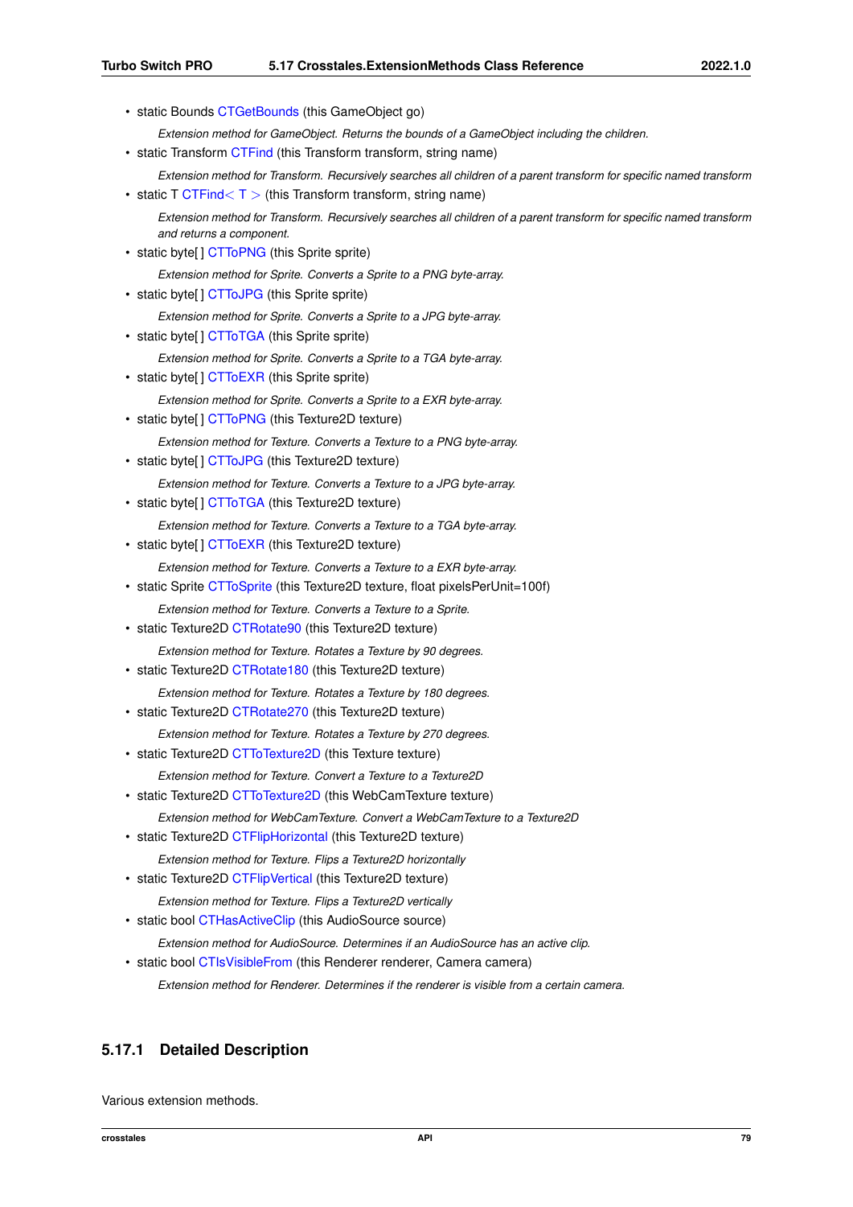- static Bounds CTGetBounds (this GameObject go)

    *Extension method for GameObject. Returns the bounds of a GameObject including the children.*
- static Transform CTFind (this Transform transform, string name)

    *Extension method for Transform. Recursively searches all children of a parent transform for specific named transform*
- static T CTFind< T > (this Transform transform, string name)

    *Extension method for Transform. Recursively searches all children of a parent transform for specific named transform and returns a component.*
- static byte[ ] CTToPNG (this Sprite sprite)

    *Extension method for Sprite. Converts a Sprite to a PNG byte-array.*
- static byte[ ] CTToJPG (this Sprite sprite)

    *Extension method for Sprite. Converts a Sprite to a JPG byte-array.*
- static byte[ ] CTToTGA (this Sprite sprite)

    *Extension method for Sprite. Converts a Sprite to a TGA byte-array.*
- static byte[ ] CTToEXR (this Sprite sprite)

    *Extension method for Sprite. Converts a Sprite to a EXR byte-array.*
- static byte[ ] CTToPNG (this Texture2D texture)

    *Extension method for Texture. Converts a Texture to a PNG byte-array.*
- static byte[ ] CTToJPG (this Texture2D texture)

    *Extension method for Texture. Converts a Texture to a JPG byte-array.*
- static byte[ ] CTToTGA (this Texture2D texture)

    *Extension method for Texture. Converts a Texture to a TGA byte-array.*
- static byte[ ] CTToEXR (this Texture2D texture)

    *Extension method for Texture. Converts a Texture to a EXR byte-array.*
- static Sprite CTToSprite (this Texture2D texture, float pixelsPerUnit=100f)

    *Extension method for Texture. Converts a Texture to a Sprite.*
- static Texture2D CTRotate90 (this Texture2D texture)

    *Extension method for Texture. Rotates a Texture by 90 degrees.*
- static Texture2D CTRotate180 (this Texture2D texture)

    *Extension method for Texture. Rotates a Texture by 180 degrees.*
- static Texture2D CTRotate270 (this Texture2D texture)

    *Extension method for Texture. Rotates a Texture by 270 degrees.*
- static Texture2D CTToTexture2D (this Texture texture)

    *Extension method for Texture. Convert a Texture to a Texture2D*
- static Texture2D CTToTexture2D (this WebCamTexture texture)

    *Extension method for WebCamTexture. Convert a WebCamTexture to a Texture2D*
- static Texture2D CTFlipHorizontal (this Texture2D texture)

    *Extension method for Texture. Flips a Texture2D horizontally*
- static Texture2D CTFlipVertical (this Texture2D texture)

    *Extension method for Texture. Flips a Texture2D vertically*
- static bool CTHasActiveClip (this AudioSource source)

    *Extension method for AudioSource. Determines if an AudioSource has an active clip.*
- static bool CTIsVisibleFrom (this Renderer renderer, Camera camera)

    *Extension method for Renderer. Determines if the renderer is visible from a certain camera.*

### 5.17.1 Detailed Description

Various extension methods.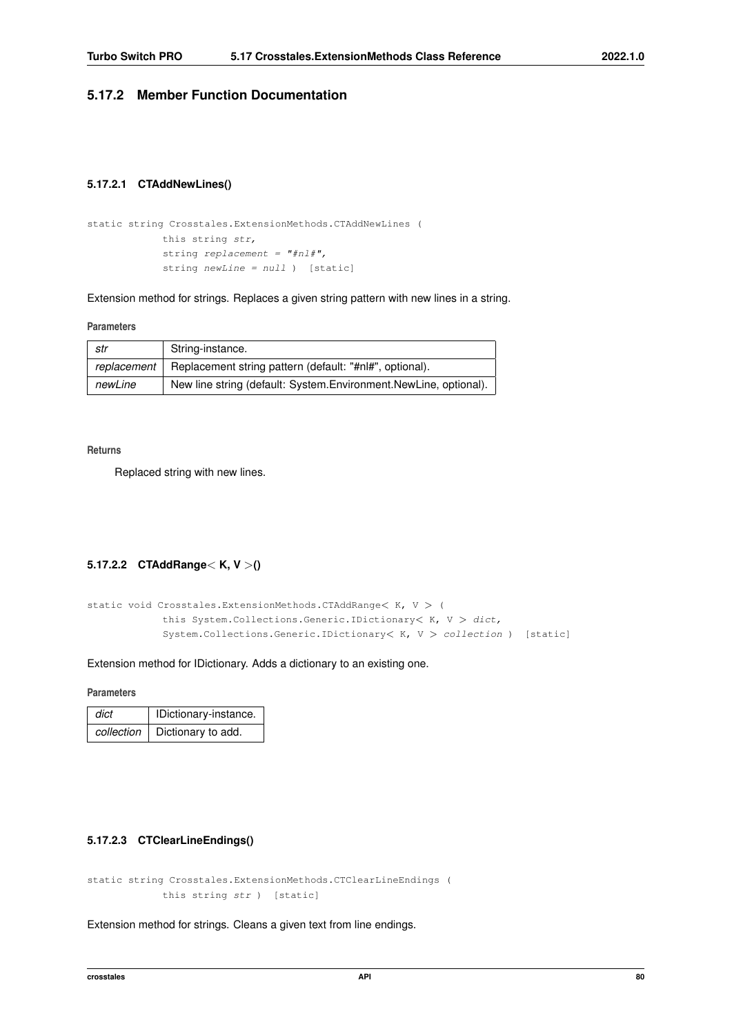### 5.17.2 Member Function Documentation

#### 5.17.2.1 CTAddNewLines()

```
static string Crosstales.ExtensionMethods.CTAddNewLines (
            this string str,
            string replacement = "#nl#",
            string newLine = null ) [static]
```

Extension method for strings. Replaces a given string pattern with new lines in a string.

**Parameters**

| | |
|---|---|
| *str* | String-instance. |
| *replacement* | Replacement string pattern (default: "#nl#", optional). |
| *newLine* | New line string (default: System.Environment.NewLine, optional). |

**Returns**

Replaced string with new lines.

#### 5.17.2.2 CTAddRange< K, V >()

```
static void Crosstales.ExtensionMethods.CTAddRange< K, V > (
            this System.Collections.Generic.IDictionary< K, V > dict,
            System.Collections.Generic.IDictionary< K, V > collection ) [static]
```

Extension method for IDictionary. Adds a dictionary to an existing one.

**Parameters**

| | |
|---|---|
| *dict* | IDictionary-instance. |
| *collection* | Dictionary to add. |

#### 5.17.2.3 CTClearLineEndings()

```
static string Crosstales.ExtensionMethods.CTClearLineEndings (
            this string str ) [static]
```

Extension method for strings. Cleans a given text from line endings.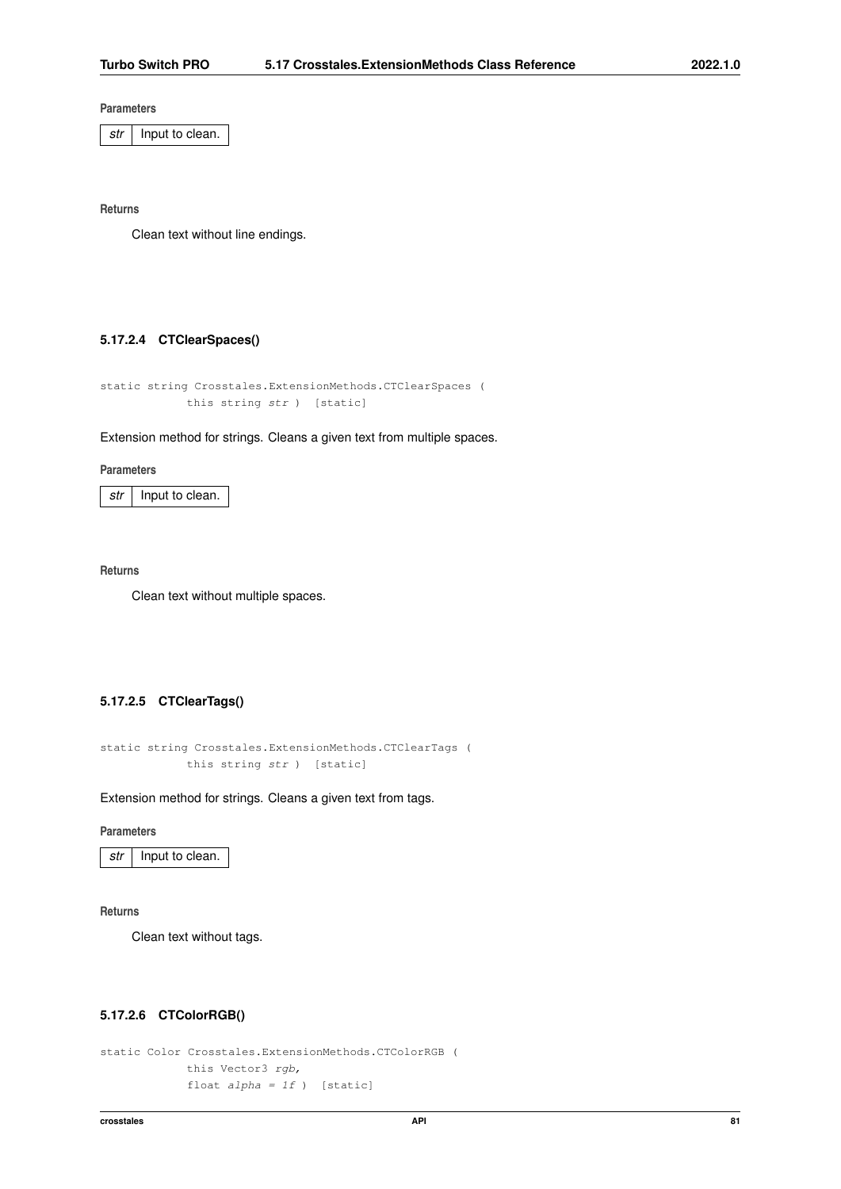**Parameters**

| | |
|---|---|
| *str* | Input to clean. |

**Returns**

Clean text without line endings.

#### 5.17.2.4 CTClearSpaces()

```
static string Crosstales.ExtensionMethods.CTClearSpaces (
            this string str )  [static]
```

Extension method for strings. Cleans a given text from multiple spaces.

**Parameters**

| | |
|---|---|
| *str* | Input to clean. |

**Returns**

Clean text without multiple spaces.

#### 5.17.2.5 CTClearTags()

```
static string Crosstales.ExtensionMethods.CTClearTags (
            this string str )  [static]
```

Extension method for strings. Cleans a given text from tags.

**Parameters**

| | |
|---|---|
| *str* | Input to clean. |

**Returns**

Clean text without tags.

#### 5.17.2.6 CTColorRGB()

```
static Color Crosstales.ExtensionMethods.CTColorRGB (
            this Vector3 rgb,
            float alpha = 1f )  [static]
```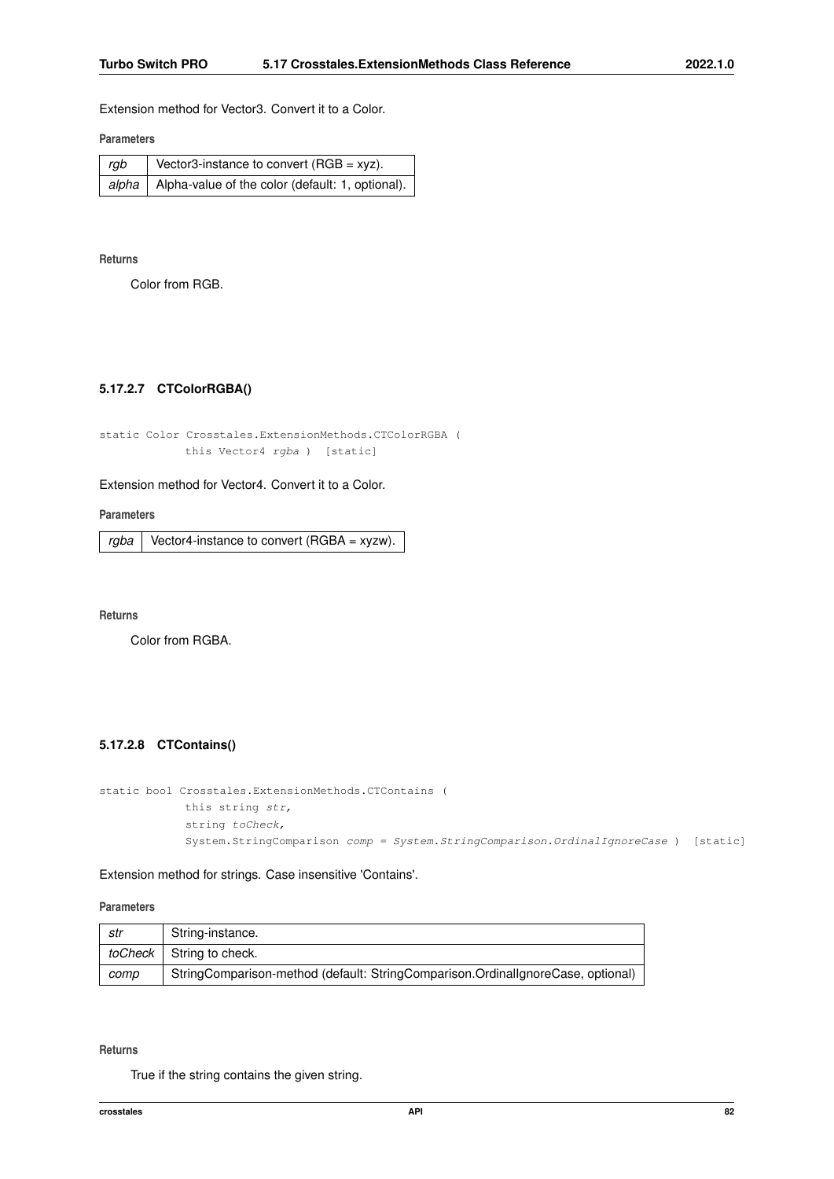Extension method for Vector3. Convert it to a Color.

**Parameters**

| | |
|---|---|
| *rgb* | Vector3-instance to convert (RGB = xyz). |
| *alpha* | Alpha-value of the color (default: 1, optional). |

**Returns**

Color from RGB.

#### 5.17.2.7 CTColorRGBA()

```
static Color Crosstales.ExtensionMethods.CTColorRGBA (
            this Vector4 rgba ) [static]
```

Extension method for Vector4. Convert it to a Color.

**Parameters**

| | |
|---|---|
| *rgba* | Vector4-instance to convert (RGBA = xyzw). |

**Returns**

Color from RGBA.

#### 5.17.2.8 CTContains()

```
static bool Crosstales.ExtensionMethods.CTContains (
            this string str,
            string toCheck,
            System.StringComparison comp = System.StringComparison.OrdinalIgnoreCase ) [static]
```

Extension method for strings. Case insensitive 'Contains'.

**Parameters**

| | |
|---|---|
| *str* | String-instance. |
| *toCheck* | String to check. |
| *comp* | StringComparison-method (default: StringComparison.OrdinalIgnoreCase, optional) |

**Returns**

True if the string contains the given string.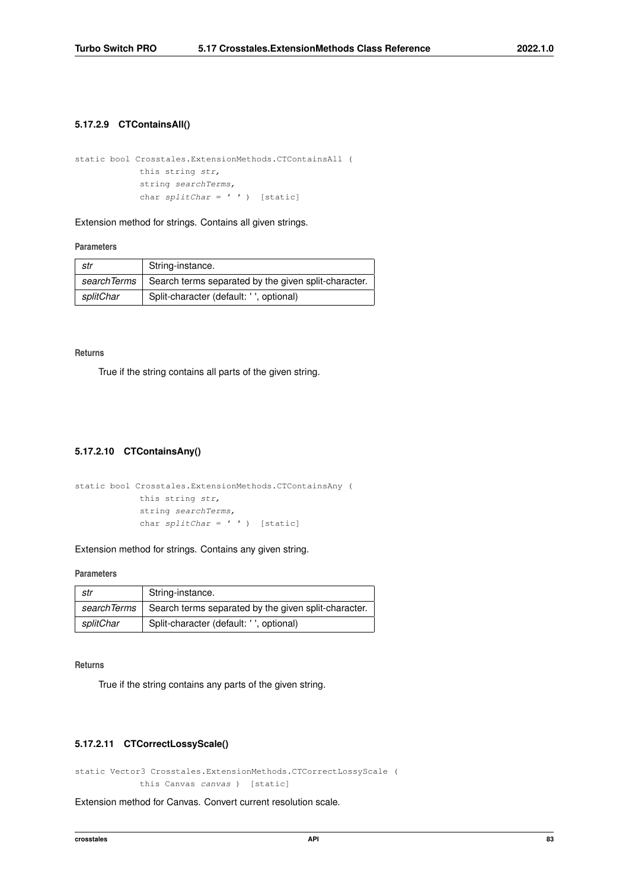#### 5.17.2.9 CTContainsAll()

```
static bool Crosstales.ExtensionMethods.CTContainsAll (
            this string str,
            string searchTerms,
            char splitChar = ' ' )  [static]
```

Extension method for strings. Contains all given strings.

**Parameters**

| | |
|---|---|
| *str* | String-instance. |
| *searchTerms* | Search terms separated by the given split-character. |
| *splitChar* | Split-character (default: ' ', optional) |

**Returns**

True if the string contains all parts of the given string.

#### 5.17.2.10 CTContainsAny()

```
static bool Crosstales.ExtensionMethods.CTContainsAny (
            this string str,
            string searchTerms,
            char splitChar = ' ' )  [static]
```

Extension method for strings. Contains any given string.

**Parameters**

| | |
|---|---|
| *str* | String-instance. |
| *searchTerms* | Search terms separated by the given split-character. |
| *splitChar* | Split-character (default: ' ', optional) |

**Returns**

True if the string contains any parts of the given string.

#### 5.17.2.11 CTCorrectLossyScale()

```
static Vector3 Crosstales.ExtensionMethods.CTCorrectLossyScale (
            this Canvas canvas )  [static]
```

Extension method for Canvas. Convert current resolution scale.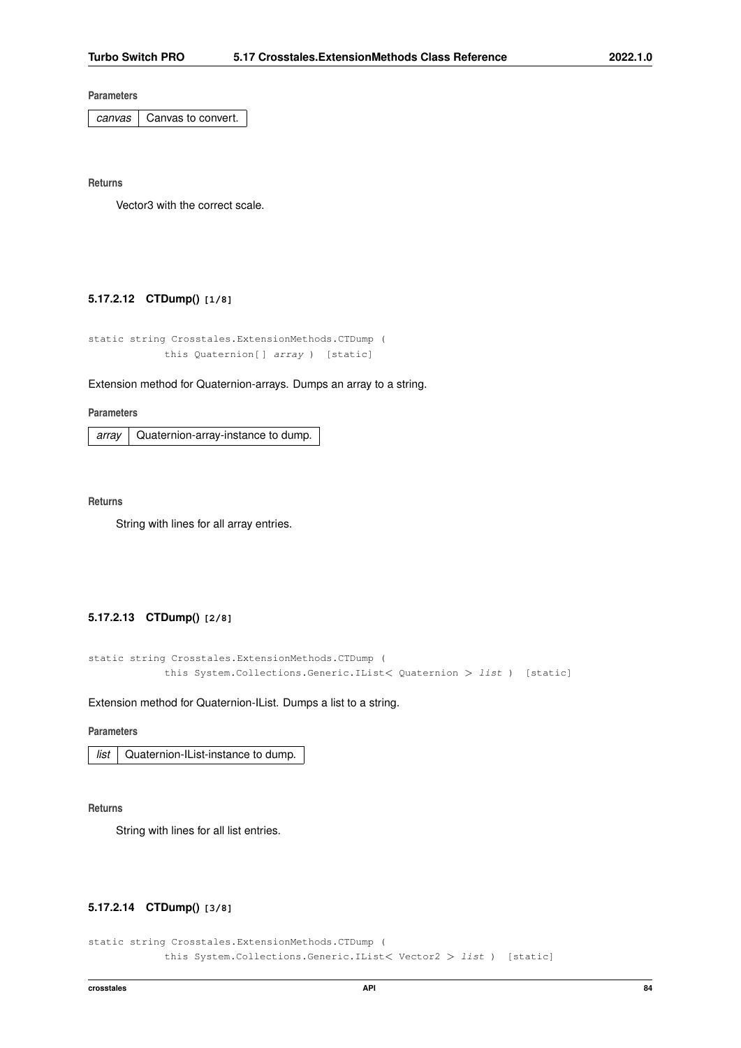**Parameters**

| | |
|---|---|
| *canvas* | Canvas to convert. |

**Returns**

Vector3 with the correct scale.

#### 5.17.2.12 CTDump() [1/8]

```
static string Crosstales.ExtensionMethods.CTDump (
            this Quaternion[] array ) [static]
```

Extension method for Quaternion-arrays. Dumps an array to a string.

**Parameters**

| | |
|---|---|
| *array* | Quaternion-array-instance to dump. |

**Returns**

String with lines for all array entries.

#### 5.17.2.13 CTDump() [2/8]

```
static string Crosstales.ExtensionMethods.CTDump (
            this System.Collections.Generic.IList< Quaternion > list ) [static]
```

Extension method for Quaternion-IList. Dumps a list to a string.

**Parameters**

| | |
|---|---|
| *list* | Quaternion-IList-instance to dump. |

**Returns**

String with lines for all list entries.

#### 5.17.2.14 CTDump() [3/8]

```
static string Crosstales.ExtensionMethods.CTDump (
            this System.Collections.Generic.IList< Vector2 > list ) [static]
```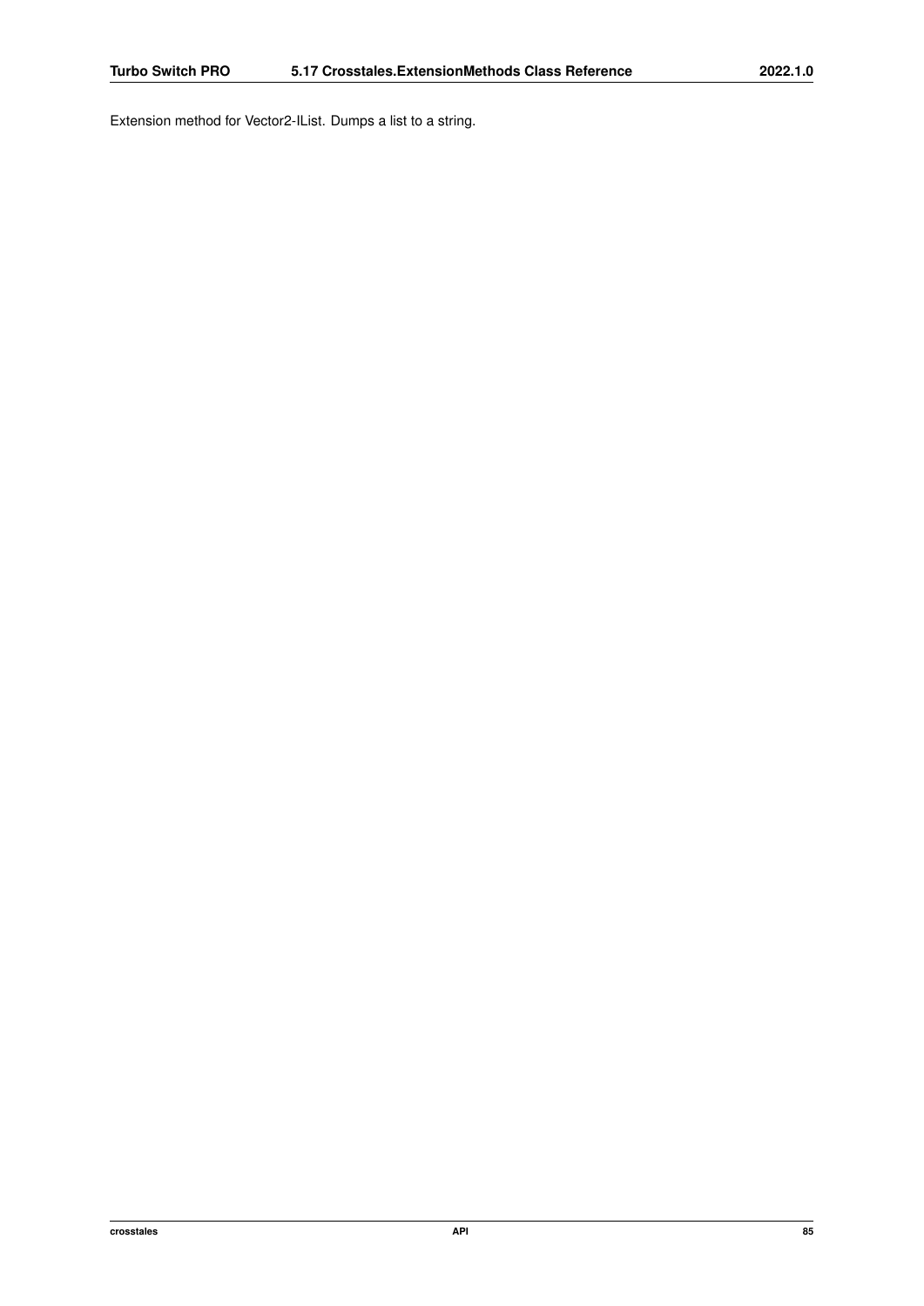Extension method for Vector2-IList. Dumps a list to a string.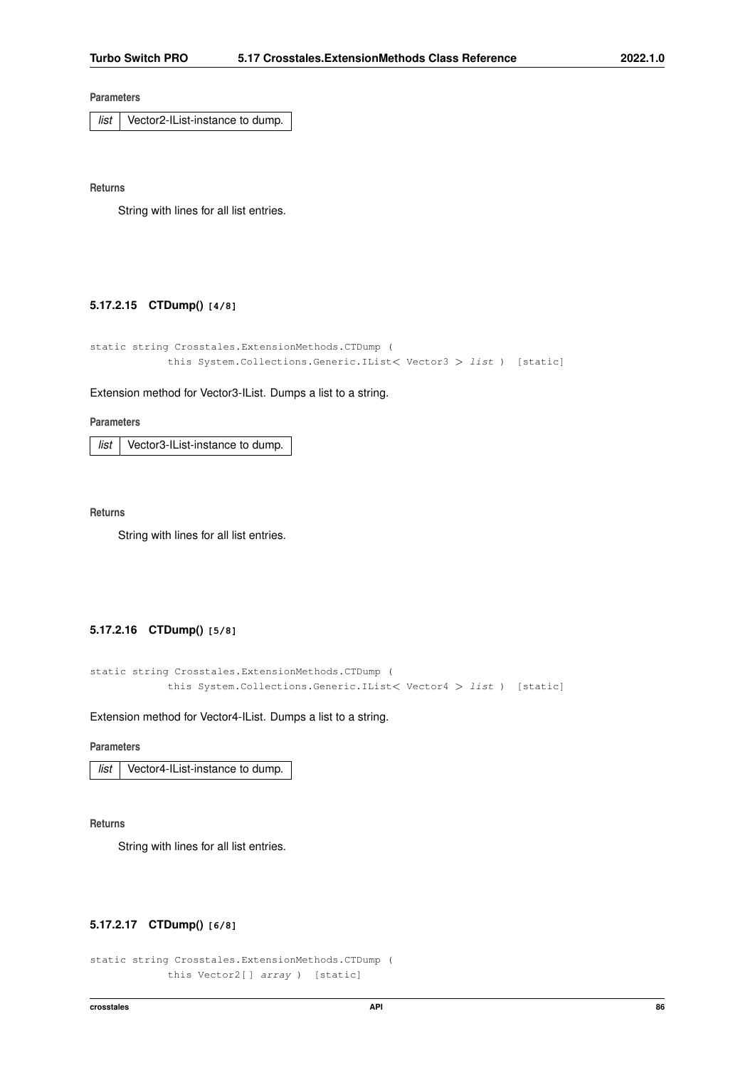**Parameters**

| list | Vector2-IList-instance to dump. |
|---|---|

**Returns**

String with lines for all list entries.

#### 5.17.2.15 CTDump() [4/8]

```
static string Crosstales.ExtensionMethods.CTDump (
            this System.Collections.Generic.IList< Vector3 > list ) [static]
```

Extension method for Vector3-IList. Dumps a list to a string.

**Parameters**

| list | Vector3-IList-instance to dump. |
|---|---|

**Returns**

String with lines for all list entries.

#### 5.17.2.16 CTDump() [5/8]

```
static string Crosstales.ExtensionMethods.CTDump (
            this System.Collections.Generic.IList< Vector4 > list ) [static]
```

Extension method for Vector4-IList. Dumps a list to a string.

**Parameters**

| list | Vector4-IList-instance to dump. |
|---|---|

**Returns**

String with lines for all list entries.

#### 5.17.2.17 CTDump() [6/8]

```
static string Crosstales.ExtensionMethods.CTDump (
            this Vector2[] array ) [static]
```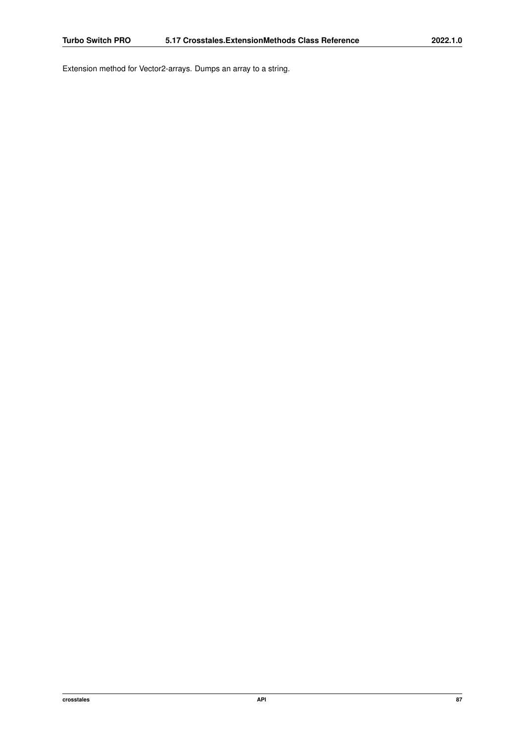Extension method for Vector2-arrays. Dumps an array to a string.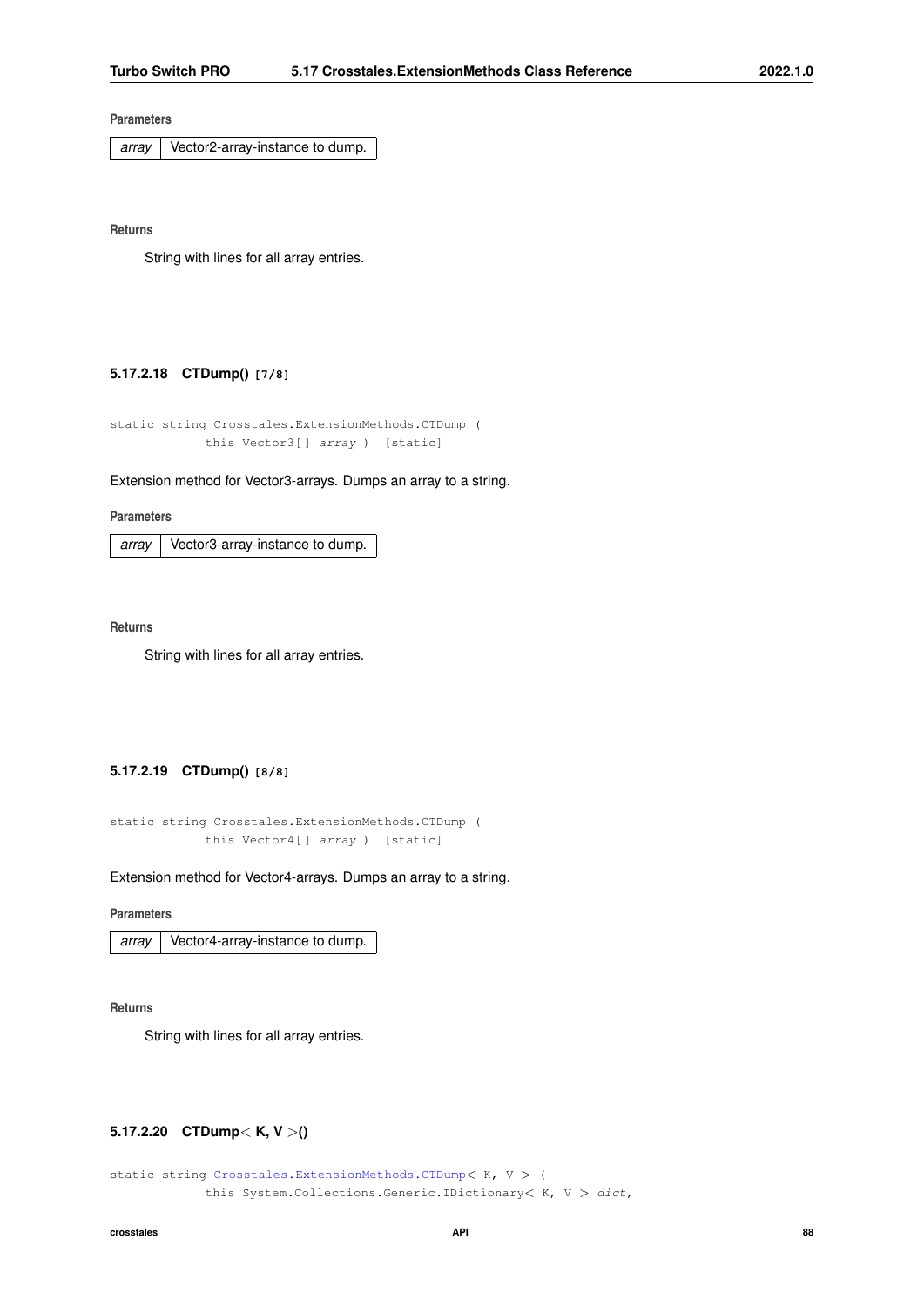**Parameters**

| array | Vector2-array-instance to dump. |
|---|---|

**Returns**

String with lines for all array entries.

#### 5.17.2.18 CTDump() [7/8]

```
static string Crosstales.ExtensionMethods.CTDump (
            this Vector3[] array )  [static]
```

Extension method for Vector3-arrays. Dumps an array to a string.

**Parameters**

| array | Vector3-array-instance to dump. |
|---|---|

**Returns**

String with lines for all array entries.

#### 5.17.2.19 CTDump() [8/8]

```
static string Crosstales.ExtensionMethods.CTDump (
            this Vector4[] array )  [static]
```

Extension method for Vector4-arrays. Dumps an array to a string.

**Parameters**

| array | Vector4-array-instance to dump. |
|---|---|

**Returns**

String with lines for all array entries.

#### 5.17.2.20 CTDump< K, V >()

```
static string Crosstales.ExtensionMethods.CTDump< K, V > (
            this System.Collections.Generic.IDictionary< K, V > dict,
```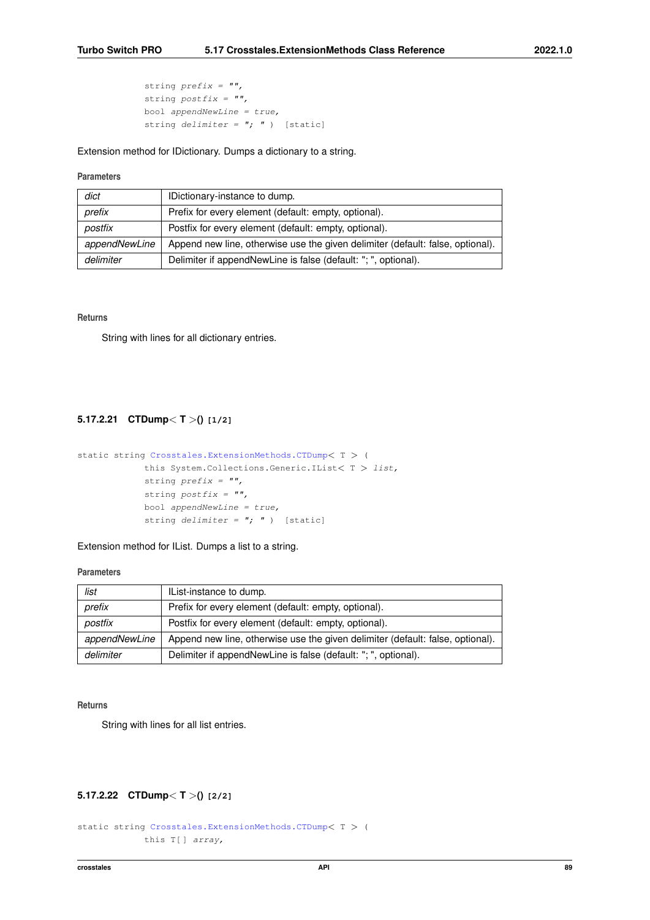```
            string prefix = "",
            string postfix = "",
            bool appendNewLine = true,
            string delimiter = "; " )  [static]
```

Extension method for IDictionary. Dumps a dictionary to a string.

**Parameters**

| | |
|---|---|
| *dict* | IDictionary-instance to dump. |
| *prefix* | Prefix for every element (default: empty, optional). |
| *postfix* | Postfix for every element (default: empty, optional). |
| *appendNewLine* | Append new line, otherwise use the given delimiter (default: false, optional). |
| *delimiter* | Delimiter if appendNewLine is false (default: "; ", optional). |

**Returns**

String with lines for all dictionary entries.

### 5.17.2.21 CTDump< T >() [1/2]

```
static string Crosstales.ExtensionMethods.CTDump< T > (
            this System.Collections.Generic.IList< T > list,
            string prefix = "",
            string postfix = "",
            bool appendNewLine = true,
            string delimiter = "; " )  [static]
```

Extension method for IList. Dumps a list to a string.

**Parameters**

| | |
|---|---|
| *list* | IList-instance to dump. |
| *prefix* | Prefix for every element (default: empty, optional). |
| *postfix* | Postfix for every element (default: empty, optional). |
| *appendNewLine* | Append new line, otherwise use the given delimiter (default: false, optional). |
| *delimiter* | Delimiter if appendNewLine is false (default: "; ", optional). |

**Returns**

String with lines for all list entries.

### 5.17.2.22 CTDump< T >() [2/2]

```
static string Crosstales.ExtensionMethods.CTDump< T > (
            this T[] array,
```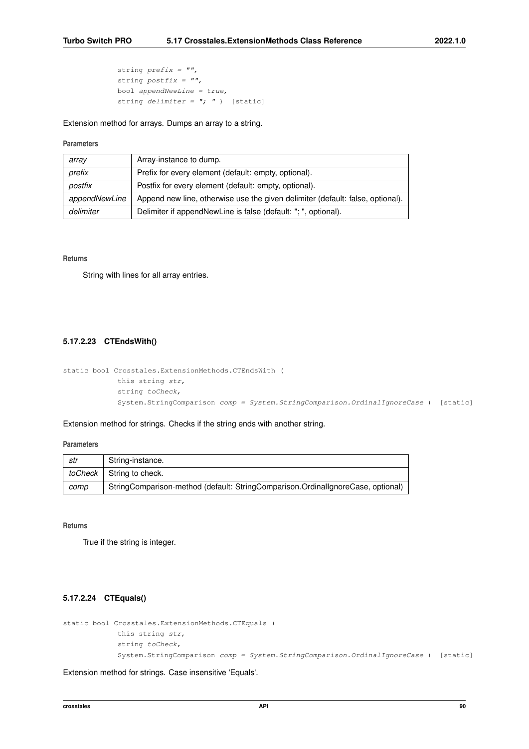```
            string prefix = "",
            string postfix = "",
            bool appendNewLine = true,
            string delimiter = "; " )  [static]
```

Extension method for arrays. Dumps an array to a string.

**Parameters**

| | |
|---|---|
| *array* | Array-instance to dump. |
| *prefix* | Prefix for every element (default: empty, optional). |
| *postfix* | Postfix for every element (default: empty, optional). |
| *appendNewLine* | Append new line, otherwise use the given delimiter (default: false, optional). |
| *delimiter* | Delimiter if appendNewLine is false (default: "; ", optional). |

**Returns**

String with lines for all array entries.

#### 5.17.2.23 CTEndsWith()

```
static bool Crosstales.ExtensionMethods.CTEndsWith (
            this string str,
            string toCheck,
            System.StringComparison comp = System.StringComparison.OrdinalIgnoreCase )  [static]
```

Extension method for strings. Checks if the string ends with another string.

**Parameters**

| | |
|---|---|
| *str* | String-instance. |
| *toCheck* | String to check. |
| *comp* | StringComparison-method (default: StringComparison.OrdinalIgnoreCase, optional) |

**Returns**

True if the string is integer.

#### 5.17.2.24 CTEquals()

```
static bool Crosstales.ExtensionMethods.CTEquals (
            this string str,
            string toCheck,
            System.StringComparison comp = System.StringComparison.OrdinalIgnoreCase )  [static]
```

Extension method for strings. Case insensitive 'Equals'.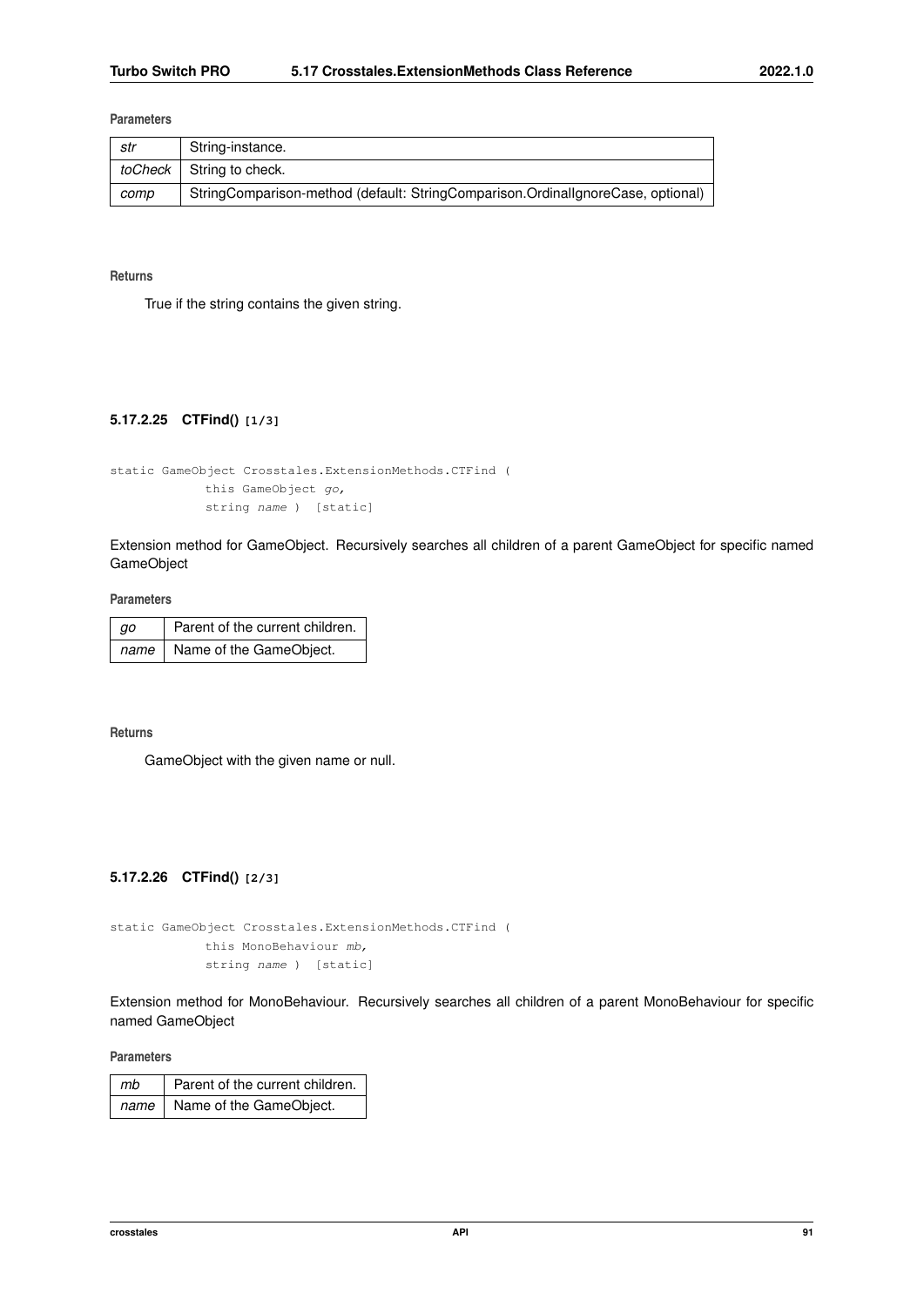**Parameters**

| str | String-instance. |
|---|---|
| toCheck | String to check. |
| comp | StringComparison-method (default: StringComparison.OrdinalIgnoreCase, optional) |

**Returns**

True if the string contains the given string.

#### 5.17.2.25 CTFind() [1/3]

```
static GameObject Crosstales.ExtensionMethods.CTFind (
            this GameObject go,
            string name )  [static]
```

Extension method for GameObject. Recursively searches all children of a parent GameObject for specific named GameObject

**Parameters**

| go | Parent of the current children. |
|---|---|
| name | Name of the GameObject. |

**Returns**

GameObject with the given name or null.

#### 5.17.2.26 CTFind() [2/3]

```
static GameObject Crosstales.ExtensionMethods.CTFind (
            this MonoBehaviour mb,
            string name )  [static]
```

Extension method for MonoBehaviour. Recursively searches all children of a parent MonoBehaviour for specific named GameObject

**Parameters**

| mb | Parent of the current children. |
|---|---|
| name | Name of the GameObject. |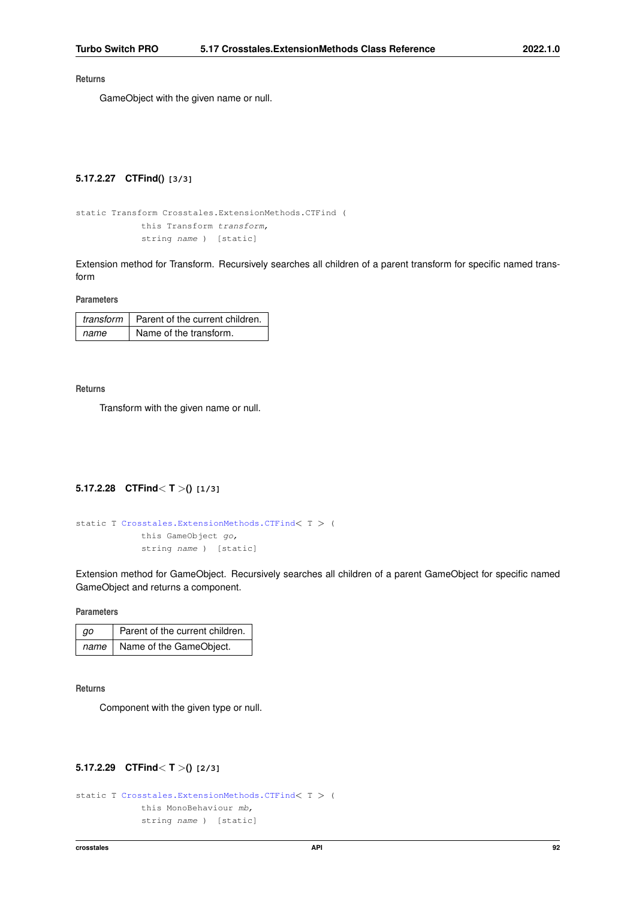**Returns**

GameObject with the given name or null.

### 5.17.2.27 CTFind() [3/3]

```
static Transform Crosstales.ExtensionMethods.CTFind (
            this Transform transform,
            string name )  [static]
```

Extension method for Transform. Recursively searches all children of a parent transform for specific named transform

**Parameters**

| | |
|---|---|
| *transform* | Parent of the current children. |
| *name* | Name of the transform. |

**Returns**

Transform with the given name or null.

### 5.17.2.28 CTFind< T >() [1/3]

```
static T Crosstales.ExtensionMethods.CTFind< T > (
            this GameObject go,
            string name )  [static]
```

Extension method for GameObject. Recursively searches all children of a parent GameObject for specific named GameObject and returns a component.

**Parameters**

| | |
|---|---|
| *go* | Parent of the current children. |
| *name* | Name of the GameObject. |

**Returns**

Component with the given type or null.

### 5.17.2.29 CTFind< T >() [2/3]

```
static T Crosstales.ExtensionMethods.CTFind< T > (
            this MonoBehaviour mb,
            string name )  [static]
```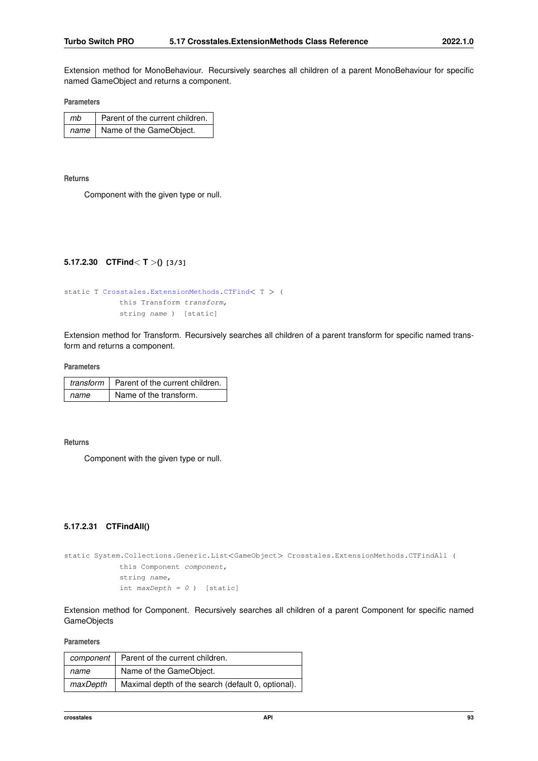Extension method for MonoBehaviour. Recursively searches all children of a parent MonoBehaviour for specific named GameObject and returns a component.

**Parameters**

| | |
|---|---|
| *mb* | Parent of the current children. |
| *name* | Name of the GameObject. |

**Returns**

Component with the given type or null.

#### 5.17.2.30 CTFind< T >() [3/3]

```
static T Crosstales.ExtensionMethods.CTFind< T > (
            this Transform transform,
            string name ) [static]
```

Extension method for Transform. Recursively searches all children of a parent transform for specific named transform and returns a component.

**Parameters**

| | |
|---|---|
| *transform* | Parent of the current children. |
| *name* | Name of the transform. |

**Returns**

Component with the given type or null.

#### 5.17.2.31 CTFindAll()

```
static System.Collections.Generic.List<GameObject> Crosstales.ExtensionMethods.CTFindAll (
            this Component component,
            string name,
            int maxDepth = 0 ) [static]
```

Extension method for Component. Recursively searches all children of a parent Component for specific named GameObjects

**Parameters**

| | |
|---|---|
| *component* | Parent of the current children. |
| *name* | Name of the GameObject. |
| *maxDepth* | Maximal depth of the search (default 0, optional). |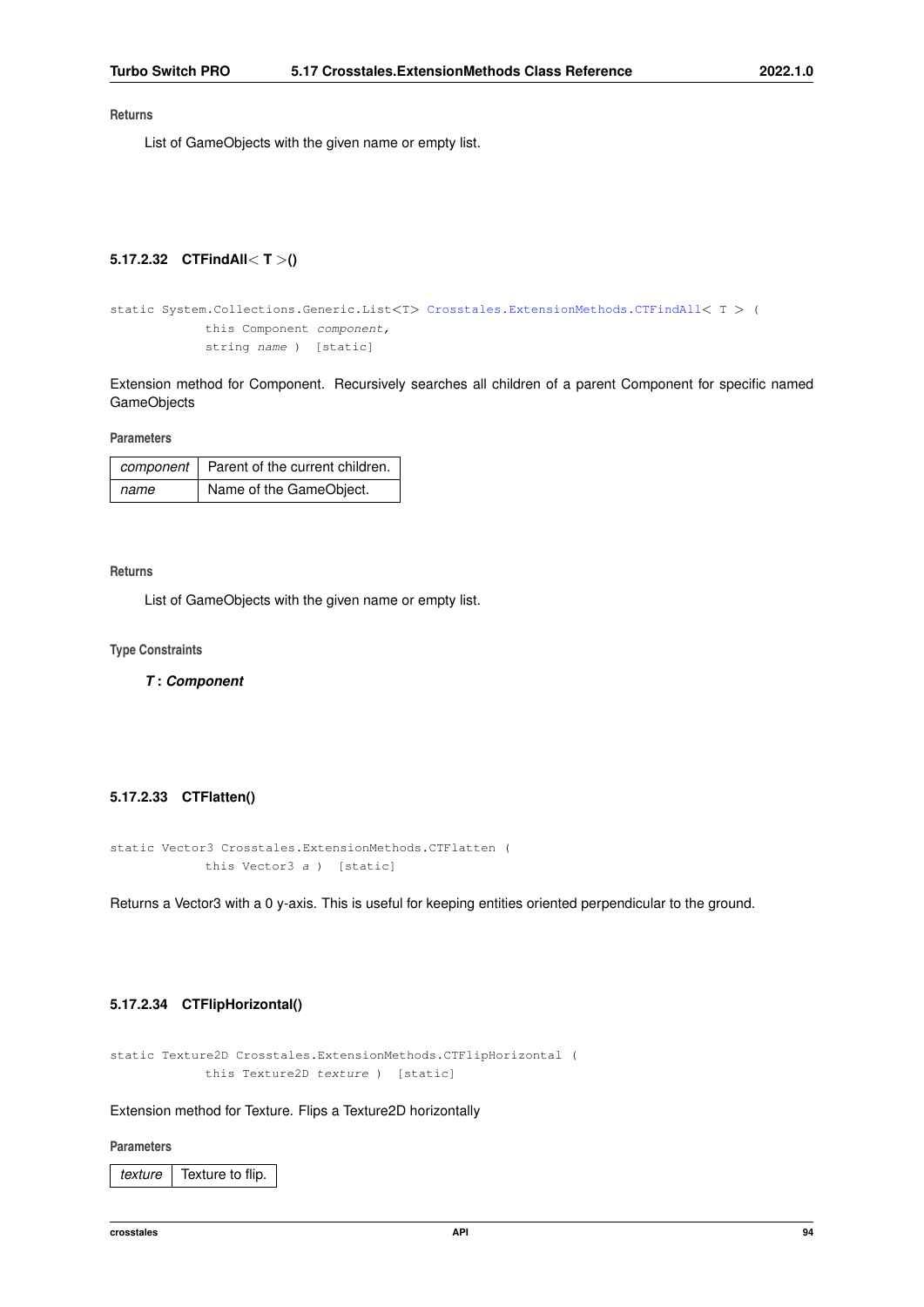**Returns**

List of GameObjects with the given name or empty list.

### 5.17.2.32 CTFindAll< T >()

```
static System.Collections.Generic.List<T> Crosstales.ExtensionMethods.CTFindAll< T > (
            this Component component,
            string name )  [static]
```

Extension method for Component. Recursively searches all children of a parent Component for specific named GameObjects

**Parameters**

| | |
|---|---|
| *component* | Parent of the current children. |
| *name* | Name of the GameObject. |

**Returns**

List of GameObjects with the given name or empty list.

**Type Constraints**

***T* : *Component***

### 5.17.2.33 CTFlatten()

```
static Vector3 Crosstales.ExtensionMethods.CTFlatten (
            this Vector3 a )  [static]
```

Returns a Vector3 with a 0 y-axis. This is useful for keeping entities oriented perpendicular to the ground.

### 5.17.2.34 CTFlipHorizontal()

```
static Texture2D Crosstales.ExtensionMethods.CTFlipHorizontal (
            this Texture2D texture )  [static]
```

Extension method for Texture. Flips a Texture2D horizontally

**Parameters**

| | |
|---|---|
| *texture* | Texture to flip. |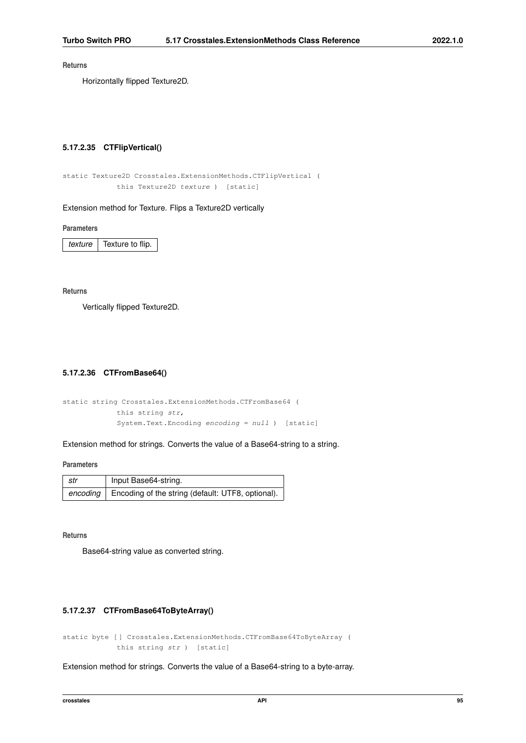**Returns**

Horizontally flipped Texture2D.

#### 5.17.2.35 CTFlipVertical()

```
static Texture2D Crosstales.ExtensionMethods.CTFlipVertical (
            this Texture2D texture ) [static]
```

Extension method for Texture. Flips a Texture2D vertically

**Parameters**

| | |
|---|---|
| *texture* | Texture to flip. |

**Returns**

Vertically flipped Texture2D.

#### 5.17.2.36 CTFromBase64()

```
static string Crosstales.ExtensionMethods.CTFromBase64 (
            this string str,
            System.Text.Encoding encoding = null ) [static]
```

Extension method for strings. Converts the value of a Base64-string to a string.

**Parameters**

| | |
|---|---|
| *str* | Input Base64-string. |
| *encoding* | Encoding of the string (default: UTF8, optional). |

**Returns**

Base64-string value as converted string.

#### 5.17.2.37 CTFromBase64ToByteArray()

```
static byte [] Crosstales.ExtensionMethods.CTFromBase64ToByteArray (
            this string str ) [static]
```

Extension method for strings. Converts the value of a Base64-string to a byte-array.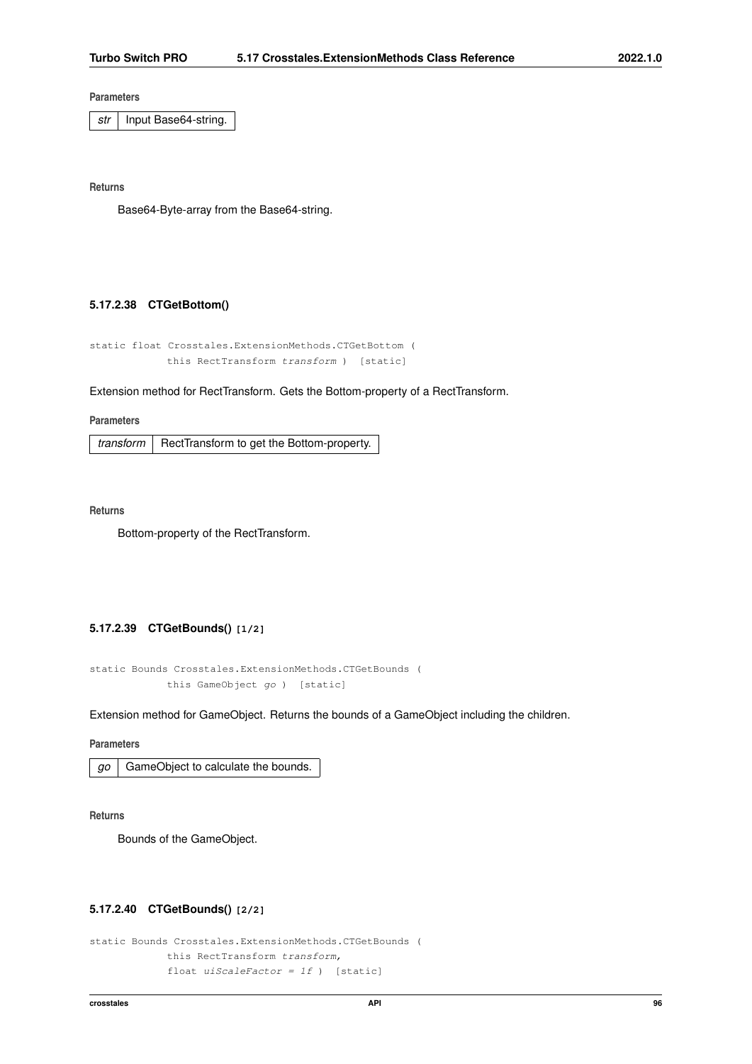**Parameters**

| str | Input Base64-string. |
|---|---|

**Returns**

Base64-Byte-array from the Base64-string.

### 5.17.2.38 CTGetBottom()

```
static float Crosstales.ExtensionMethods.CTGetBottom (
            this RectTransform transform )  [static]
```

Extension method for RectTransform. Gets the Bottom-property of a RectTransform.

**Parameters**

| transform | RectTransform to get the Bottom-property. |
|---|---|

**Returns**

Bottom-property of the RectTransform.

### 5.17.2.39 CTGetBounds() [1/2]

```
static Bounds Crosstales.ExtensionMethods.CTGetBounds (
            this GameObject go )  [static]
```

Extension method for GameObject. Returns the bounds of a GameObject including the children.

**Parameters**

| go | GameObject to calculate the bounds. |
|---|---|

**Returns**

Bounds of the GameObject.

### 5.17.2.40 CTGetBounds() [2/2]

```
static Bounds Crosstales.ExtensionMethods.CTGetBounds (
            this RectTransform transform,
            float uiScaleFactor = 1f )  [static]
```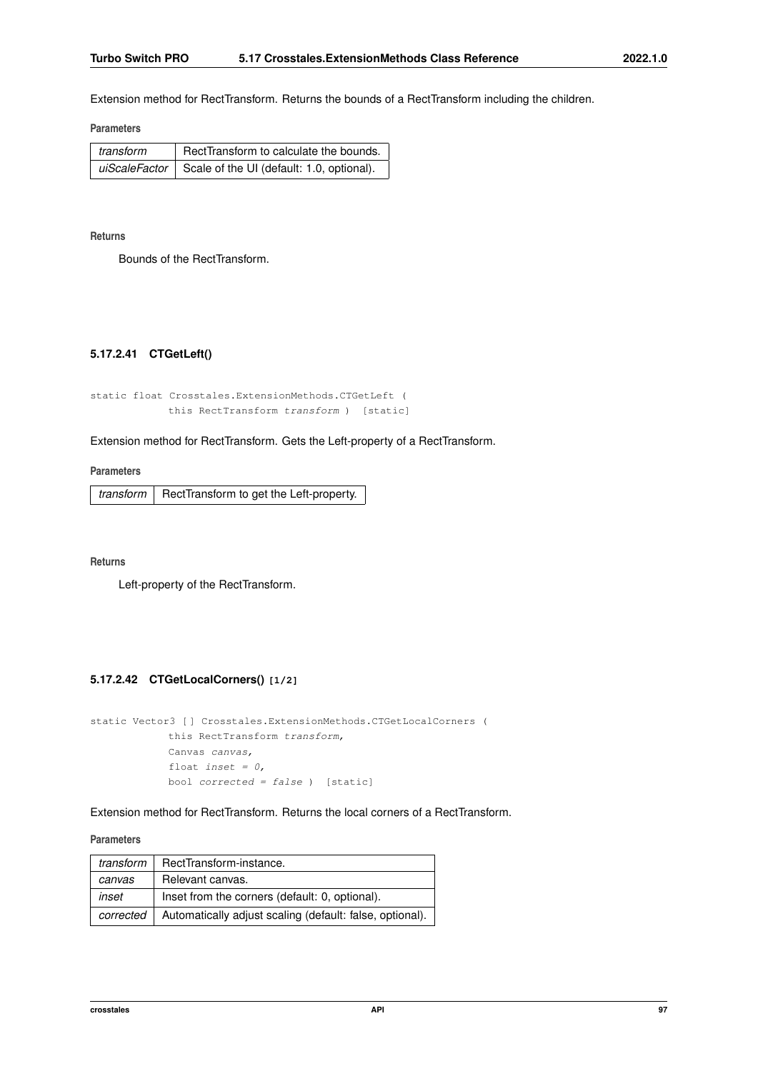Extension method for RectTransform. Returns the bounds of a RectTransform including the children.

**Parameters**

| *transform* | RectTransform to calculate the bounds. |
|---|---|
| *uiScaleFactor* | Scale of the UI (default: 1.0, optional). |

**Returns**

Bounds of the RectTransform.

#### 5.17.2.41 CTGetLeft()

```
static float Crosstales.ExtensionMethods.CTGetLeft (
            this RectTransform transform )  [static]
```

Extension method for RectTransform. Gets the Left-property of a RectTransform.

**Parameters**

| *transform* | RectTransform to get the Left-property. |
|---|---|

**Returns**

Left-property of the RectTransform.

#### 5.17.2.42 CTGetLocalCorners() [1/2]

```
static Vector3 [] Crosstales.ExtensionMethods.CTGetLocalCorners (
            this RectTransform transform,
            Canvas canvas,
            float inset = 0,
            bool corrected = false )  [static]
```

Extension method for RectTransform. Returns the local corners of a RectTransform.

**Parameters**

| *transform* | RectTransform-instance. |
|---|---|
| *canvas* | Relevant canvas. |
| *inset* | Inset from the corners (default: 0, optional). |
| *corrected* | Automatically adjust scaling (default: false, optional). |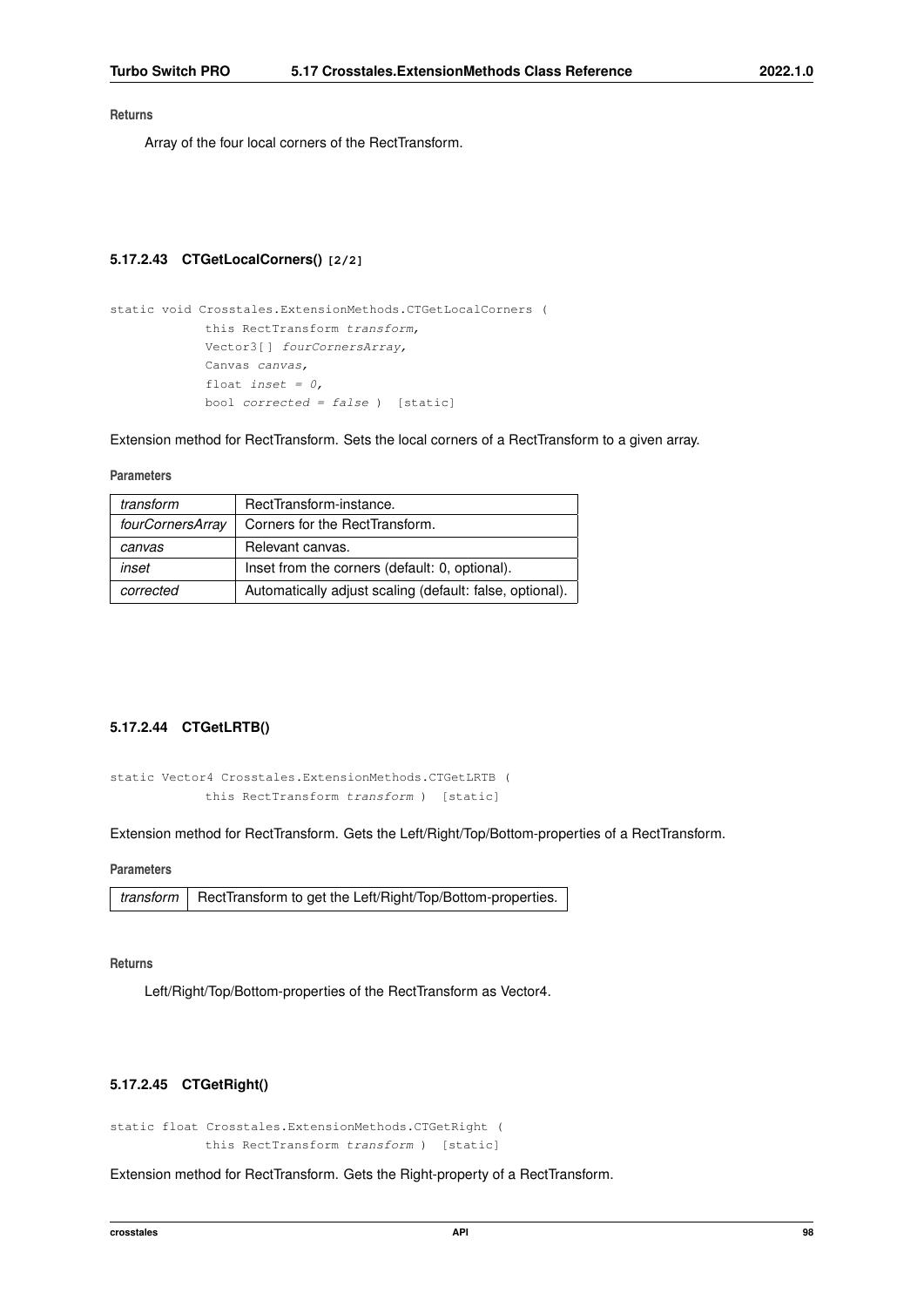**Returns**

Array of the four local corners of the RectTransform.

#### 5.17.2.43 CTGetLocalCorners() [2/2]

```
static void Crosstales.ExtensionMethods.CTGetLocalCorners (
            this RectTransform transform,
            Vector3[] fourCornersArray,
            Canvas canvas,
            float inset = 0,
            bool corrected = false )  [static]
```

Extension method for RectTransform. Sets the local corners of a RectTransform to a given array.

**Parameters**

| | |
|---|---|
| *transform* | RectTransform-instance. |
| *fourCornersArray* | Corners for the RectTransform. |
| *canvas* | Relevant canvas. |
| *inset* | Inset from the corners (default: 0, optional). |
| *corrected* | Automatically adjust scaling (default: false, optional). |

#### 5.17.2.44 CTGetLRTB()

```
static Vector4 Crosstales.ExtensionMethods.CTGetLRTB (
            this RectTransform transform )  [static]
```

Extension method for RectTransform. Gets the Left/Right/Top/Bottom-properties of a RectTransform.

**Parameters**

| | |
|---|---|
| *transform* | RectTransform to get the Left/Right/Top/Bottom-properties. |

**Returns**

Left/Right/Top/Bottom-properties of the RectTransform as Vector4.

#### 5.17.2.45 CTGetRight()

```
static float Crosstales.ExtensionMethods.CTGetRight (
            this RectTransform transform )  [static]
```

Extension method for RectTransform. Gets the Right-property of a RectTransform.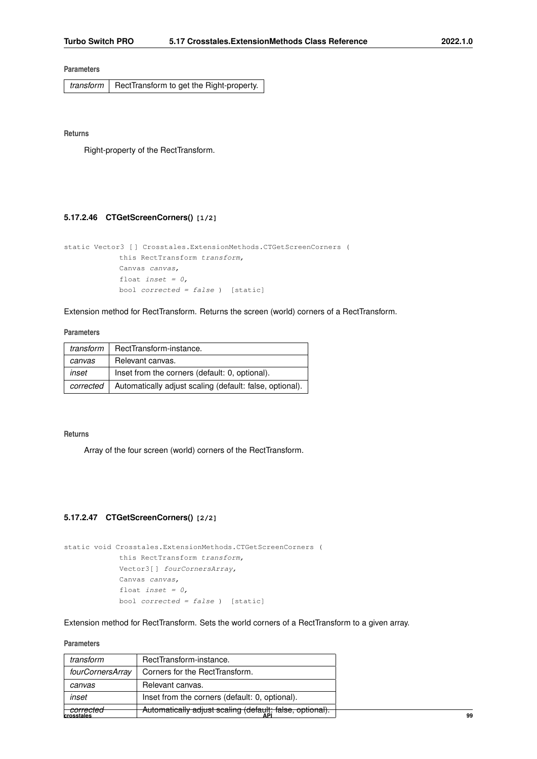**Parameters**

| | |
|---|---|
| *transform* | RectTransform to get the Right-property. |

**Returns**

Right-property of the RectTransform.

### 5.17.2.46 CTGetScreenCorners() [1/2]

```
static Vector3 [] Crosstales.ExtensionMethods.CTGetScreenCorners (
            this RectTransform transform,
            Canvas canvas,
            float inset = 0,
            bool corrected = false ) [static]
```

Extension method for RectTransform. Returns the screen (world) corners of a RectTransform.

**Parameters**

| | |
|---|---|
| *transform* | RectTransform-instance. |
| *canvas* | Relevant canvas. |
| *inset* | Inset from the corners (default: 0, optional). |
| *corrected* | Automatically adjust scaling (default: false, optional). |

**Returns**

Array of the four screen (world) corners of the RectTransform.

### 5.17.2.47 CTGetScreenCorners() [2/2]

```
static void Crosstales.ExtensionMethods.CTGetScreenCorners (
            this RectTransform transform,
            Vector3[] fourCornersArray,
            Canvas canvas,
            float inset = 0,
            bool corrected = false ) [static]
```

Extension method for RectTransform. Sets the world corners of a RectTransform to a given array.

**Parameters**

| | |
|---|---|
| *transform* | RectTransform-instance. |
| *fourCornersArray* | Corners for the RectTransform. |
| *canvas* | Relevant canvas. |
| *inset* | Inset from the corners (default: 0, optional). |
| *corrected* | Automatically adjust scaling (default: false, optional). |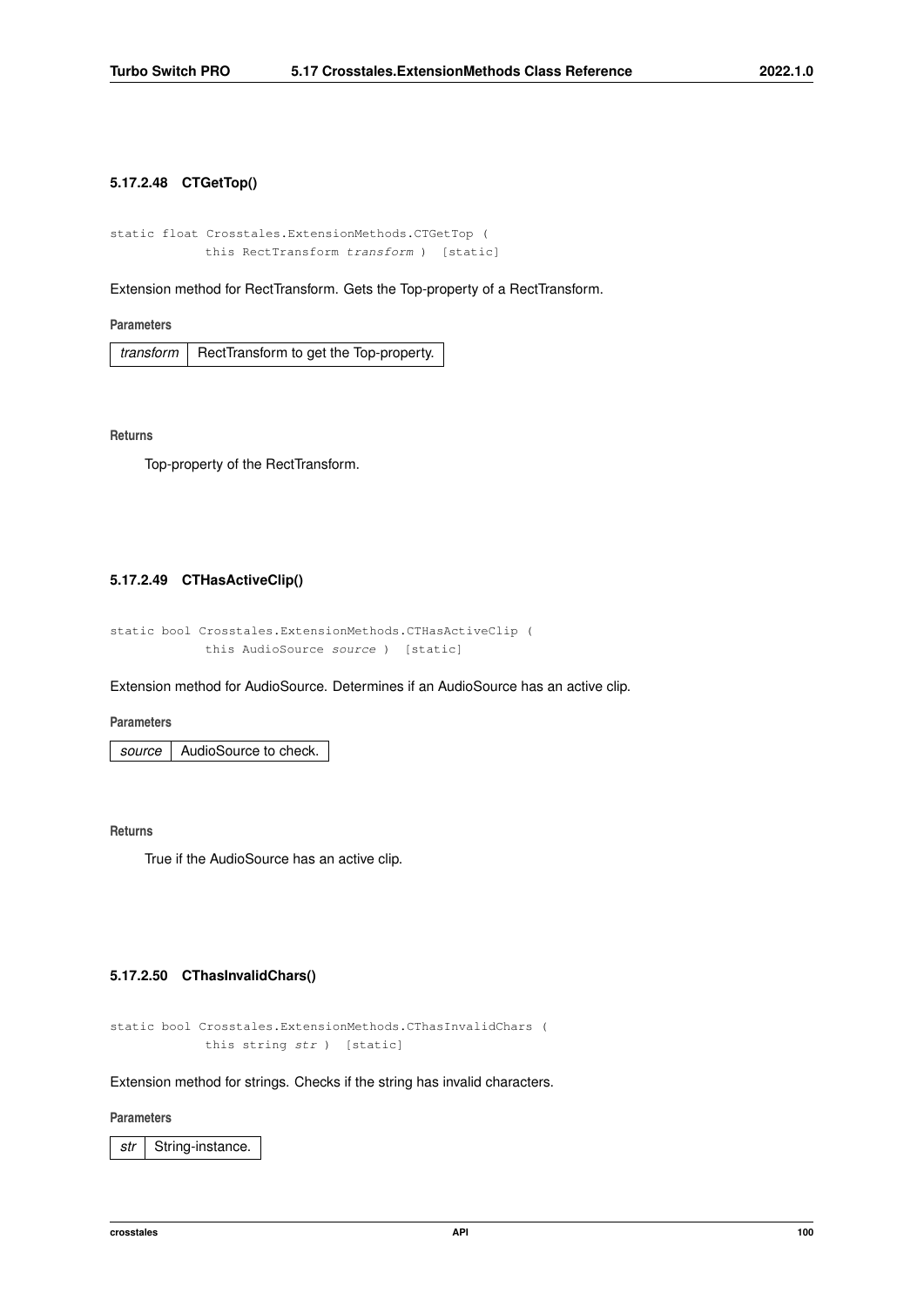#### 5.17.2.48 CTGetTop()

```
static float Crosstales.ExtensionMethods.CTGetTop (
            this RectTransform transform )  [static]
```

Extension method for RectTransform. Gets the Top-property of a RectTransform.

**Parameters**

| | |
|---|---|
| *transform* | RectTransform to get the Top-property. |

**Returns**

Top-property of the RectTransform.

#### 5.17.2.49 CTHasActiveClip()

```
static bool Crosstales.ExtensionMethods.CTHasActiveClip (
            this AudioSource source )  [static]
```

Extension method for AudioSource. Determines if an AudioSource has an active clip.

**Parameters**

| | |
|---|---|
| *source* | AudioSource to check. |

**Returns**

True if the AudioSource has an active clip.

#### 5.17.2.50 CThasInvalidChars()

```
static bool Crosstales.ExtensionMethods.CThasInvalidChars (
            this string str )  [static]
```

Extension method for strings. Checks if the string has invalid characters.

**Parameters**

| | |
|---|---|
| *str* | String-instance. |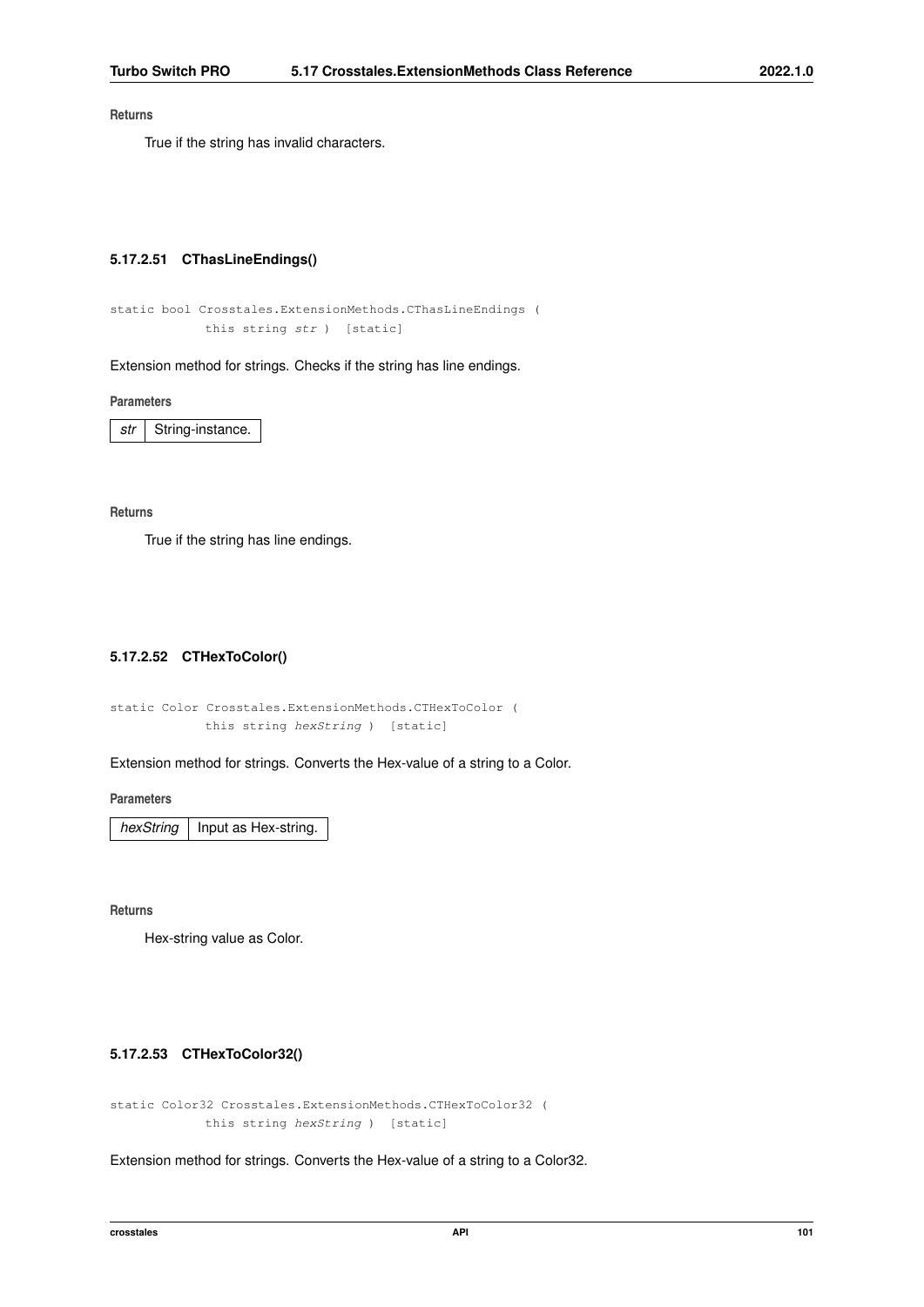**Returns**

True if the string has invalid characters.

#### 5.17.2.51 CThasLineEndings()

```
static bool Crosstales.ExtensionMethods.CThasLineEndings (
            this string str ) [static]
```

Extension method for strings. Checks if the string has line endings.

**Parameters**

| *str* | String-instance. |
|---|---|

**Returns**

True if the string has line endings.

#### 5.17.2.52 CTHexToColor()

```
static Color Crosstales.ExtensionMethods.CTHexToColor (
            this string hexString ) [static]
```

Extension method for strings. Converts the Hex-value of a string to a Color.

**Parameters**

| *hexString* | Input as Hex-string. |
|---|---|

**Returns**

Hex-string value as Color.

#### 5.17.2.53 CTHexToColor32()

```
static Color32 Crosstales.ExtensionMethods.CTHexToColor32 (
            this string hexString ) [static]
```

Extension method for strings. Converts the Hex-value of a string to a Color32.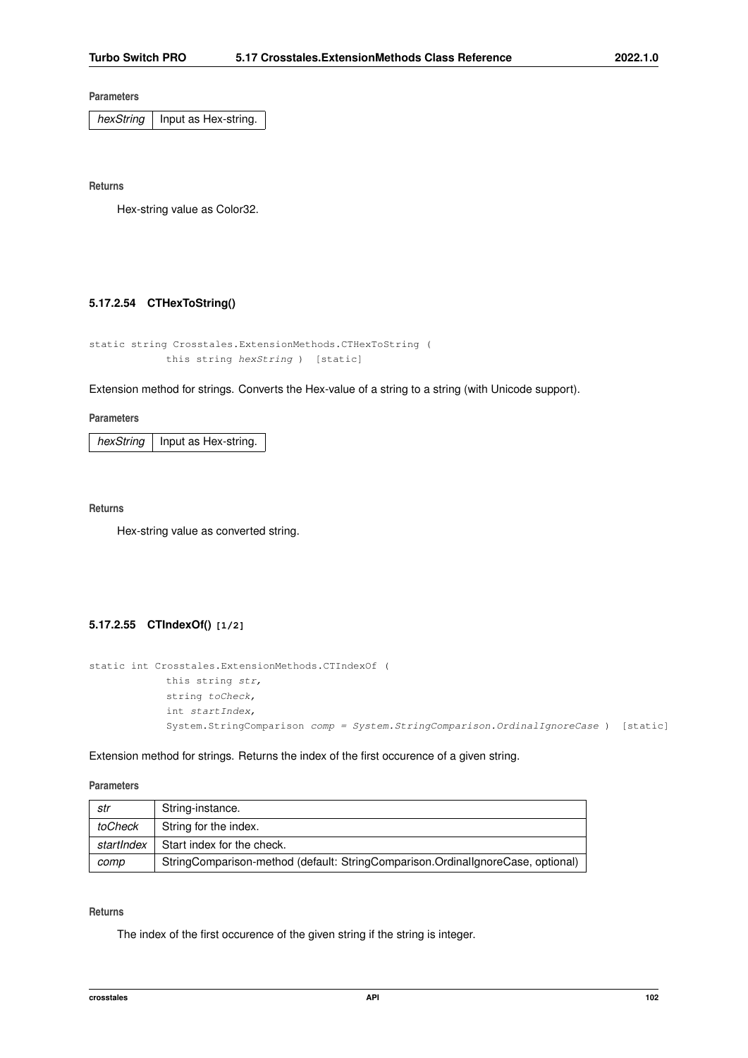**Parameters**

| | |
|---|---|
| *hexString* | Input as Hex-string. |

**Returns**

Hex-string value as Color32.

#### 5.17.2.54 CTHexToString()

```
static string Crosstales.ExtensionMethods.CTHexToString (
            this string hexString ) [static]
```

Extension method for strings. Converts the Hex-value of a string to a string (with Unicode support).

**Parameters**

| | |
|---|---|
| *hexString* | Input as Hex-string. |

**Returns**

Hex-string value as converted string.

#### 5.17.2.55 CTIndexOf() [1/2]

```
static int Crosstales.ExtensionMethods.CTIndexOf (
            this string str,
            string toCheck,
            int startIndex,
            System.StringComparison comp = System.StringComparison.OrdinalIgnoreCase ) [static]
```

Extension method for strings. Returns the index of the first occurence of a given string.

**Parameters**

| | |
|---|---|
| *str* | String-instance. |
| *toCheck* | String for the index. |
| *startIndex* | Start index for the check. |
| *comp* | StringComparison-method (default: StringComparison.OrdinalIgnoreCase, optional) |

**Returns**

The index of the first occurence of the given string if the string is integer.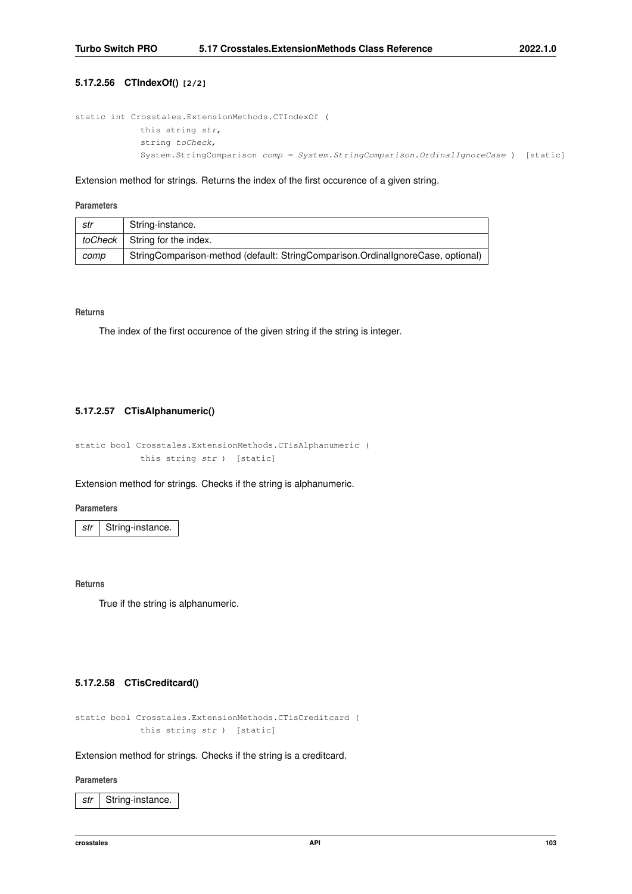#### 5.17.2.56 CTIndexOf() [2/2]

```
static int Crosstales.ExtensionMethods.CTIndexOf (
            this string str,
            string toCheck,
            System.StringComparison comp = System.StringComparison.OrdinalIgnoreCase ) [static]
```

Extension method for strings. Returns the index of the first occurence of a given string.

**Parameters**

| | |
|---|---|
| *str* | String-instance. |
| *toCheck* | String for the index. |
| *comp* | StringComparison-method (default: StringComparison.OrdinalIgnoreCase, optional) |

**Returns**

The index of the first occurence of the given string if the string is integer.

#### 5.17.2.57 CTisAlphanumeric()

```
static bool Crosstales.ExtensionMethods.CTisAlphanumeric (
            this string str ) [static]
```

Extension method for strings. Checks if the string is alphanumeric.

**Parameters**

| | |
|---|---|
| *str* | String-instance. |

**Returns**

True if the string is alphanumeric.

#### 5.17.2.58 CTisCreditcard()

```
static bool Crosstales.ExtensionMethods.CTisCreditcard (
            this string str ) [static]
```

Extension method for strings. Checks if the string is a creditcard.

**Parameters**

| | |
|---|---|
| *str* | String-instance. |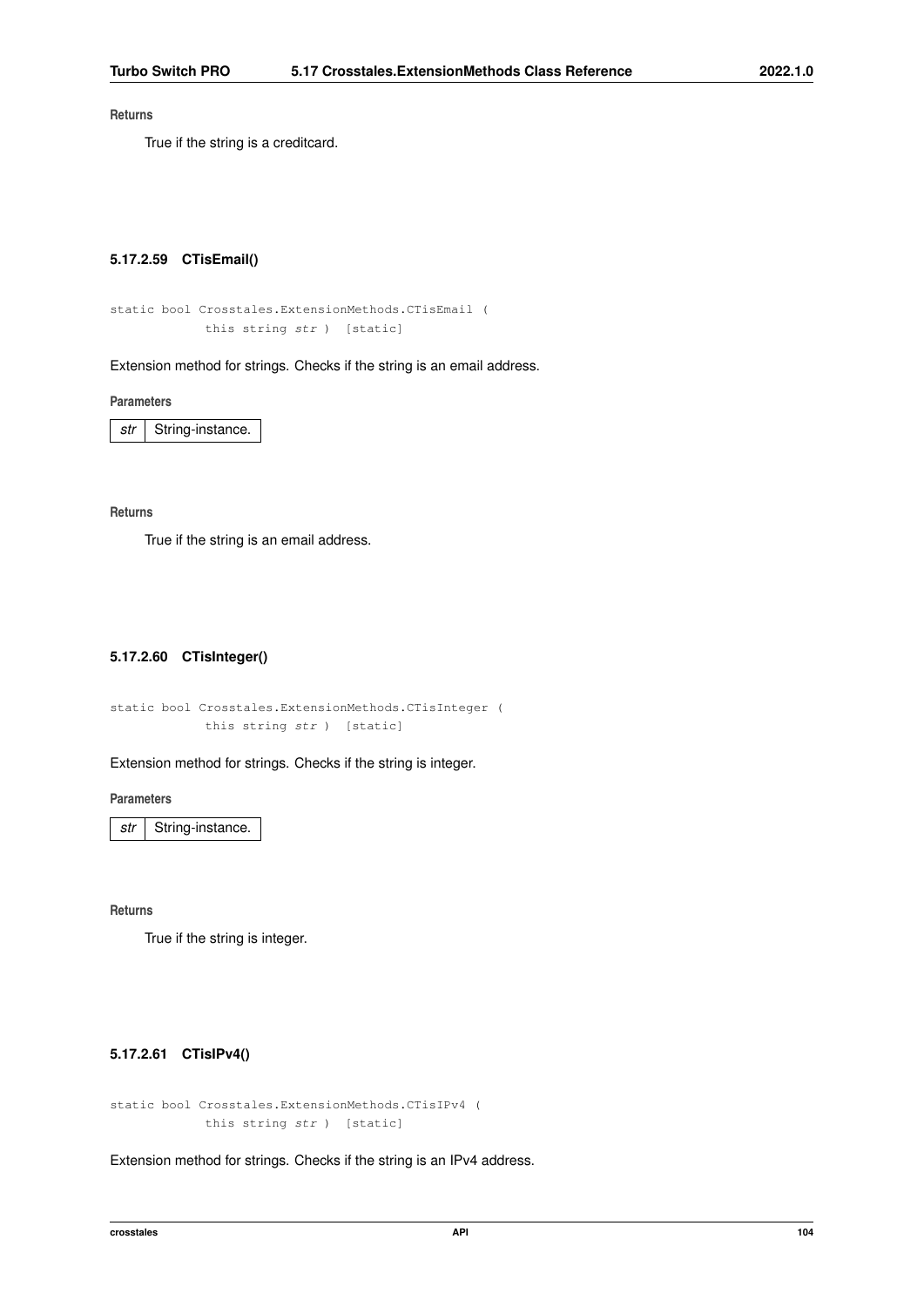**Returns**

True if the string is a creditcard.

#### 5.17.2.59 CTisEmail()

```
static bool Crosstales.ExtensionMethods.CTisEmail (
            this string str )  [static]
```

Extension method for strings. Checks if the string is an email address.

**Parameters**

| str | String-instance. |
|---|---|

**Returns**

True if the string is an email address.

#### 5.17.2.60 CTisInteger()

```
static bool Crosstales.ExtensionMethods.CTisInteger (
            this string str )  [static]
```

Extension method for strings. Checks if the string is integer.

**Parameters**

| str | String-instance. |
|---|---|

**Returns**

True if the string is integer.

#### 5.17.2.61 CTisIPv4()

```
static bool Crosstales.ExtensionMethods.CTisIPv4 (
            this string str )  [static]
```

Extension method for strings. Checks if the string is an IPv4 address.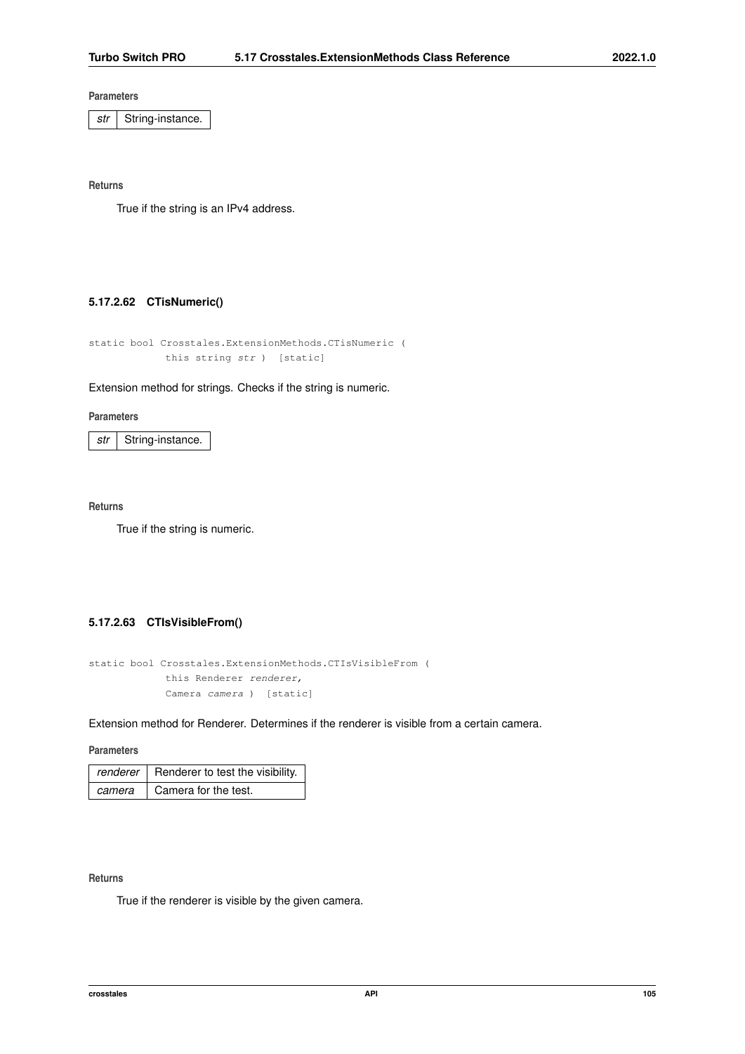**Parameters**

| | |
|---|---|
| *str* | String-instance. |

**Returns**

True if the string is an IPv4 address.

#### 5.17.2.62 CTisNumeric()

```
static bool Crosstales.ExtensionMethods.CTisNumeric (
            this string str ) [static]
```

Extension method for strings. Checks if the string is numeric.

**Parameters**

| | |
|---|---|
| *str* | String-instance. |

**Returns**

True if the string is numeric.

#### 5.17.2.63 CTIsVisibleFrom()

```
static bool Crosstales.ExtensionMethods.CTIsVisibleFrom (
            this Renderer renderer,
            Camera camera ) [static]
```

Extension method for Renderer. Determines if the renderer is visible from a certain camera.

**Parameters**

| | |
|---|---|
| *renderer* | Renderer to test the visibility. |
| *camera* | Camera for the test. |

**Returns**

True if the renderer is visible by the given camera.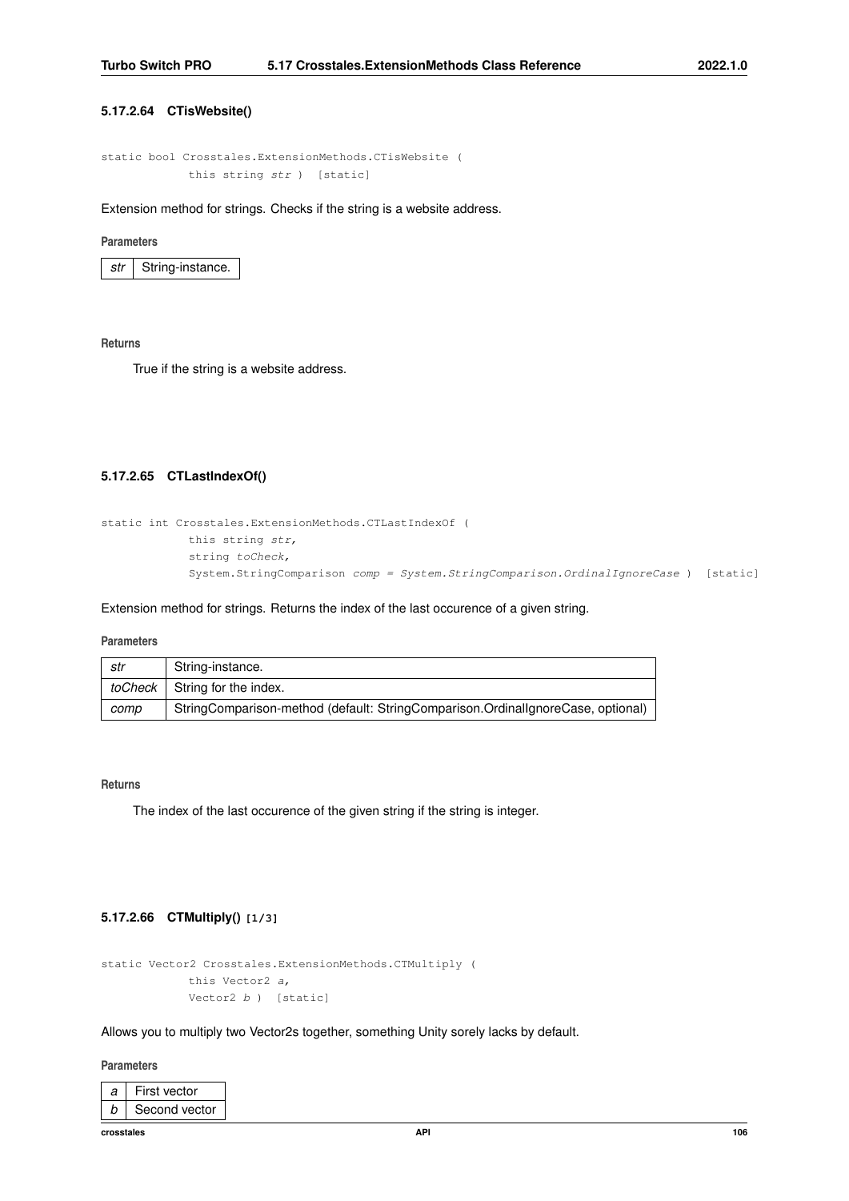#### 5.17.2.64 CTisWebsite()

```
static bool Crosstales.ExtensionMethods.CTisWebsite (
            this string str ) [static]
```

Extension method for strings. Checks if the string is a website address.

**Parameters**

| | |
|---|---|
| *str* | String-instance. |

**Returns**

True if the string is a website address.

#### 5.17.2.65 CTLastIndexOf()

```
static int Crosstales.ExtensionMethods.CTLastIndexOf (
            this string str,
            string toCheck,
            System.StringComparison comp = System.StringComparison.OrdinalIgnoreCase ) [static]
```

Extension method for strings. Returns the index of the last occurence of a given string.

**Parameters**

| | |
|---|---|
| *str* | String-instance. |
| *toCheck* | String for the index. |
| *comp* | StringComparison-method (default: StringComparison.OrdinalIgnoreCase, optional) |

**Returns**

The index of the last occurence of the given string if the string is integer.

#### 5.17.2.66 CTMultiply() [1/3]

```
static Vector2 Crosstales.ExtensionMethods.CTMultiply (
            this Vector2 a,
            Vector2 b ) [static]
```

Allows you to multiply two Vector2s together, something Unity sorely lacks by default.

**Parameters**

| | |
|---|---|
| *a* | First vector |
| *b* | Second vector |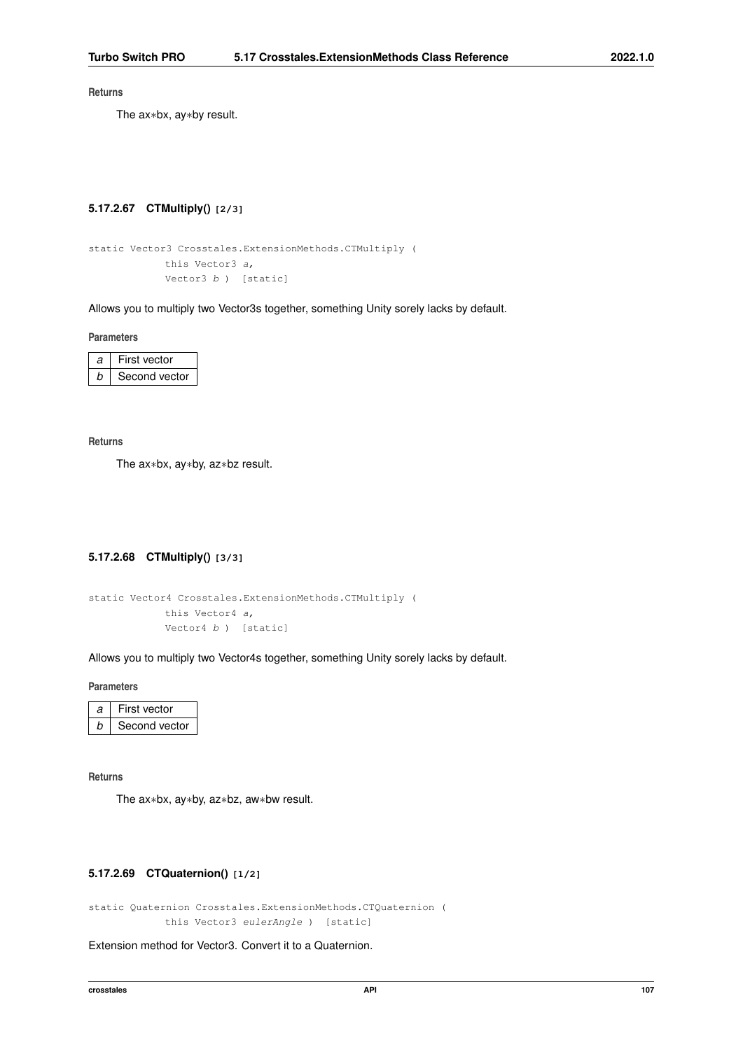**Returns**

The ax∗bx, ay∗by result.

### 5.17.2.67 CTMultiply() [2/3]

```
static Vector3 Crosstales.ExtensionMethods.CTMultiply (
            this Vector3 a,
            Vector3 b ) [static]
```

Allows you to multiply two Vector3s together, something Unity sorely lacks by default.

**Parameters**

| | |
|---|---|
| *a* | First vector |
| *b* | Second vector |

**Returns**

The ax∗bx, ay∗by, az∗bz result.

### 5.17.2.68 CTMultiply() [3/3]

```
static Vector4 Crosstales.ExtensionMethods.CTMultiply (
            this Vector4 a,
            Vector4 b ) [static]
```

Allows you to multiply two Vector4s together, something Unity sorely lacks by default.

**Parameters**

| | |
|---|---|
| *a* | First vector |
| *b* | Second vector |

**Returns**

The ax∗bx, ay∗by, az∗bz, aw∗bw result.

### 5.17.2.69 CTQuaternion() [1/2]

```
static Quaternion Crosstales.ExtensionMethods.CTQuaternion (
            this Vector3 eulerAngle ) [static]
```

Extension method for Vector3. Convert it to a Quaternion.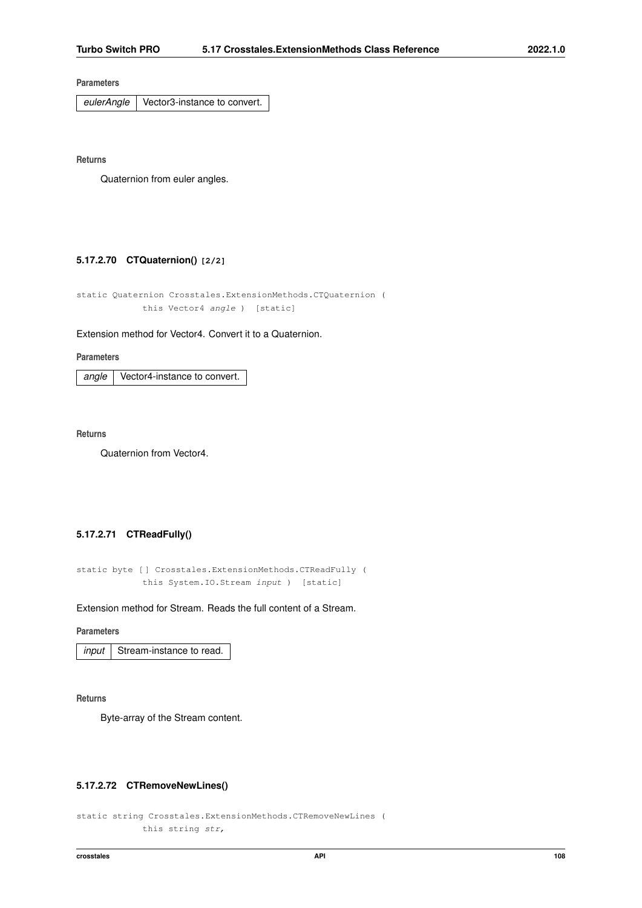**Parameters**

| | |
|---|---|
| *eulerAngle* | Vector3-instance to convert. |

**Returns**

Quaternion from euler angles.

#### 5.17.2.70 CTQuaternion() [2/2]

```
static Quaternion Crosstales.ExtensionMethods.CTQuaternion (
            this Vector4 angle ) [static]
```

Extension method for Vector4. Convert it to a Quaternion.

**Parameters**

| | |
|---|---|
| *angle* | Vector4-instance to convert. |

**Returns**

Quaternion from Vector4.

#### 5.17.2.71 CTReadFully()

```
static byte [] Crosstales.ExtensionMethods.CTReadFully (
            this System.IO.Stream input ) [static]
```

Extension method for Stream. Reads the full content of a Stream.

**Parameters**

| | |
|---|---|
| *input* | Stream-instance to read. |

**Returns**

Byte-array of the Stream content.

#### 5.17.2.72 CTRemoveNewLines()

```
static string Crosstales.ExtensionMethods.CTRemoveNewLines (
            this string str,
```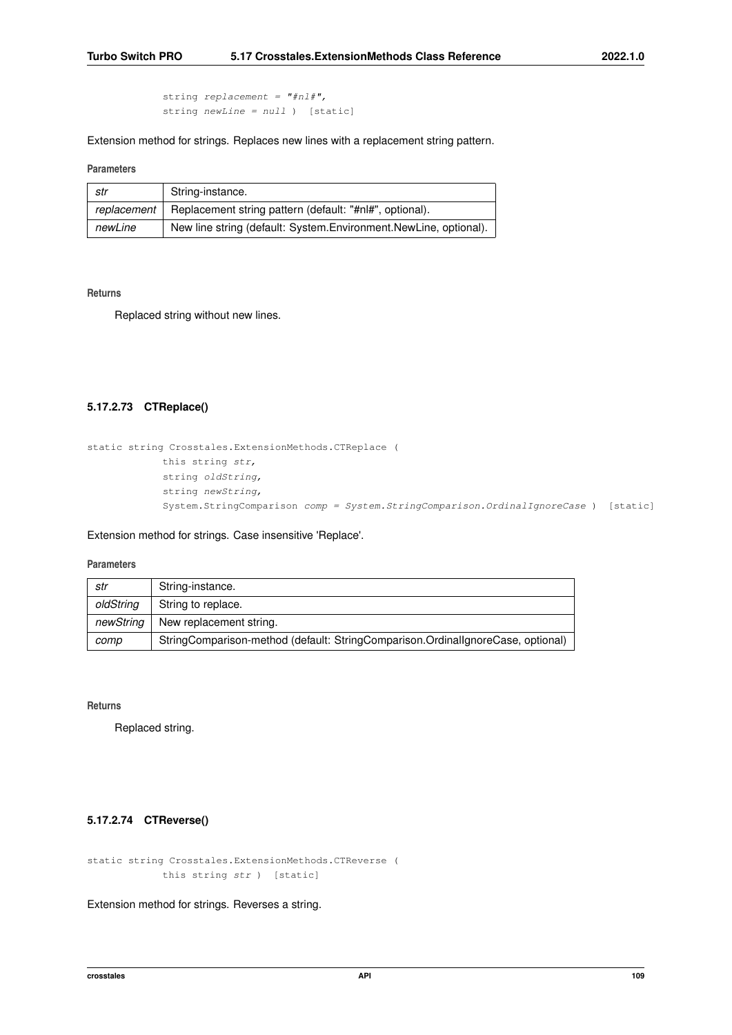```
string replacement = "#nl#",
string newLine = null )  [static]
```

Extension method for strings. Replaces new lines with a replacement string pattern.

**Parameters**

| | |
|---|---|
| *str* | String-instance. |
| *replacement* | Replacement string pattern (default: "#nl#", optional). |
| *newLine* | New line string (default: System.Environment.NewLine, optional). |

**Returns**

Replaced string without new lines.

#### 5.17.2.73 CTReplace()

```
static string Crosstales.ExtensionMethods.CTReplace (
            this string str,
            string oldString,
            string newString,
            System.StringComparison comp = System.StringComparison.OrdinalIgnoreCase )  [static]
```

Extension method for strings. Case insensitive 'Replace'.

**Parameters**

| | |
|---|---|
| *str* | String-instance. |
| *oldString* | String to replace. |
| *newString* | New replacement string. |
| *comp* | StringComparison-method (default: StringComparison.OrdinalIgnoreCase, optional) |

**Returns**

Replaced string.

#### 5.17.2.74 CTReverse()

```
static string Crosstales.ExtensionMethods.CTReverse (
            this string str )  [static]
```

Extension method for strings. Reverses a string.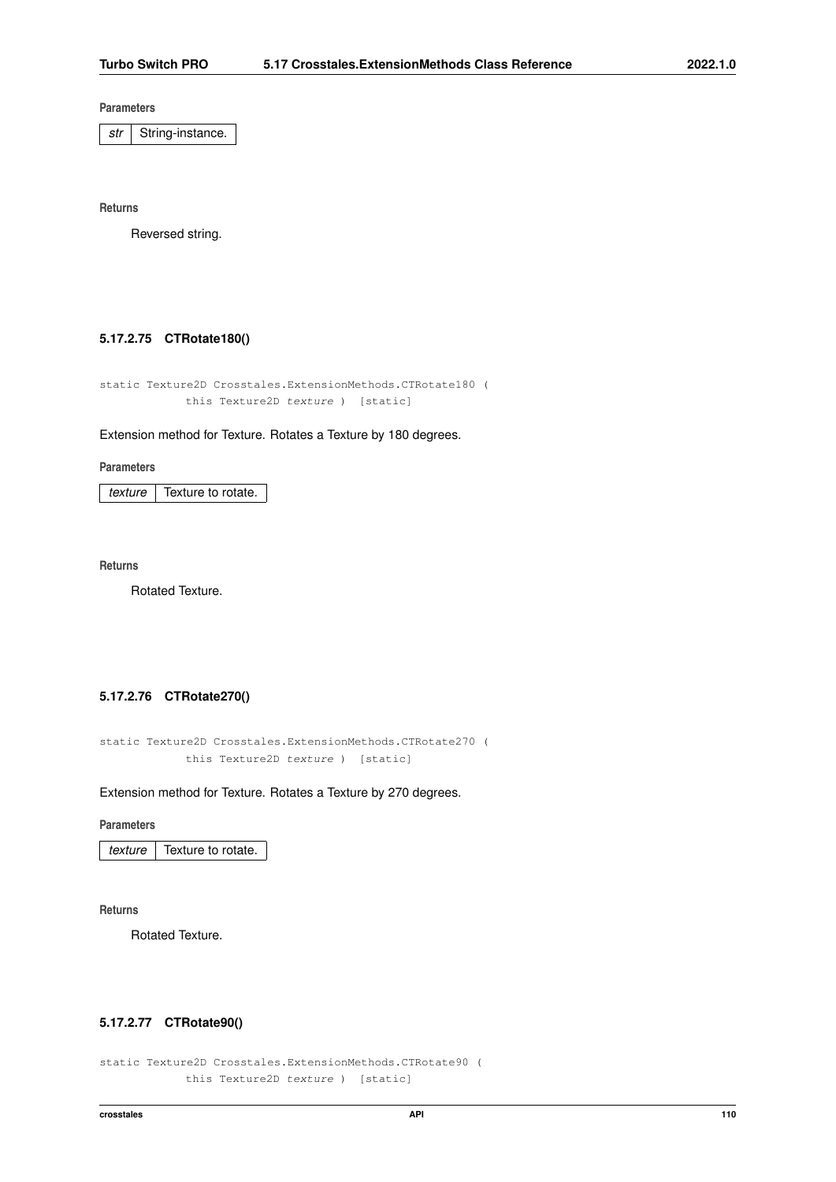**Parameters**

| *str* | String-instance. |
|---|---|

**Returns**

Reversed string.

#### 5.17.2.75 CTRotate180()

```
static Texture2D Crosstales.ExtensionMethods.CTRotate180 (
            this Texture2D texture ) [static]
```

Extension method for Texture. Rotates a Texture by 180 degrees.

**Parameters**

| *texture* | Texture to rotate. |
|---|---|

**Returns**

Rotated Texture.

#### 5.17.2.76 CTRotate270()

```
static Texture2D Crosstales.ExtensionMethods.CTRotate270 (
            this Texture2D texture ) [static]
```

Extension method for Texture. Rotates a Texture by 270 degrees.

**Parameters**

| *texture* | Texture to rotate. |
|---|---|

**Returns**

Rotated Texture.

#### 5.17.2.77 CTRotate90()

```
static Texture2D Crosstales.ExtensionMethods.CTRotate90 (
            this Texture2D texture ) [static]
```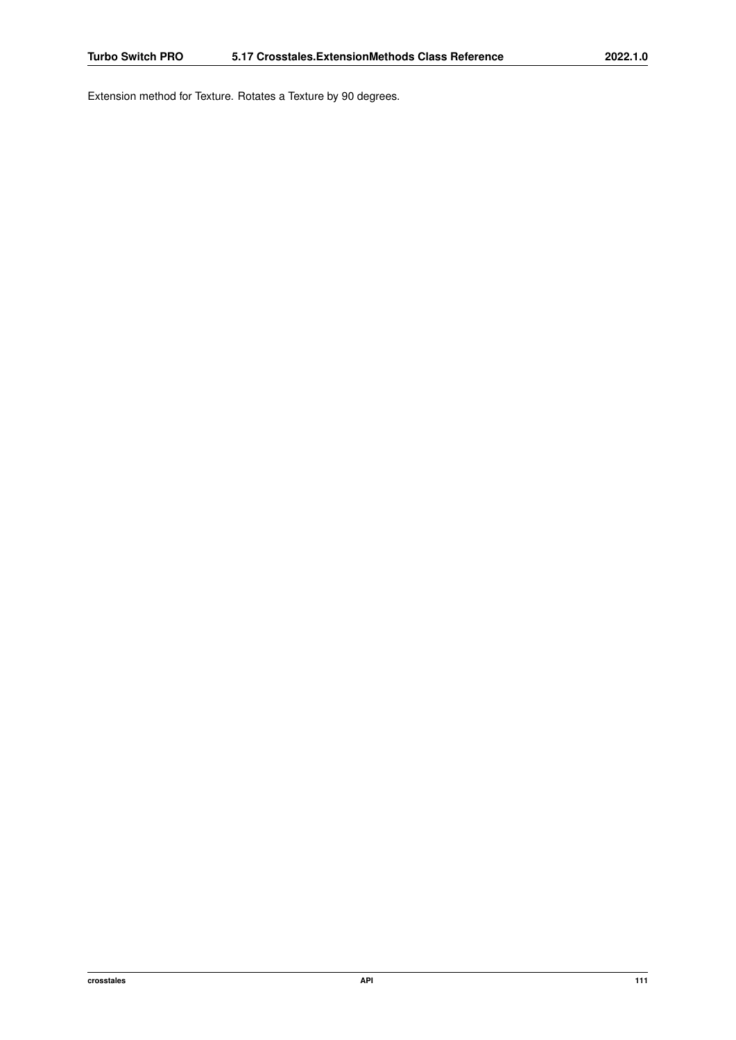Extension method for Texture. Rotates a Texture by 90 degrees.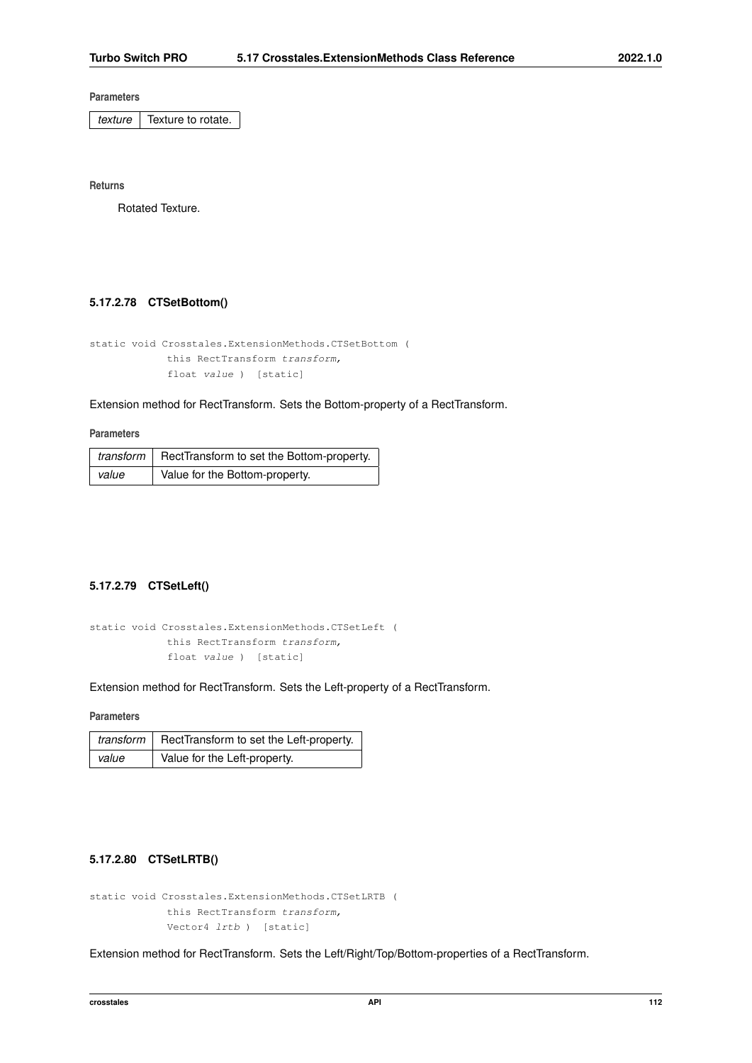**Parameters**

| | |
|---|---|
| *texture* | Texture to rotate. |

**Returns**

Rotated Texture.

### 5.17.2.78 CTSetBottom()

```
static void Crosstales.ExtensionMethods.CTSetBottom (
            this RectTransform transform,
            float value ) [static]
```

Extension method for RectTransform. Sets the Bottom-property of a RectTransform.

**Parameters**

| | |
|---|---|
| *transform* | RectTransform to set the Bottom-property. |
| *value* | Value for the Bottom-property. |

### 5.17.2.79 CTSetLeft()

```
static void Crosstales.ExtensionMethods.CTSetLeft (
            this RectTransform transform,
            float value ) [static]
```

Extension method for RectTransform. Sets the Left-property of a RectTransform.

**Parameters**

| | |
|---|---|
| *transform* | RectTransform to set the Left-property. |
| *value* | Value for the Left-property. |

### 5.17.2.80 CTSetLRTB()

```
static void Crosstales.ExtensionMethods.CTSetLRTB (
            this RectTransform transform,
            Vector4 lrtb ) [static]
```

Extension method for RectTransform. Sets the Left/Right/Top/Bottom-properties of a RectTransform.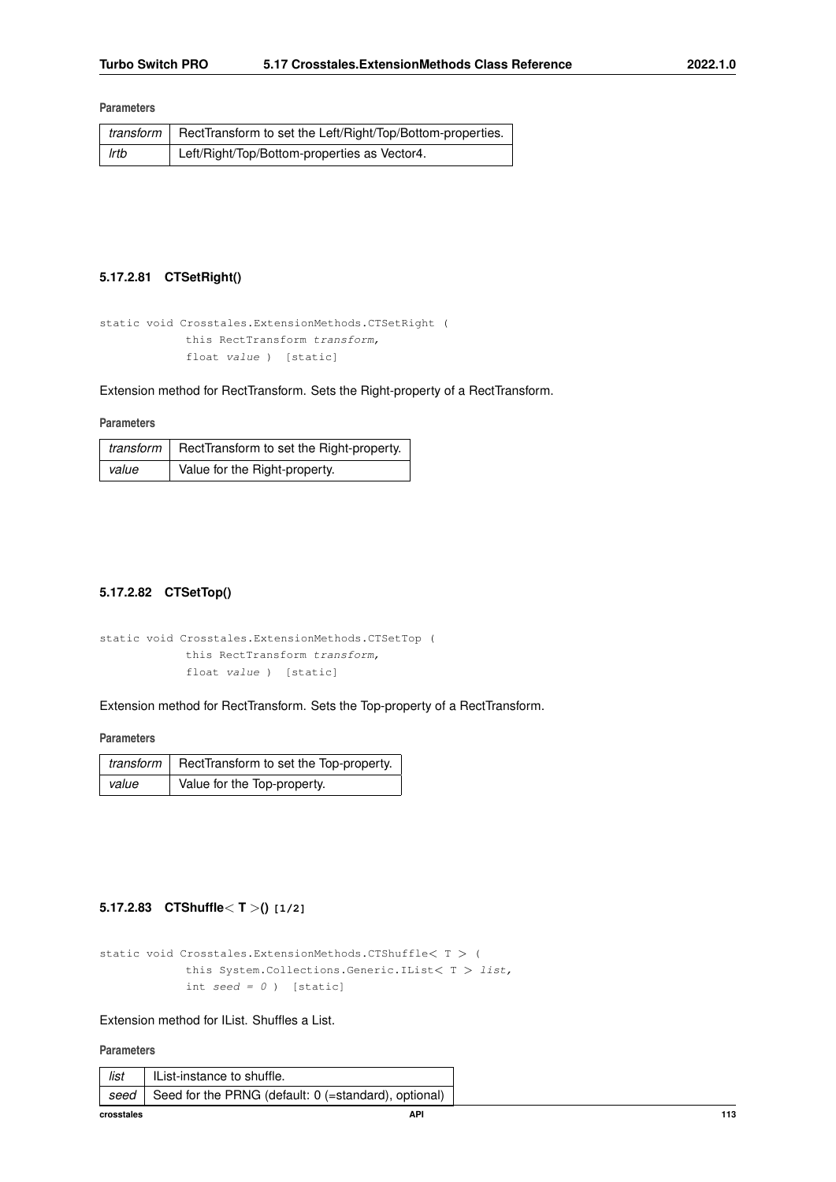**Parameters**

| | |
|---|---|
| *transform* | RectTransform to set the Left/Right/Top/Bottom-properties. |
| *lrtb* | Left/Right/Top/Bottom-properties as Vector4. |

#### 5.17.2.81 CTSetRight()

```
static void Crosstales.ExtensionMethods.CTSetRight (
            this RectTransform transform,
            float value ) [static]
```

Extension method for RectTransform. Sets the Right-property of a RectTransform.

**Parameters**

| | |
|---|---|
| *transform* | RectTransform to set the Right-property. |
| *value* | Value for the Right-property. |

#### 5.17.2.82 CTSetTop()

```
static void Crosstales.ExtensionMethods.CTSetTop (
            this RectTransform transform,
            float value ) [static]
```

Extension method for RectTransform. Sets the Top-property of a RectTransform.

**Parameters**

| | |
|---|---|
| *transform* | RectTransform to set the Top-property. |
| *value* | Value for the Top-property. |

#### 5.17.2.83 CTShuffle< T >() [1/2]

```
static void Crosstales.ExtensionMethods.CTShuffle< T > (
            this System.Collections.Generic.IList< T > list,
            int seed = 0 ) [static]
```

Extension method for IList. Shuffles a List.

**Parameters**

| | |
|---|---|
| *list* | IList-instance to shuffle. |
| *seed* | Seed for the PRNG (default: 0 (=standard), optional) |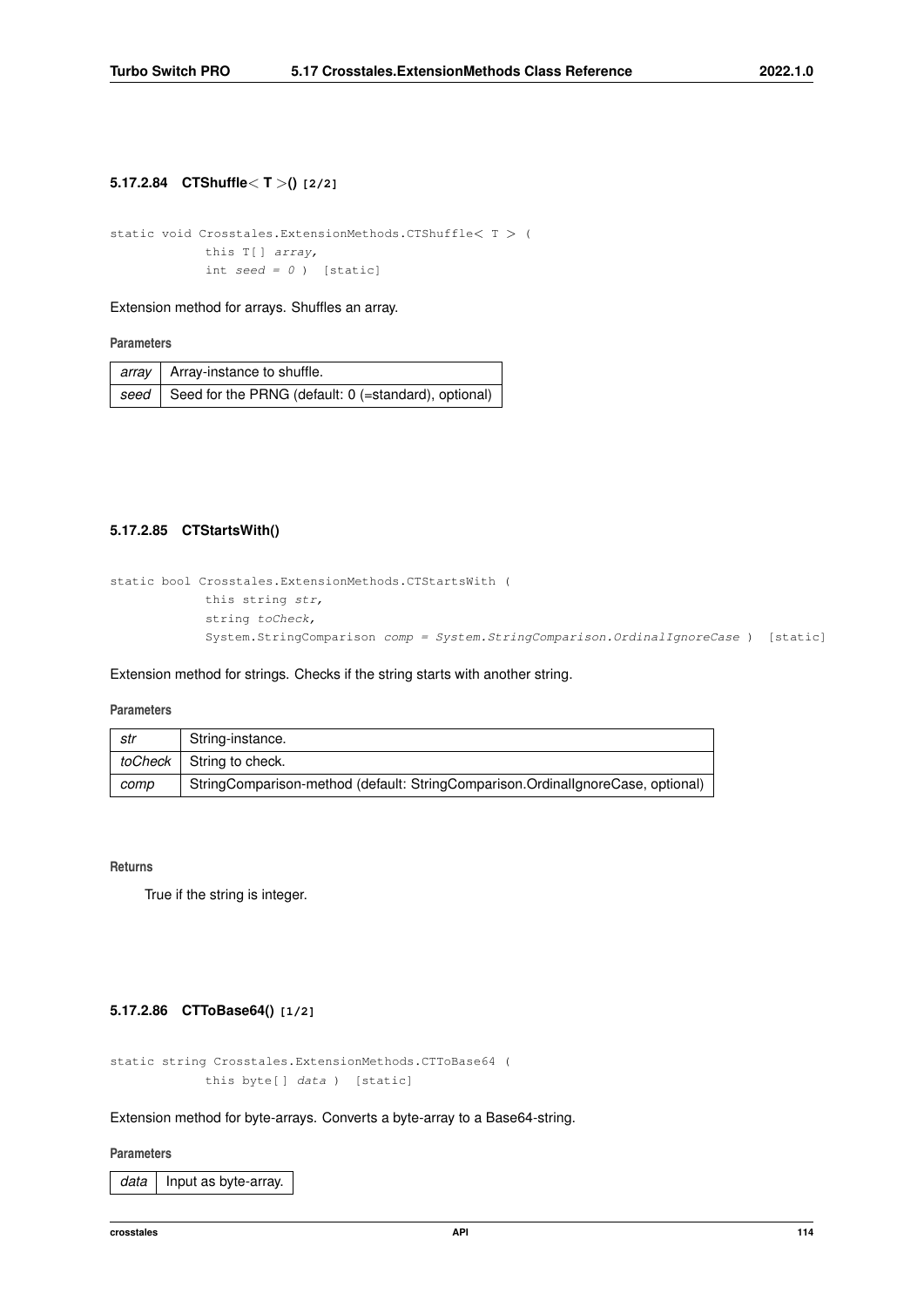#### 5.17.2.84 CTShuffle< T >() [2/2]

```
static void Crosstales.ExtensionMethods.CTShuffle< T > (
            this T[] array,
            int seed = 0 )  [static]
```

Extension method for arrays. Shuffles an array.

**Parameters**

| | |
|---|---|
| *array* | Array-instance to shuffle. |
| *seed* | Seed for the PRNG (default: 0 (=standard), optional) |

#### 5.17.2.85 CTStartsWith()

```
static bool Crosstales.ExtensionMethods.CTStartsWith (
            this string str,
            string toCheck,
            System.StringComparison comp = System.StringComparison.OrdinalIgnoreCase )  [static]
```

Extension method for strings. Checks if the string starts with another string.

**Parameters**

| | |
|---|---|
| *str* | String-instance. |
| *toCheck* | String to check. |
| *comp* | StringComparison-method (default: StringComparison.OrdinalIgnoreCase, optional) |

**Returns**

True if the string is integer.

#### 5.17.2.86 CTToBase64() [1/2]

```
static string Crosstales.ExtensionMethods.CTToBase64 (
            this byte[] data )  [static]
```

Extension method for byte-arrays. Converts a byte-array to a Base64-string.

**Parameters**

| | |
|---|---|
| *data* | Input as byte-array. |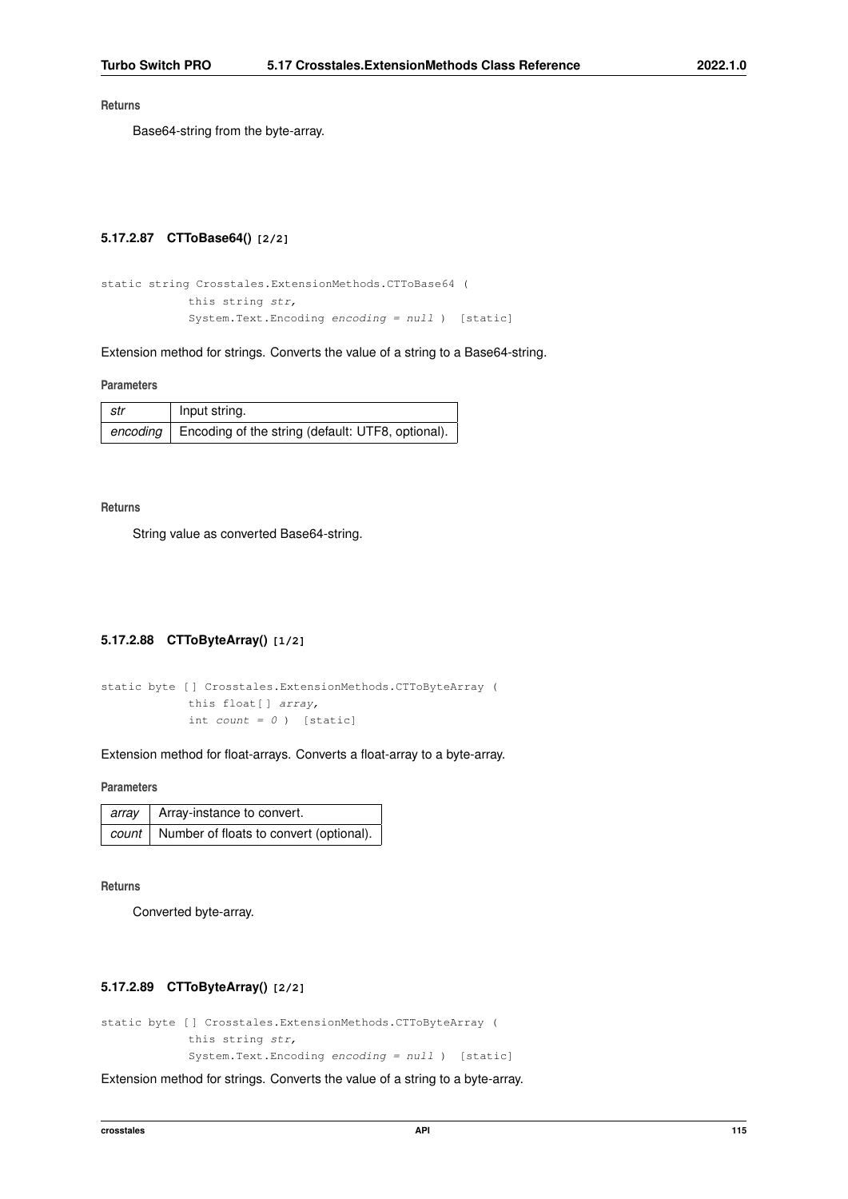**Returns**

Base64-string from the byte-array.

### 5.17.2.87 CTToBase64() [2/2]

```
static string Crosstales.ExtensionMethods.CTToBase64 (
            this string str,
            System.Text.Encoding encoding = null ) [static]
```

Extension method for strings. Converts the value of a string to a Base64-string.

**Parameters**

| | |
|---|---|
| *str* | Input string. |
| *encoding* | Encoding of the string (default: UTF8, optional). |

**Returns**

String value as converted Base64-string.

### 5.17.2.88 CTToByteArray() [1/2]

```
static byte [] Crosstales.ExtensionMethods.CTToByteArray (
            this float[] array,
            int count = 0 ) [static]
```

Extension method for float-arrays. Converts a float-array to a byte-array.

**Parameters**

| | |
|---|---|
| *array* | Array-instance to convert. |
| *count* | Number of floats to convert (optional). |

**Returns**

Converted byte-array.

### 5.17.2.89 CTToByteArray() [2/2]

```
static byte [] Crosstales.ExtensionMethods.CTToByteArray (
            this string str,
            System.Text.Encoding encoding = null ) [static]
```

Extension method for strings. Converts the value of a string to a byte-array.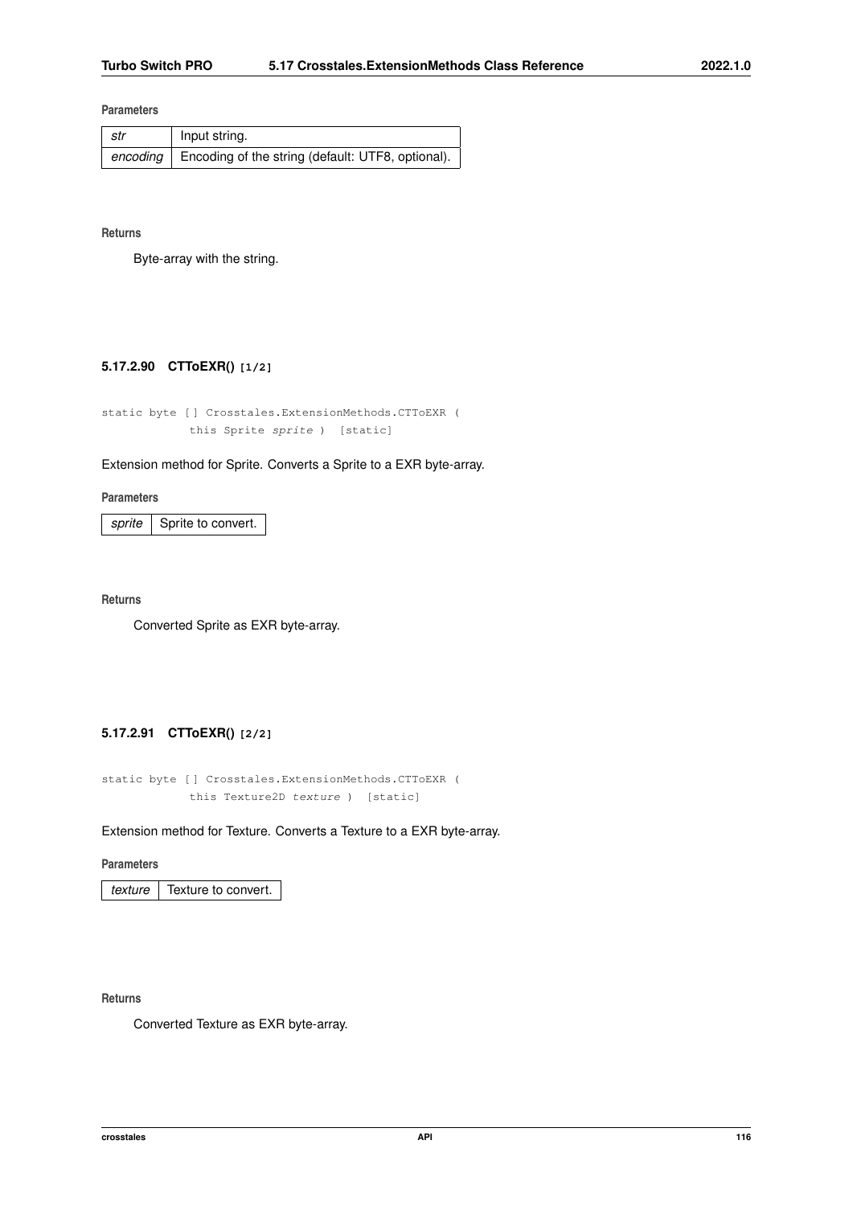**Parameters**

| | |
|---|---|
| *str* | Input string. |
| *encoding* | Encoding of the string (default: UTF8, optional). |

**Returns**

Byte-array with the string.

#### 5.17.2.90 CTToEXR() [1/2]

```
static byte [] Crosstales.ExtensionMethods.CTToEXR (
            this Sprite sprite ) [static]
```

Extension method for Sprite. Converts a Sprite to a EXR byte-array.

**Parameters**

| | |
|---|---|
| *sprite* | Sprite to convert. |

**Returns**

Converted Sprite as EXR byte-array.

#### 5.17.2.91 CTToEXR() [2/2]

```
static byte [] Crosstales.ExtensionMethods.CTToEXR (
            this Texture2D texture ) [static]
```

Extension method for Texture. Converts a Texture to a EXR byte-array.

**Parameters**

| | |
|---|---|
| *texture* | Texture to convert. |

**Returns**

Converted Texture as EXR byte-array.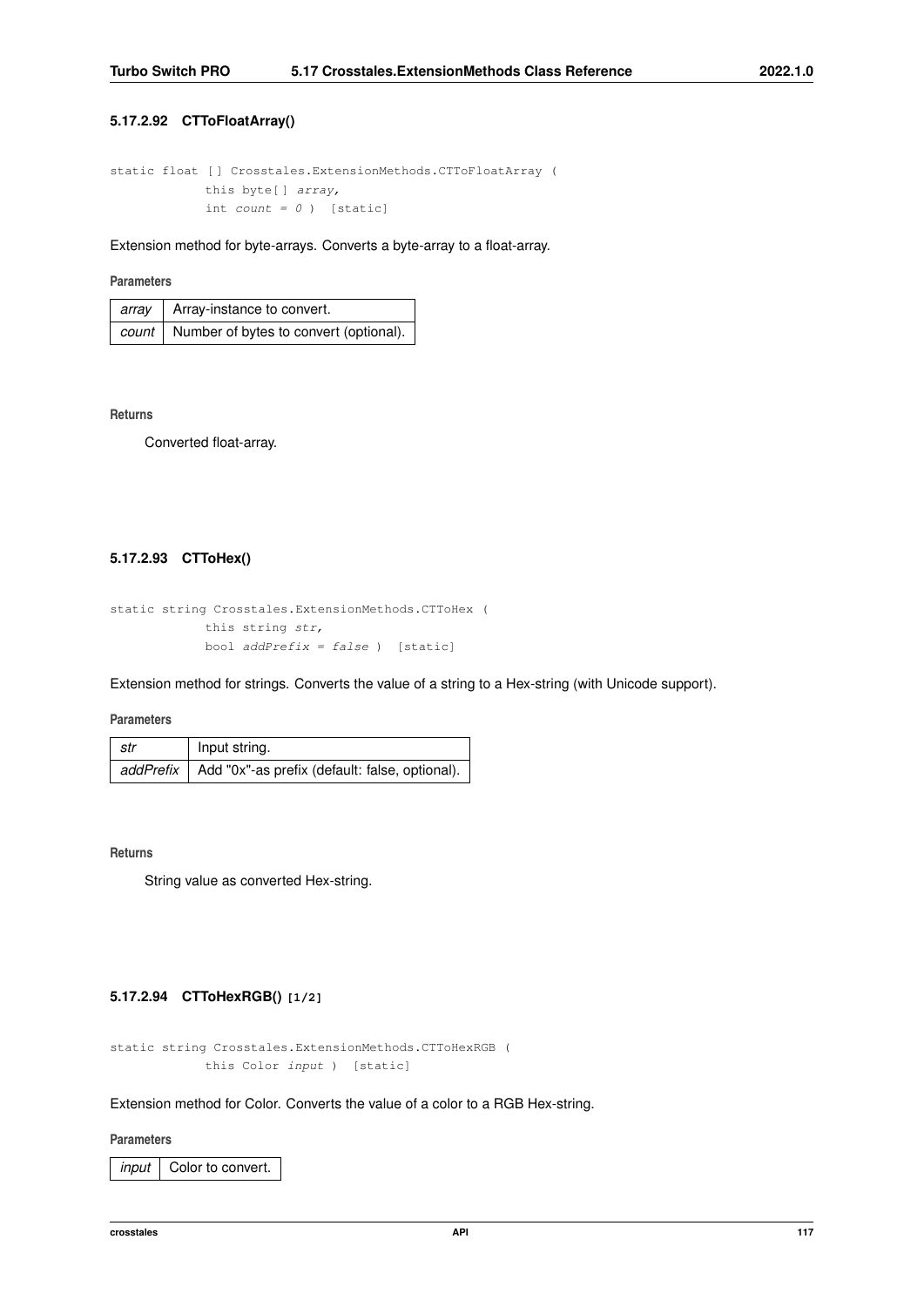#### 5.17.2.92 CTToFloatArray()

```
static float [] Crosstales.ExtensionMethods.CTToFloatArray (
            this byte[] array,
            int count = 0 ) [static]
```

Extension method for byte-arrays. Converts a byte-array to a float-array.

**Parameters**

| | |
|---|---|
| *array* | Array-instance to convert. |
| *count* | Number of bytes to convert (optional). |

**Returns**

Converted float-array.

#### 5.17.2.93 CTToHex()

```
static string Crosstales.ExtensionMethods.CTToHex (
            this string str,
            bool addPrefix = false ) [static]
```

Extension method for strings. Converts the value of a string to a Hex-string (with Unicode support).

**Parameters**

| | |
|---|---|
| *str* | Input string. |
| *addPrefix* | Add "0x"-as prefix (default: false, optional). |

**Returns**

String value as converted Hex-string.

#### 5.17.2.94 CTToHexRGB() [1/2]

```
static string Crosstales.ExtensionMethods.CTToHexRGB (
            this Color input ) [static]
```

Extension method for Color. Converts the value of a color to a RGB Hex-string.

**Parameters**

| | |
|---|---|
| *input* | Color to convert. |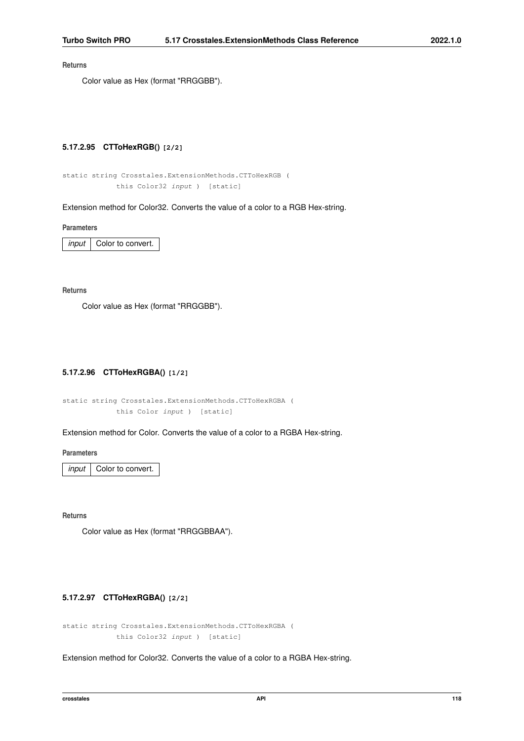**Returns**

Color value as Hex (format "RRGGBB").

#### 5.17.2.95 CTToHexRGB() [2/2]

```
static string Crosstales.ExtensionMethods.CTToHexRGB (
            this Color32 input ) [static]
```

Extension method for Color32. Converts the value of a color to a RGB Hex-string.

**Parameters**

| | |
|---|---|
| *input* | Color to convert. |

**Returns**

Color value as Hex (format "RRGGBB").

#### 5.17.2.96 CTToHexRGBA() [1/2]

```
static string Crosstales.ExtensionMethods.CTToHexRGBA (
            this Color input ) [static]
```

Extension method for Color. Converts the value of a color to a RGBA Hex-string.

**Parameters**

| | |
|---|---|
| *input* | Color to convert. |

**Returns**

Color value as Hex (format "RRGGBBAA").

#### 5.17.2.97 CTToHexRGBA() [2/2]

```
static string Crosstales.ExtensionMethods.CTToHexRGBA (
            this Color32 input ) [static]
```

Extension method for Color32. Converts the value of a color to a RGBA Hex-string.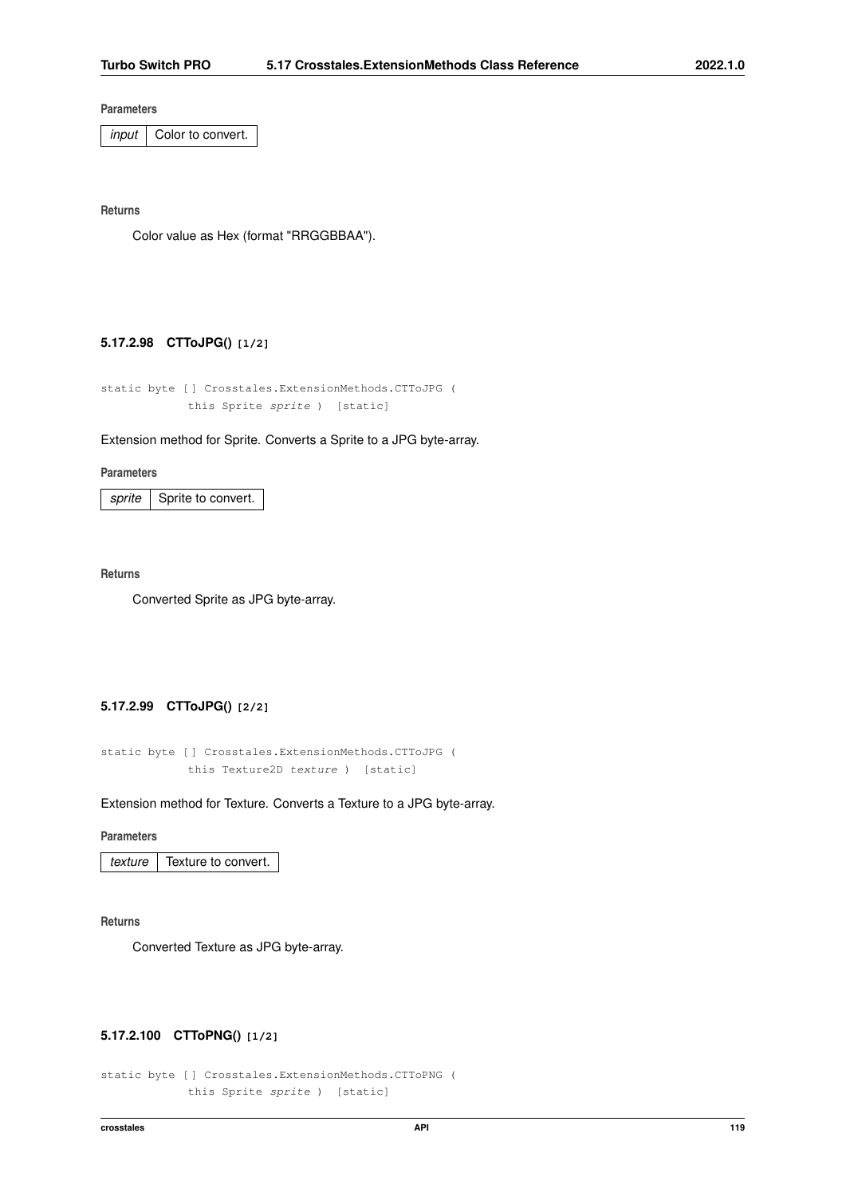**Parameters**

| | |
|---|---|
| *input* | Color to convert. |

**Returns**

Color value as Hex (format "RRGGBBAA").

#### 5.17.2.98 CTToJPG() [1/2]

```
static byte [] Crosstales.ExtensionMethods.CTToJPG (
            this Sprite sprite ) [static]
```

Extension method for Sprite. Converts a Sprite to a JPG byte-array.

**Parameters**

| | |
|---|---|
| *sprite* | Sprite to convert. |

**Returns**

Converted Sprite as JPG byte-array.

#### 5.17.2.99 CTToJPG() [2/2]

```
static byte [] Crosstales.ExtensionMethods.CTToJPG (
            this Texture2D texture ) [static]
```

Extension method for Texture. Converts a Texture to a JPG byte-array.

**Parameters**

| | |
|---|---|
| *texture* | Texture to convert. |

**Returns**

Converted Texture as JPG byte-array.

#### 5.17.2.100 CTToPNG() [1/2]

```
static byte [] Crosstales.ExtensionMethods.CTToPNG (
            this Sprite sprite ) [static]
```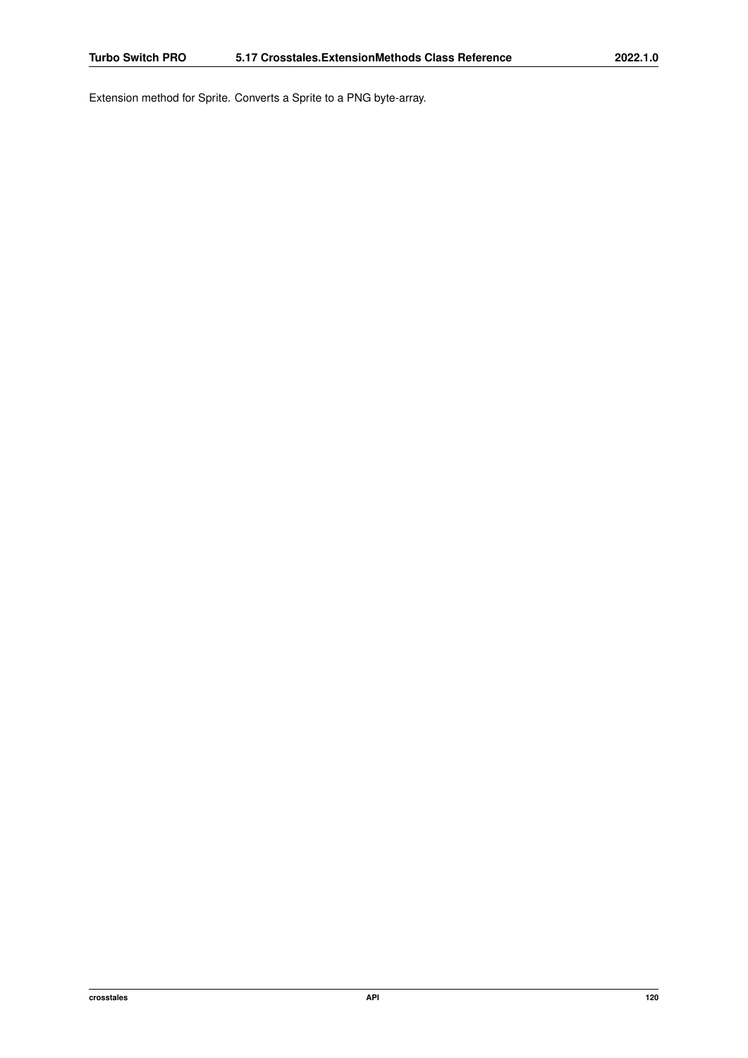Extension method for Sprite. Converts a Sprite to a PNG byte-array.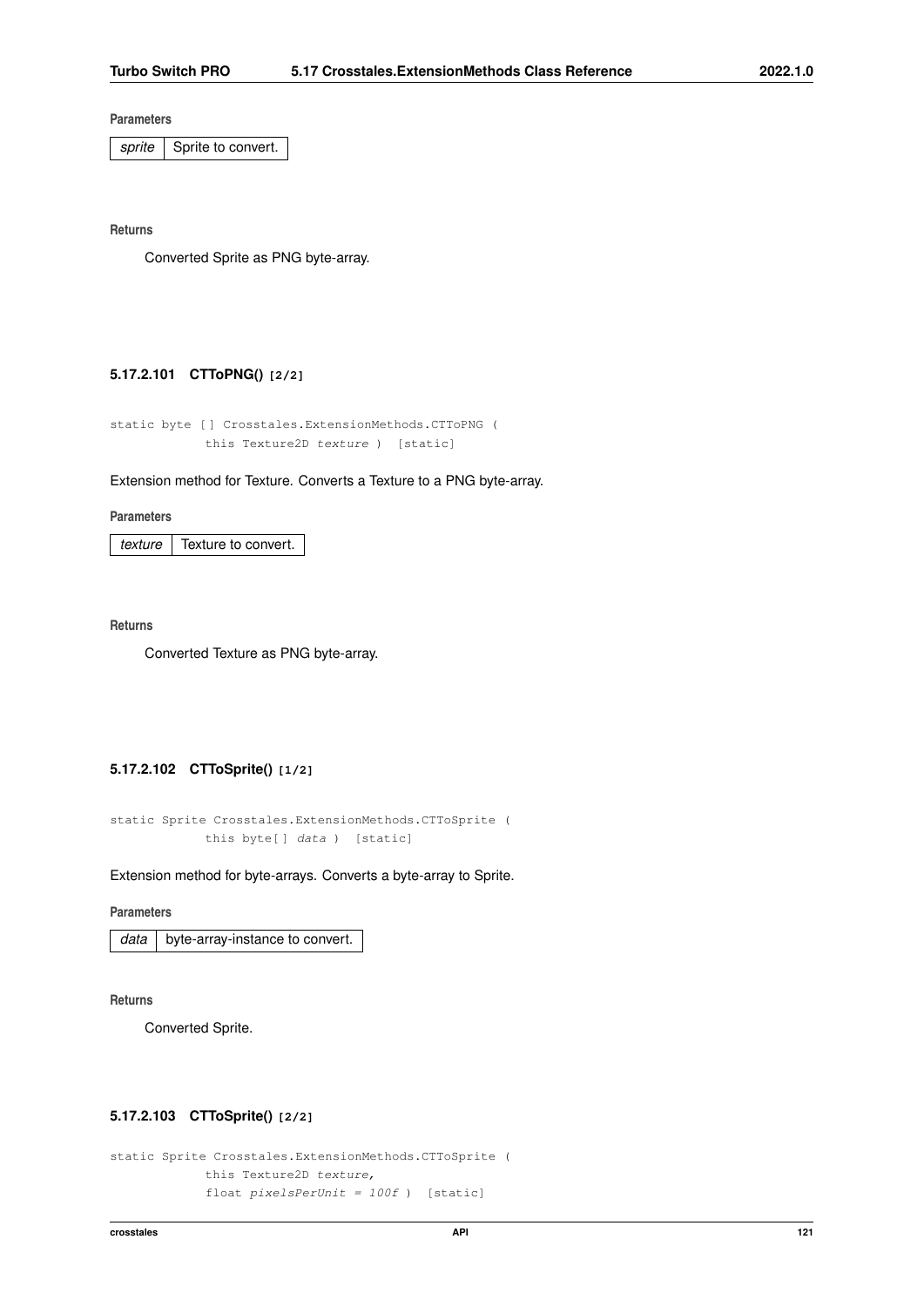**Parameters**

| *sprite* | Sprite to convert. |
|---|---|

**Returns**

Converted Sprite as PNG byte-array.

#### 5.17.2.101 CTToPNG() [2/2]

```
static byte [] Crosstales.ExtensionMethods.CTToPNG (
            this Texture2D texture ) [static]
```

Extension method for Texture. Converts a Texture to a PNG byte-array.

**Parameters**

| *texture* | Texture to convert. |
|---|---|

**Returns**

Converted Texture as PNG byte-array.

#### 5.17.2.102 CTToSprite() [1/2]

```
static Sprite Crosstales.ExtensionMethods.CTToSprite (
            this byte[] data ) [static]
```

Extension method for byte-arrays. Converts a byte-array to Sprite.

**Parameters**

| *data* | byte-array-instance to convert. |
|---|---|

**Returns**

Converted Sprite.

#### 5.17.2.103 CTToSprite() [2/2]

```
static Sprite Crosstales.ExtensionMethods.CTToSprite (
            this Texture2D texture,
            float pixelsPerUnit = 100f ) [static]
```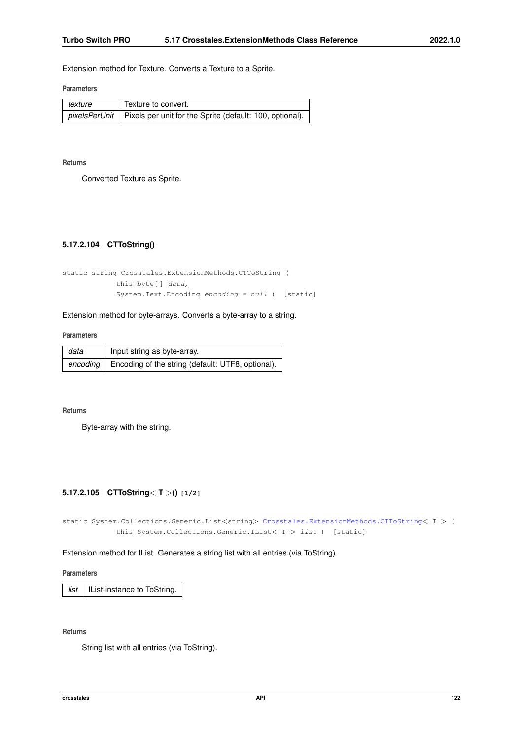Extension method for Texture. Converts a Texture to a Sprite.

**Parameters**

| | |
|---|---|
| *texture* | Texture to convert. |
| *pixelsPerUnit* | Pixels per unit for the Sprite (default: 100, optional). |

**Returns**

Converted Texture as Sprite.

#### 5.17.2.104 CTToString()

```
static string Crosstales.ExtensionMethods.CTToString (
            this byte[] data,
            System.Text.Encoding encoding = null )  [static]
```

Extension method for byte-arrays. Converts a byte-array to a string.

**Parameters**

| | |
|---|---|
| *data* | Input string as byte-array. |
| *encoding* | Encoding of the string (default: UTF8, optional). |

**Returns**

Byte-array with the string.

#### 5.17.2.105 CTToString< T >() [1/2]

```
static System.Collections.Generic.List<string> Crosstales.ExtensionMethods.CTToString< T > (
            this System.Collections.Generic.IList< T > list )  [static]
```

Extension method for IList. Generates a string list with all entries (via ToString).

**Parameters**

| | |
|---|---|
| *list* | IList-instance to ToString. |

**Returns**

String list with all entries (via ToString).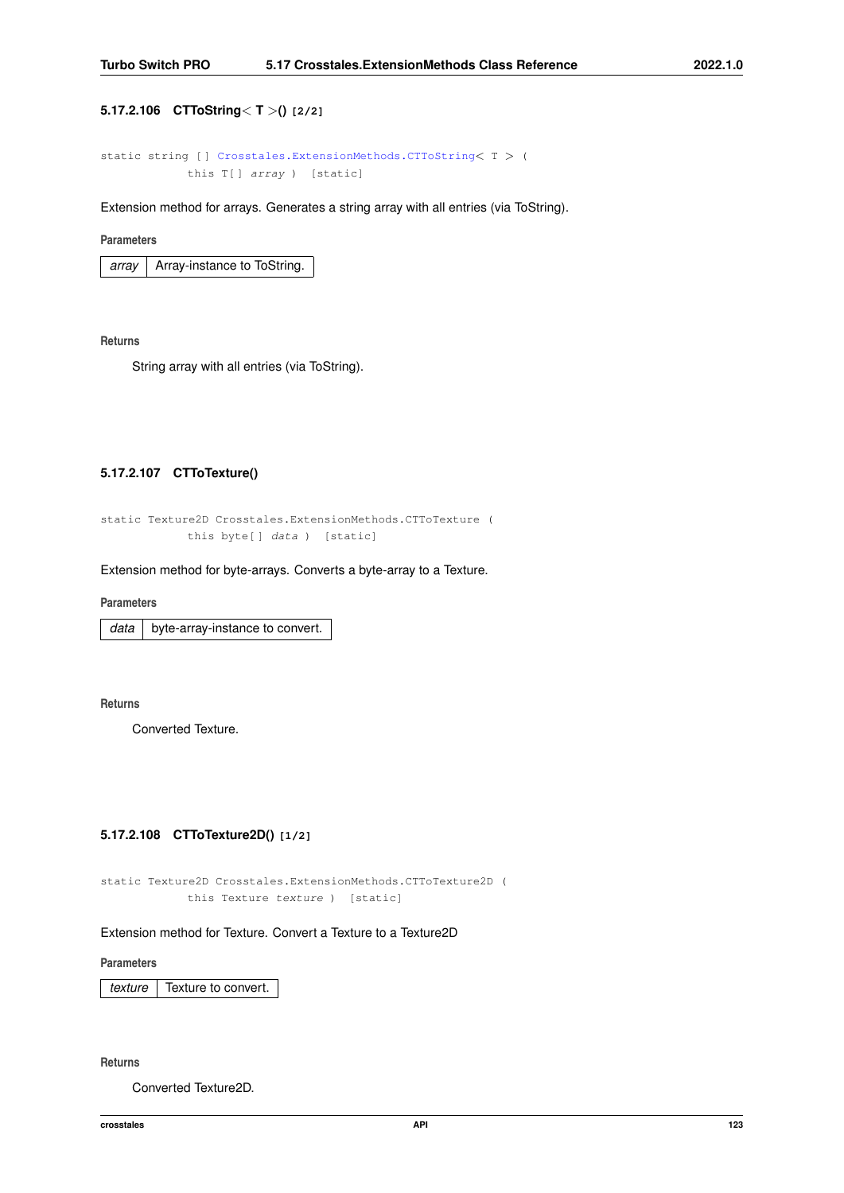#### 5.17.2.106 CTToString< T >() [2/2]

```
static string [] Crosstales.ExtensionMethods.CTToString< T > (
            this T[] array ) [static]
```

Extension method for arrays. Generates a string array with all entries (via ToString).

**Parameters**

| | |
|---|---|
| *array* | Array-instance to ToString. |

**Returns**

String array with all entries (via ToString).

#### 5.17.2.107 CTToTexture()

```
static Texture2D Crosstales.ExtensionMethods.CTToTexture (
            this byte[] data ) [static]
```

Extension method for byte-arrays. Converts a byte-array to a Texture.

**Parameters**

| | |
|---|---|
| *data* | byte-array-instance to convert. |

**Returns**

Converted Texture.

#### 5.17.2.108 CTToTexture2D() [1/2]

```
static Texture2D Crosstales.ExtensionMethods.CTToTexture2D (
            this Texture texture ) [static]
```

Extension method for Texture. Convert a Texture to a Texture2D

**Parameters**

| | |
|---|---|
| *texture* | Texture to convert. |

**Returns**

Converted Texture2D.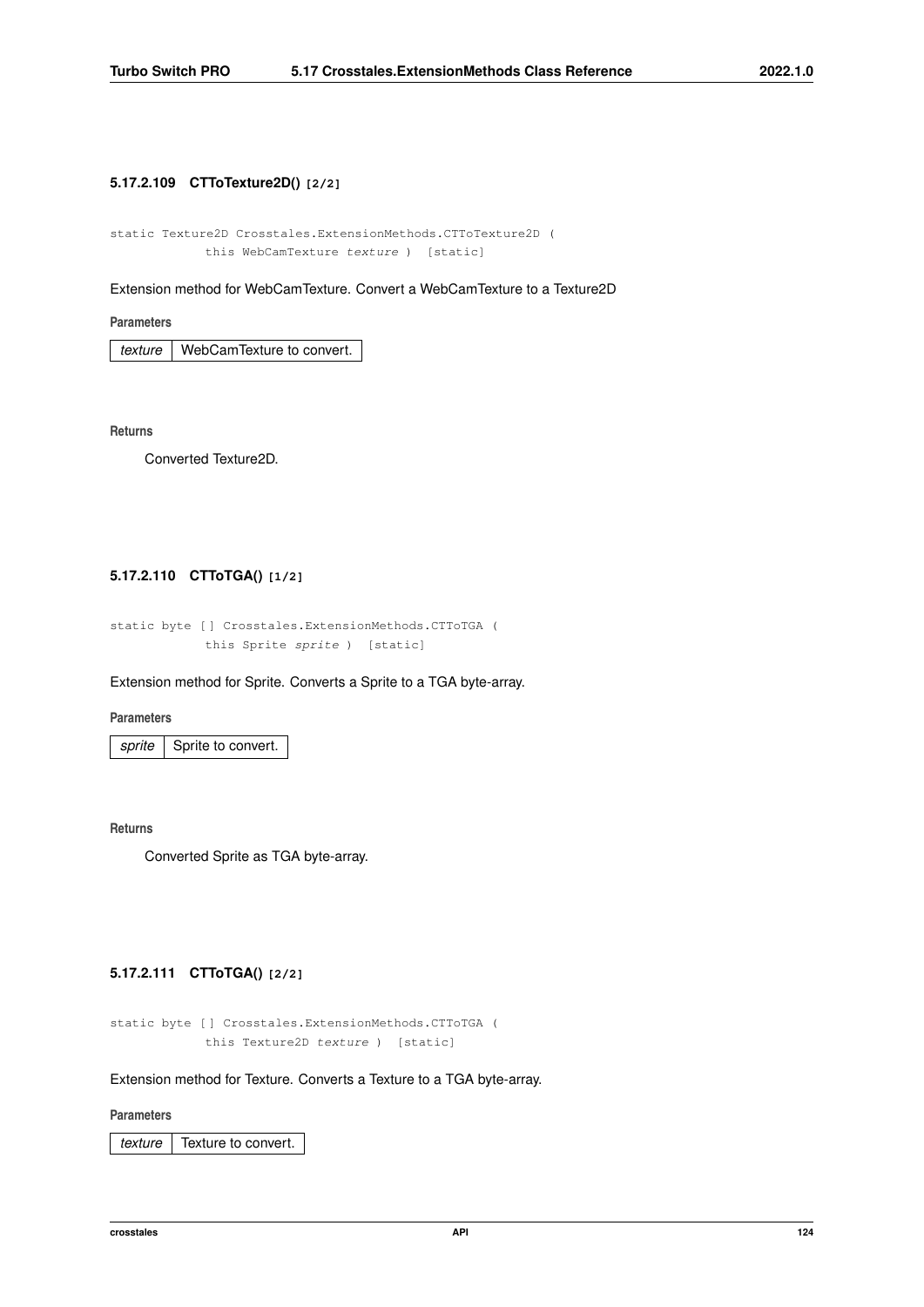#### 5.17.2.109 CTToTexture2D() [2/2]

```
static Texture2D Crosstales.ExtensionMethods.CTToTexture2D (
            this WebCamTexture texture ) [static]
```

Extension method for WebCamTexture. Convert a WebCamTexture to a Texture2D

**Parameters**

| *texture* | WebCamTexture to convert. |
|---|---|

**Returns**

Converted Texture2D.

#### 5.17.2.110 CTToTGA() [1/2]

```
static byte [] Crosstales.ExtensionMethods.CTToTGA (
            this Sprite sprite ) [static]
```

Extension method for Sprite. Converts a Sprite to a TGA byte-array.

**Parameters**

| *sprite* | Sprite to convert. |
|---|---|

**Returns**

Converted Sprite as TGA byte-array.

#### 5.17.2.111 CTToTGA() [2/2]

```
static byte [] Crosstales.ExtensionMethods.CTToTGA (
            this Texture2D texture ) [static]
```

Extension method for Texture. Converts a Texture to a TGA byte-array.

**Parameters**

| *texture* | Texture to convert. |
|---|---|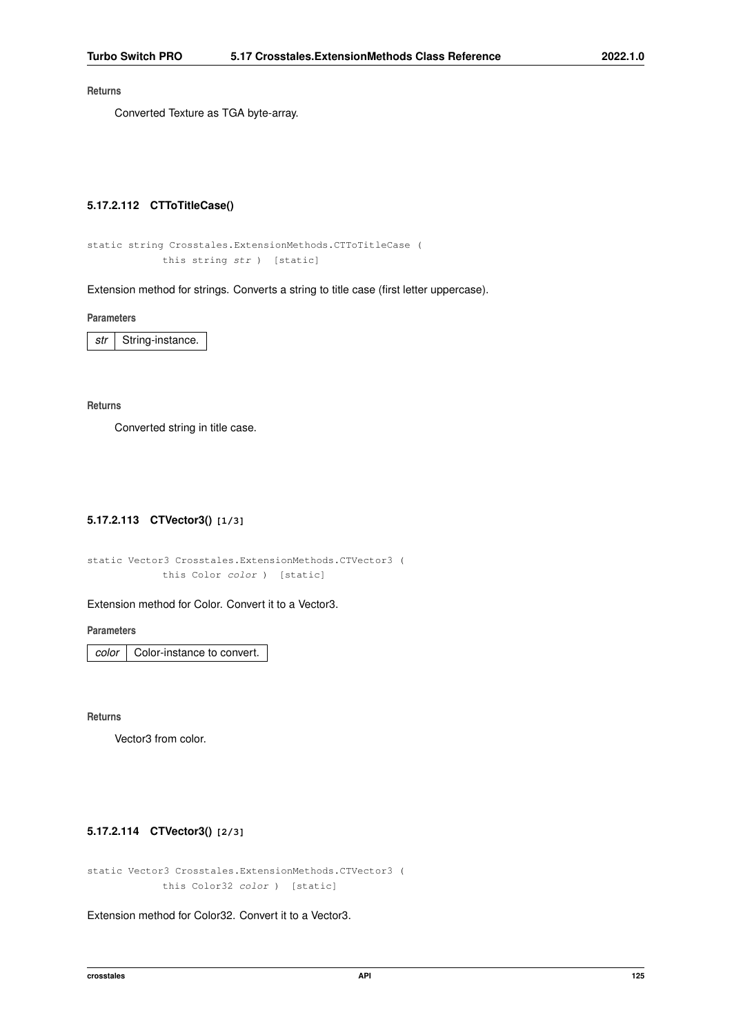**Returns**

Converted Texture as TGA byte-array.

#### 5.17.2.112 CTToTitleCase()

```
static string Crosstales.ExtensionMethods.CTToTitleCase (
            this string str ) [static]
```

Extension method for strings. Converts a string to title case (first letter uppercase).

**Parameters**

| *str* | String-instance. |
|---|---|

**Returns**

Converted string in title case.

#### 5.17.2.113 CTVector3() [1/3]

```
static Vector3 Crosstales.ExtensionMethods.CTVector3 (
            this Color color ) [static]
```

Extension method for Color. Convert it to a Vector3.

**Parameters**

| *color* | Color-instance to convert. |
|---|---|

**Returns**

Vector3 from color.

#### 5.17.2.114 CTVector3() [2/3]

```
static Vector3 Crosstales.ExtensionMethods.CTVector3 (
            this Color32 color ) [static]
```

Extension method for Color32. Convert it to a Vector3.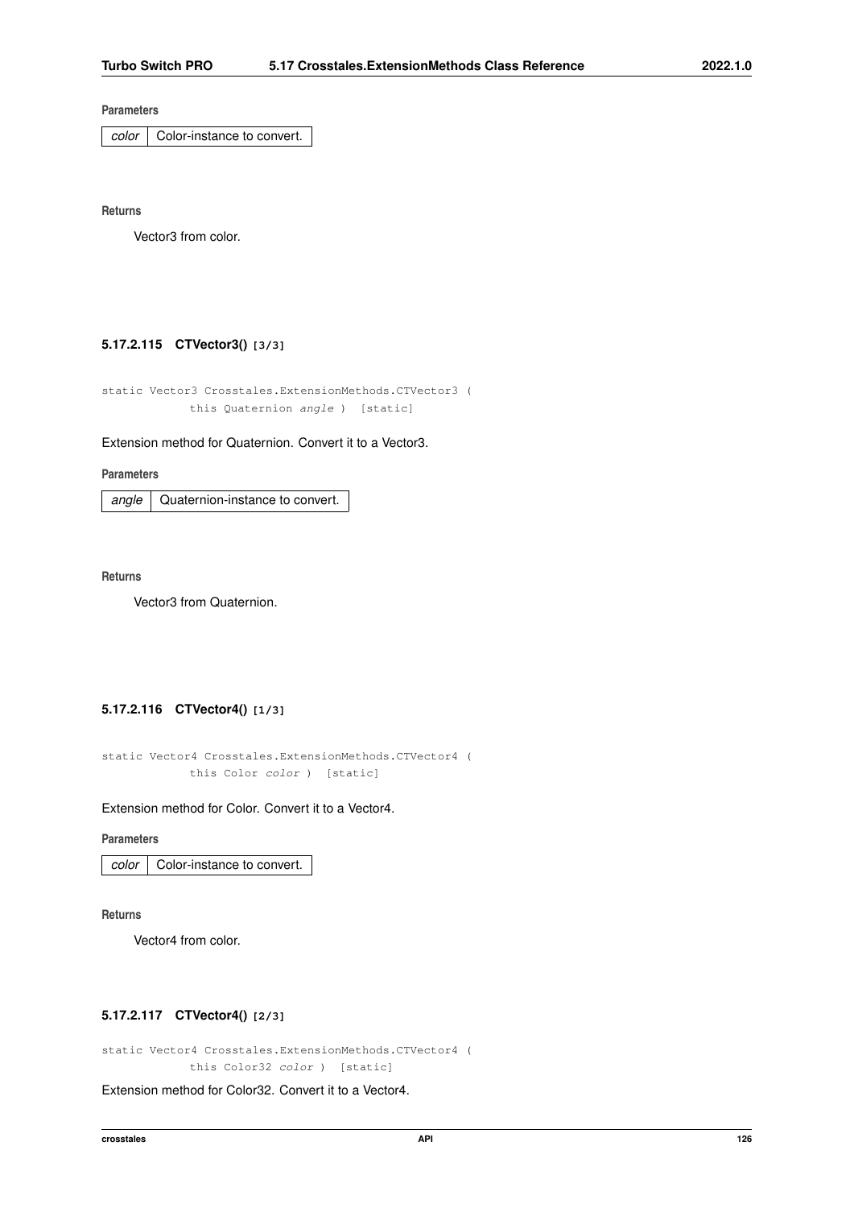**Parameters**

| color | Color-instance to convert. |
| --- | --- |

**Returns**

Vector3 from color.

#### 5.17.2.115 CTVector3() [3/3]

```
static Vector3 Crosstales.ExtensionMethods.CTVector3 (
            this Quaternion angle )  [static]
```

Extension method for Quaternion. Convert it to a Vector3.

**Parameters**

| angle | Quaternion-instance to convert. |
| --- | --- |

**Returns**

Vector3 from Quaternion.

#### 5.17.2.116 CTVector4() [1/3]

```
static Vector4 Crosstales.ExtensionMethods.CTVector4 (
            this Color color )  [static]
```

Extension method for Color. Convert it to a Vector4.

**Parameters**

| color | Color-instance to convert. |
| --- | --- |

**Returns**

Vector4 from color.

#### 5.17.2.117 CTVector4() [2/3]

```
static Vector4 Crosstales.ExtensionMethods.CTVector4 (
            this Color32 color )  [static]
```

Extension method for Color32. Convert it to a Vector4.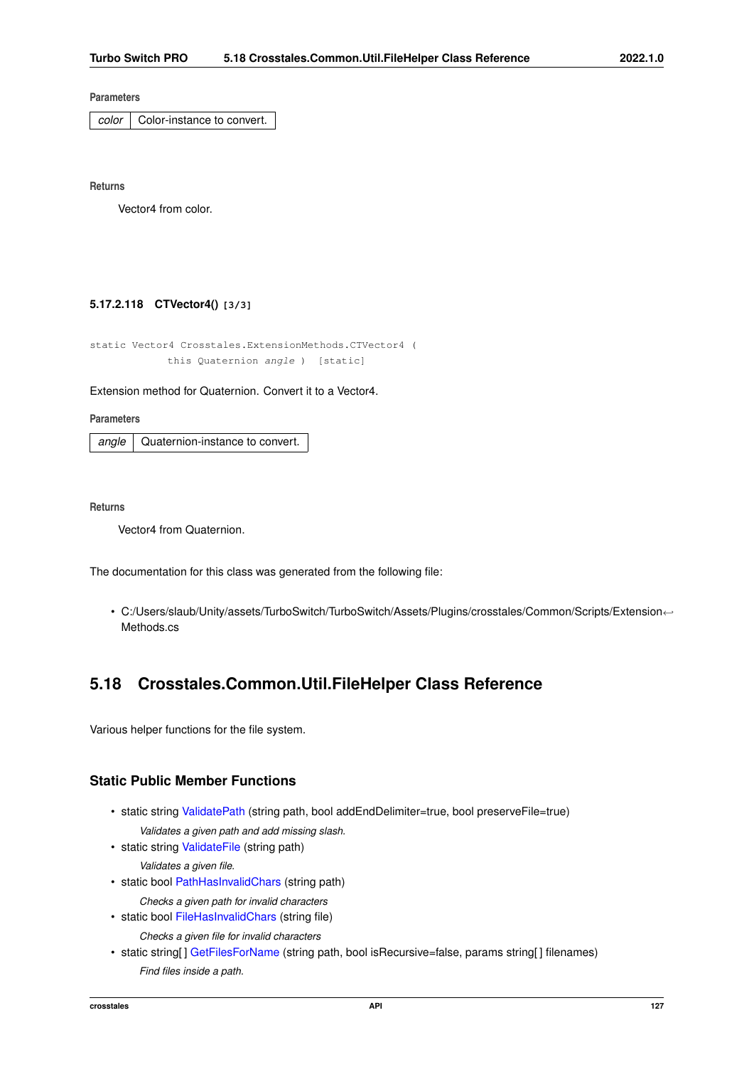**Parameters**

| color | Color-instance to convert. |
|---|---|

**Returns**

Vector4 from color.

#### 5.17.2.118 CTVector4() [3/3]

```
static Vector4 Crosstales.ExtensionMethods.CTVector4 (
            this Quaternion angle )  [static]
```

Extension method for Quaternion. Convert it to a Vector4.

**Parameters**

| angle | Quaternion-instance to convert. |
|---|---|

**Returns**

Vector4 from Quaternion.

The documentation for this class was generated from the following file:

- C:/Users/slaub/Unity/assets/TurboSwitch/TurboSwitch/Assets/Plugins/crosstales/Common/Scripts/ExtensionMethods.cs

## 5.18 Crosstales.Common.Util.FileHelper Class Reference

Various helper functions for the file system.

### Static Public Member Functions

- static string ValidatePath (string path, bool addEndDelimiter=true, bool preserveFile=true)
  *Validates a given path and add missing slash.*
- static string ValidateFile (string path)
  *Validates a given file.*
- static bool PathHasInvalidChars (string path)
  *Checks a given path for invalid characters*
- static bool FileHasInvalidChars (string file)
  *Checks a given file for invalid characters*
- static string[ ] GetFilesForName (string path, bool isRecursive=false, params string[ ] filenames)
  *Find files inside a path.*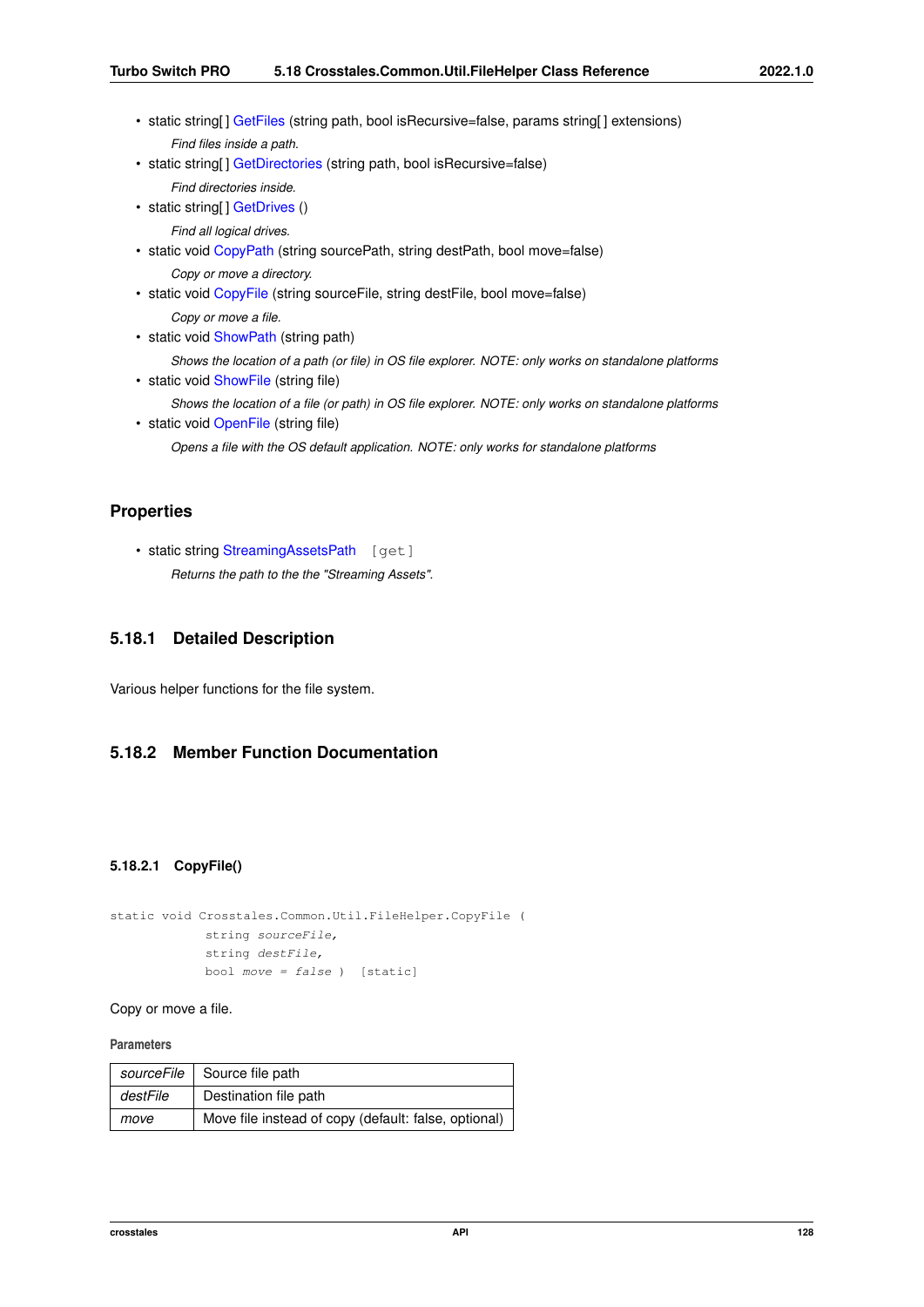- static string[ ] GetFiles (string path, bool isRecursive=false, params string[ ] extensions)

  *Find files inside a path.*
- static string[ ] GetDirectories (string path, bool isRecursive=false)

  *Find directories inside.*
- static string[ ] GetDrives ()

  *Find all logical drives.*
- static void CopyPath (string sourcePath, string destPath, bool move=false)

  *Copy or move a directory.*
- static void CopyFile (string sourceFile, string destFile, bool move=false)

  *Copy or move a file.*
- static void ShowPath (string path)

  *Shows the location of a path (or file) in OS file explorer. NOTE: only works on standalone platforms*
- static void ShowFile (string file)

  *Shows the location of a file (or path) in OS file explorer. NOTE: only works on standalone platforms*
- static void OpenFile (string file)

  *Opens a file with the OS default application. NOTE: only works for standalone platforms*

## Properties

- static string StreamingAssetsPath `[get]`

  *Returns the path to the the "Streaming Assets".*

## 5.18.1 Detailed Description

Various helper functions for the file system.

## 5.18.2 Member Function Documentation

### 5.18.2.1 CopyFile()

```
static void Crosstales.Common.Util.FileHelper.CopyFile (
            string sourceFile,
            string destFile,
            bool move = false )  [static]
```

Copy or move a file.

**Parameters**

| | |
|---|---|
| *sourceFile* | Source file path |
| *destFile* | Destination file path |
| *move* | Move file instead of copy (default: false, optional) |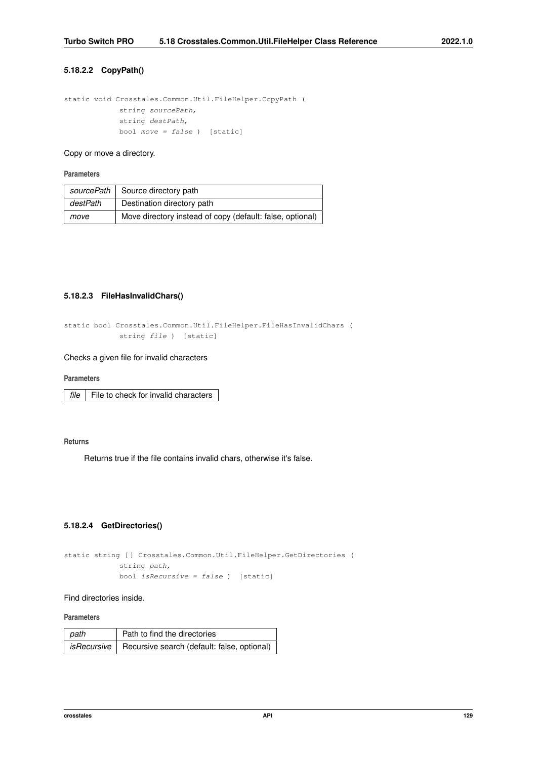#### 5.18.2.2 CopyPath()

```
static void Crosstales.Common.Util.FileHelper.CopyPath (
            string sourcePath,
            string destPath,
            bool move = false ) [static]
```

Copy or move a directory.

**Parameters**

| | |
|---|---|
| *sourcePath* | Source directory path |
| *destPath* | Destination directory path |
| *move* | Move directory instead of copy (default: false, optional) |

#### 5.18.2.3 FileHasInvalidChars()

```
static bool Crosstales.Common.Util.FileHelper.FileHasInvalidChars (
            string file ) [static]
```

Checks a given file for invalid characters

**Parameters**

| | |
|---|---|
| *file* | File to check for invalid characters |

**Returns**

Returns true if the file contains invalid chars, otherwise it's false.

#### 5.18.2.4 GetDirectories()

```
static string [] Crosstales.Common.Util.FileHelper.GetDirectories (
            string path,
            bool isRecursive = false ) [static]
```

Find directories inside.

**Parameters**

| | |
|---|---|
| *path* | Path to find the directories |
| *isRecursive* | Recursive search (default: false, optional) |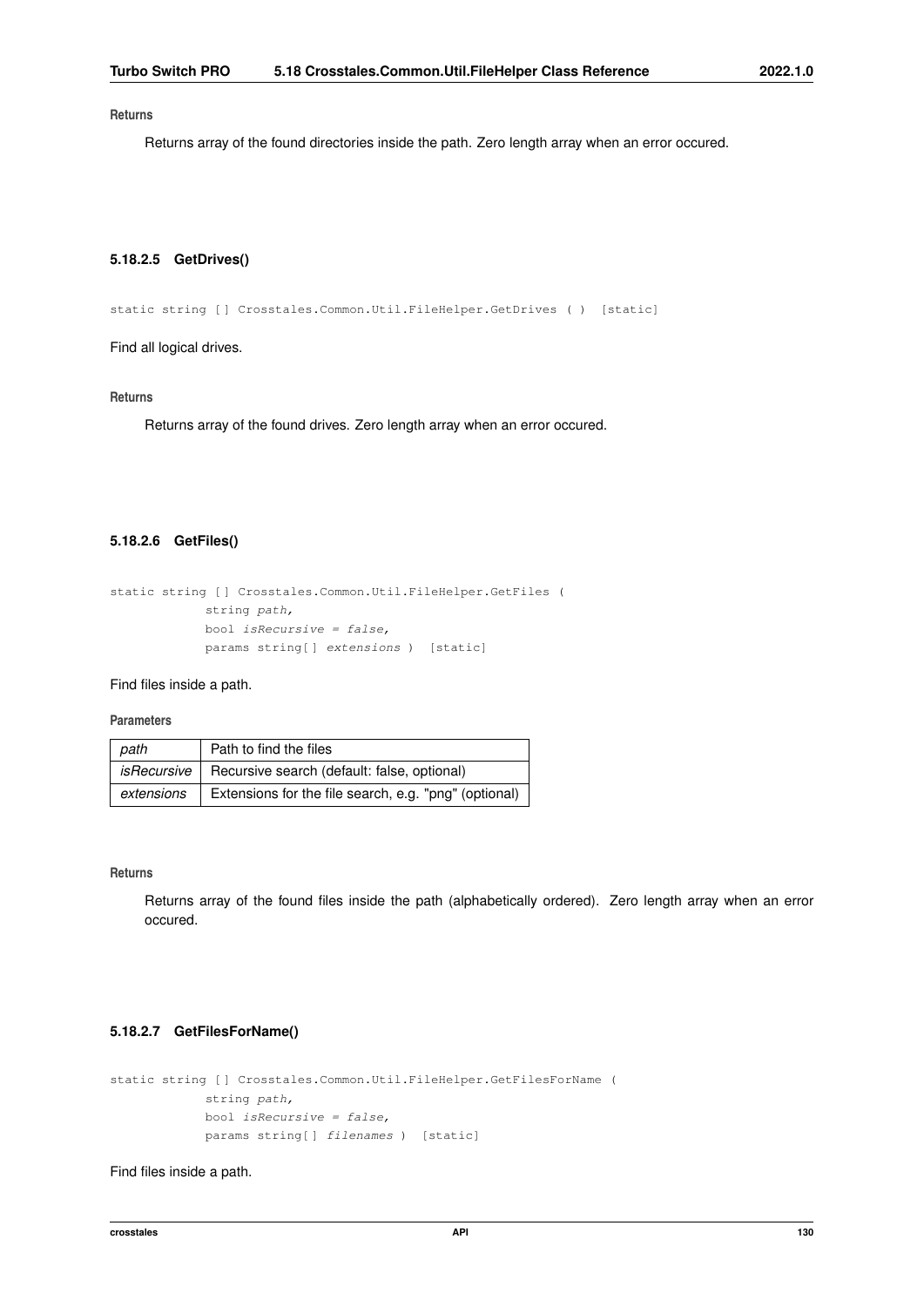**Returns**

Returns array of the found directories inside the path. Zero length array when an error occured.

#### 5.18.2.5 GetDrives()

```
static string [] Crosstales.Common.Util.FileHelper.GetDrives ( ) [static]
```

Find all logical drives.

**Returns**

Returns array of the found drives. Zero length array when an error occured.

#### 5.18.2.6 GetFiles()

```
static string [] Crosstales.Common.Util.FileHelper.GetFiles (
            string path,
            bool isRecursive = false,
            params string[] extensions ) [static]
```

Find files inside a path.

**Parameters**

| | |
|---|---|
| *path* | Path to find the files |
| *isRecursive* | Recursive search (default: false, optional) |
| *extensions* | Extensions for the file search, e.g. "png" (optional) |

**Returns**

Returns array of the found files inside the path (alphabetically ordered). Zero length array when an error occured.

#### 5.18.2.7 GetFilesForName()

```
static string [] Crosstales.Common.Util.FileHelper.GetFilesForName (
            string path,
            bool isRecursive = false,
            params string[] filenames ) [static]
```

Find files inside a path.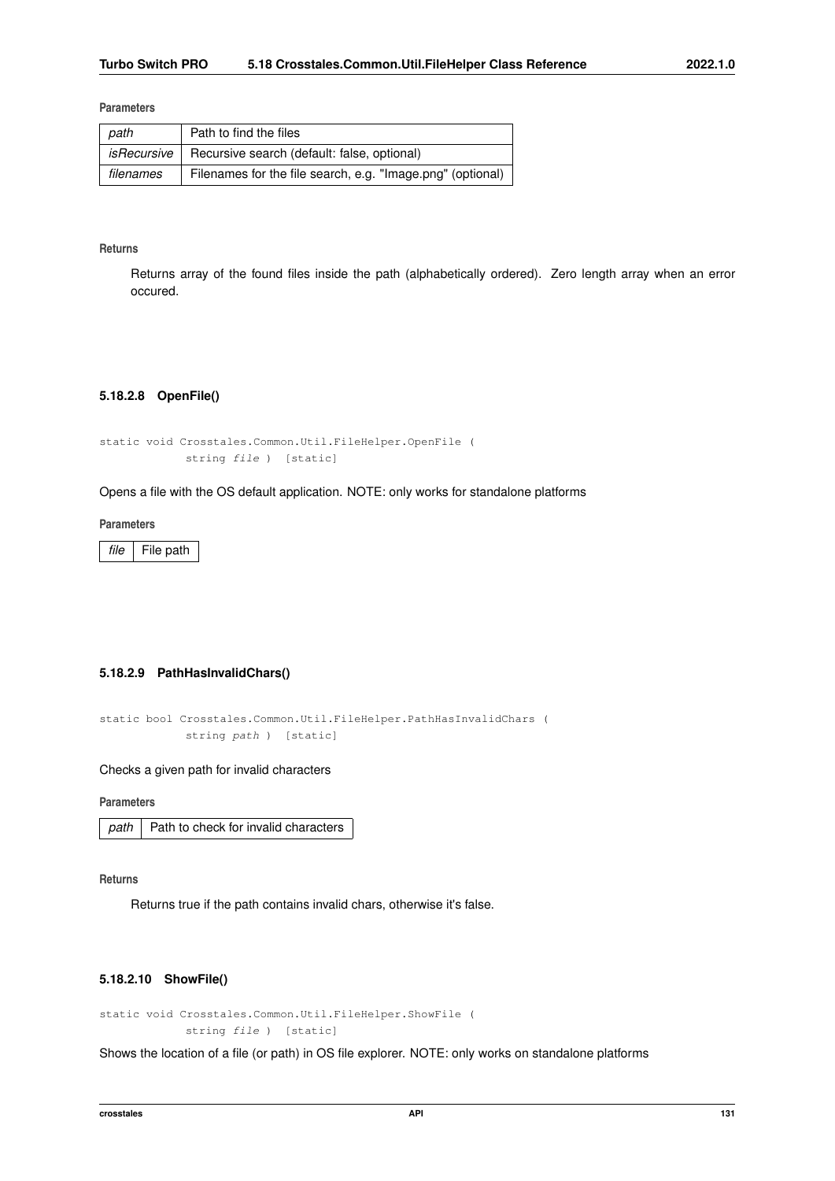**Parameters**

| path | Path to find the files |
|---|---|
| *isRecursive* | Recursive search (default: false, optional) |
| *filenames* | Filenames for the file search, e.g. "Image.png" (optional) |

**Returns**

Returns array of the found files inside the path (alphabetically ordered). Zero length array when an error occured.

#### 5.18.2.8 OpenFile()

```
static void Crosstales.Common.Util.FileHelper.OpenFile (
            string file ) [static]
```

Opens a file with the OS default application. NOTE: only works for standalone platforms

**Parameters**

| file | File path |
|---|---|

#### 5.18.2.9 PathHasInvalidChars()

```
static bool Crosstales.Common.Util.FileHelper.PathHasInvalidChars (
            string path ) [static]
```

Checks a given path for invalid characters

**Parameters**

| path | Path to check for invalid characters |
|---|---|

**Returns**

Returns true if the path contains invalid chars, otherwise it's false.

#### 5.18.2.10 ShowFile()

```
static void Crosstales.Common.Util.FileHelper.ShowFile (
            string file ) [static]
```

Shows the location of a file (or path) in OS file explorer. NOTE: only works on standalone platforms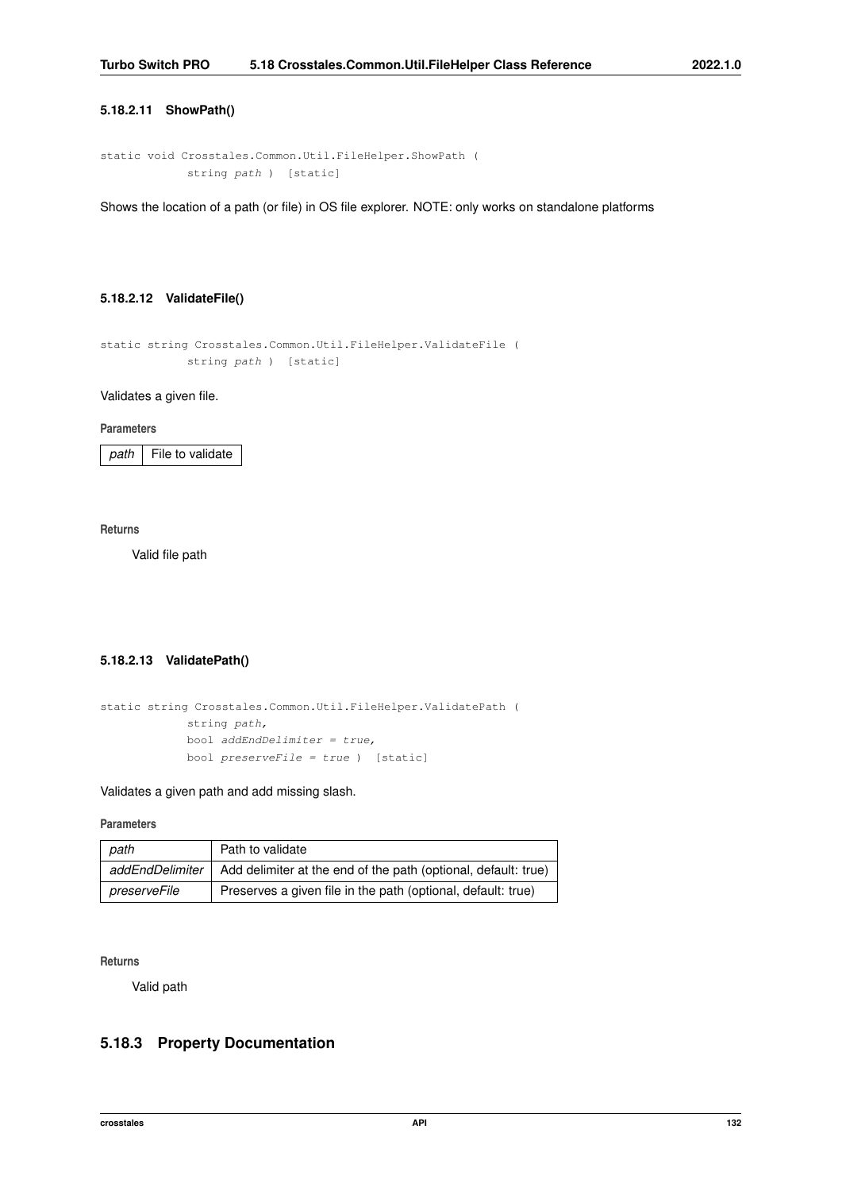#### 5.18.2.11 ShowPath()

```
static void Crosstales.Common.Util.FileHelper.ShowPath (
            string path ) [static]
```

Shows the location of a path (or file) in OS file explorer. NOTE: only works on standalone platforms

#### 5.18.2.12 ValidateFile()

```
static string Crosstales.Common.Util.FileHelper.ValidateFile (
            string path ) [static]
```

Validates a given file.

**Parameters**

| | |
|---|---|
| *path* | File to validate |

**Returns**

Valid file path

#### 5.18.2.13 ValidatePath()

```
static string Crosstales.Common.Util.FileHelper.ValidatePath (
            string path,
            bool addEndDelimiter = true,
            bool preserveFile = true ) [static]
```

Validates a given path and add missing slash.

**Parameters**

| | |
|---|---|
| *path* | Path to validate |
| *addEndDelimiter* | Add delimiter at the end of the path (optional, default: true) |
| *preserveFile* | Preserves a given file in the path (optional, default: true) |

**Returns**

Valid path

### 5.18.3 Property Documentation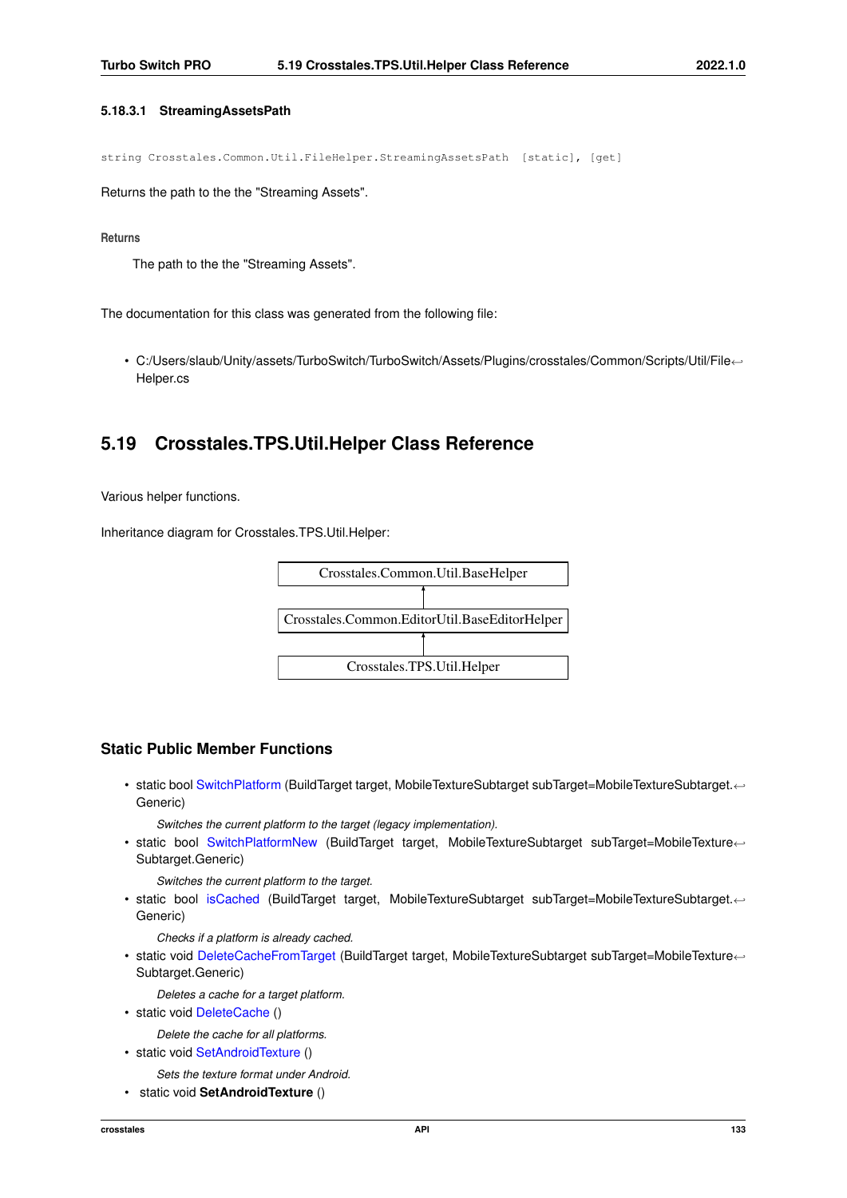#### 5.18.3.1 StreamingAssetsPath

```
string Crosstales.Common.Util.FileHelper.StreamingAssetsPath [static], [get]
```

Returns the path to the the "Streaming Assets".

**Returns**

The path to the the "Streaming Assets".

The documentation for this class was generated from the following file:

- C:/Users/slaub/Unity/assets/TurboSwitch/TurboSwitch/Assets/Plugins/crosstales/Common/Scripts/Util/FileHelper.cs

## 5.19 Crosstales.TPS.Util.Helper Class Reference

Various helper functions.

Inheritance diagram for Crosstales.TPS.Util.Helper:

Crosstales.Common.Util.BaseHelper
↑
Crosstales.Common.EditorUtil.BaseEditorHelper
↑
Crosstales.TPS.Util.Helper

### Static Public Member Functions

- static bool SwitchPlatform (BuildTarget target, MobileTextureSubtarget subTarget=MobileTextureSubtarget.Generic)

  *Switches the current platform to the target (legacy implementation).*
- static bool SwitchPlatformNew (BuildTarget target, MobileTextureSubtarget subTarget=MobileTextureSubtarget.Generic)

  *Switches the current platform to the target.*
- static bool isCached (BuildTarget target, MobileTextureSubtarget subTarget=MobileTextureSubtarget.Generic)

  *Checks if a platform is already cached.*
- static void DeleteCacheFromTarget (BuildTarget target, MobileTextureSubtarget subTarget=MobileTextureSubtarget.Generic)

  *Deletes a cache for a target platform.*
- static void DeleteCache ()

  *Delete the cache for all platforms.*
- static void SetAndroidTexture ()

  *Sets the texture format under Android.*
- static void **SetAndroidTexture** ()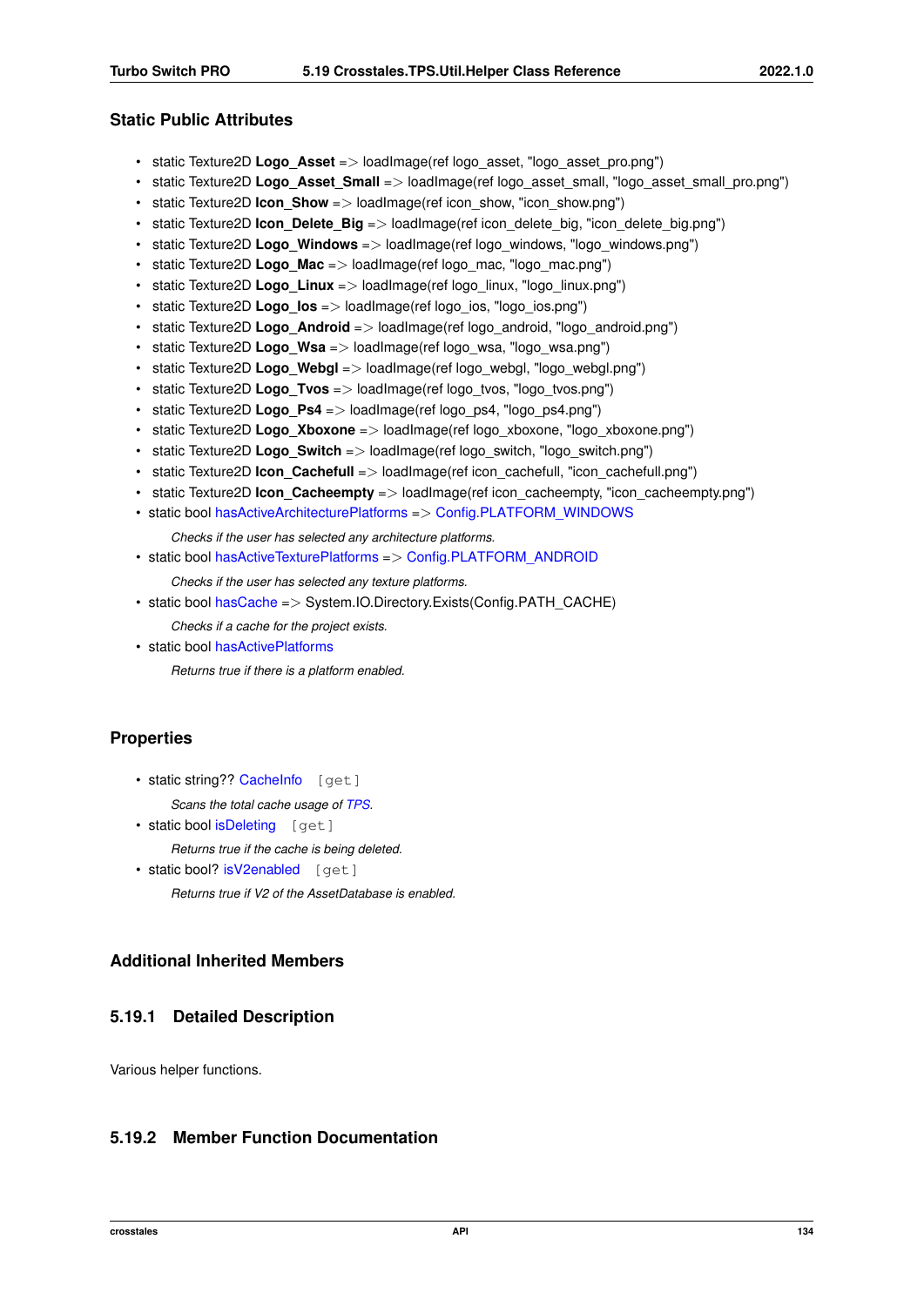## Static Public Attributes

- static Texture2D **Logo_Asset** => loadImage(ref logo_asset, "logo_asset_pro.png")
- static Texture2D **Logo_Asset_Small** => loadImage(ref logo_asset_small, "logo_asset_small_pro.png")
- static Texture2D **Icon_Show** => loadImage(ref icon_show, "icon_show.png")
- static Texture2D **Icon_Delete_Big** => loadImage(ref icon_delete_big, "icon_delete_big.png")
- static Texture2D **Logo_Windows** => loadImage(ref logo_windows, "logo_windows.png")
- static Texture2D **Logo_Mac** => loadImage(ref logo_mac, "logo_mac.png")
- static Texture2D **Logo_Linux** => loadImage(ref logo_linux, "logo_linux.png")
- static Texture2D **Logo_Ios** => loadImage(ref logo_ios, "logo_ios.png")
- static Texture2D **Logo_Android** => loadImage(ref logo_android, "logo_android.png")
- static Texture2D **Logo_Wsa** => loadImage(ref logo_wsa, "logo_wsa.png")
- static Texture2D **Logo_Webgl** => loadImage(ref logo_webgl, "logo_webgl.png")
- static Texture2D **Logo_Tvos** => loadImage(ref logo_tvos, "logo_tvos.png")
- static Texture2D **Logo_Ps4** => loadImage(ref logo_ps4, "logo_ps4.png")
- static Texture2D **Logo_Xboxone** => loadImage(ref logo_xboxone, "logo_xboxone.png")
- static Texture2D **Logo_Switch** => loadImage(ref logo_switch, "logo_switch.png")
- static Texture2D **Icon_Cachefull** => loadImage(ref icon_cachefull, "icon_cachefull.png")
- static Texture2D **Icon_Cacheempty** => loadImage(ref icon_cacheempty, "icon_cacheempty.png")
- static bool hasActiveArchitecturePlatforms => Config.PLATFORM_WINDOWS

  *Checks if the user has selected any architecture platforms.*
- static bool hasActiveTexturePlatforms => Config.PLATFORM_ANDROID

  *Checks if the user has selected any texture platforms.*
- static bool hasCache => System.IO.Directory.Exists(Config.PATH_CACHE)

  *Checks if a cache for the project exists.*
- static bool hasActivePlatforms

  *Returns true if there is a platform enabled.*

## Properties

- static string?? CacheInfo [get]

  *Scans the total cache usage of TPS.*
- static bool isDeleting [get]

  *Returns true if the cache is being deleted.*
- static bool? isV2enabled [get]

  *Returns true if V2 of the AssetDatabase is enabled.*

## Additional Inherited Members

### 5.19.1 Detailed Description

Various helper functions.

### 5.19.2 Member Function Documentation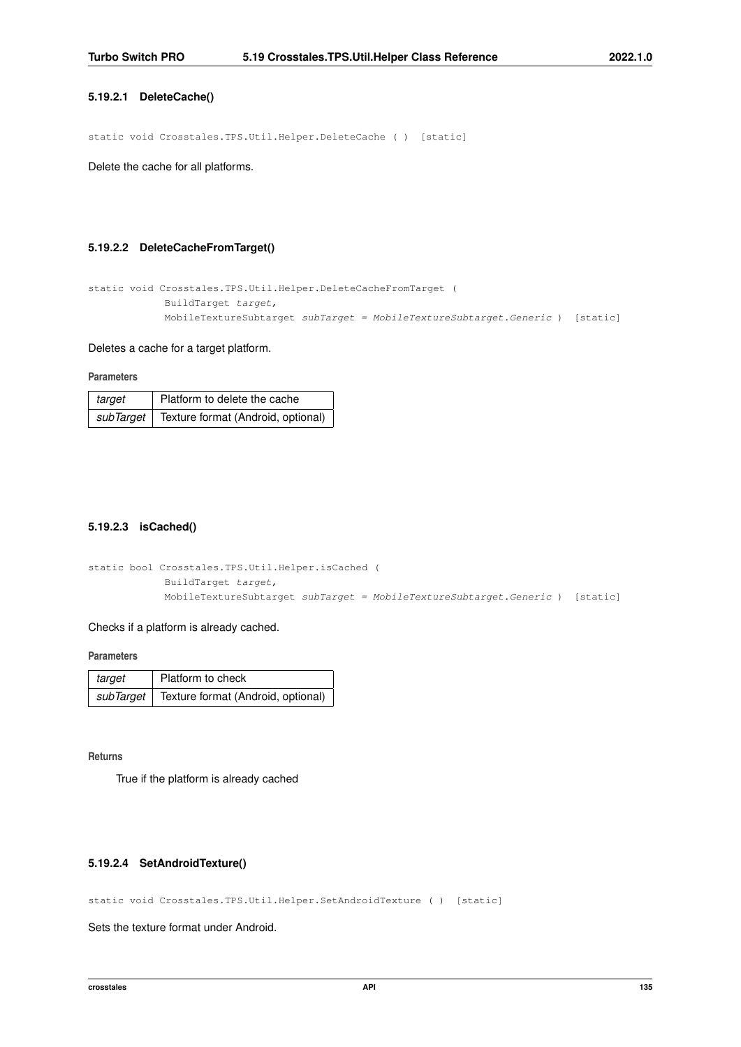#### 5.19.2.1 DeleteCache()

```
static void Crosstales.TPS.Util.Helper.DeleteCache ( ) [static]
```

Delete the cache for all platforms.

#### 5.19.2.2 DeleteCacheFromTarget()

```
static void Crosstales.TPS.Util.Helper.DeleteCacheFromTarget (
            BuildTarget target,
            MobileTextureSubtarget subTarget = MobileTextureSubtarget.Generic ) [static]
```

Deletes a cache for a target platform.

**Parameters**

| | |
|---|---|
| *target* | Platform to delete the cache |
| *subTarget* | Texture format (Android, optional) |

#### 5.19.2.3 isCached()

```
static bool Crosstales.TPS.Util.Helper.isCached (
            BuildTarget target,
            MobileTextureSubtarget subTarget = MobileTextureSubtarget.Generic ) [static]
```

Checks if a platform is already cached.

**Parameters**

| | |
|---|---|
| *target* | Platform to check |
| *subTarget* | Texture format (Android, optional) |

**Returns**

True if the platform is already cached

#### 5.19.2.4 SetAndroidTexture()

```
static void Crosstales.TPS.Util.Helper.SetAndroidTexture ( ) [static]
```

Sets the texture format under Android.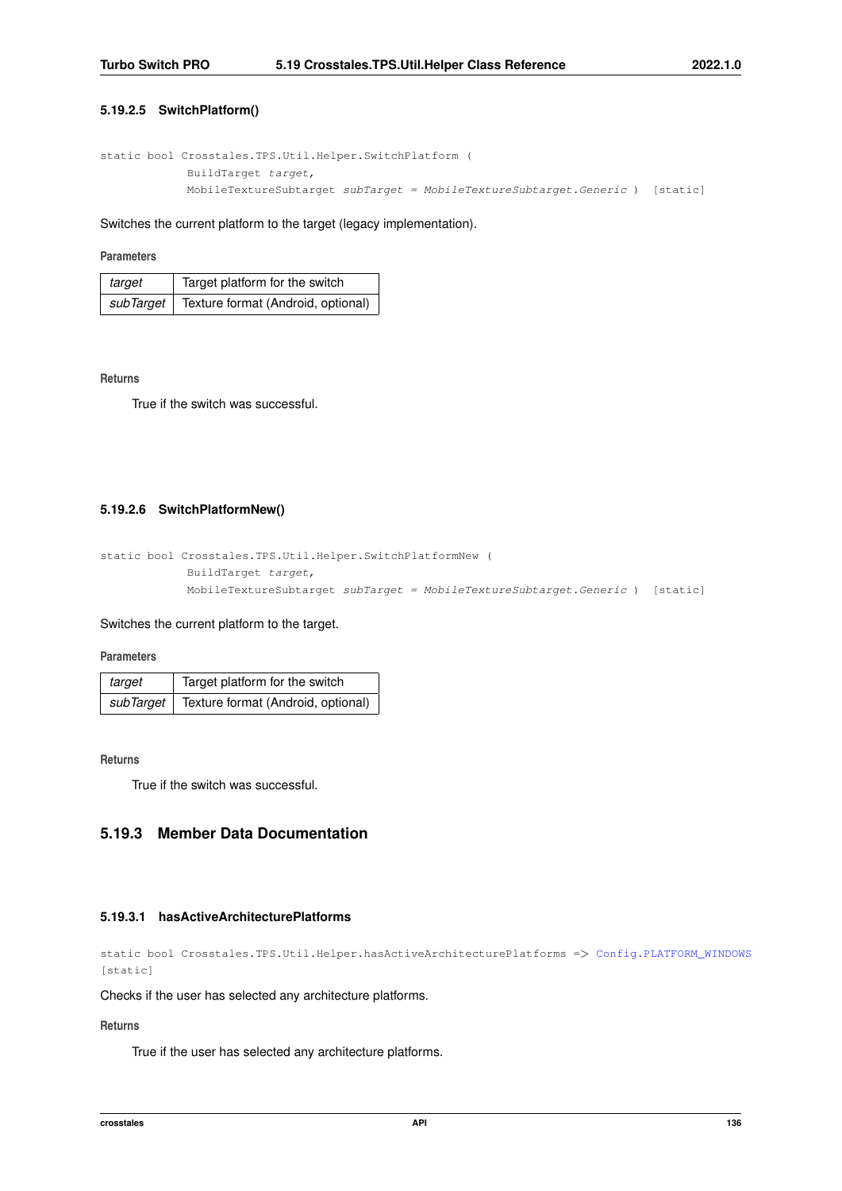#### 5.19.2.5 SwitchPlatform()

```
static bool Crosstales.TPS.Util.Helper.SwitchPlatform (
            BuildTarget target,
            MobileTextureSubtarget subTarget = MobileTextureSubtarget.Generic )  [static]
```

Switches the current platform to the target (legacy implementation).

**Parameters**

| | |
|---|---|
| *target* | Target platform for the switch |
| *subTarget* | Texture format (Android, optional) |

**Returns**

True if the switch was successful.

#### 5.19.2.6 SwitchPlatformNew()

```
static bool Crosstales.TPS.Util.Helper.SwitchPlatformNew (
            BuildTarget target,
            MobileTextureSubtarget subTarget = MobileTextureSubtarget.Generic )  [static]
```

Switches the current platform to the target.

**Parameters**

| | |
|---|---|
| *target* | Target platform for the switch |
| *subTarget* | Texture format (Android, optional) |

**Returns**

True if the switch was successful.

### 5.19.3 Member Data Documentation

#### 5.19.3.1 hasActiveArchitecturePlatforms

```
static bool Crosstales.TPS.Util.Helper.hasActiveArchitecturePlatforms => Config.PLATFORM_WINDOWS
[static]
```

Checks if the user has selected any architecture platforms.

**Returns**

True if the user has selected any architecture platforms.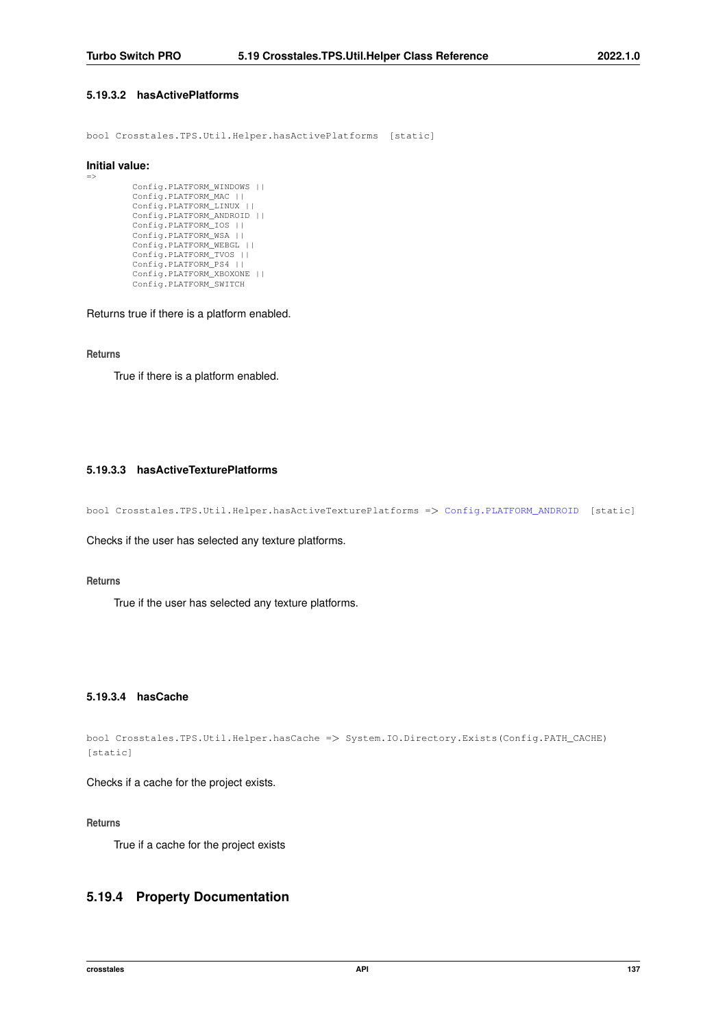#### 5.19.3.2 hasActivePlatforms

```
bool Crosstales.TPS.Util.Helper.hasActivePlatforms [static]
```

**Initial value:**

```
=>
        Config.PLATFORM_WINDOWS ||
        Config.PLATFORM_MAC ||
        Config.PLATFORM_LINUX ||
        Config.PLATFORM_ANDROID ||
        Config.PLATFORM_IOS ||
        Config.PLATFORM_WSA ||
        Config.PLATFORM_WEBGL ||
        Config.PLATFORM_TVOS ||
        Config.PLATFORM_PS4 ||
        Config.PLATFORM_XBOXONE ||
        Config.PLATFORM_SWITCH
```

Returns true if there is a platform enabled.

**Returns**

True if there is a platform enabled.

#### 5.19.3.3 hasActiveTexturePlatforms

```
bool Crosstales.TPS.Util.Helper.hasActiveTexturePlatforms => Config.PLATFORM_ANDROID [static]
```

Checks if the user has selected any texture platforms.

**Returns**

True if the user has selected any texture platforms.

#### 5.19.3.4 hasCache

```
bool Crosstales.TPS.Util.Helper.hasCache => System.IO.Directory.Exists(Config.PATH_CACHE)
[static]
```

Checks if a cache for the project exists.

**Returns**

True if a cache for the project exists

### 5.19.4 Property Documentation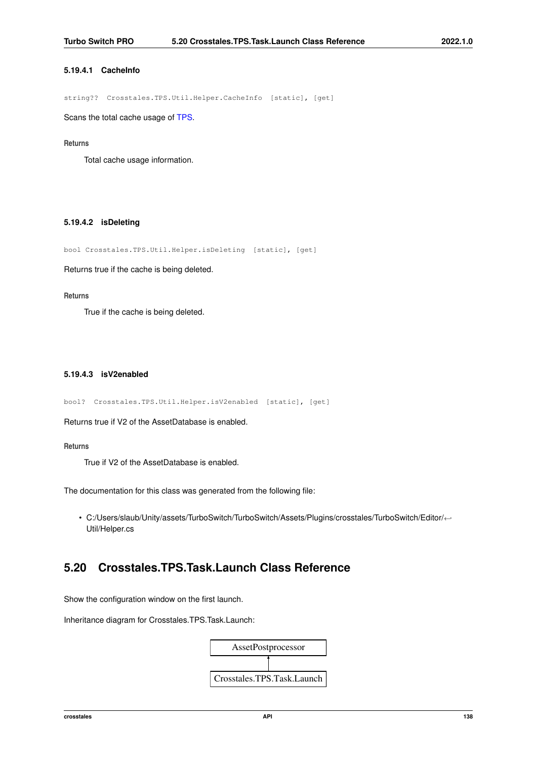#### 5.19.4.1 CacheInfo

```
string?? Crosstales.TPS.Util.Helper.CacheInfo [static], [get]
```

Scans the total cache usage of TPS.

**Returns**

Total cache usage information.

#### 5.19.4.2 isDeleting

```
bool Crosstales.TPS.Util.Helper.isDeleting [static], [get]
```

Returns true if the cache is being deleted.

**Returns**

True if the cache is being deleted.

#### 5.19.4.3 isV2enabled

```
bool? Crosstales.TPS.Util.Helper.isV2enabled [static], [get]
```

Returns true if V2 of the AssetDatabase is enabled.

**Returns**

True if V2 of the AssetDatabase is enabled.

The documentation for this class was generated from the following file:

- C:/Users/slaub/Unity/assets/TurboSwitch/TurboSwitch/Assets/Plugins/crosstales/TurboSwitch/Editor/Util/Helper.cs

## 5.20 Crosstales.TPS.Task.Launch Class Reference

Show the configuration window on the first launch.

Inheritance diagram for Crosstales.TPS.Task.Launch:

AssetPostprocessor
↑
Crosstales.TPS.Task.Launch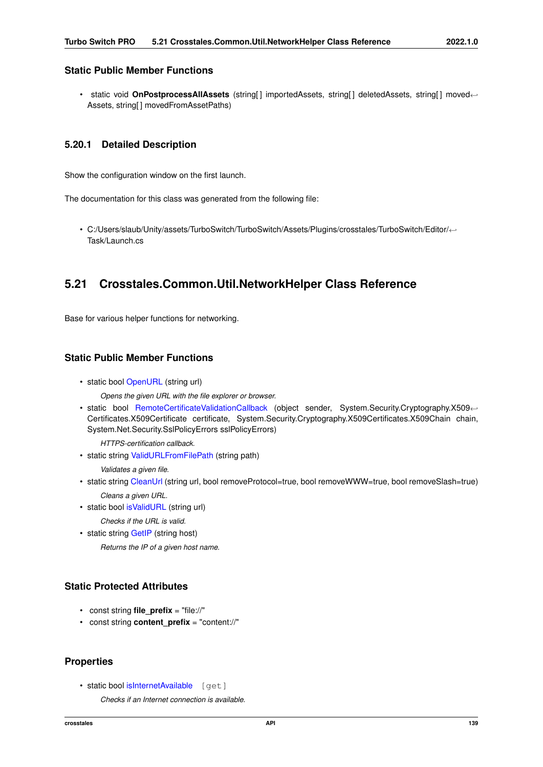### Static Public Member Functions

- static void **OnPostprocessAllAssets** (string[] importedAssets, string[] deletedAssets, string[] movedAssets, string[] movedFromAssetPaths)

### 5.20.1 Detailed Description

Show the configuration window on the first launch.

The documentation for this class was generated from the following file:

- C:/Users/slaub/Unity/assets/TurboSwitch/TurboSwitch/Assets/Plugins/crosstales/TurboSwitch/Editor/Task/Launch.cs

## 5.21 Crosstales.Common.Util.NetworkHelper Class Reference

Base for various helper functions for networking.

### Static Public Member Functions

- static bool OpenURL (string url)
  *Opens the given URL with the file explorer or browser.*
- static bool RemoteCertificateValidationCallback (object sender, System.Security.Cryptography.X509Certificates.X509Certificate certificate, System.Security.Cryptography.X509Certificates.X509Chain chain, System.Net.Security.SslPolicyErrors sslPolicyErrors)
  *HTTPS-certification callback.*
- static string ValidURLFromFilePath (string path)
  *Validates a given file.*
- static string CleanUrl (string url, bool removeProtocol=true, bool removeWWW=true, bool removeSlash=true)
  *Cleans a given URL.*
- static bool isValidURL (string url)
  *Checks if the URL is valid.*
- static string GetIP (string host)
  *Returns the IP of a given host name.*

### Static Protected Attributes

- const string **file_prefix** = "file://"
- const string **content_prefix** = "content://"

### Properties

- static bool isInternetAvailable [get]
  *Checks if an Internet connection is available.*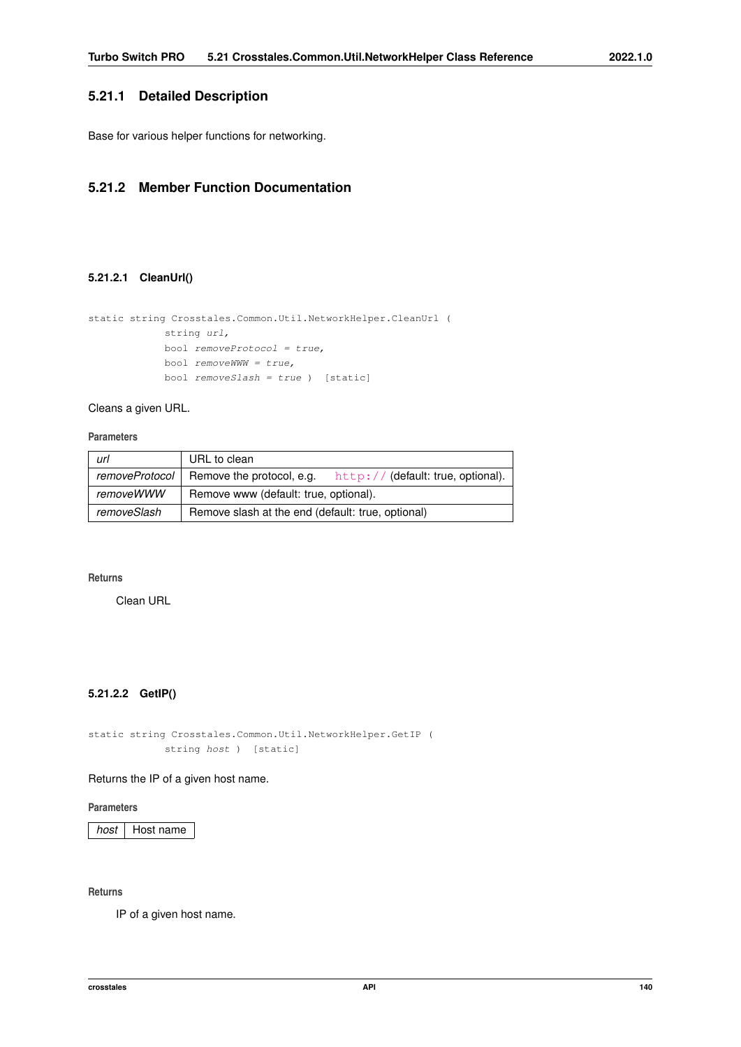### 5.21.1 Detailed Description

Base for various helper functions for networking.

### 5.21.2 Member Function Documentation

#### 5.21.2.1 CleanUrl()

```
static string Crosstales.Common.Util.NetworkHelper.CleanUrl (
            string url,
            bool removeProtocol = true,
            bool removeWWW = true,
            bool removeSlash = true )  [static]
```

Cleans a given URL.

**Parameters**

| | |
|---|---|
| *url* | URL to clean |
| *removeProtocol* | Remove the protocol, e.g. http:// (default: true, optional). |
| *removeWWW* | Remove www (default: true, optional). |
| *removeSlash* | Remove slash at the end (default: true, optional) |

**Returns**

Clean URL

#### 5.21.2.2 GetIP()

```
static string Crosstales.Common.Util.NetworkHelper.GetIP (
            string host )  [static]
```

Returns the IP of a given host name.

**Parameters**

| | |
|---|---|
| *host* | Host name |

**Returns**

IP of a given host name.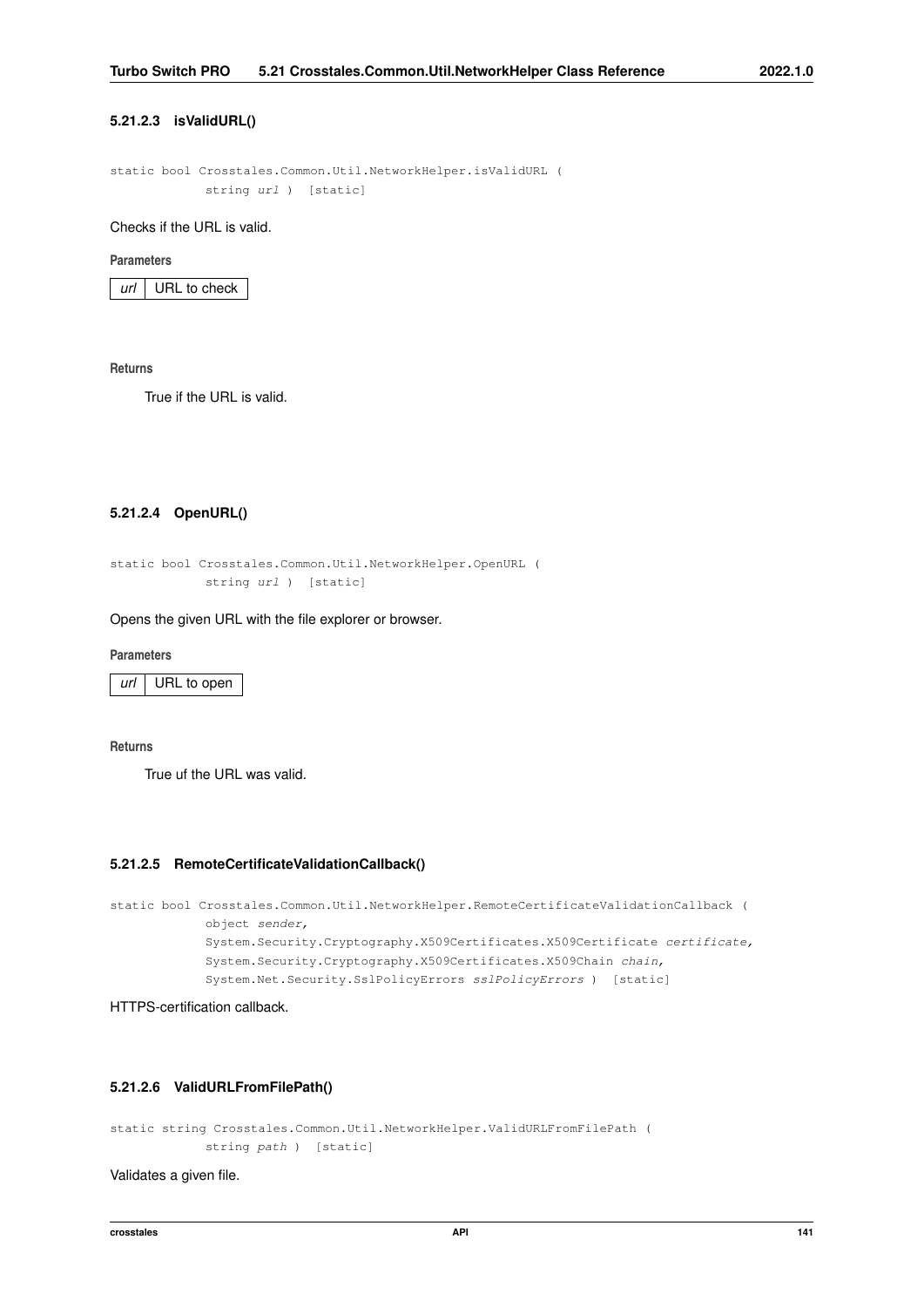#### 5.21.2.3 isValidURL()

```
static bool Crosstales.Common.Util.NetworkHelper.isValidURL (
            string url ) [static]
```

Checks if the URL is valid.

**Parameters**

| url | URL to check |
|---|---|

**Returns**

True if the URL is valid.

#### 5.21.2.4 OpenURL()

```
static bool Crosstales.Common.Util.NetworkHelper.OpenURL (
            string url ) [static]
```

Opens the given URL with the file explorer or browser.

**Parameters**

| url | URL to open |
|---|---|

**Returns**

True uf the URL was valid.

#### 5.21.2.5 RemoteCertificateValidationCallback()

```
static bool Crosstales.Common.Util.NetworkHelper.RemoteCertificateValidationCallback (
            object sender,
            System.Security.Cryptography.X509Certificates.X509Certificate certificate,
            System.Security.Cryptography.X509Certificates.X509Chain chain,
            System.Net.Security.SslPolicyErrors sslPolicyErrors ) [static]
```

HTTPS-certification callback.

#### 5.21.2.6 ValidURLFromFilePath()

```
static string Crosstales.Common.Util.NetworkHelper.ValidURLFromFilePath (
            string path ) [static]
```

Validates a given file.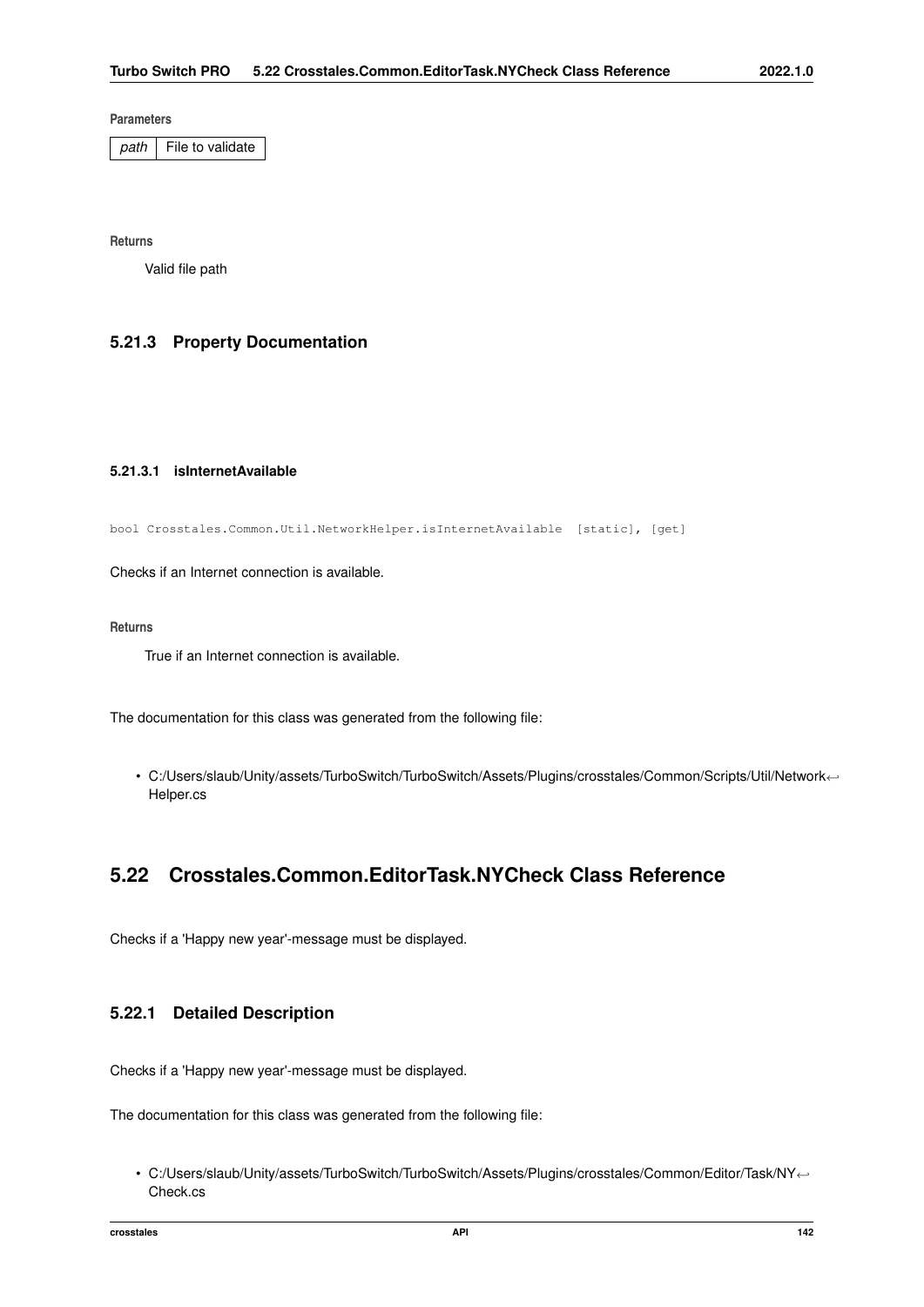**Parameters**

| *path* | File to validate |
|---|---|

**Returns**

Valid file path

### 5.21.3 Property Documentation

#### 5.21.3.1 isInternetAvailable

```
bool Crosstales.Common.Util.NetworkHelper.isInternetAvailable  [static], [get]
```

Checks if an Internet connection is available.

**Returns**

True if an Internet connection is available.

The documentation for this class was generated from the following file:

- C:/Users/slaub/Unity/assets/TurboSwitch/TurboSwitch/Assets/Plugins/crosstales/Common/Scripts/Util/NetworkHelper.cs

## 5.22 Crosstales.Common.EditorTask.NYCheck Class Reference

Checks if a 'Happy new year'-message must be displayed.

### 5.22.1 Detailed Description

Checks if a 'Happy new year'-message must be displayed.

The documentation for this class was generated from the following file:

- C:/Users/slaub/Unity/assets/TurboSwitch/TurboSwitch/Assets/Plugins/crosstales/Common/Editor/Task/NYCheck.cs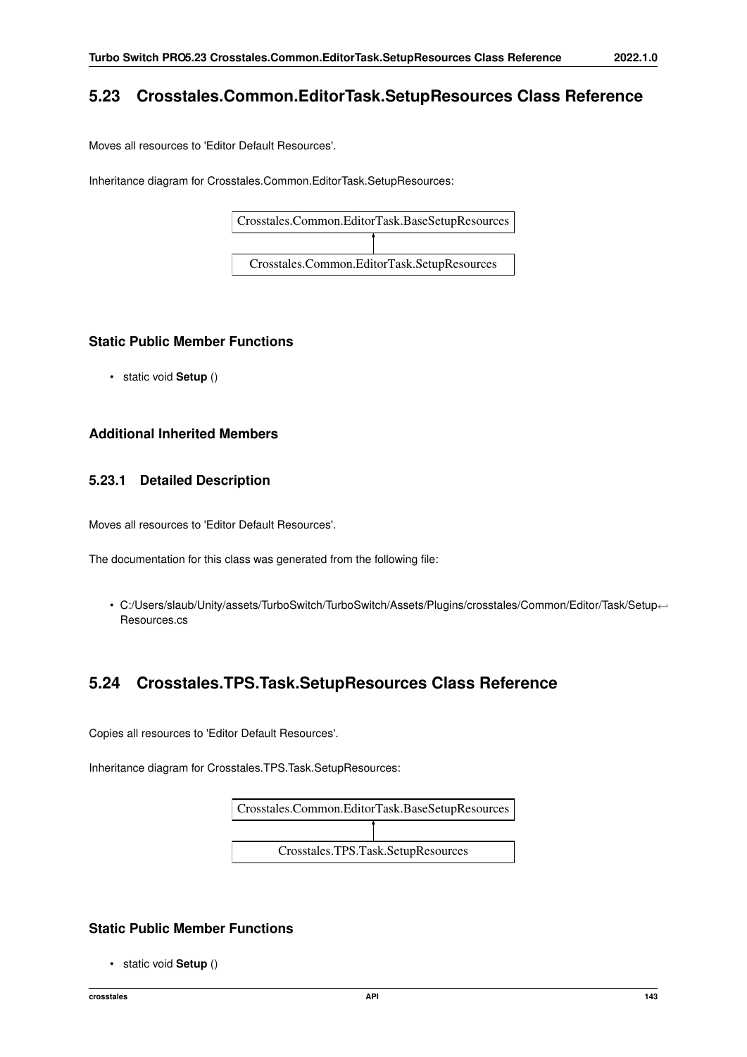## 5.23 Crosstales.Common.EditorTask.SetupResources Class Reference

Moves all resources to 'Editor Default Resources'.

Inheritance diagram for Crosstales.Common.EditorTask.SetupResources:

Crosstales.Common.EditorTask.BaseSetupResources

Crosstales.Common.EditorTask.SetupResources

### Static Public Member Functions

- static void **Setup** ()

### Additional Inherited Members

### 5.23.1 Detailed Description

Moves all resources to 'Editor Default Resources'.

The documentation for this class was generated from the following file:

- C:/Users/slaub/Unity/assets/TurboSwitch/TurboSwitch/Assets/Plugins/crosstales/Common/Editor/Task/SetupResources.cs

## 5.24 Crosstales.TPS.Task.SetupResources Class Reference

Copies all resources to 'Editor Default Resources'.

Inheritance diagram for Crosstales.TPS.Task.SetupResources:

Crosstales.Common.EditorTask.BaseSetupResources

Crosstales.TPS.Task.SetupResources

### Static Public Member Functions

- static void **Setup** ()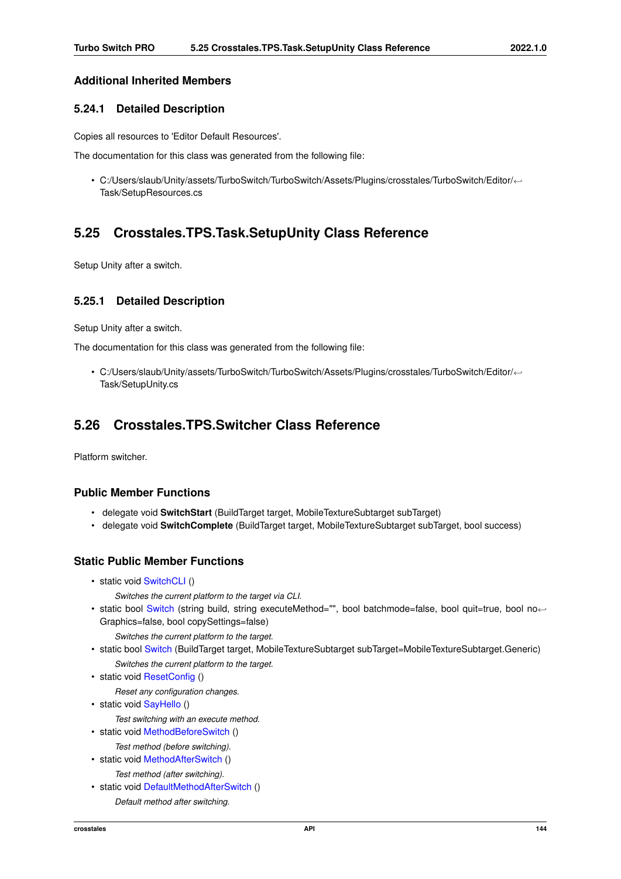## Additional Inherited Members

### 5.24.1 Detailed Description

Copies all resources to 'Editor Default Resources'.

The documentation for this class was generated from the following file:

- C:/Users/slaub/Unity/assets/TurboSwitch/TurboSwitch/Assets/Plugins/crosstales/TurboSwitch/Editor/Task/SetupResources.cs

## 5.25 Crosstales.TPS.Task.SetupUnity Class Reference

Setup Unity after a switch.

### 5.25.1 Detailed Description

Setup Unity after a switch.

The documentation for this class was generated from the following file:

- C:/Users/slaub/Unity/assets/TurboSwitch/TurboSwitch/Assets/Plugins/crosstales/TurboSwitch/Editor/Task/SetupUnity.cs

## 5.26 Crosstales.TPS.Switcher Class Reference

Platform switcher.

### Public Member Functions

- delegate void **SwitchStart** (BuildTarget target, MobileTextureSubtarget subTarget)
- delegate void **SwitchComplete** (BuildTarget target, MobileTextureSubtarget subTarget, bool success)

### Static Public Member Functions

- static void SwitchCLI ()
  
  *Switches the current platform to the target via CLI.*
- static bool Switch (string build, string executeMethod="", bool batchmode=false, bool quit=true, bool noGraphics=false, bool copySettings=false)
  
  *Switches the current platform to the target.*
- static bool Switch (BuildTarget target, MobileTextureSubtarget subTarget=MobileTextureSubtarget.Generic)
  
  *Switches the current platform to the target.*
- static void ResetConfig ()
  
  *Reset any configuration changes.*
- static void SayHello ()
  
  *Test switching with an execute method.*
- static void MethodBeforeSwitch ()
  
  *Test method (before switching).*
- static void MethodAfterSwitch ()
  
  *Test method (after switching).*
- static void DefaultMethodAfterSwitch ()
  
  *Default method after switching.*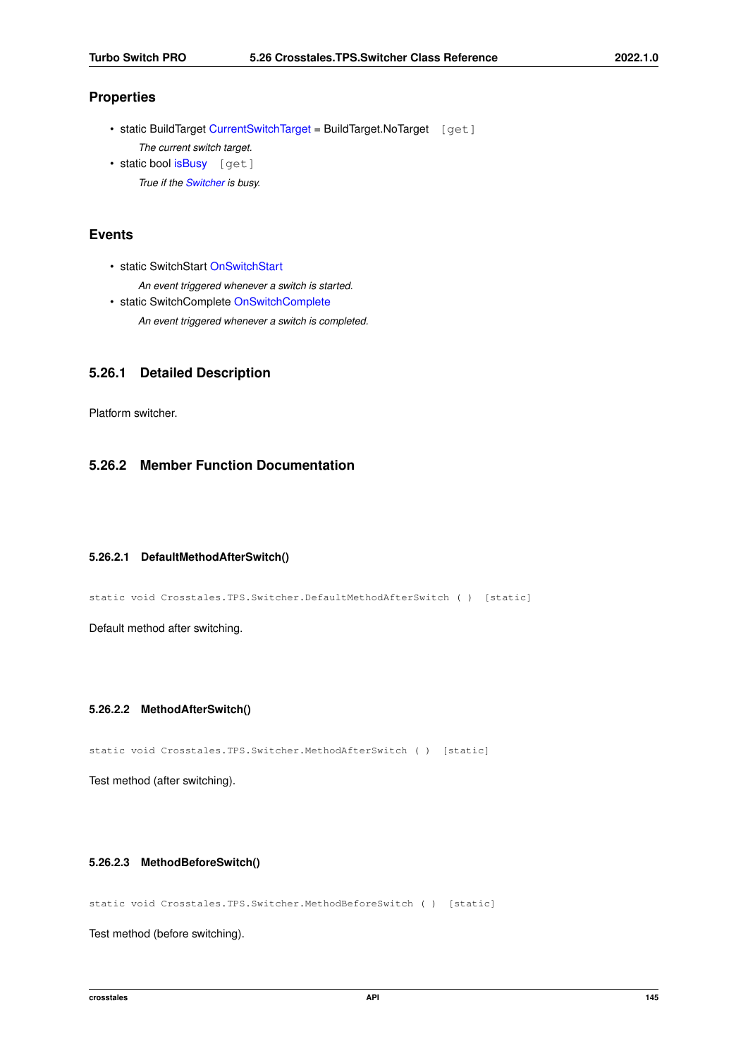## Properties

- static BuildTarget CurrentSwitchTarget = BuildTarget.NoTarget [get]

  *The current switch target.*
- static bool isBusy [get]

  *True if the Switcher is busy.*

## Events

- static SwitchStart OnSwitchStart

  *An event triggered whenever a switch is started.*
- static SwitchComplete OnSwitchComplete

  *An event triggered whenever a switch is completed.*

## 5.26.1 Detailed Description

Platform switcher.

## 5.26.2 Member Function Documentation

### 5.26.2.1 DefaultMethodAfterSwitch()

```
static void Crosstales.TPS.Switcher.DefaultMethodAfterSwitch ( ) [static]
```

Default method after switching.

### 5.26.2.2 MethodAfterSwitch()

```
static void Crosstales.TPS.Switcher.MethodAfterSwitch ( ) [static]
```

Test method (after switching).

### 5.26.2.3 MethodBeforeSwitch()

```
static void Crosstales.TPS.Switcher.MethodBeforeSwitch ( ) [static]
```

Test method (before switching).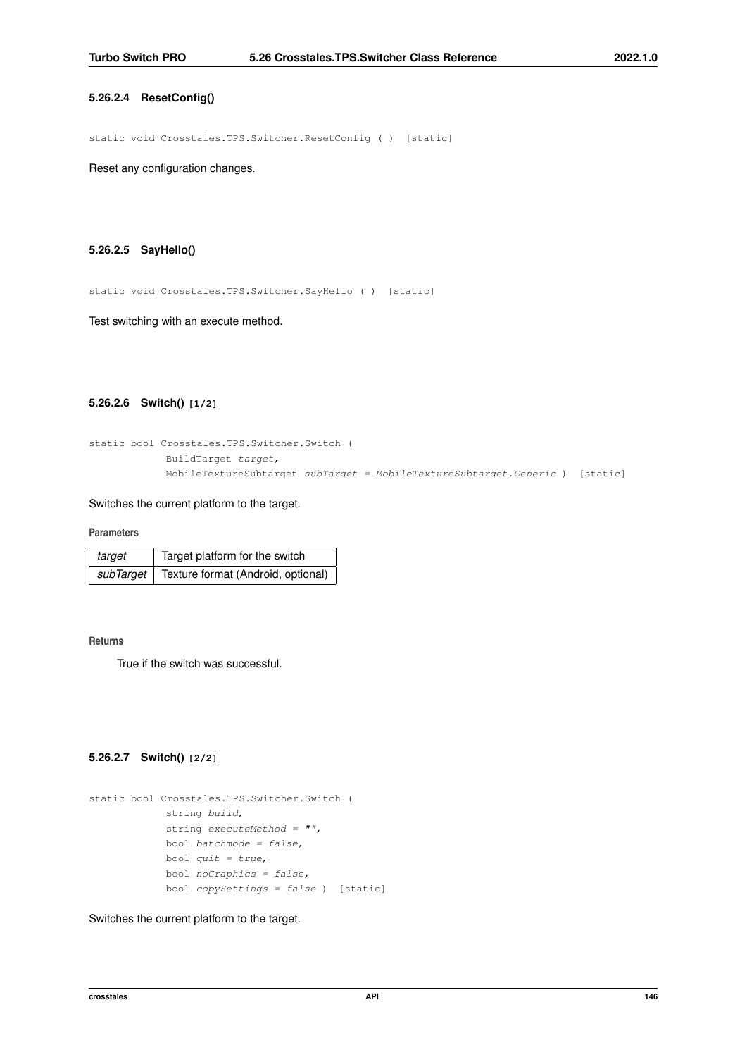#### 5.26.2.4 ResetConfig()

```
static void Crosstales.TPS.Switcher.ResetConfig ( ) [static]
```

Reset any configuration changes.

#### 5.26.2.5 SayHello()

```
static void Crosstales.TPS.Switcher.SayHello ( ) [static]
```

Test switching with an execute method.

#### 5.26.2.6 Switch() [1/2]

```
static bool Crosstales.TPS.Switcher.Switch (
            BuildTarget target,
            MobileTextureSubtarget subTarget = MobileTextureSubtarget.Generic ) [static]
```

Switches the current platform to the target.

**Parameters**

| | |
|---|---|
| *target* | Target platform for the switch |
| *subTarget* | Texture format (Android, optional) |

**Returns**

True if the switch was successful.

#### 5.26.2.7 Switch() [2/2]

```
static bool Crosstales.TPS.Switcher.Switch (
            string build,
            string executeMethod = "",
            bool batchmode = false,
            bool quit = true,
            bool noGraphics = false,
            bool copySettings = false ) [static]
```

Switches the current platform to the target.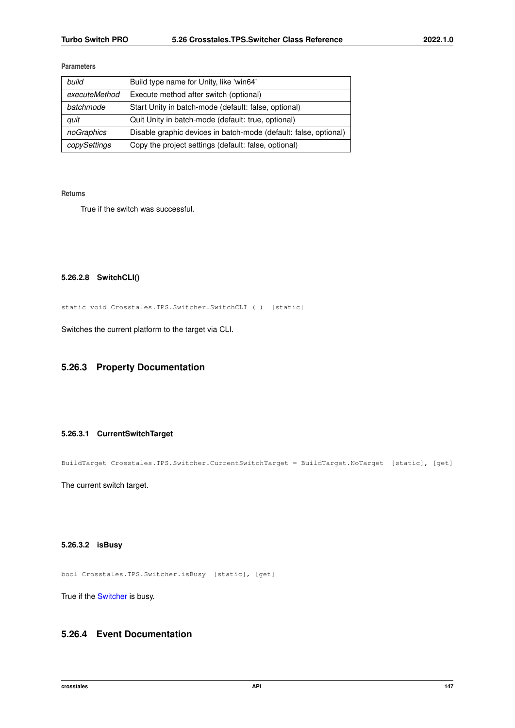**Parameters**

| build | Build type name for Unity, like 'win64' |
|---|---|
| executeMethod | Execute method after switch (optional) |
| batchmode | Start Unity in batch-mode (default: false, optional) |
| quit | Quit Unity in batch-mode (default: true, optional) |
| noGraphics | Disable graphic devices in batch-mode (default: false, optional) |
| copySettings | Copy the project settings (default: false, optional) |

**Returns**

True if the switch was successful.

#### 5.26.2.8 SwitchCLI()

```
static void Crosstales.TPS.Switcher.SwitchCLI ( ) [static]
```

Switches the current platform to the target via CLI.

### 5.26.3 Property Documentation

#### 5.26.3.1 CurrentSwitchTarget

```
BuildTarget Crosstales.TPS.Switcher.CurrentSwitchTarget = BuildTarget.NoTarget [static], [get]
```

The current switch target.

#### 5.26.3.2 isBusy

```
bool Crosstales.TPS.Switcher.isBusy [static], [get]
```

True if the Switcher is busy.

### 5.26.4 Event Documentation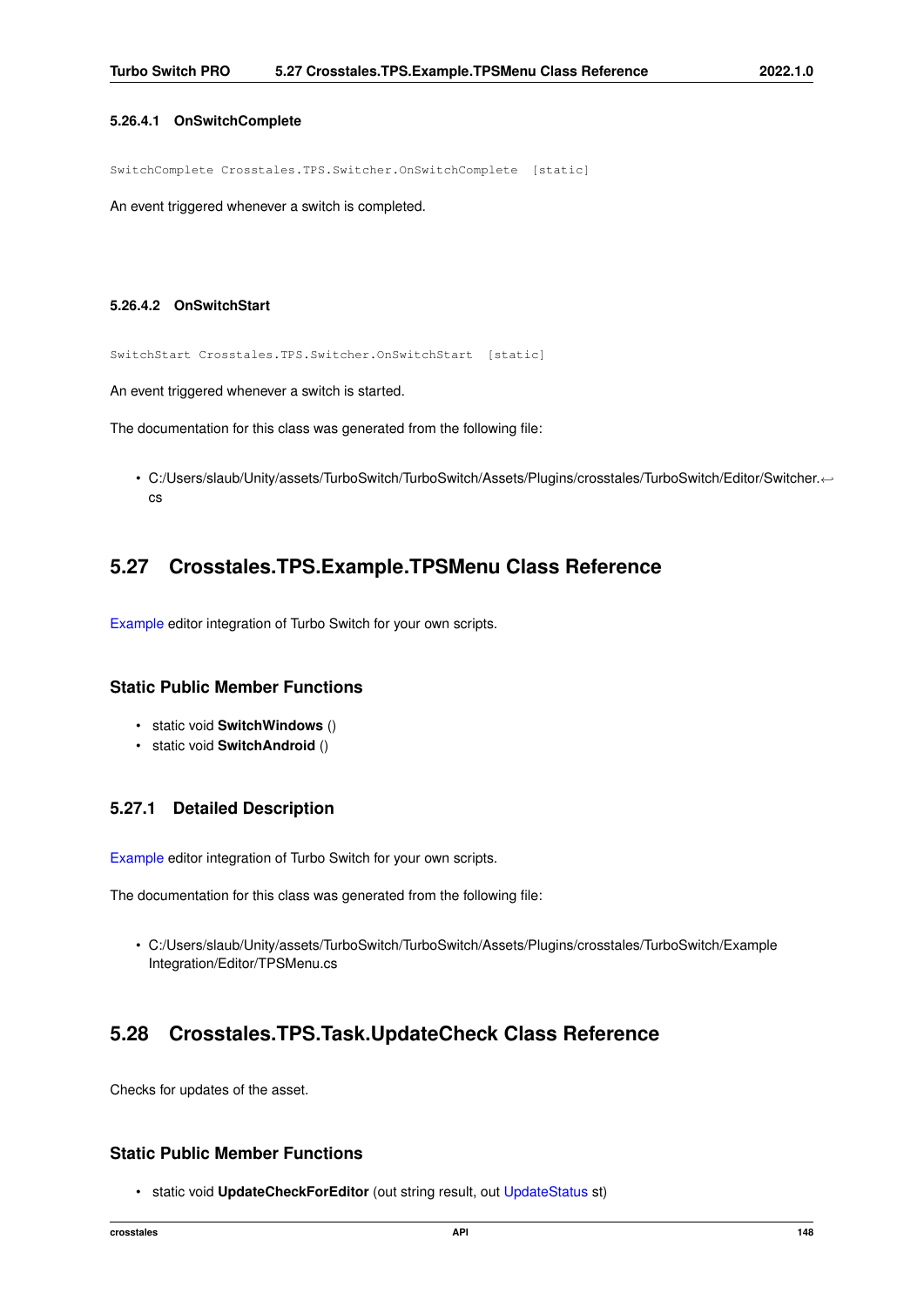#### 5.26.4.1 OnSwitchComplete

```
SwitchComplete Crosstales.TPS.Switcher.OnSwitchComplete [static]
```

An event triggered whenever a switch is completed.

#### 5.26.4.2 OnSwitchStart

```
SwitchStart Crosstales.TPS.Switcher.OnSwitchStart [static]
```

An event triggered whenever a switch is started.

The documentation for this class was generated from the following file:

- C:/Users/slaub/Unity/assets/TurboSwitch/TurboSwitch/Assets/Plugins/crosstales/TurboSwitch/Editor/Switcher.cs

## 5.27 Crosstales.TPS.Example.TPSMenu Class Reference

Example editor integration of Turbo Switch for your own scripts.

### Static Public Member Functions

- static void **SwitchWindows** ()
- static void **SwitchAndroid** ()

### 5.27.1 Detailed Description

Example editor integration of Turbo Switch for your own scripts.

The documentation for this class was generated from the following file:

- C:/Users/slaub/Unity/assets/TurboSwitch/TurboSwitch/Assets/Plugins/crosstales/TurboSwitch/Example Integration/Editor/TPSMenu.cs

## 5.28 Crosstales.TPS.Task.UpdateCheck Class Reference

Checks for updates of the asset.

### Static Public Member Functions

- static void **UpdateCheckForEditor** (out string result, out UpdateStatus st)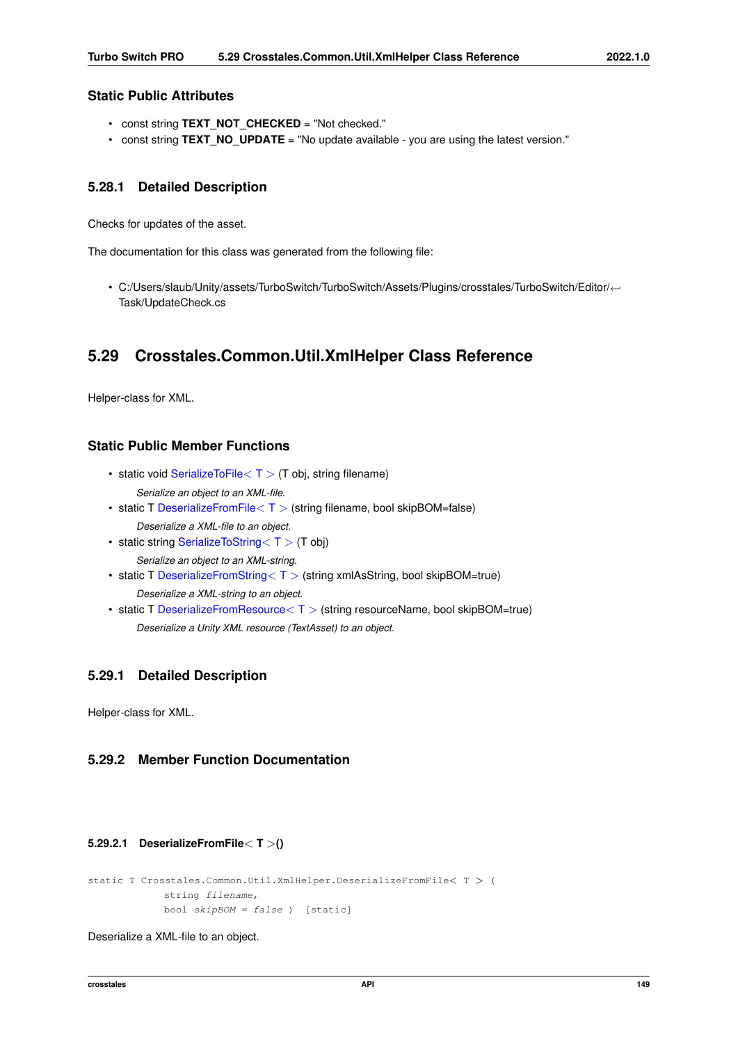### Static Public Attributes

- const string **TEXT_NOT_CHECKED** = "Not checked."
- const string **TEXT_NO_UPDATE** = "No update available - you are using the latest version."

### 5.28.1 Detailed Description

Checks for updates of the asset.

The documentation for this class was generated from the following file:

- C:/Users/slaub/Unity/assets/TurboSwitch/TurboSwitch/Assets/Plugins/crosstales/TurboSwitch/Editor/Task/UpdateCheck.cs

## 5.29 Crosstales.Common.Util.XmlHelper Class Reference

Helper-class for XML.

### Static Public Member Functions

- static void SerializeToFile< T > (T obj, string filename)
  *Serialize an object to an XML-file.*
- static T DeserializeFromFile< T > (string filename, bool skipBOM=false)
  *Deserialize a XML-file to an object.*
- static string SerializeToString< T > (T obj)
  *Serialize an object to an XML-string.*
- static T DeserializeFromString< T > (string xmlAsString, bool skipBOM=true)
  *Deserialize a XML-string to an object.*
- static T DeserializeFromResource< T > (string resourceName, bool skipBOM=true)
  *Deserialize a Unity XML resource (TextAsset) to an object.*

### 5.29.1 Detailed Description

Helper-class for XML.

### 5.29.2 Member Function Documentation

#### 5.29.2.1 DeserializeFromFile< T >()

```
static T Crosstales.Common.Util.XmlHelper.DeserializeFromFile< T > (
            string filename,
            bool skipBOM = false )  [static]
```

Deserialize a XML-file to an object.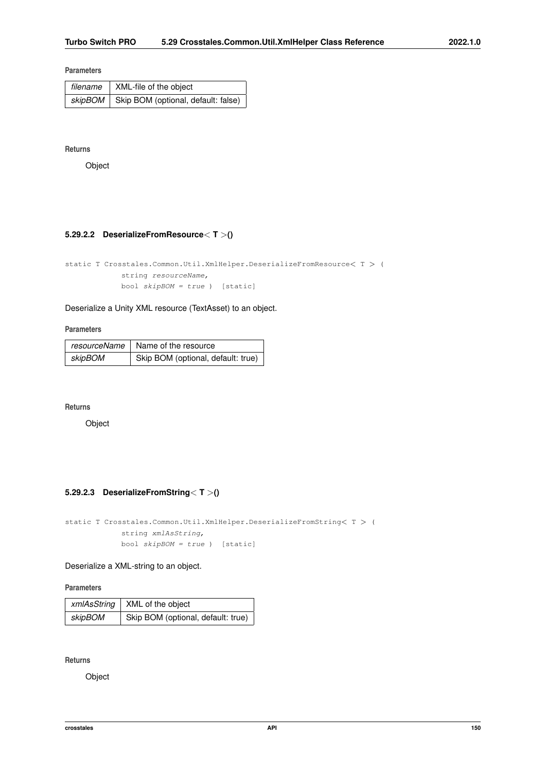**Parameters**

| *filename* | XML-file of the object |
|---|---|
| *skipBOM* | Skip BOM (optional, default: false) |

**Returns**

Object

### 5.29.2.2 DeserializeFromResource< T >()

```
static T Crosstales.Common.Util.XmlHelper.DeserializeFromResource< T > (
            string resourceName,
            bool skipBOM = true )  [static]
```

Deserialize a Unity XML resource (TextAsset) to an object.

**Parameters**

| *resourceName* | Name of the resource |
|---|---|
| *skipBOM* | Skip BOM (optional, default: true) |

**Returns**

Object

### 5.29.2.3 DeserializeFromString< T >()

```
static T Crosstales.Common.Util.XmlHelper.DeserializeFromString< T > (
            string xmlAsString,
            bool skipBOM = true )  [static]
```

Deserialize a XML-string to an object.

**Parameters**

| *xmlAsString* | XML of the object |
|---|---|
| *skipBOM* | Skip BOM (optional, default: true) |

**Returns**

Object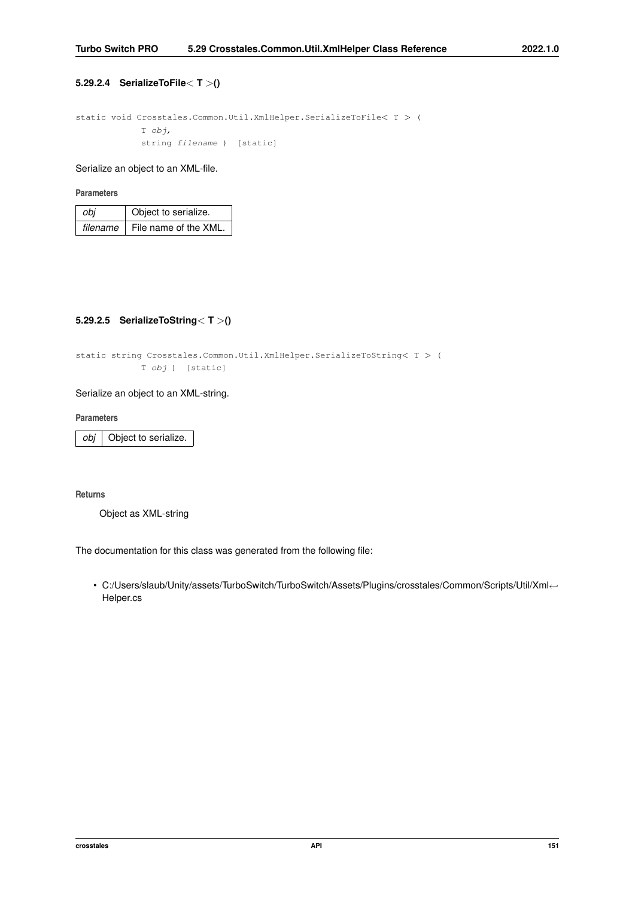#### 5.29.2.4 SerializeToFile< T >()

```
static void Crosstales.Common.Util.XmlHelper.SerializeToFile< T > (
            T obj,
            string filename ) [static]
```

Serialize an object to an XML-file.

**Parameters**

| | |
|---|---|
| *obj* | Object to serialize. |
| *filename* | File name of the XML. |

#### 5.29.2.5 SerializeToString< T >()

```
static string Crosstales.Common.Util.XmlHelper.SerializeToString< T > (
            T obj ) [static]
```

Serialize an object to an XML-string.

**Parameters**

| | |
|---|---|
| *obj* | Object to serialize. |

**Returns**

Object as XML-string

The documentation for this class was generated from the following file:

- C:/Users/slaub/Unity/assets/TurboSwitch/TurboSwitch/Assets/Plugins/crosstales/Common/Scripts/Util/XmlHelper.cs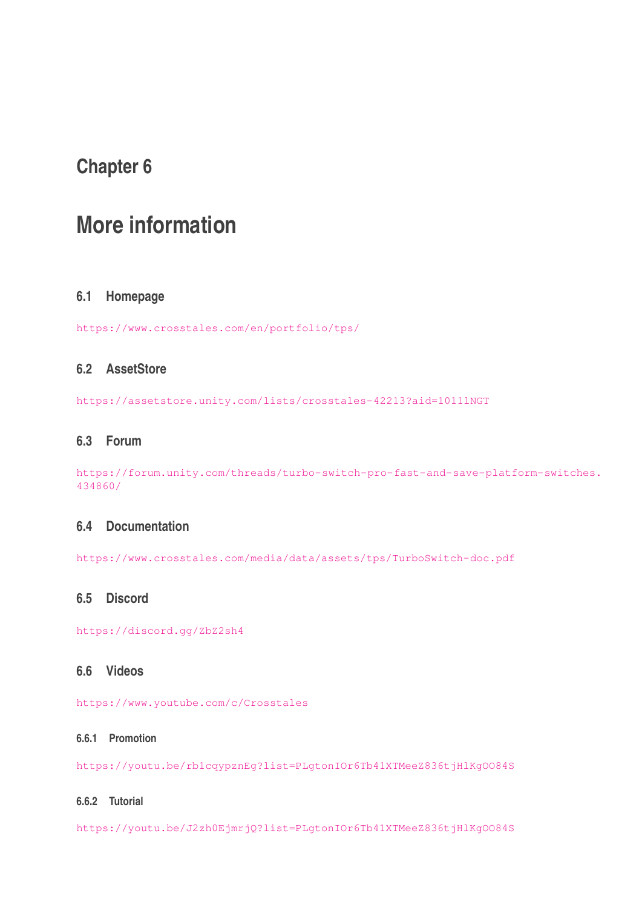# Chapter 6

# More information

## 6.1 Homepage

https://www.crosstales.com/en/portfolio/tps/

## 6.2 AssetStore

https://assetstore.unity.com/lists/crosstales-42213?aid=1011lNGT

## 6.3 Forum

https://forum.unity.com/threads/turbo-switch-pro-fast-and-save-platform-switches.434860/

## 6.4 Documentation

https://www.crosstales.com/media/data/assets/tps/TurboSwitch-doc.pdf

## 6.5 Discord

https://discord.gg/ZbZ2sh4

## 6.6 Videos

https://www.youtube.com/c/Crosstales

### 6.6.1 Promotion

https://youtu.be/rb1cqypznEg?list=PLgtonIOr6Tb41XTMeeZ836tjHlKgOO84S

### 6.6.2 Tutorial

https://youtu.be/J2zh0EjmrjQ?list=PLgtonIOr6Tb41XTMeeZ836tjHlKgOO84S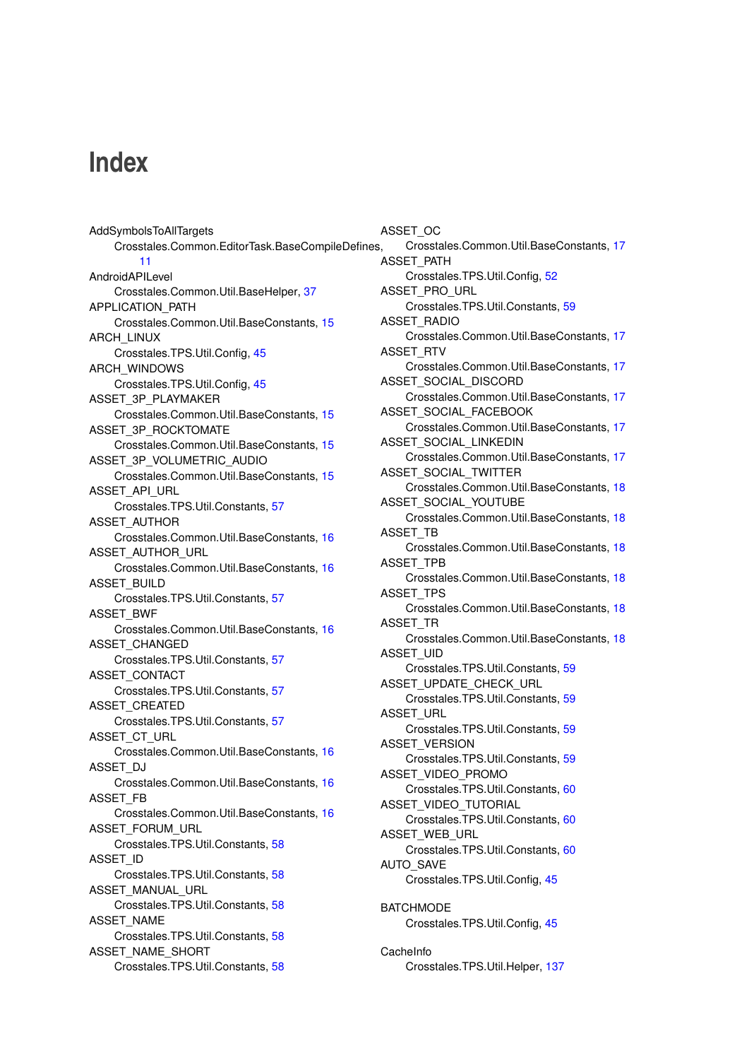# Index

AddSymbolsToAllTargets
    Crosstales.Common.EditorTask.BaseCompileDefines, 11
AndroidAPILevel
    Crosstales.Common.Util.BaseHelper, 37
APPLICATION_PATH
    Crosstales.Common.Util.BaseConstants, 15
ARCH_LINUX
    Crosstales.TPS.Util.Config, 45
ARCH_WINDOWS
    Crosstales.TPS.Util.Config, 45
ASSET_3P_PLAYMAKER
    Crosstales.Common.Util.BaseConstants, 15
ASSET_3P_ROCKTOMATE
    Crosstales.Common.Util.BaseConstants, 15
ASSET_3P_VOLUMETRIC_AUDIO
    Crosstales.Common.Util.BaseConstants, 15
ASSET_API_URL
    Crosstales.TPS.Util.Constants, 57
ASSET_AUTHOR
    Crosstales.Common.Util.BaseConstants, 16
ASSET_AUTHOR_URL
    Crosstales.Common.Util.BaseConstants, 16
ASSET_BUILD
    Crosstales.TPS.Util.Constants, 57
ASSET_BWF
    Crosstales.Common.Util.BaseConstants, 16
ASSET_CHANGED
    Crosstales.TPS.Util.Constants, 57
ASSET_CONTACT
    Crosstales.TPS.Util.Constants, 57
ASSET_CREATED
    Crosstales.TPS.Util.Constants, 57
ASSET_CT_URL
    Crosstales.Common.Util.BaseConstants, 16
ASSET_DJ
    Crosstales.Common.Util.BaseConstants, 16
ASSET_FB
    Crosstales.Common.Util.BaseConstants, 16
ASSET_FORUM_URL
    Crosstales.TPS.Util.Constants, 58
ASSET_ID
    Crosstales.TPS.Util.Constants, 58
ASSET_MANUAL_URL
    Crosstales.TPS.Util.Constants, 58
ASSET_NAME
    Crosstales.TPS.Util.Constants, 58
ASSET_NAME_SHORT
    Crosstales.TPS.Util.Constants, 58
ASSET_OC
    Crosstales.Common.Util.BaseConstants, 17
ASSET_PATH
    Crosstales.TPS.Util.Config, 52
ASSET_PRO_URL
    Crosstales.TPS.Util.Constants, 59
ASSET_RADIO
    Crosstales.Common.Util.BaseConstants, 17
ASSET_RTV
    Crosstales.Common.Util.BaseConstants, 17
ASSET_SOCIAL_DISCORD
    Crosstales.Common.Util.BaseConstants, 17
ASSET_SOCIAL_FACEBOOK
    Crosstales.Common.Util.BaseConstants, 17
ASSET_SOCIAL_LINKEDIN
    Crosstales.Common.Util.BaseConstants, 17
ASSET_SOCIAL_TWITTER
    Crosstales.Common.Util.BaseConstants, 18
ASSET_SOCIAL_YOUTUBE
    Crosstales.Common.Util.BaseConstants, 18
ASSET_TB
    Crosstales.Common.Util.BaseConstants, 18
ASSET_TPB
    Crosstales.Common.Util.BaseConstants, 18
ASSET_TPS
    Crosstales.Common.Util.BaseConstants, 18
ASSET_TR
    Crosstales.Common.Util.BaseConstants, 18
ASSET_UID
    Crosstales.TPS.Util.Constants, 59
ASSET_UPDATE_CHECK_URL
    Crosstales.TPS.Util.Constants, 59
ASSET_URL
    Crosstales.TPS.Util.Constants, 59
ASSET_VERSION
    Crosstales.TPS.Util.Constants, 59
ASSET_VIDEO_PROMO
    Crosstales.TPS.Util.Constants, 60
ASSET_VIDEO_TUTORIAL
    Crosstales.TPS.Util.Constants, 60
ASSET_WEB_URL
    Crosstales.TPS.Util.Constants, 60
AUTO_SAVE
    Crosstales.TPS.Util.Config, 45

BATCHMODE
    Crosstales.TPS.Util.Config, 45

CacheInfo
    Crosstales.TPS.Util.Helper, 137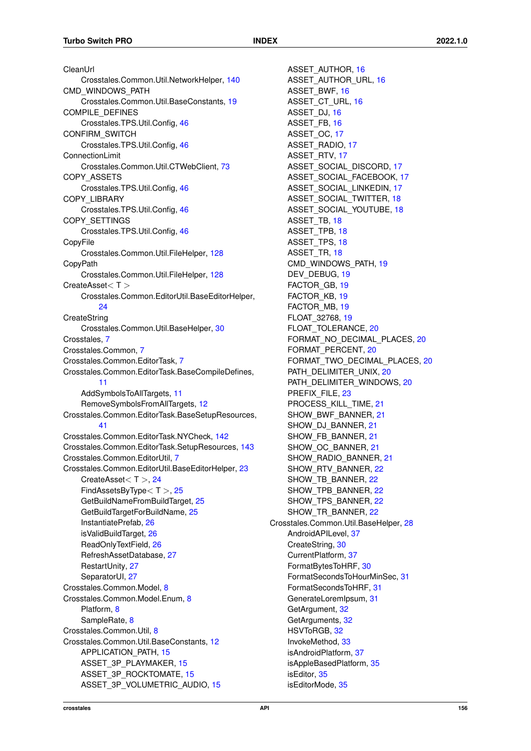CleanUrl
  Crosstales.Common.Util.NetworkHelper, 140
CMD_WINDOWS_PATH
  Crosstales.Common.Util.BaseConstants, 19
COMPILE_DEFINES
  Crosstales.TPS.Util.Config, 46
CONFIRM_SWITCH
  Crosstales.TPS.Util.Config, 46
ConnectionLimit
  Crosstales.Common.Util.CTWebClient, 73
COPY_ASSETS
  Crosstales.TPS.Util.Config, 46
COPY_LIBRARY
  Crosstales.TPS.Util.Config, 46
COPY_SETTINGS
  Crosstales.TPS.Util.Config, 46
CopyFile
  Crosstales.Common.Util.FileHelper, 128
CopyPath
  Crosstales.Common.Util.FileHelper, 128
CreateAsset< T >
  Crosstales.Common.EditorUtil.BaseEditorHelper, 24
CreateString
  Crosstales.Common.Util.BaseHelper, 30
Crosstales, 7
Crosstales.Common, 7
Crosstales.Common.EditorTask, 7
Crosstales.Common.EditorTask.BaseCompileDefines, 11
  AddSymbolsToAllTargets, 11
  RemoveSymbolsFromAllTargets, 12
Crosstales.Common.EditorTask.BaseSetupResources, 41
Crosstales.Common.EditorTask.NYCheck, 142
Crosstales.Common.EditorTask.SetupResources, 143
Crosstales.Common.EditorUtil, 7
Crosstales.Common.EditorUtil.BaseEditorHelper, 23
  CreateAsset< T >, 24
  FindAssetsByType< T >, 25
  GetBuildNameFromBuildTarget, 25
  GetBuildTargetForBuildName, 25
  InstantiatePrefab, 26
  isValidBuildTarget, 26
  ReadOnlyTextField, 26
  RefreshAssetDatabase, 27
  RestartUnity, 27
  SeparatorUI, 27
Crosstales.Common.Model, 8
Crosstales.Common.Model.Enum, 8
  Platform, 8
  SampleRate, 8
Crosstales.Common.Util, 8
Crosstales.Common.Util.BaseConstants, 12
  APPLICATION_PATH, 15
  ASSET_3P_PLAYMAKER, 15
  ASSET_3P_ROCKTOMATE, 15
  ASSET_3P_VOLUMETRIC_AUDIO, 15
  ASSET_AUTHOR, 16
  ASSET_AUTHOR_URL, 16
  ASSET_BWF, 16
  ASSET_CT_URL, 16
  ASSET_DJ, 16
  ASSET_FB, 16
  ASSET_OC, 17
  ASSET_RADIO, 17
  ASSET_RTV, 17
  ASSET_SOCIAL_DISCORD, 17
  ASSET_SOCIAL_FACEBOOK, 17
  ASSET_SOCIAL_LINKEDIN, 17
  ASSET_SOCIAL_TWITTER, 18
  ASSET_SOCIAL_YOUTUBE, 18
  ASSET_TB, 18
  ASSET_TPB, 18
  ASSET_TPS, 18
  ASSET_TR, 18
  CMD_WINDOWS_PATH, 19
  DEV_DEBUG, 19
  FACTOR_GB, 19
  FACTOR_KB, 19
  FACTOR_MB, 19
  FLOAT_32768, 19
  FLOAT_TOLERANCE, 20
  FORMAT_NO_DECIMAL_PLACES, 20
  FORMAT_PERCENT, 20
  FORMAT_TWO_DECIMAL_PLACES, 20
  PATH_DELIMITER_UNIX, 20
  PATH_DELIMITER_WINDOWS, 20
  PREFIX_FILE, 23
  PROCESS_KILL_TIME, 21
  SHOW_BWF_BANNER, 21
  SHOW_DJ_BANNER, 21
  SHOW_FB_BANNER, 21
  SHOW_OC_BANNER, 21
  SHOW_RADIO_BANNER, 21
  SHOW_RTV_BANNER, 22
  SHOW_TB_BANNER, 22
  SHOW_TPB_BANNER, 22
  SHOW_TPS_BANNER, 22
  SHOW_TR_BANNER, 22
Crosstales.Common.Util.BaseHelper, 28
  AndroidAPILevel, 37
  CreateString, 30
  CurrentPlatform, 37
  FormatBytesToHRF, 30
  FormatSecondsToHourMinSec, 31
  FormatSecondsToHRF, 31
  GenerateLoremIpsum, 31
  GetArgument, 32
  GetArguments, 32
  HSVToRGB, 32
  InvokeMethod, 33
  isAndroidPlatform, 37
  isAppleBasedPlatform, 35
  isEditor, 35
  isEditorMode, 35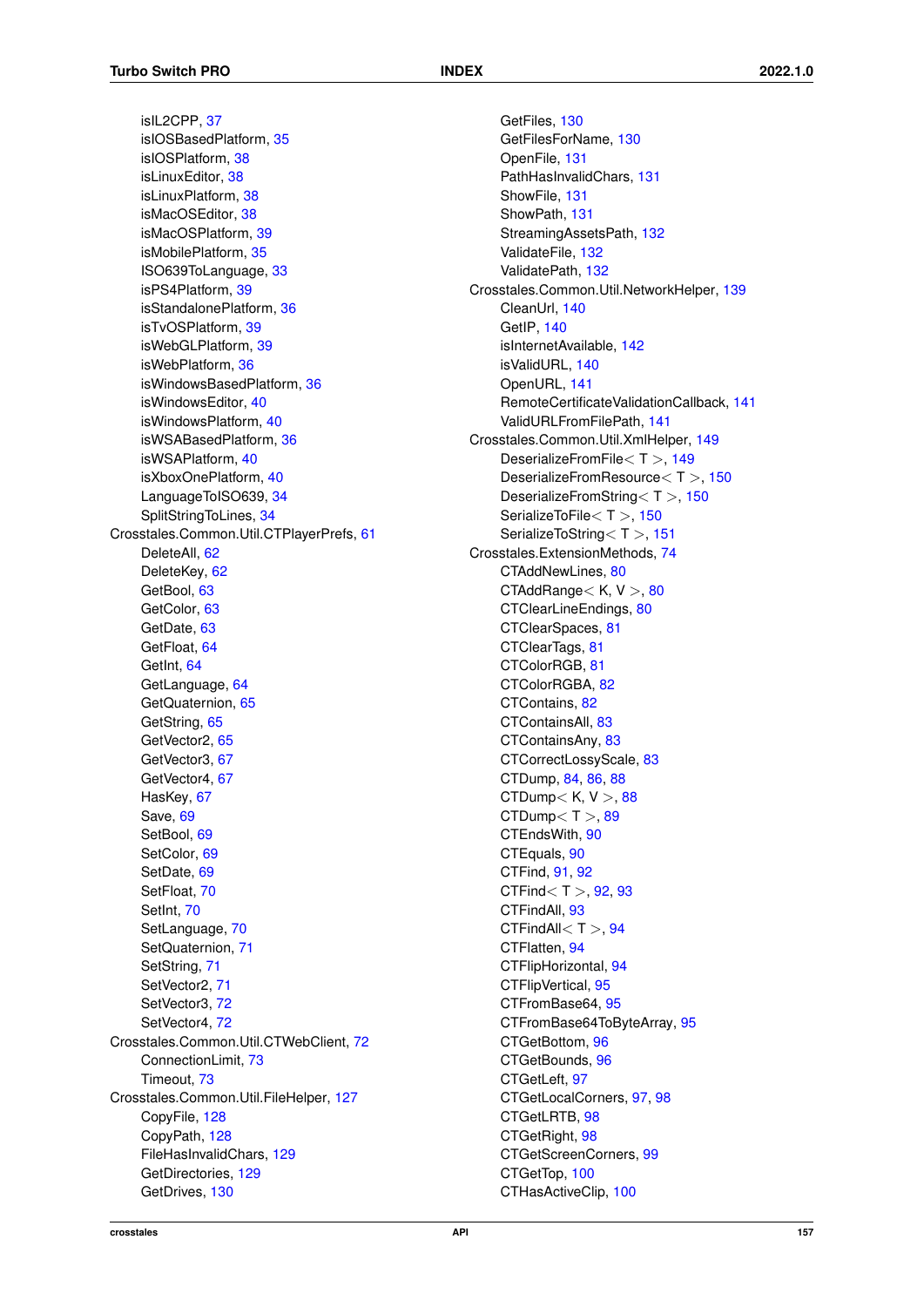- isIL2CPP, 37
- isIOSBasedPlatform, 35
- isIOSPlatform, 38
- isLinuxEditor, 38
- isLinuxPlatform, 38
- isMacOSEditor, 38
- isMacOSPlatform, 39
- isMobilePlatform, 35
- ISO639ToLanguage, 33
- isPS4Platform, 39
- isStandalonePlatform, 36
- isTvOSPlatform, 39
- isWebGLPlatform, 39
- isWebPlatform, 36
- isWindowsBasedPlatform, 36
- isWindowsEditor, 40
- isWindowsPlatform, 40
- isWSABasedPlatform, 36
- isWSAPlatform, 40
- isXboxOnePlatform, 40
- LanguageToISO639, 34
- SplitStringToLines, 34

Crosstales.Common.Util.CTPlayerPrefs, 61
- DeleteAll, 62
- DeleteKey, 62
- GetBool, 63
- GetColor, 63
- GetDate, 63
- GetFloat, 64
- GetInt, 64
- GetLanguage, 64
- GetQuaternion, 65
- GetString, 65
- GetVector2, 65
- GetVector3, 67
- GetVector4, 67
- HasKey, 67
- Save, 69
- SetBool, 69
- SetColor, 69
- SetDate, 69
- SetFloat, 70
- SetInt, 70
- SetLanguage, 70
- SetQuaternion, 71
- SetString, 71
- SetVector2, 71
- SetVector3, 72
- SetVector4, 72

Crosstales.Common.Util.CTWebClient, 72
- ConnectionLimit, 73
- Timeout, 73

Crosstales.Common.Util.FileHelper, 127
- CopyFile, 128
- CopyPath, 128
- FileHasInvalidChars, 129
- GetDirectories, 129
- GetDrives, 130
- GetFiles, 130
- GetFilesForName, 130
- OpenFile, 131
- PathHasInvalidChars, 131
- ShowFile, 131
- ShowPath, 131
- StreamingAssetsPath, 132
- ValidateFile, 132
- ValidatePath, 132

Crosstales.Common.Util.NetworkHelper, 139
- CleanUrl, 140
- GetIP, 140
- isInternetAvailable, 142
- isValidURL, 140
- OpenURL, 141
- RemoteCertificateValidationCallback, 141
- ValidURLFromFilePath, 141

Crosstales.Common.Util.XmlHelper, 149
- DeserializeFromFile< T >, 149
- DeserializeFromResource< T >, 150
- DeserializeFromString< T >, 150
- SerializeToFile< T >, 150
- SerializeToString< T >, 151

Crosstales.ExtensionMethods, 74
- CTAddNewLines, 80
- CTAddRange< K, V >, 80
- CTClearLineEndings, 80
- CTClearSpaces, 81
- CTClearTags, 81
- CTColorRGB, 81
- CTColorRGBA, 82
- CTContains, 82
- CTContainsAll, 83
- CTContainsAny, 83
- CTCorrectLossyScale, 83
- CTDump, 84, 86, 88
- CTDump< K, V >, 88
- CTDump< T >, 89
- CTEndsWith, 90
- CTEquals, 90
- CTFind, 91, 92
- CTFind< T >, 92, 93
- CTFindAll, 93
- CTFindAll< T >, 94
- CTFlatten, 94
- CTFlipHorizontal, 94
- CTFlipVertical, 95
- CTFromBase64, 95
- CTFromBase64ToByteArray, 95
- CTGetBottom, 96
- CTGetBounds, 96
- CTGetLeft, 97
- CTGetLocalCorners, 97, 98
- CTGetLRTB, 98
- CTGetRight, 98
- CTGetScreenCorners, 99
- CTGetTop, 100
- CTHasActiveClip, 100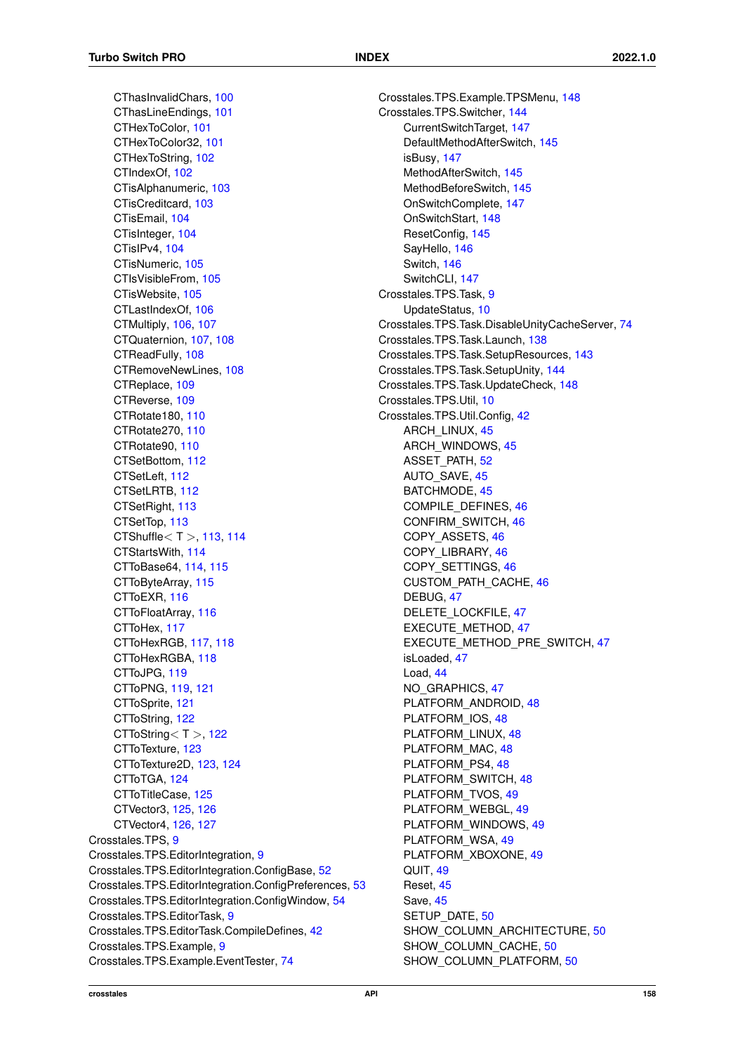CThasInvalidChars, 100
CThasLineEndings, 101
CTHexToColor, 101
CTHexToColor32, 101
CTHexToString, 102
CTIndexOf, 102
CTisAlphanumeric, 103
CTisCreditcard, 103
CTisEmail, 104
CTisInteger, 104
CTisIPv4, 104
CTisNumeric, 105
CTIsVisibleFrom, 105
CTisWebsite, 105
CTLastIndexOf, 106
CTMultiply, 106, 107
CTQuaternion, 107, 108
CTReadFully, 108
CTRemoveNewLines, 108
CTReplace, 109
CTReverse, 109
CTRotate180, 110
CTRotate270, 110
CTRotate90, 110
CTSetBottom, 112
CTSetLeft, 112
CTSetLRTB, 112
CTSetRight, 113
CTSetTop, 113
CTShuffle< T >, 113, 114
CTStartsWith, 114
CTToBase64, 114, 115
CTToByteArray, 115
CTToEXR, 116
CTToFloatArray, 116
CTToHex, 117
CTToHexRGB, 117, 118
CTToHexRGBA, 118
CTToJPG, 119
CTToPNG, 119, 121
CTToSprite, 121
CTToString, 122
CTToString< T >, 122
CTToTexture, 123
CTToTexture2D, 123, 124
CTToTGA, 124
CTToTitleCase, 125
CTVector3, 125, 126
CTVector4, 126, 127

Crosstales.TPS, 9
Crosstales.TPS.EditorIntegration, 9
Crosstales.TPS.EditorIntegration.ConfigBase, 52
Crosstales.TPS.EditorIntegration.ConfigPreferences, 53
Crosstales.TPS.EditorIntegration.ConfigWindow, 54
Crosstales.TPS.EditorTask, 9
Crosstales.TPS.EditorTask.CompileDefines, 42
Crosstales.TPS.Example, 9
Crosstales.TPS.Example.EventTester, 74
Crosstales.TPS.Example.TPSMenu, 148
Crosstales.TPS.Switcher, 144
CurrentSwitchTarget, 147
DefaultMethodAfterSwitch, 145
isBusy, 147
MethodAfterSwitch, 145
MethodBeforeSwitch, 145
OnSwitchComplete, 147
OnSwitchStart, 148
ResetConfig, 145
SayHello, 146
Switch, 146
SwitchCLI, 147

Crosstales.TPS.Task, 9
UpdateStatus, 10

Crosstales.TPS.Task.DisableUnityCacheServer, 74
Crosstales.TPS.Task.Launch, 138
Crosstales.TPS.Task.SetupResources, 143
Crosstales.TPS.Task.SetupUnity, 144
Crosstales.TPS.Task.UpdateCheck, 148
Crosstales.TPS.Util, 10
Crosstales.TPS.Util.Config, 42
ARCH_LINUX, 45
ARCH_WINDOWS, 45
ASSET_PATH, 52
AUTO_SAVE, 45
BATCHMODE, 45
COMPILE_DEFINES, 46
CONFIRM_SWITCH, 46
COPY_ASSETS, 46
COPY_LIBRARY, 46
COPY_SETTINGS, 46
CUSTOM_PATH_CACHE, 46
DEBUG, 47
DELETE_LOCKFILE, 47
EXECUTE_METHOD, 47
EXECUTE_METHOD_PRE_SWITCH, 47
isLoaded, 47
Load, 44
NO_GRAPHICS, 47
PLATFORM_ANDROID, 48
PLATFORM_IOS, 48
PLATFORM_LINUX, 48
PLATFORM_MAC, 48
PLATFORM_PS4, 48
PLATFORM_SWITCH, 48
PLATFORM_TVOS, 49
PLATFORM_WEBGL, 49
PLATFORM_WINDOWS, 49
PLATFORM_WSA, 49
PLATFORM_XBOXONE, 49
QUIT, 49
Reset, 45
Save, 45
SETUP_DATE, 50
SHOW_COLUMN_ARCHITECTURE, 50
SHOW_COLUMN_CACHE, 50
SHOW_COLUMN_PLATFORM, 50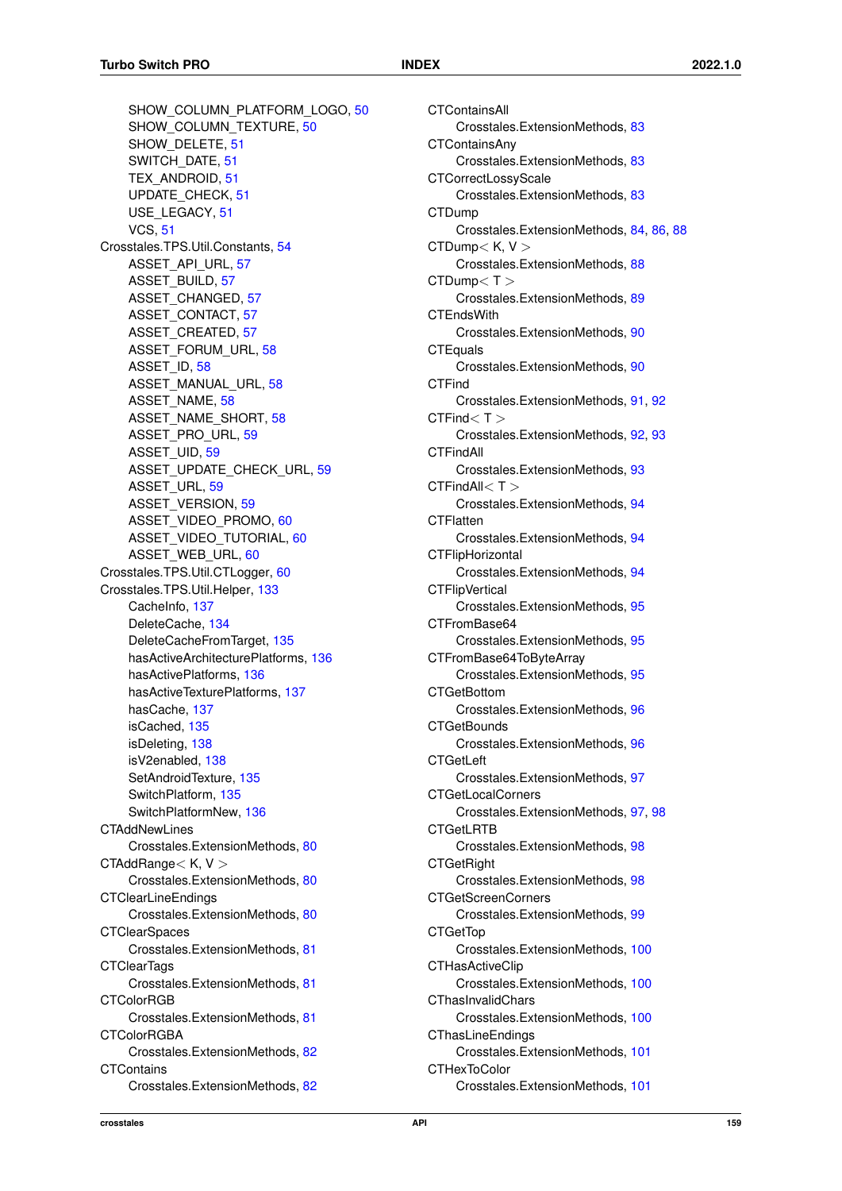SHOW_COLUMN_PLATFORM_LOGO, 50
SHOW_COLUMN_TEXTURE, 50
SHOW_DELETE, 51
SWITCH_DATE, 51
TEX_ANDROID, 51
UPDATE_CHECK, 51
USE_LEGACY, 51
VCS, 51

Crosstales.TPS.Util.Constants, 54
ASSET_API_URL, 57
ASSET_BUILD, 57
ASSET_CHANGED, 57
ASSET_CONTACT, 57
ASSET_CREATED, 57
ASSET_FORUM_URL, 58
ASSET_ID, 58
ASSET_MANUAL_URL, 58
ASSET_NAME, 58
ASSET_NAME_SHORT, 58
ASSET_PRO_URL, 59
ASSET_UID, 59
ASSET_UPDATE_CHECK_URL, 59
ASSET_URL, 59
ASSET_VERSION, 59
ASSET_VIDEO_PROMO, 60
ASSET_VIDEO_TUTORIAL, 60
ASSET_WEB_URL, 60

Crosstales.TPS.Util.CTLogger, 60

Crosstales.TPS.Util.Helper, 133
CacheInfo, 137
DeleteCache, 134
DeleteCacheFromTarget, 135
hasActiveArchitecturePlatforms, 136
hasActivePlatforms, 136
hasActiveTexturePlatforms, 137
hasCache, 137
isCached, 135
isDeleting, 138
isV2enabled, 138
SetAndroidTexture, 135
SwitchPlatform, 135
SwitchPlatformNew, 136

CTAddNewLines
Crosstales.ExtensionMethods, 80

CTAddRange< K, V >
Crosstales.ExtensionMethods, 80

CTClearLineEndings
Crosstales.ExtensionMethods, 80

CTClearSpaces
Crosstales.ExtensionMethods, 81

CTClearTags
Crosstales.ExtensionMethods, 81

CTColorRGB
Crosstales.ExtensionMethods, 81

CTColorRGBA
Crosstales.ExtensionMethods, 82

CTContains
Crosstales.ExtensionMethods, 82

CTContainsAll
Crosstales.ExtensionMethods, 83

CTContainsAny
Crosstales.ExtensionMethods, 83

CTCorrectLossyScale
Crosstales.ExtensionMethods, 83

CTDump
Crosstales.ExtensionMethods, 84, 86, 88

CTDump< K, V >
Crosstales.ExtensionMethods, 88

CTDump< T >
Crosstales.ExtensionMethods, 89

CTEndsWith
Crosstales.ExtensionMethods, 90

CTEquals
Crosstales.ExtensionMethods, 90

CTFind
Crosstales.ExtensionMethods, 91, 92

CTFind< T >
Crosstales.ExtensionMethods, 92, 93

CTFindAll
Crosstales.ExtensionMethods, 93

CTFindAll< T >
Crosstales.ExtensionMethods, 94

CTFlatten
Crosstales.ExtensionMethods, 94

CTFlipHorizontal
Crosstales.ExtensionMethods, 94

CTFlipVertical
Crosstales.ExtensionMethods, 95

CTFromBase64
Crosstales.ExtensionMethods, 95

CTFromBase64ToByteArray
Crosstales.ExtensionMethods, 95

CTGetBottom
Crosstales.ExtensionMethods, 96

CTGetBounds
Crosstales.ExtensionMethods, 96

CTGetLeft
Crosstales.ExtensionMethods, 97

CTGetLocalCorners
Crosstales.ExtensionMethods, 97, 98

CTGetLRTB
Crosstales.ExtensionMethods, 98

CTGetRight
Crosstales.ExtensionMethods, 98

CTGetScreenCorners
Crosstales.ExtensionMethods, 99

CTGetTop
Crosstales.ExtensionMethods, 100

CTHasActiveClip
Crosstales.ExtensionMethods, 100

CThasInvalidChars
Crosstales.ExtensionMethods, 100

CThasLineEndings
Crosstales.ExtensionMethods, 101

CTHexToColor
Crosstales.ExtensionMethods, 101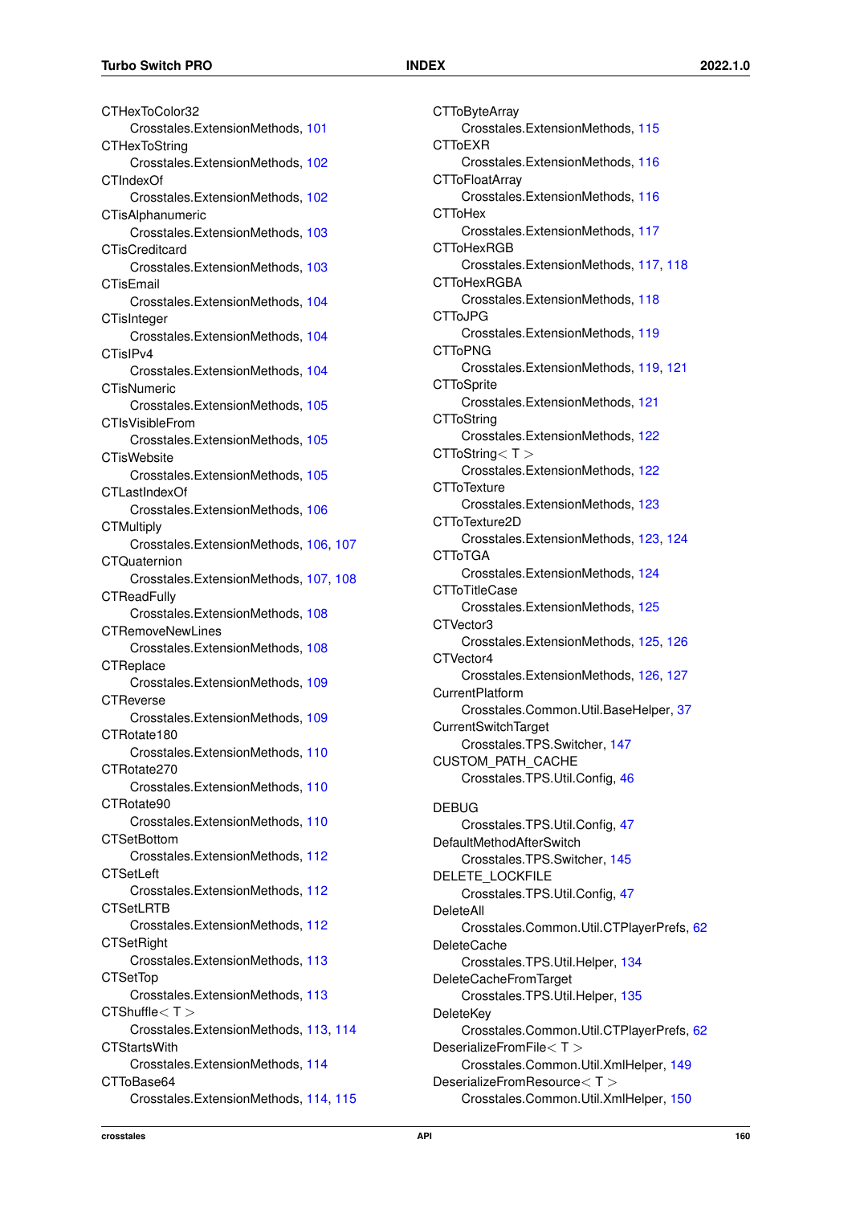CTHexToColor32
  Crosstales.ExtensionMethods, 101
CTHexToString
  Crosstales.ExtensionMethods, 102
CTIndexOf
  Crosstales.ExtensionMethods, 102
CTisAlphanumeric
  Crosstales.ExtensionMethods, 103
CTisCreditcard
  Crosstales.ExtensionMethods, 103
CTisEmail
  Crosstales.ExtensionMethods, 104
CTisInteger
  Crosstales.ExtensionMethods, 104
CTisIPv4
  Crosstales.ExtensionMethods, 104
CTisNumeric
  Crosstales.ExtensionMethods, 105
CTIsVisibleFrom
  Crosstales.ExtensionMethods, 105
CTisWebsite
  Crosstales.ExtensionMethods, 105
CTLastIndexOf
  Crosstales.ExtensionMethods, 106
CTMultiply
  Crosstales.ExtensionMethods, 106, 107
CTQuaternion
  Crosstales.ExtensionMethods, 107, 108
CTReadFully
  Crosstales.ExtensionMethods, 108
CTRemoveNewLines
  Crosstales.ExtensionMethods, 108
CTReplace
  Crosstales.ExtensionMethods, 109
CTReverse
  Crosstales.ExtensionMethods, 109
CTRotate180
  Crosstales.ExtensionMethods, 110
CTRotate270
  Crosstales.ExtensionMethods, 110
CTRotate90
  Crosstales.ExtensionMethods, 110
CTSetBottom
  Crosstales.ExtensionMethods, 112
CTSetLeft
  Crosstales.ExtensionMethods, 112
CTSetLRTB
  Crosstales.ExtensionMethods, 112
CTSetRight
  Crosstales.ExtensionMethods, 113
CTSetTop
  Crosstales.ExtensionMethods, 113
CTShuffle< T >
  Crosstales.ExtensionMethods, 113, 114
CTStartsWith
  Crosstales.ExtensionMethods, 114
CTToBase64
  Crosstales.ExtensionMethods, 114, 115
CTToByteArray
  Crosstales.ExtensionMethods, 115
CTToEXR
  Crosstales.ExtensionMethods, 116
CTToFloatArray
  Crosstales.ExtensionMethods, 116
CTToHex
  Crosstales.ExtensionMethods, 117
CTToHexRGB
  Crosstales.ExtensionMethods, 117, 118
CTToHexRGBA
  Crosstales.ExtensionMethods, 118
CTToJPG
  Crosstales.ExtensionMethods, 119
CTToPNG
  Crosstales.ExtensionMethods, 119, 121
CTToSprite
  Crosstales.ExtensionMethods, 121
CTToString
  Crosstales.ExtensionMethods, 122
CTToString< T >
  Crosstales.ExtensionMethods, 122
CTToTexture
  Crosstales.ExtensionMethods, 123
CTToTexture2D
  Crosstales.ExtensionMethods, 123, 124
CTToTGA
  Crosstales.ExtensionMethods, 124
CTToTitleCase
  Crosstales.ExtensionMethods, 125
CTVector3
  Crosstales.ExtensionMethods, 125, 126
CTVector4
  Crosstales.ExtensionMethods, 126, 127
CurrentPlatform
  Crosstales.Common.Util.BaseHelper, 37
CurrentSwitchTarget
  Crosstales.TPS.Switcher, 147
CUSTOM_PATH_CACHE
  Crosstales.TPS.Util.Config, 46

DEBUG
  Crosstales.TPS.Util.Config, 47
DefaultMethodAfterSwitch
  Crosstales.TPS.Switcher, 145
DELETE_LOCKFILE
  Crosstales.TPS.Util.Config, 47
DeleteAll
  Crosstales.Common.Util.CTPlayerPrefs, 62
DeleteCache
  Crosstales.TPS.Util.Helper, 134
DeleteCacheFromTarget
  Crosstales.TPS.Util.Helper, 135
DeleteKey
  Crosstales.Common.Util.CTPlayerPrefs, 62
DeserializeFromFile< T >
  Crosstales.Common.Util.XmlHelper, 149
DeserializeFromResource< T >
  Crosstales.Common.Util.XmlHelper, 150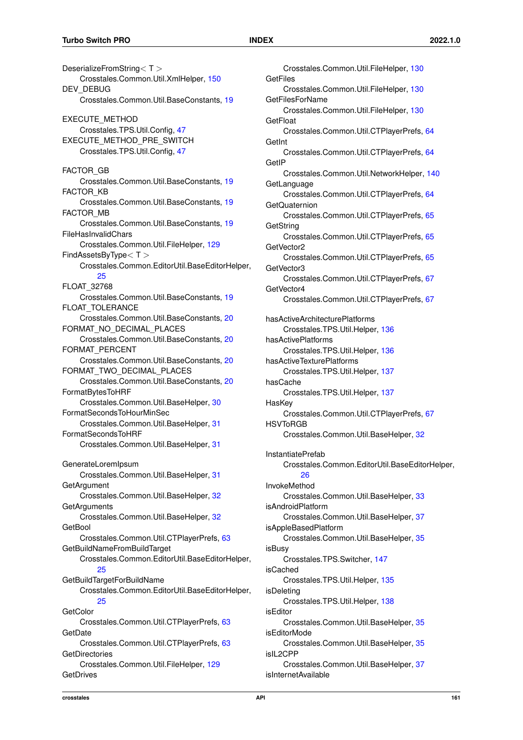DeserializeFromString< T >
    Crosstales.Common.Util.XmlHelper, 150
DEV_DEBUG
    Crosstales.Common.Util.BaseConstants, 19

EXECUTE_METHOD
    Crosstales.TPS.Util.Config, 47
EXECUTE_METHOD_PRE_SWITCH
    Crosstales.TPS.Util.Config, 47

FACTOR_GB
    Crosstales.Common.Util.BaseConstants, 19
FACTOR_KB
    Crosstales.Common.Util.BaseConstants, 19
FACTOR_MB
    Crosstales.Common.Util.BaseConstants, 19
FileHasInvalidChars
    Crosstales.Common.Util.FileHelper, 129
FindAssetsByType< T >
    Crosstales.Common.EditorUtil.BaseEditorHelper, 25
FLOAT_32768
    Crosstales.Common.Util.BaseConstants, 19
FLOAT_TOLERANCE
    Crosstales.Common.Util.BaseConstants, 20
FORMAT_NO_DECIMAL_PLACES
    Crosstales.Common.Util.BaseConstants, 20
FORMAT_PERCENT
    Crosstales.Common.Util.BaseConstants, 20
FORMAT_TWO_DECIMAL_PLACES
    Crosstales.Common.Util.BaseConstants, 20
FormatBytesToHRF
    Crosstales.Common.Util.BaseHelper, 30
FormatSecondsToHourMinSec
    Crosstales.Common.Util.BaseHelper, 31
FormatSecondsToHRF
    Crosstales.Common.Util.BaseHelper, 31

GenerateLoremIpsum
    Crosstales.Common.Util.BaseHelper, 31
GetArgument
    Crosstales.Common.Util.BaseHelper, 32
GetArguments
    Crosstales.Common.Util.BaseHelper, 32
GetBool
    Crosstales.Common.Util.CTPlayerPrefs, 63
GetBuildNameFromBuildTarget
    Crosstales.Common.EditorUtil.BaseEditorHelper, 25
GetBuildTargetForBuildName
    Crosstales.Common.EditorUtil.BaseEditorHelper, 25
GetColor
    Crosstales.Common.Util.CTPlayerPrefs, 63
GetDate
    Crosstales.Common.Util.CTPlayerPrefs, 63
GetDirectories
    Crosstales.Common.Util.FileHelper, 129
GetDrives
    Crosstales.Common.Util.FileHelper, 130
GetFiles
    Crosstales.Common.Util.FileHelper, 130
GetFilesForName
    Crosstales.Common.Util.FileHelper, 130
GetFloat
    Crosstales.Common.Util.CTPlayerPrefs, 64
GetInt
    Crosstales.Common.Util.CTPlayerPrefs, 64
GetIP
    Crosstales.Common.Util.NetworkHelper, 140
GetLanguage
    Crosstales.Common.Util.CTPlayerPrefs, 64
GetQuaternion
    Crosstales.Common.Util.CTPlayerPrefs, 65
GetString
    Crosstales.Common.Util.CTPlayerPrefs, 65
GetVector2
    Crosstales.Common.Util.CTPlayerPrefs, 65
GetVector3
    Crosstales.Common.Util.CTPlayerPrefs, 67
GetVector4
    Crosstales.Common.Util.CTPlayerPrefs, 67

hasActiveArchitecturePlatforms
    Crosstales.TPS.Util.Helper, 136
hasActivePlatforms
    Crosstales.TPS.Util.Helper, 136
hasActiveTexturePlatforms
    Crosstales.TPS.Util.Helper, 137
hasCache
    Crosstales.TPS.Util.Helper, 137
HasKey
    Crosstales.Common.Util.CTPlayerPrefs, 67
HSVToRGB
    Crosstales.Common.Util.BaseHelper, 32

InstantiatePrefab
    Crosstales.Common.EditorUtil.BaseEditorHelper, 26
InvokeMethod
    Crosstales.Common.Util.BaseHelper, 33
isAndroidPlatform
    Crosstales.Common.Util.BaseHelper, 37
isAppleBasedPlatform
    Crosstales.Common.Util.BaseHelper, 35
isBusy
    Crosstales.TPS.Switcher, 147
isCached
    Crosstales.TPS.Util.Helper, 135
isDeleting
    Crosstales.TPS.Util.Helper, 138
isEditor
    Crosstales.Common.Util.BaseHelper, 35
isEditorMode
    Crosstales.Common.Util.BaseHelper, 35
isIL2CPP
    Crosstales.Common.Util.BaseHelper, 37
isInternetAvailable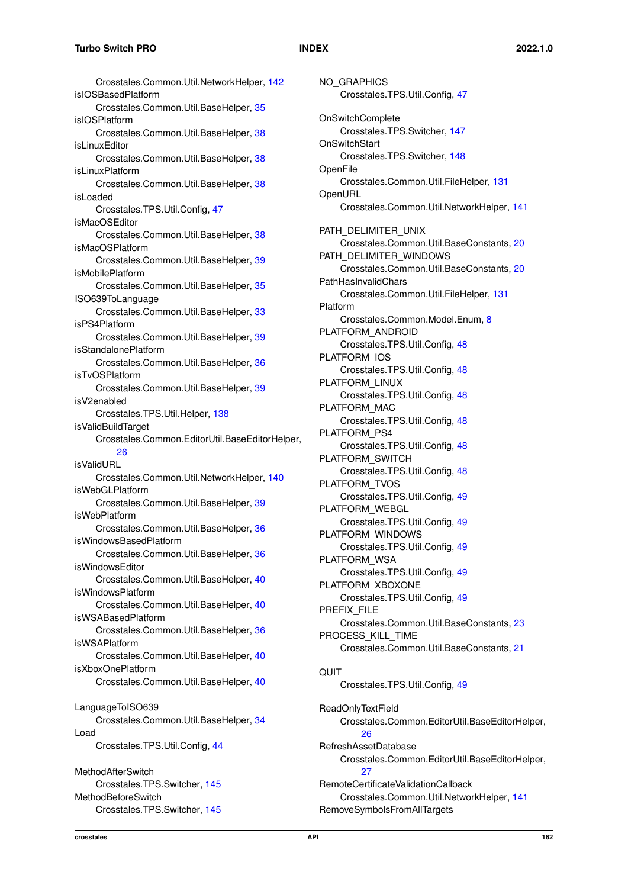Crosstales.Common.Util.NetworkHelper, 142
isIOSBasedPlatform
Crosstales.Common.Util.BaseHelper, 35
isIOSPlatform
Crosstales.Common.Util.BaseHelper, 38
isLinuxEditor
Crosstales.Common.Util.BaseHelper, 38
isLinuxPlatform
Crosstales.Common.Util.BaseHelper, 38
isLoaded
Crosstales.TPS.Util.Config, 47
isMacOSEditor
Crosstales.Common.Util.BaseHelper, 38
isMacOSPlatform
Crosstales.Common.Util.BaseHelper, 39
isMobilePlatform
Crosstales.Common.Util.BaseHelper, 35
ISO639ToLanguage
Crosstales.Common.Util.BaseHelper, 33
isPS4Platform
Crosstales.Common.Util.BaseHelper, 39
isStandalonePlatform
Crosstales.Common.Util.BaseHelper, 36
isTvOSPlatform
Crosstales.Common.Util.BaseHelper, 39
isV2enabled
Crosstales.TPS.Util.Helper, 138
isValidBuildTarget
Crosstales.Common.EditorUtil.BaseEditorHelper, 26
isValidURL
Crosstales.Common.Util.NetworkHelper, 140
isWebGLPlatform
Crosstales.Common.Util.BaseHelper, 39
isWebPlatform
Crosstales.Common.Util.BaseHelper, 36
isWindowsBasedPlatform
Crosstales.Common.Util.BaseHelper, 36
isWindowsEditor
Crosstales.Common.Util.BaseHelper, 40
isWindowsPlatform
Crosstales.Common.Util.BaseHelper, 40
isWSABasedPlatform
Crosstales.Common.Util.BaseHelper, 36
isWSAPlatform
Crosstales.Common.Util.BaseHelper, 40
isXboxOnePlatform
Crosstales.Common.Util.BaseHelper, 40

LanguageToISO639
Crosstales.Common.Util.BaseHelper, 34
Load
Crosstales.TPS.Util.Config, 44

MethodAfterSwitch
Crosstales.TPS.Switcher, 145
MethodBeforeSwitch
Crosstales.TPS.Switcher, 145

NO_GRAPHICS
Crosstales.TPS.Util.Config, 47

OnSwitchComplete
Crosstales.TPS.Switcher, 147
OnSwitchStart
Crosstales.TPS.Switcher, 148
OpenFile
Crosstales.Common.Util.FileHelper, 131
OpenURL
Crosstales.Common.Util.NetworkHelper, 141

PATH_DELIMITER_UNIX
Crosstales.Common.Util.BaseConstants, 20
PATH_DELIMITER_WINDOWS
Crosstales.Common.Util.BaseConstants, 20
PathHasInvalidChars
Crosstales.Common.Util.FileHelper, 131
Platform
Crosstales.Common.Model.Enum, 8
PLATFORM_ANDROID
Crosstales.TPS.Util.Config, 48
PLATFORM_IOS
Crosstales.TPS.Util.Config, 48
PLATFORM_LINUX
Crosstales.TPS.Util.Config, 48
PLATFORM_MAC
Crosstales.TPS.Util.Config, 48
PLATFORM_PS4
Crosstales.TPS.Util.Config, 48
PLATFORM_SWITCH
Crosstales.TPS.Util.Config, 48
PLATFORM_TVOS
Crosstales.TPS.Util.Config, 49
PLATFORM_WEBGL
Crosstales.TPS.Util.Config, 49
PLATFORM_WINDOWS
Crosstales.TPS.Util.Config, 49
PLATFORM_WSA
Crosstales.TPS.Util.Config, 49
PLATFORM_XBOXONE
Crosstales.TPS.Util.Config, 49
PREFIX_FILE
Crosstales.Common.Util.BaseConstants, 23
PROCESS_KILL_TIME
Crosstales.Common.Util.BaseConstants, 21

QUIT
Crosstales.TPS.Util.Config, 49

ReadOnlyTextField
Crosstales.Common.EditorUtil.BaseEditorHelper, 26
RefreshAssetDatabase
Crosstales.Common.EditorUtil.BaseEditorHelper, 27
RemoteCertificateValidationCallback
Crosstales.Common.Util.NetworkHelper, 141
RemoveSymbolsFromAllTargets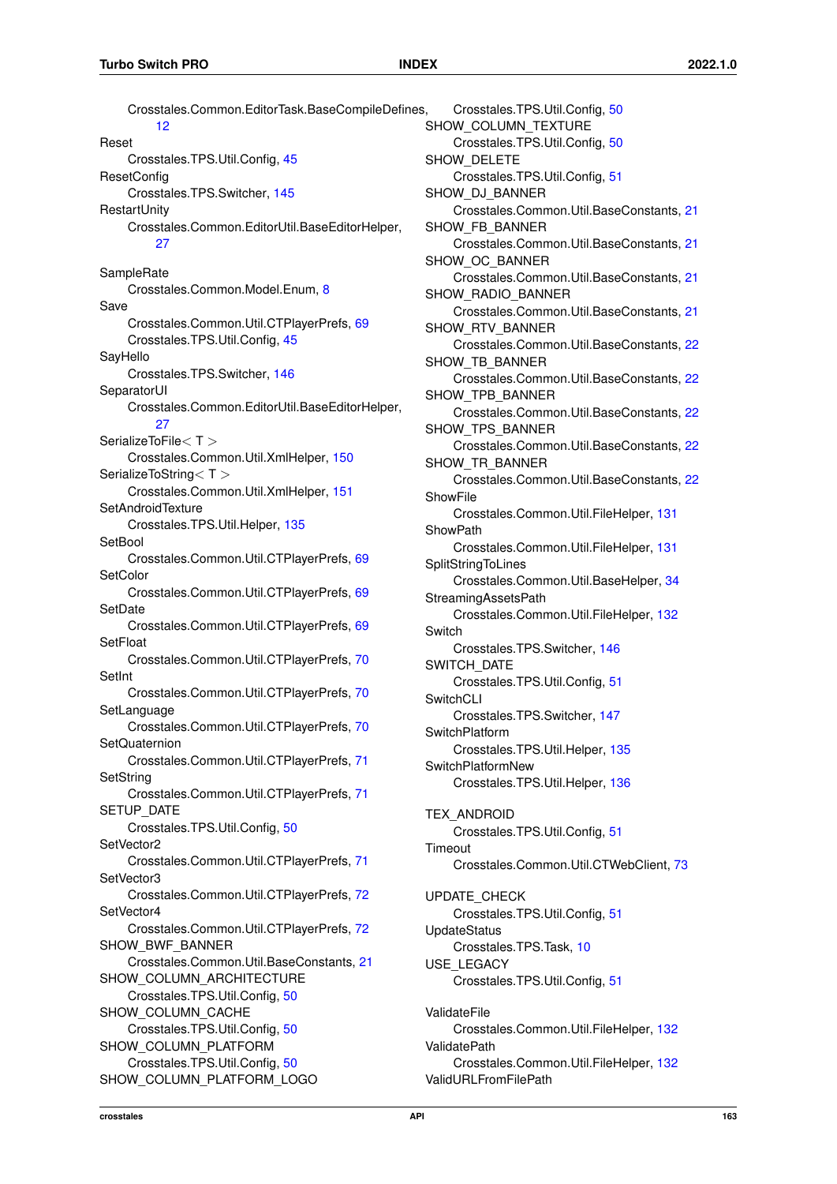Crosstales.Common.EditorTask.BaseCompileDefines, 12

Reset
    Crosstales.TPS.Util.Config, 45

ResetConfig
    Crosstales.TPS.Switcher, 145

RestartUnity
    Crosstales.Common.EditorUtil.BaseEditorHelper, 27

SampleRate
    Crosstales.Common.Model.Enum, 8

Save
    Crosstales.Common.Util.CTPlayerPrefs, 69
    Crosstales.TPS.Util.Config, 45

SayHello
    Crosstales.TPS.Switcher, 146

SeparatorUI
    Crosstales.Common.EditorUtil.BaseEditorHelper, 27

SerializeToFile< T >
    Crosstales.Common.Util.XmlHelper, 150

SerializeToString< T >
    Crosstales.Common.Util.XmlHelper, 151

SetAndroidTexture
    Crosstales.TPS.Util.Helper, 135

SetBool
    Crosstales.Common.Util.CTPlayerPrefs, 69

SetColor
    Crosstales.Common.Util.CTPlayerPrefs, 69

SetDate
    Crosstales.Common.Util.CTPlayerPrefs, 69

SetFloat
    Crosstales.Common.Util.CTPlayerPrefs, 70

SetInt
    Crosstales.Common.Util.CTPlayerPrefs, 70

SetLanguage
    Crosstales.Common.Util.CTPlayerPrefs, 70

SetQuaternion
    Crosstales.Common.Util.CTPlayerPrefs, 71

SetString
    Crosstales.Common.Util.CTPlayerPrefs, 71

SETUP_DATE
    Crosstales.TPS.Util.Config, 50

SetVector2
    Crosstales.Common.Util.CTPlayerPrefs, 71

SetVector3
    Crosstales.Common.Util.CTPlayerPrefs, 72

SetVector4
    Crosstales.Common.Util.CTPlayerPrefs, 72

SHOW_BWF_BANNER
    Crosstales.Common.Util.BaseConstants, 21

SHOW_COLUMN_ARCHITECTURE
    Crosstales.TPS.Util.Config, 50

SHOW_COLUMN_CACHE
    Crosstales.TPS.Util.Config, 50

SHOW_COLUMN_PLATFORM
    Crosstales.TPS.Util.Config, 50

SHOW_COLUMN_PLATFORM_LOGO
    Crosstales.TPS.Util.Config, 50

SHOW_COLUMN_TEXTURE
    Crosstales.TPS.Util.Config, 50

SHOW_DELETE
    Crosstales.TPS.Util.Config, 51

SHOW_DJ_BANNER
    Crosstales.Common.Util.BaseConstants, 21

SHOW_FB_BANNER
    Crosstales.Common.Util.BaseConstants, 21

SHOW_OC_BANNER
    Crosstales.Common.Util.BaseConstants, 21

SHOW_RADIO_BANNER
    Crosstales.Common.Util.BaseConstants, 21

SHOW_RTV_BANNER
    Crosstales.Common.Util.BaseConstants, 22

SHOW_TB_BANNER
    Crosstales.Common.Util.BaseConstants, 22

SHOW_TPB_BANNER
    Crosstales.Common.Util.BaseConstants, 22

SHOW_TPS_BANNER
    Crosstales.Common.Util.BaseConstants, 22

SHOW_TR_BANNER
    Crosstales.Common.Util.BaseConstants, 22

ShowFile
    Crosstales.Common.Util.FileHelper, 131

ShowPath
    Crosstales.Common.Util.FileHelper, 131

SplitStringToLines
    Crosstales.Common.Util.BaseHelper, 34

StreamingAssetsPath
    Crosstales.Common.Util.FileHelper, 132

Switch
    Crosstales.TPS.Switcher, 146

SWITCH_DATE
    Crosstales.TPS.Util.Config, 51

SwitchCLI
    Crosstales.TPS.Switcher, 147

SwitchPlatform
    Crosstales.TPS.Util.Helper, 135

SwitchPlatformNew
    Crosstales.TPS.Util.Helper, 136

TEX_ANDROID
    Crosstales.TPS.Util.Config, 51

Timeout
    Crosstales.Common.Util.CTWebClient, 73

UPDATE_CHECK
    Crosstales.TPS.Util.Config, 51

UpdateStatus
    Crosstales.TPS.Task, 10

USE_LEGACY
    Crosstales.TPS.Util.Config, 51

ValidateFile
    Crosstales.Common.Util.FileHelper, 132

ValidatePath
    Crosstales.Common.Util.FileHelper, 132

ValidURLFromFilePath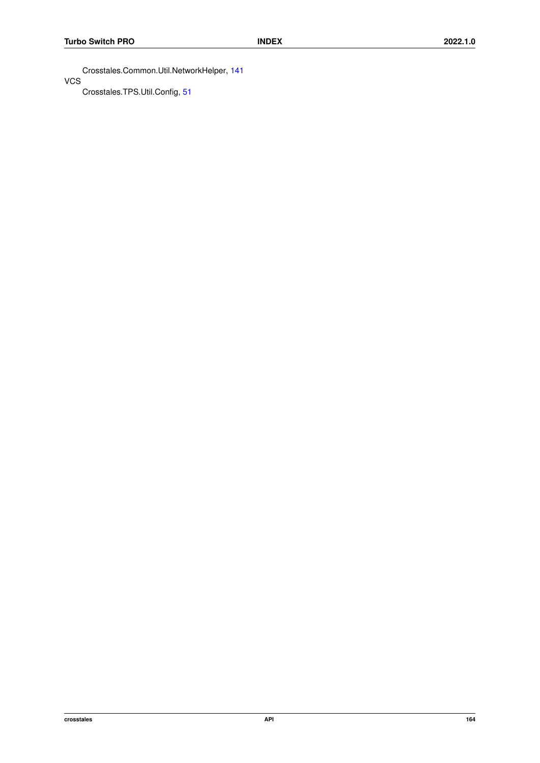Crosstales.Common.Util.NetworkHelper, 141

VCS

Crosstales.TPS.Util.Config, 51